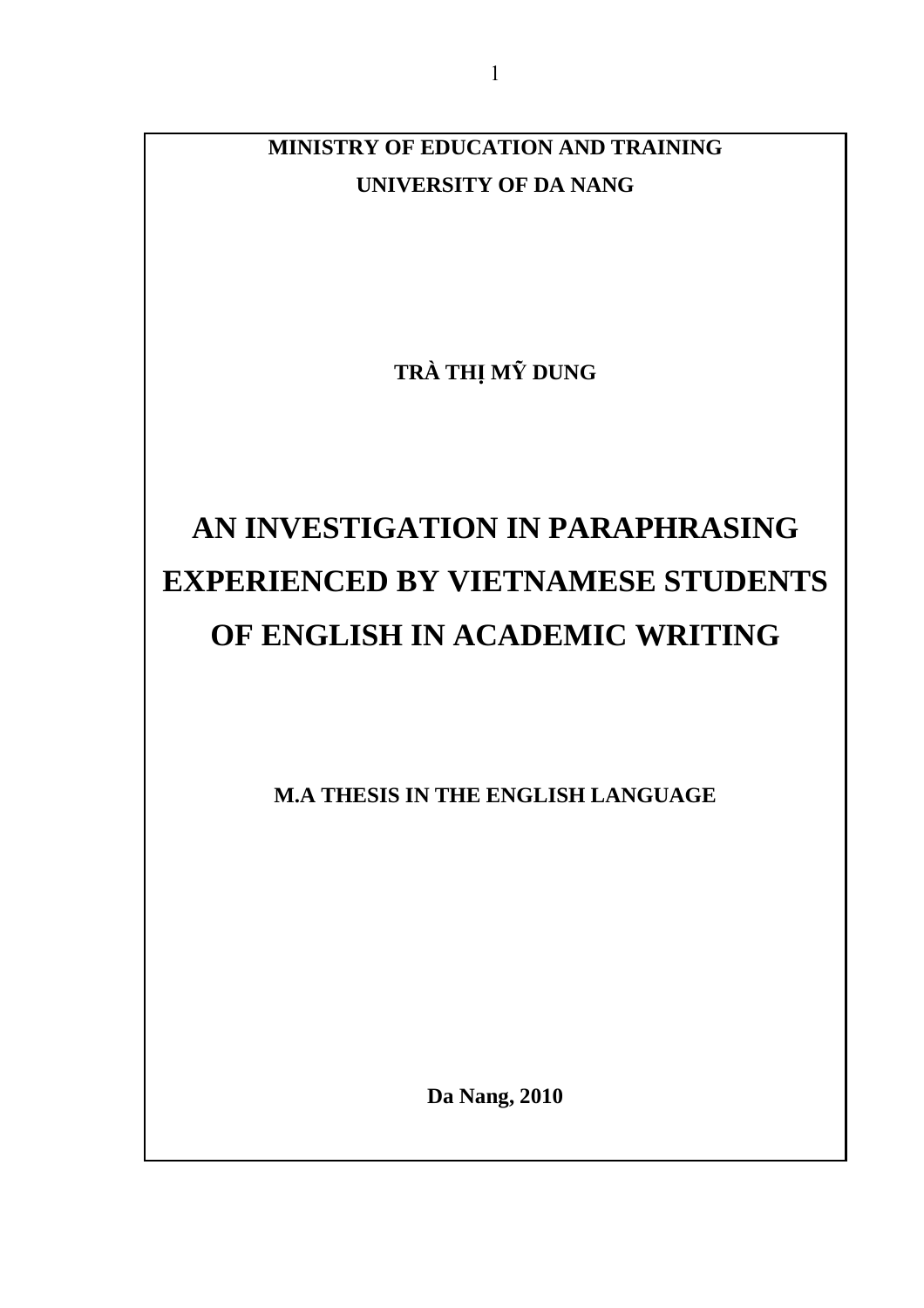**MINISTRY OF EDUCATION AND TRAINING**

**UNIVERSITY OF DA NANG**

**TRÀ THỊ MỸ DUNG**

# AN INVESTIGATION IN PARAPHRASING EXPERIENCED BY VIETNAMESE STUDENTS OF ENGLISH IN ACADEMIC WRITING

**M.A THESIS IN THE ENGLISH LANGUAGE**

**Da Nang, 2010**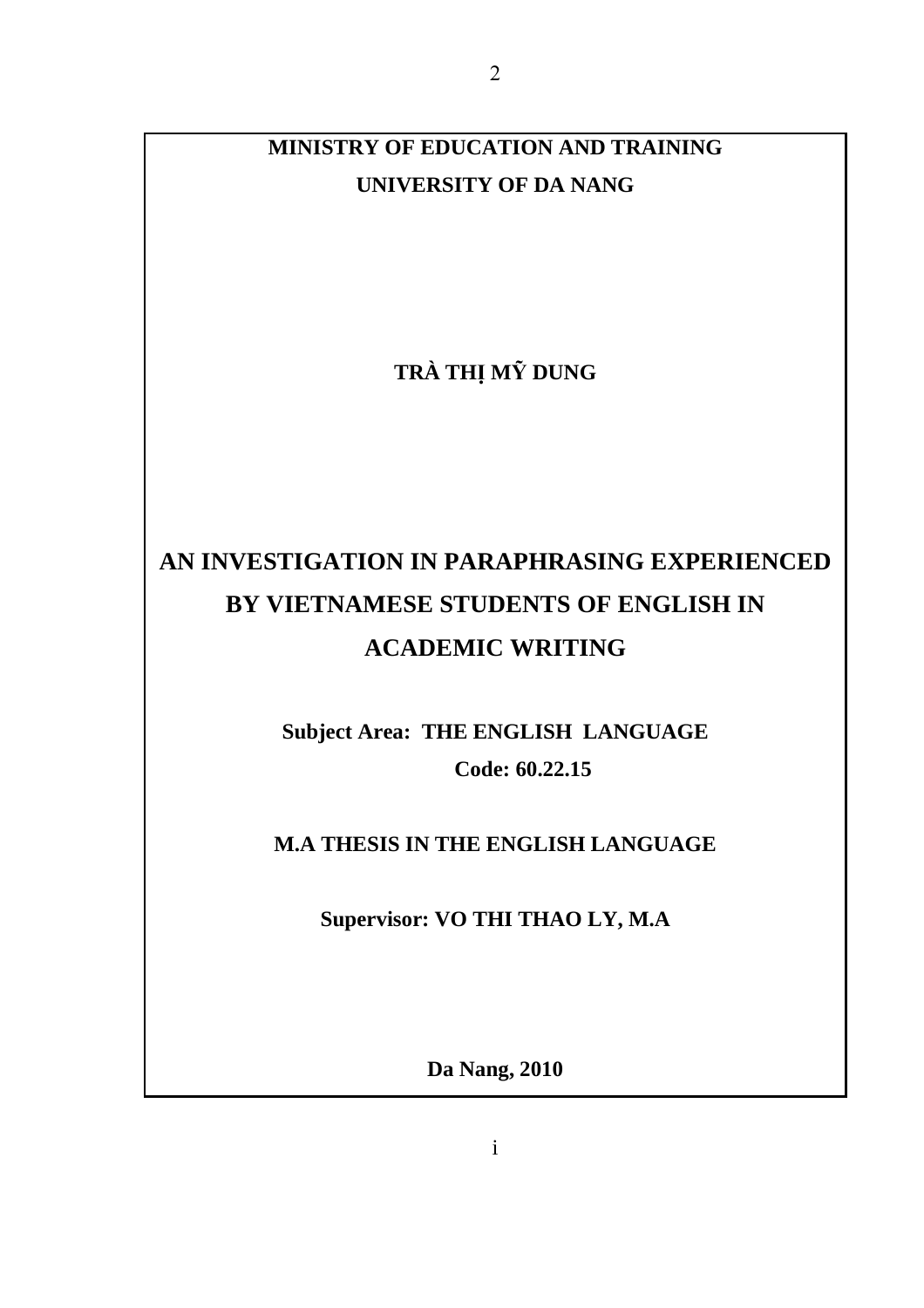**MINISTRY OF EDUCATION AND TRAINING**

**UNIVERSITY OF DA NANG**

**TRÀ THỊ MỸ DUNG**

# AN INVESTIGATION IN PARAPHRASING EXPERIENCED BY VIETNAMESE STUDENTS OF ENGLISH IN ACADEMIC WRITING

**Subject Area: THE ENGLISH LANGUAGE**

**Code: 60.22.15**

**M.A THESIS IN THE ENGLISH LANGUAGE**

**Supervisor: VO THI THAO LY, M.A**

**Da Nang, 2010**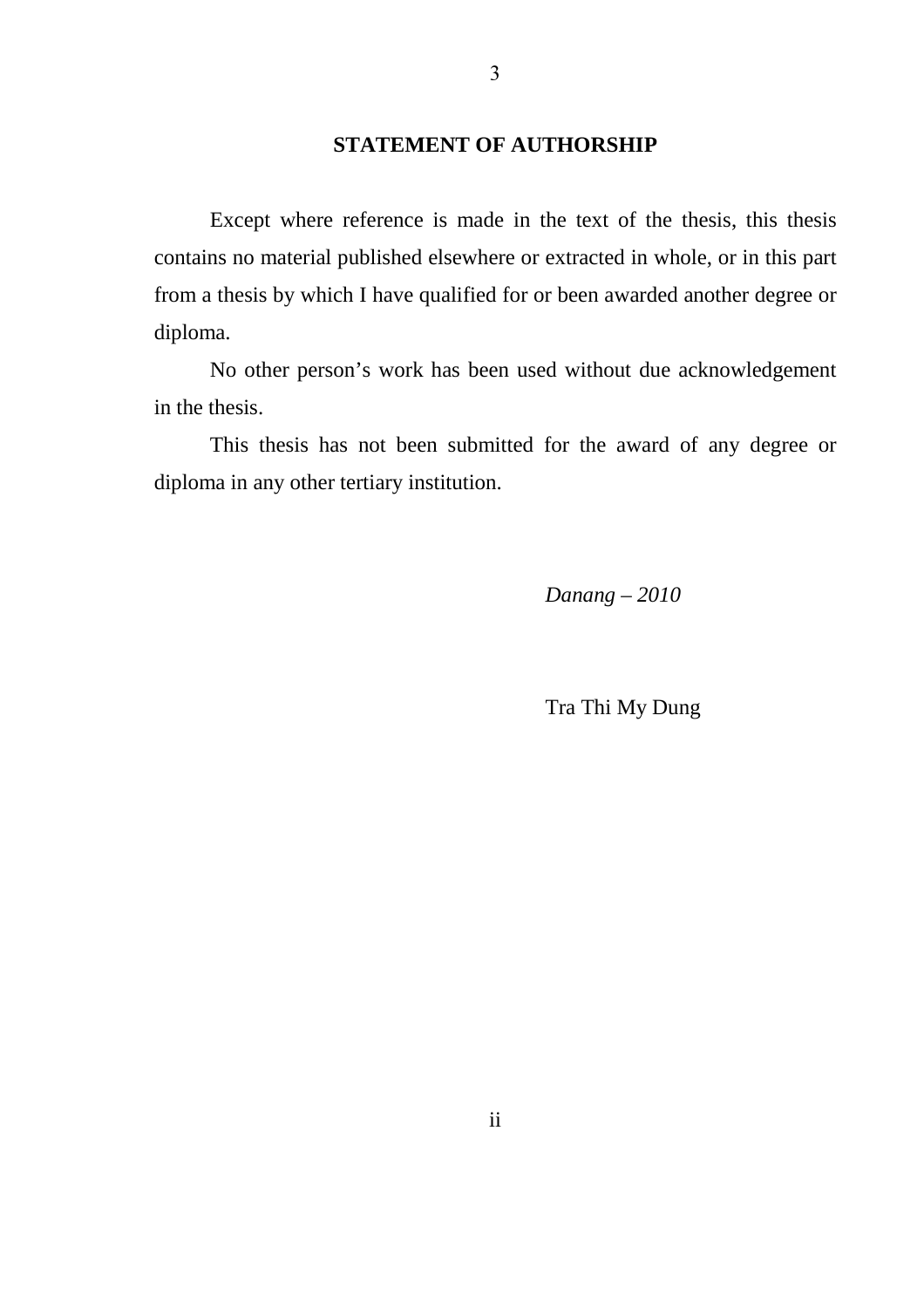## STATEMENT OF AUTHORSHIP

Except where reference is made in the text of the thesis, this thesis contains no material published elsewhere or extracted in whole, or in this part from a thesis by which I have qualified for or been awarded another degree or diploma.

No other person's work has been used without due acknowledgement in the thesis.

This thesis has not been submitted for the award of any degree or diploma in any other tertiary institution.

*Danang – 2010*

Tra Thi My Dung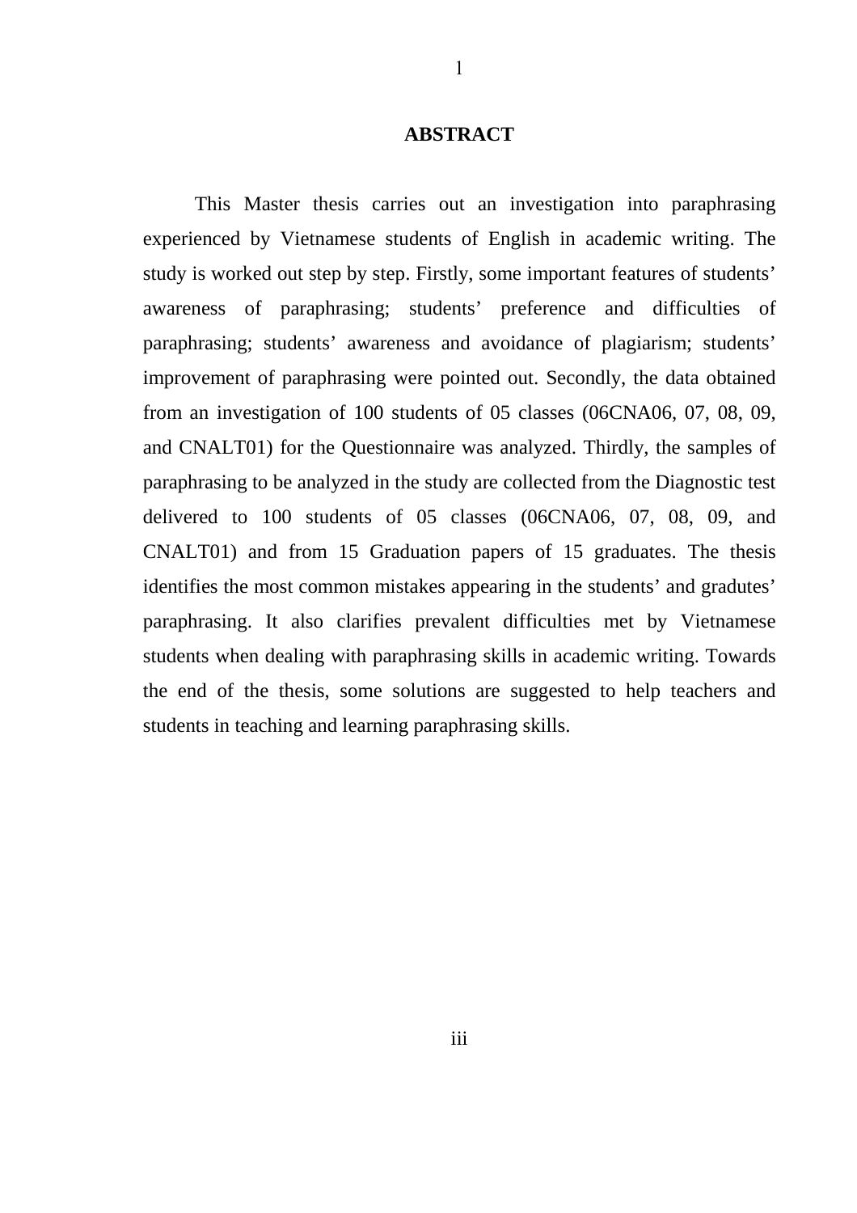# ABSTRACT

This Master thesis carries out an investigation into paraphrasing experienced by Vietnamese students of English in academic writing. The study is worked out step by step. Firstly, some important features of students' awareness of paraphrasing; students' preference and difficulties of paraphrasing; students' awareness and avoidance of plagiarism; students' improvement of paraphrasing were pointed out. Secondly, the data obtained from an investigation of 100 students of 05 classes (06CNA06, 07, 08, 09, and CNALT01) for the Questionnaire was analyzed. Thirdly, the samples of paraphrasing to be analyzed in the study are collected from the Diagnostic test delivered to 100 students of 05 classes (06CNA06, 07, 08, 09, and CNALT01) and from 15 Graduation papers of 15 graduates. The thesis identifies the most common mistakes appearing in the students' and gradutes' paraphrasing. It also clarifies prevalent difficulties met by Vietnamese students when dealing with paraphrasing skills in academic writing. Towards the end of the thesis, some solutions are suggested to help teachers and students in teaching and learning paraphrasing skills.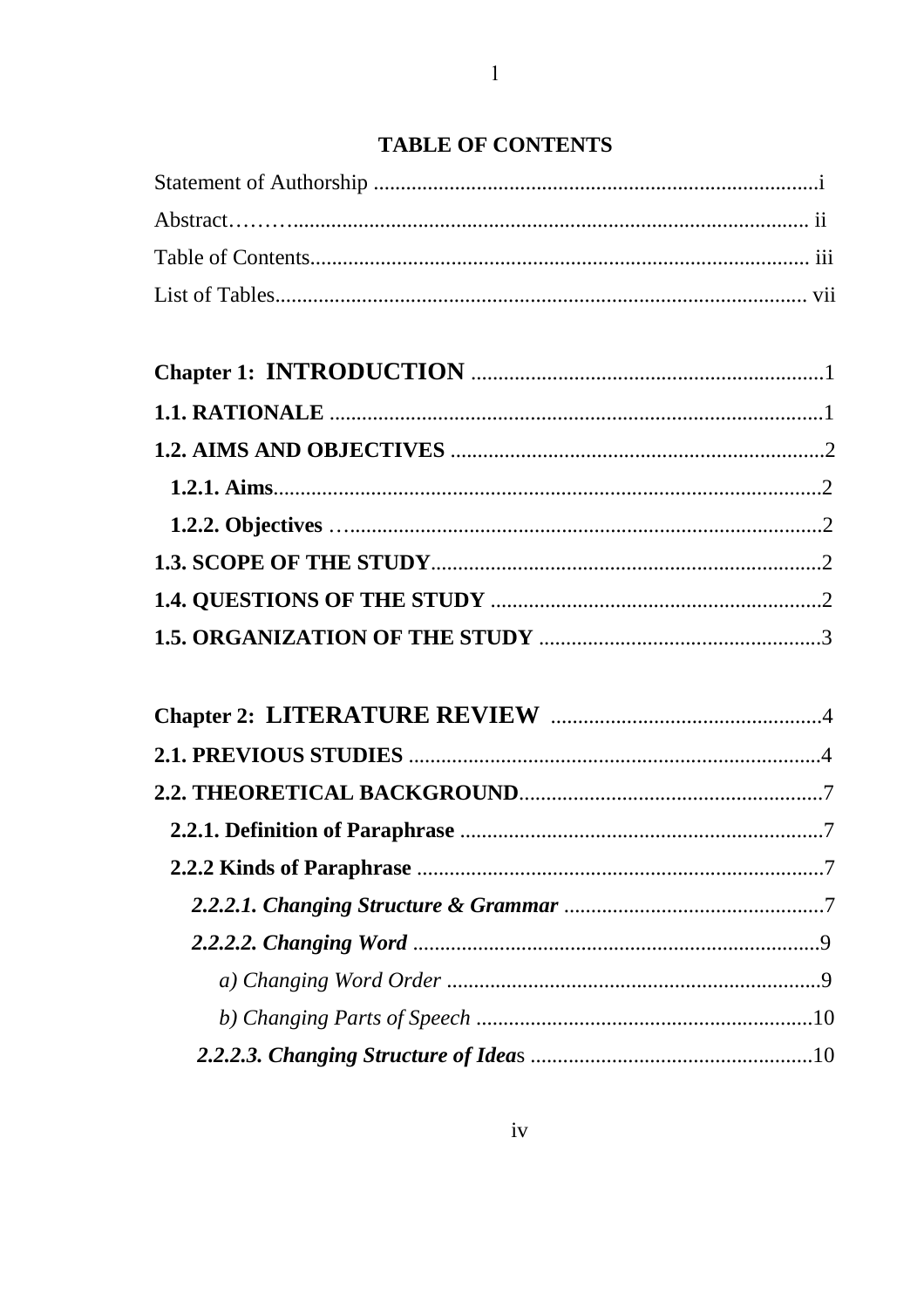# TABLE OF CONTENTS

Statement of Authorship ..................................................................................i

Abstract………............................................................................................ ii

Table of Contents........................................................................................... iii

List of Tables................................................................................................. vii

**Chapter 1: INTRODUCTION** .................................................................1

**1.1. RATIONALE** ..........................................................................................1

**1.2. AIMS AND OBJECTIVES** ....................................................................2

**1.2.1. Aims**....................................................................................................2

**1.2.2. Objectives** …......................................................................................2

**1.3. SCOPE OF THE STUDY**.......................................................................2

**1.4. QUESTIONS OF THE STUDY** ............................................................2

**1.5. ORGANIZATION OF THE STUDY** ...................................................3

**Chapter 2: LITERATURE REVIEW** .................................................4

**2.1. PREVIOUS STUDIES** ...........................................................................4

**2.2. THEORETICAL BACKGROUND**.......................................................7

**2.2.1. Definition of Paraphrase** .................................................................7

**2.2.2 Kinds of Paraphrase** ..........................................................................7

***2.2.2.1. Changing Structure & Grammar*** ...............................................7

***2.2.2.2. Changing Word*** ...........................................................................9

*a) Changing Word Order* .....................................................................9

*b) Changing Parts of Speech* .............................................................10

***2.2.2.3. Changing Structure of Idea*s** ....................................................10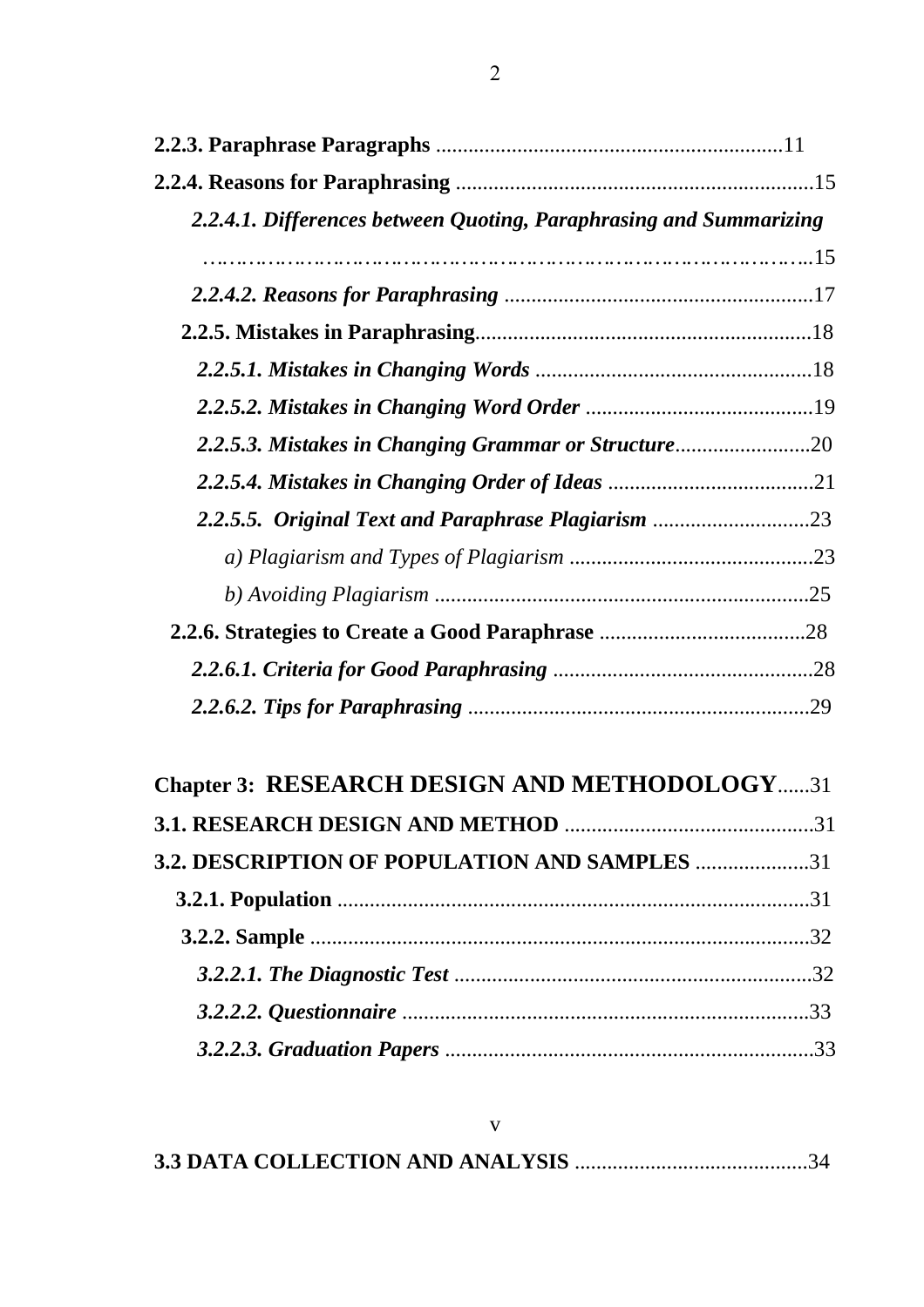**2.2.3. Paraphrase Paragraphs** ................................................................11

**2.2.4. Reasons for Paraphrasing** ..................................................................15

*2.2.4.1. Differences between Quoting, Paraphrasing and Summarizing* ……………………………………………………………………………...15

*2.2.4.2. Reasons for Paraphrasing* .........................................................17

**2.2.5. Mistakes in Paraphrasing**.............................................................18

*2.2.5.1. Mistakes in Changing Words* ...................................................18

*2.2.5.2. Mistakes in Changing Word Order* ..........................................19

*2.2.5.3. Mistakes in Changing Grammar or Structure*.........................20

*2.2.5.4. Mistakes in Changing Order of Ideas* ......................................21

*2.2.5.5. Original Text and Paraphrase Plagiarism* .............................23

*a) Plagiarism and Types of Plagiarism* .............................................23

*b) Avoiding Plagiarism* .....................................................................25

**2.2.6. Strategies to Create a Good Paraphrase** ......................................28

*2.2.6.1. Criteria for Good Paraphrasing* ................................................28

*2.2.6.2. Tips for Paraphrasing* ...............................................................29

**Chapter 3: RESEARCH DESIGN AND METHODOLOGY**......31

**3.1. RESEARCH DESIGN AND METHOD** ..............................................31

**3.2. DESCRIPTION OF POPULATION AND SAMPLES** .....................31

**3.2.1. Population** .......................................................................................31

**3.2.2. Sample** ............................................................................................32

*3.2.2.1. The Diagnostic Test* ..................................................................32

*3.2.2.2. Questionnaire* ...........................................................................33

*3.2.2.3. Graduation Papers* ....................................................................33

**3.3 DATA COLLECTION AND ANALYSIS** ...........................................34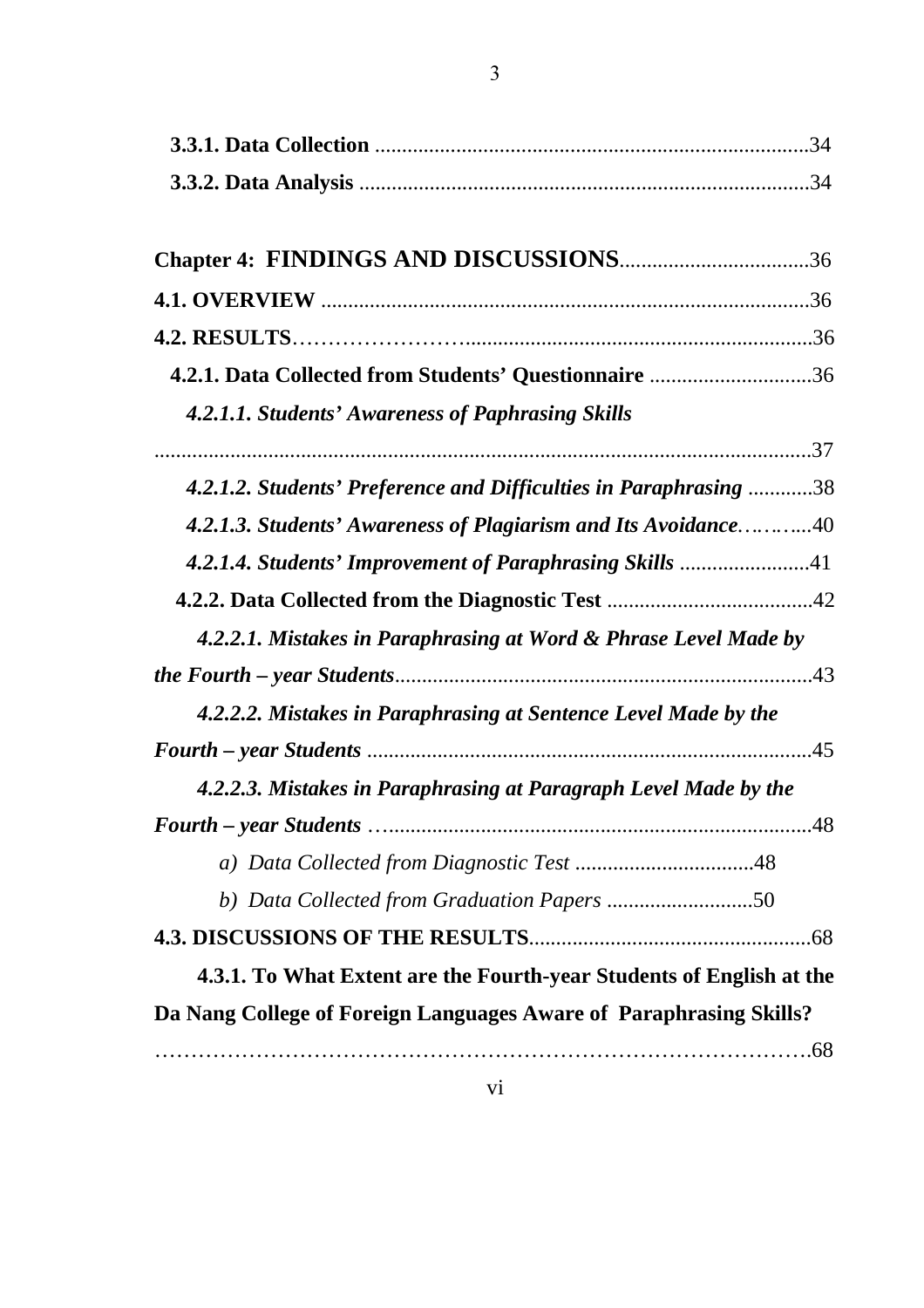**3.3.1. Data Collection** ................................................................................34

**3.3.2. Data Analysis** ..................................................................................34

**Chapter 4: FINDINGS AND DISCUSSIONS**..................................36

**4.1. OVERVIEW** .........................................................................................36

**4.2. RESULTS**……………………...............................................................36

**4.2.1. Data Collected from Students' Questionnaire** ..............................36

***4.2.1.1. Students' Awareness of Paphrasing Skills***
.........................................................................................................................37

***4.2.1.2. Students' Preference and Difficulties in Paraphrasing*** ............38

***4.2.1.3. Students' Awareness of Plagiarism and Its Avoidance***……….....40

***4.2.1.4. Students' Improvement of Paraphrasing Skills*** ........................41

**4.2.2. Data Collected from the Diagnostic Test** ......................................42

***4.2.2.1. Mistakes in Paraphrasing at Word & Phrase Level Made by the Fourth – year Students***.............................................................................43

***4.2.2.2. Mistakes in Paraphrasing at Sentence Level Made by the Fourth – year Students*** ..................................................................................45

***4.2.2.3. Mistakes in Paraphrasing at Paragraph Level Made by the Fourth – year Students*** …..............................................................................48

*a) Data Collected from Diagnostic Test* .................................48

*b) Data Collected from Graduation Papers* ...........................50

**4.3. DISCUSSIONS OF THE RESULTS**....................................................68

**4.3.1. To What Extent are the Fourth-year Students of English at the Da Nang College of Foreign Languages Aware of Paraphrasing Skills?**
……………………………………………………………………………….68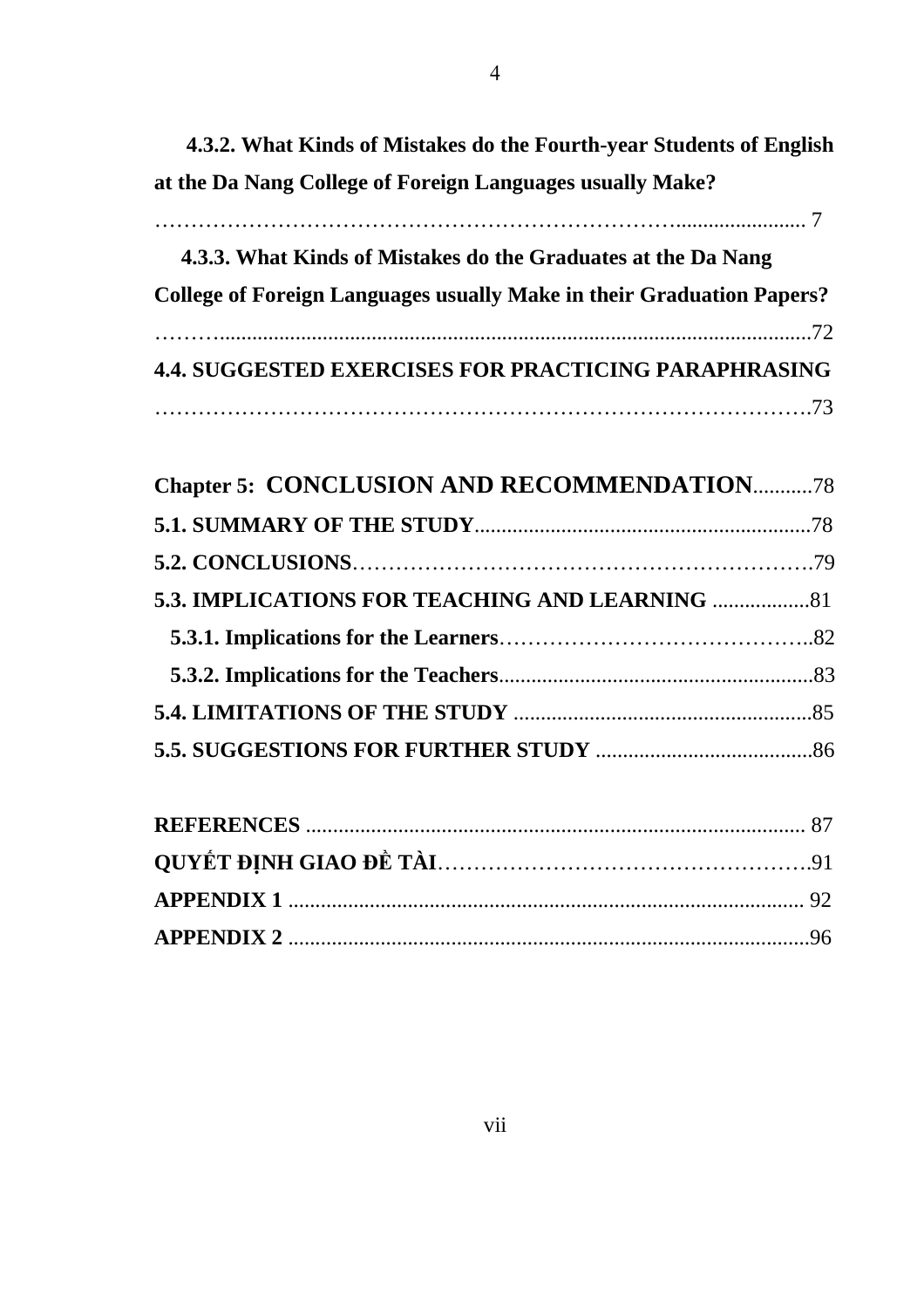**4.3.2. What Kinds of Mistakes do the Fourth-year Students of English at the Da Nang College of Foreign Languages usually Make?** ……………………………………………………………………........................ 7

**4.3.3. What Kinds of Mistakes do the Graduates at the Da Nang College of Foreign Languages usually Make in their Graduation Papers?** ………...........................................................................................................72

**4.4. SUGGESTED EXERCISES FOR PRACTICING PARAPHRASING** …………………………………………………………………………….73

**Chapter 5: CONCLUSION AND RECOMMENDATION**...........78

**5.1. SUMMARY OF THE STUDY**.............................................................78

**5.2. CONCLUSIONS**……………………………………………………….79

**5.3. IMPLICATIONS FOR TEACHING AND LEARNING** ..................81

**5.3.1. Implications for the Learners**……………………………………..82

**5.3.2. Implications for the Teachers**..........................................................83

**5.4. LIMITATIONS OF THE STUDY** .......................................................85

**5.5. SUGGESTIONS FOR FURTHER STUDY** ........................................86

**REFERENCES** ............................................................................................ 87

**QUYẾT ĐỊNH GIAO ĐỀ TÀI**…………………………………………….91

**APPENDIX 1** ............................................................................................... 92

**APPENDIX 2** ................................................................................................96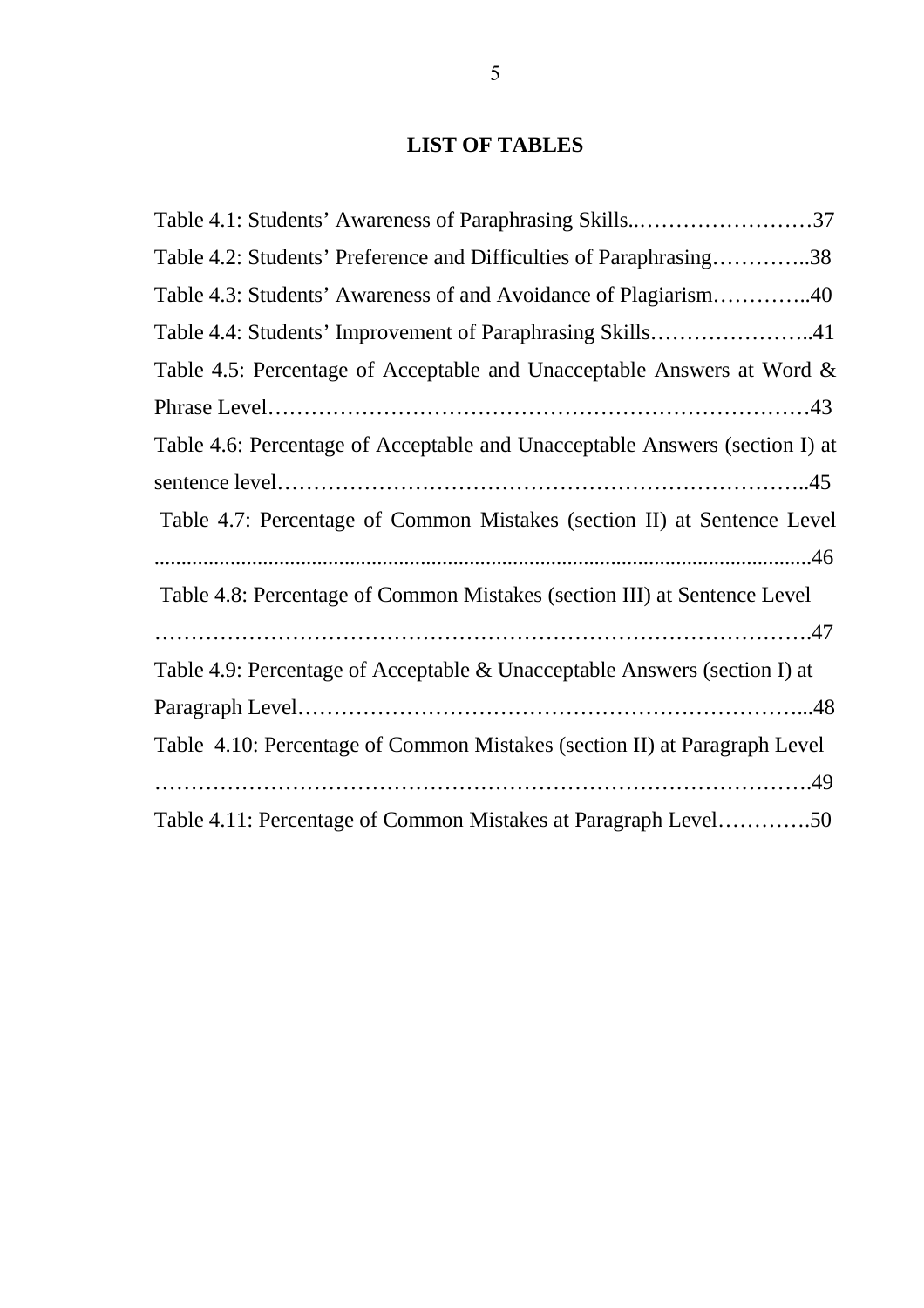## LIST OF TABLES

Table 4.1: Students' Awareness of Paraphrasing Skills..……………………37

Table 4.2: Students' Preference and Difficulties of Paraphrasing…………..38

Table 4.3: Students' Awareness of and Avoidance of Plagiarism…………..40

Table 4.4: Students' Improvement of Paraphrasing Skills…………………..41

Table 4.5: Percentage of Acceptable and Unacceptable Answers at Word & Phrase Level………………………………………………………………43

Table 4.6: Percentage of Acceptable and Unacceptable Answers (section I) at sentence level……………………………………………………………..45

Table 4.7: Percentage of Common Mistakes (section II) at Sentence Level ........................................................................................................................46

Table 4.8: Percentage of Common Mistakes (section III) at Sentence Level ……………………………………………………………………………….47

Table 4.9: Percentage of Acceptable & Unacceptable Answers (section I) at Paragraph Level……………………………………………………………...48

Table 4.10: Percentage of Common Mistakes (section II) at Paragraph Level ……………………………………………………………………………….49

Table 4.11: Percentage of Common Mistakes at Paragraph Level………….50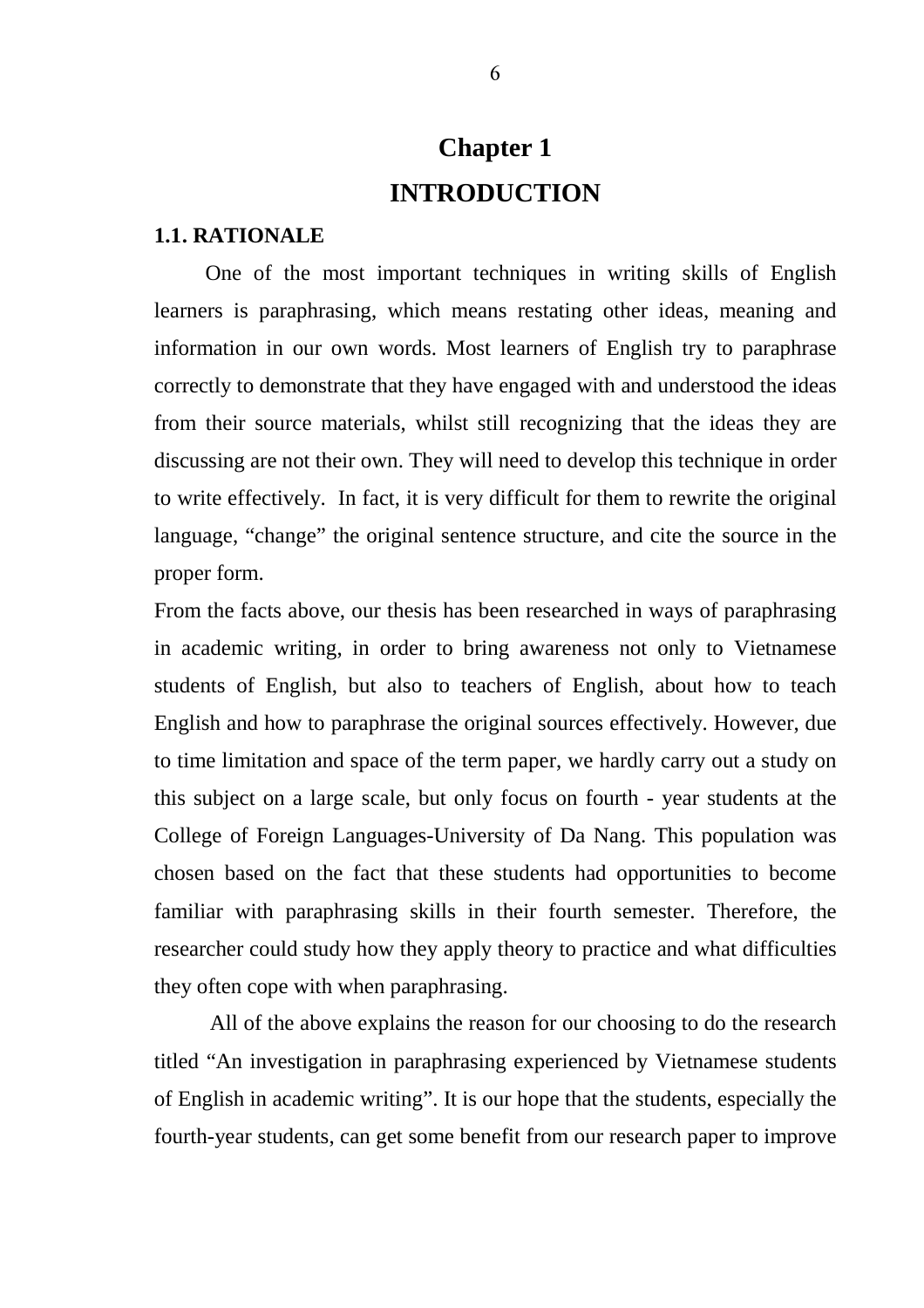# Chapter 1

# INTRODUCTION

## 1.1. RATIONALE

One of the most important techniques in writing skills of English learners is paraphrasing, which means restating other ideas, meaning and information in our own words. Most learners of English try to paraphrase correctly to demonstrate that they have engaged with and understood the ideas from their source materials, whilst still recognizing that the ideas they are discussing are not their own. They will need to develop this technique in order to write effectively. In fact, it is very difficult for them to rewrite the original language, "change" the original sentence structure, and cite the source in the proper form.

From the facts above, our thesis has been researched in ways of paraphrasing in academic writing, in order to bring awareness not only to Vietnamese students of English, but also to teachers of English, about how to teach English and how to paraphrase the original sources effectively. However, due to time limitation and space of the term paper, we hardly carry out a study on this subject on a large scale, but only focus on fourth - year students at the College of Foreign Languages-University of Da Nang. This population was chosen based on the fact that these students had opportunities to become familiar with paraphrasing skills in their fourth semester. Therefore, the researcher could study how they apply theory to practice and what difficulties they often cope with when paraphrasing.

All of the above explains the reason for our choosing to do the research titled "An investigation in paraphrasing experienced by Vietnamese students of English in academic writing". It is our hope that the students, especially the fourth-year students, can get some benefit from our research paper to improve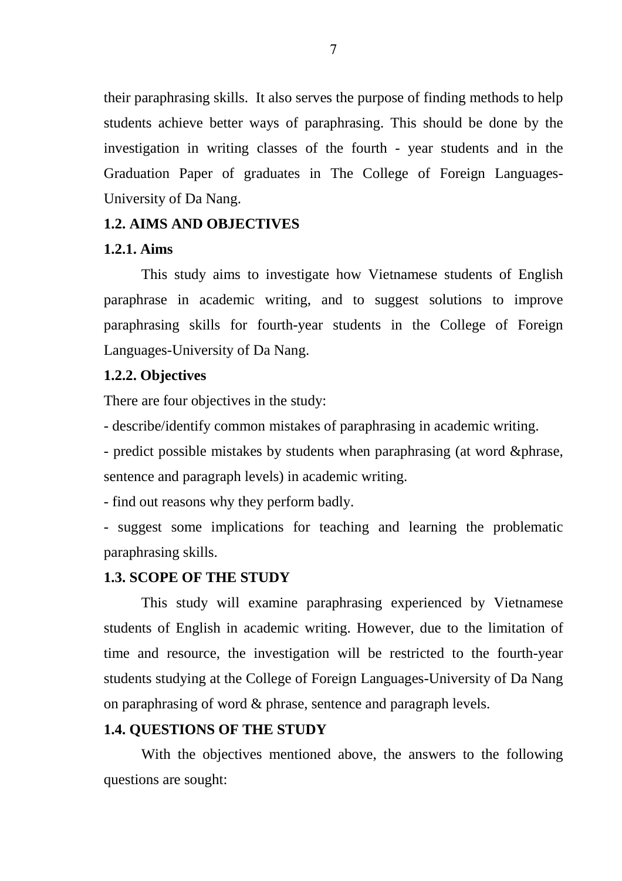their paraphrasing skills.  It also serves the purpose of finding methods to help students achieve better ways of paraphrasing. This should be done by the investigation in writing classes of the fourth - year students and in the Graduation Paper of graduates in The College of Foreign Languages-University of Da Nang.

## 1.2. AIMS AND OBJECTIVES

### 1.2.1. Aims

This study aims to investigate how Vietnamese students of English paraphrase in academic writing, and to suggest solutions to improve paraphrasing skills for fourth-year students in the College of Foreign Languages-University of Da Nang.

### 1.2.2. Objectives

There are four objectives in the study:

- describe/identify common mistakes of paraphrasing in academic writing.
- predict possible mistakes by students when paraphrasing (at word &phrase, sentence and paragraph levels) in academic writing.
- find out reasons why they perform badly.
- suggest some implications for teaching and learning the problematic paraphrasing skills.

## 1.3. SCOPE OF THE STUDY

This study will examine paraphrasing experienced by Vietnamese students of English in academic writing. However, due to the limitation of time and resource, the investigation will be restricted to the fourth-year students studying at the College of Foreign Languages-University of Da Nang on paraphrasing of word & phrase, sentence and paragraph levels.

## 1.4. QUESTIONS OF THE STUDY

With the objectives mentioned above, the answers to the following questions are sought: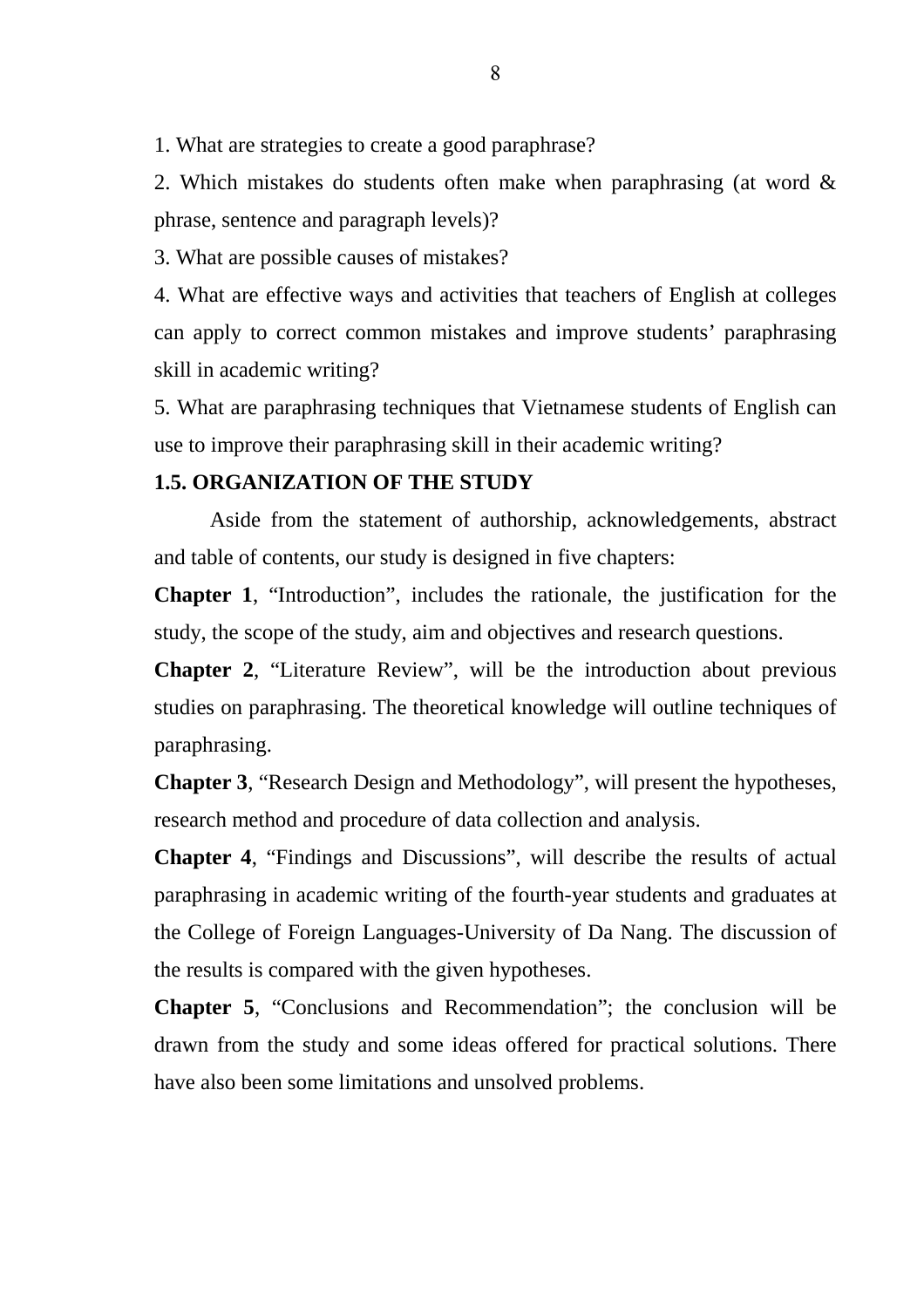1. What are strategies to create a good paraphrase?

2. Which mistakes do students often make when paraphrasing (at word & phrase, sentence and paragraph levels)?

3. What are possible causes of mistakes?

4. What are effective ways and activities that teachers of English at colleges can apply to correct common mistakes and improve students' paraphrasing skill in academic writing?

5. What are paraphrasing techniques that Vietnamese students of English can use to improve their paraphrasing skill in their academic writing?

### 1.5. ORGANIZATION OF THE STUDY

Aside from the statement of authorship, acknowledgements, abstract and table of contents, our study is designed in five chapters:

**Chapter 1**, "Introduction", includes the rationale, the justification for the study, the scope of the study, aim and objectives and research questions.

**Chapter 2**, "Literature Review", will be the introduction about previous studies on paraphrasing. The theoretical knowledge will outline techniques of paraphrasing.

**Chapter 3**, "Research Design and Methodology", will present the hypotheses, research method and procedure of data collection and analysis.

**Chapter 4**, "Findings and Discussions", will describe the results of actual paraphrasing in academic writing of the fourth-year students and graduates at the College of Foreign Languages-University of Da Nang. The discussion of the results is compared with the given hypotheses.

**Chapter 5**, "Conclusions and Recommendation"; the conclusion will be drawn from the study and some ideas offered for practical solutions. There have also been some limitations and unsolved problems.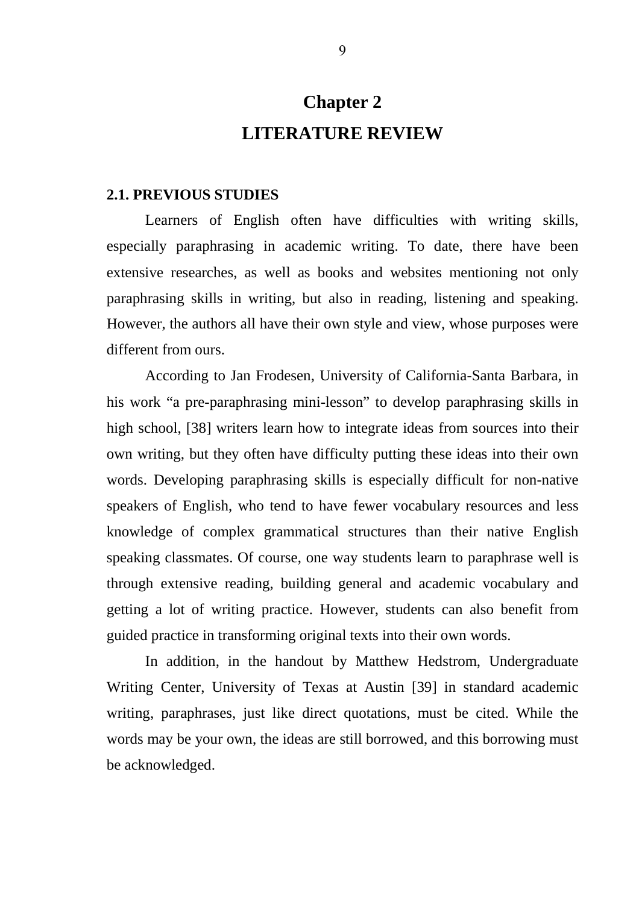# Chapter 2
# LITERATURE REVIEW

## 2.1. PREVIOUS STUDIES

Learners of English often have difficulties with writing skills, especially paraphrasing in academic writing. To date, there have been extensive researches, as well as books and websites mentioning not only paraphrasing skills in writing, but also in reading, listening and speaking. However, the authors all have their own style and view, whose purposes were different from ours.

According to Jan Frodesen, University of California-Santa Barbara, in his work "a pre-paraphrasing mini-lesson" to develop paraphrasing skills in high school, [38] writers learn how to integrate ideas from sources into their own writing, but they often have difficulty putting these ideas into their own words. Developing paraphrasing skills is especially difficult for non-native speakers of English, who tend to have fewer vocabulary resources and less knowledge of complex grammatical structures than their native English speaking classmates. Of course, one way students learn to paraphrase well is through extensive reading, building general and academic vocabulary and getting a lot of writing practice. However, students can also benefit from guided practice in transforming original texts into their own words.

In addition, in the handout by Matthew Hedstrom, Undergraduate Writing Center, University of Texas at Austin [39] in standard academic writing, paraphrases, just like direct quotations, must be cited. While the words may be your own, the ideas are still borrowed, and this borrowing must be acknowledged.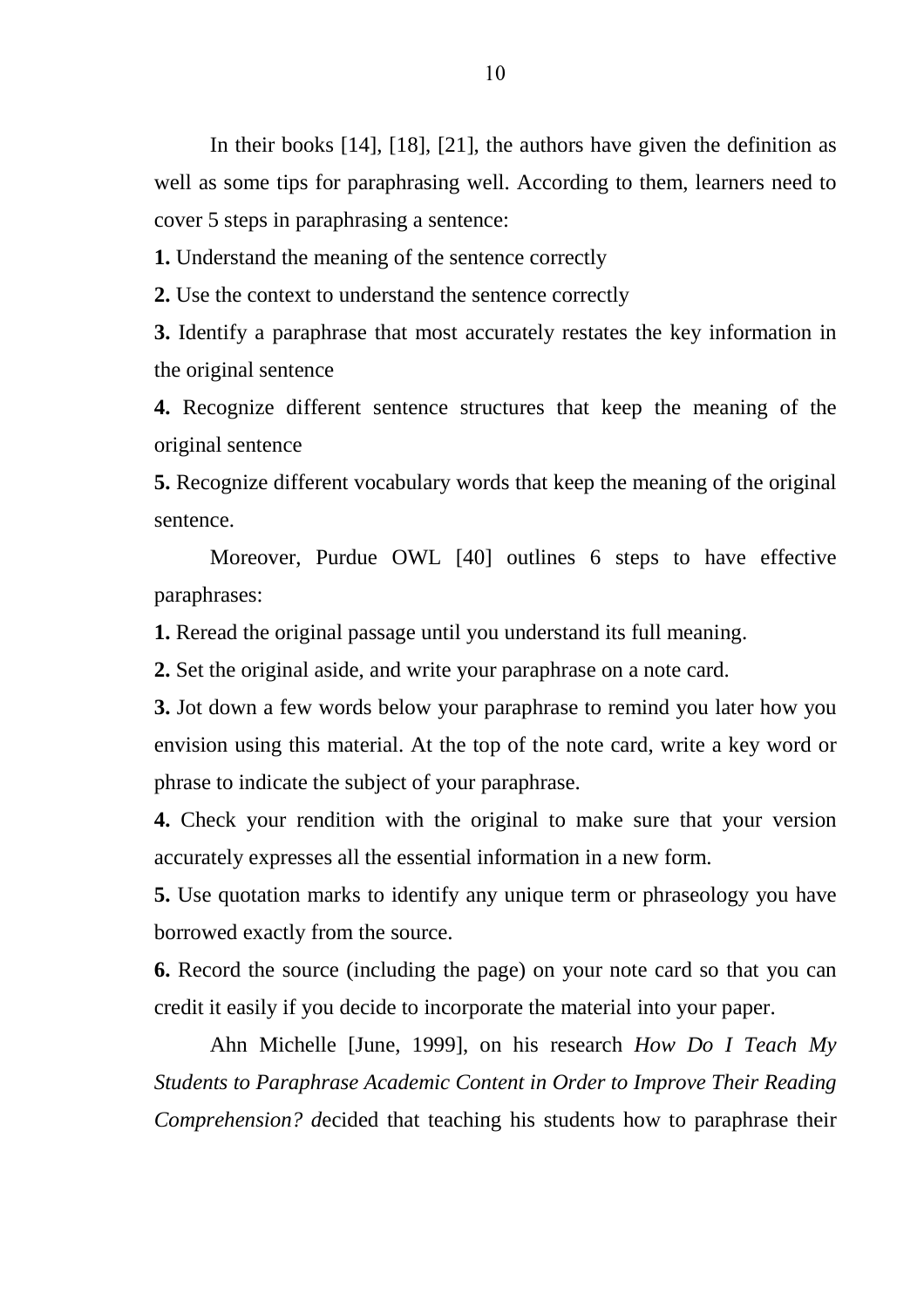In their books [14], [18], [21], the authors have given the definition as well as some tips for paraphrasing well. According to them, learners need to cover 5 steps in paraphrasing a sentence:

**1.** Understand the meaning of the sentence correctly

**2.** Use the context to understand the sentence correctly

**3.** Identify a paraphrase that most accurately restates the key information in the original sentence

**4.** Recognize different sentence structures that keep the meaning of the original sentence

**5.** Recognize different vocabulary words that keep the meaning of the original sentence.

Moreover, Purdue OWL [40] outlines 6 steps to have effective paraphrases:

**1.** Reread the original passage until you understand its full meaning.

**2.** Set the original aside, and write your paraphrase on a note card.

**3.** Jot down a few words below your paraphrase to remind you later how you envision using this material. At the top of the note card, write a key word or phrase to indicate the subject of your paraphrase.

**4.** Check your rendition with the original to make sure that your version accurately expresses all the essential information in a new form.

**5.** Use quotation marks to identify any unique term or phraseology you have borrowed exactly from the source.

**6.** Record the source (including the page) on your note card so that you can credit it easily if you decide to incorporate the material into your paper.

Ahn Michelle [June, 1999], on his research *How Do I Teach My Students to Paraphrase Academic Content in Order to Improve Their Reading Comprehension? d*ecided that teaching his students how to paraphrase their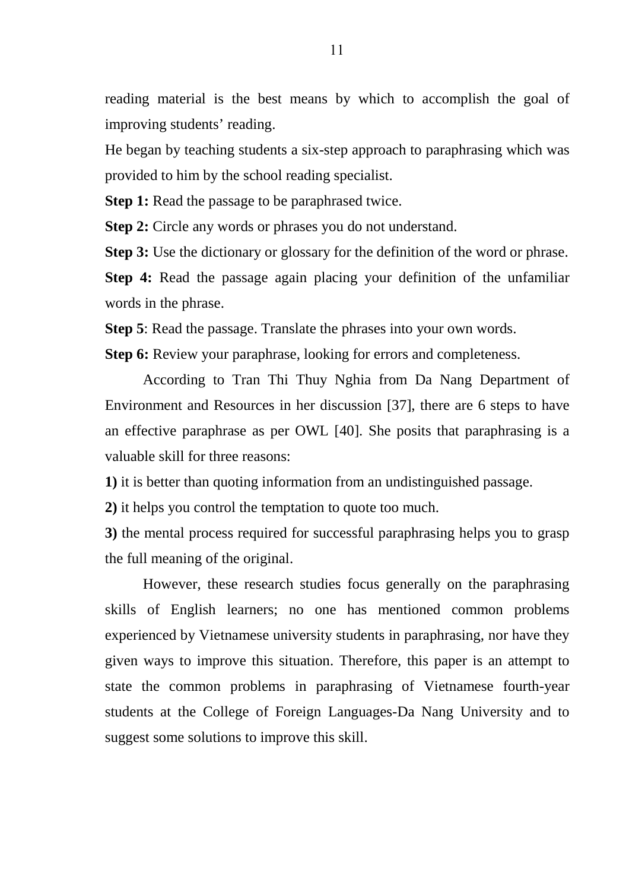reading material is the best means by which to accomplish the goal of improving students' reading.

He began by teaching students a six-step approach to paraphrasing which was provided to him by the school reading specialist.

**Step 1:** Read the passage to be paraphrased twice.

**Step 2:** Circle any words or phrases you do not understand.

**Step 3:** Use the dictionary or glossary for the definition of the word or phrase.

**Step 4:** Read the passage again placing your definition of the unfamiliar words in the phrase.

**Step 5**: Read the passage. Translate the phrases into your own words.

**Step 6:** Review your paraphrase, looking for errors and completeness.

According to Tran Thi Thuy Nghia from Da Nang Department of Environment and Resources in her discussion [37], there are 6 steps to have an effective paraphrase as per OWL [40]. She posits that paraphrasing is a valuable skill for three reasons:

**1)** it is better than quoting information from an undistinguished passage.

**2)** it helps you control the temptation to quote too much.

**3)** the mental process required for successful paraphrasing helps you to grasp the full meaning of the original.

However, these research studies focus generally on the paraphrasing skills of English learners; no one has mentioned common problems experienced by Vietnamese university students in paraphrasing, nor have they given ways to improve this situation. Therefore, this paper is an attempt to state the common problems in paraphrasing of Vietnamese fourth-year students at the College of Foreign Languages-Da Nang University and to suggest some solutions to improve this skill.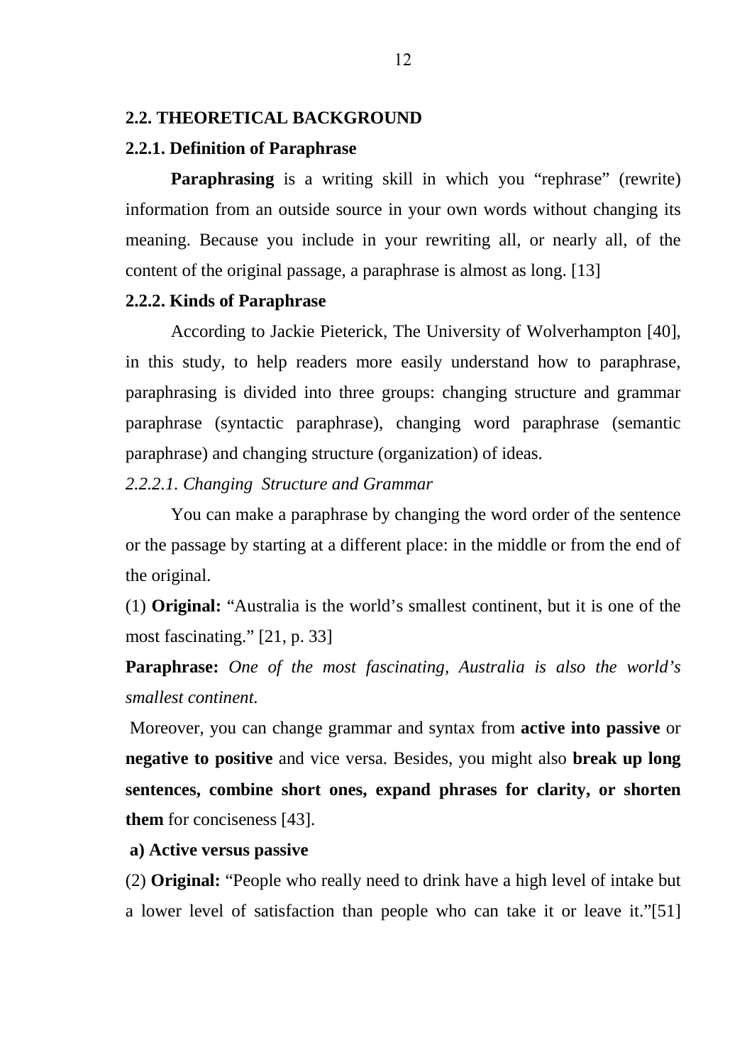## 2.2. THEORETICAL BACKGROUND

### 2.2.1. Definition of Paraphrase

**Paraphrasing** is a writing skill in which you "rephrase" (rewrite) information from an outside source in your own words without changing its meaning. Because you include in your rewriting all, or nearly all, of the content of the original passage, a paraphrase is almost as long. [13]

### 2.2.2. Kinds of Paraphrase

According to Jackie Pieterick, The University of Wolverhampton [40], in this study, to help readers more easily understand how to paraphrase, paraphrasing is divided into three groups: changing structure and grammar paraphrase (syntactic paraphrase), changing word paraphrase (semantic paraphrase) and changing structure (organization) of ideas.

*2.2.2.1. Changing Structure and Grammar*

You can make a paraphrase by changing the word order of the sentence or the passage by starting at a different place: in the middle or from the end of the original.

(1) **Original:** "Australia is the world's smallest continent, but it is one of the most fascinating." [21, p. 33]

**Paraphrase:** *One of the most fascinating, Australia is also the world's smallest continent.*

Moreover, you can change grammar and syntax from **active into passive** or **negative to positive** and vice versa. Besides, you might also **break up long sentences, combine short ones, expand phrases for clarity, or shorten them** for conciseness [43].

**a) Active versus passive**

(2) **Original:** "People who really need to drink have a high level of intake but a lower level of satisfaction than people who can take it or leave it."[51]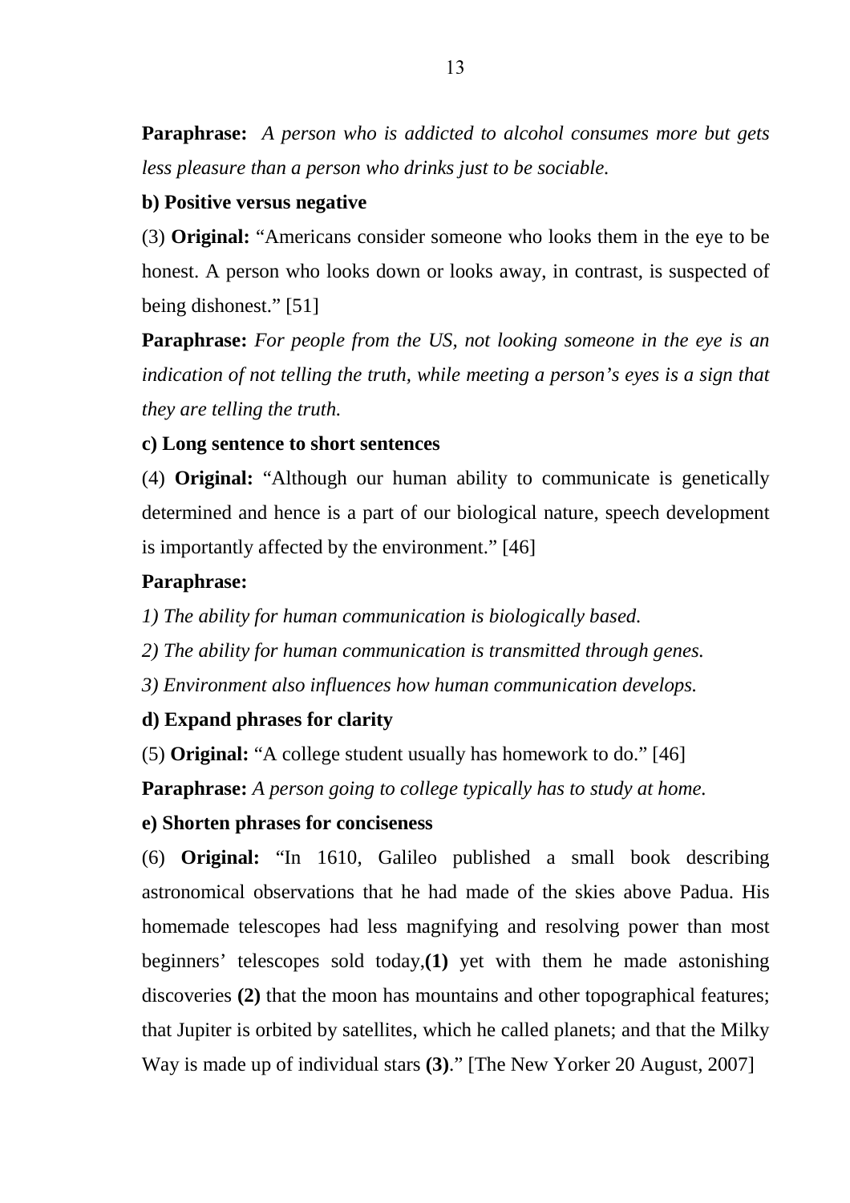**Paraphrase:** *A person who is addicted to alcohol consumes more but gets less pleasure than a person who drinks just to be sociable.*

**b) Positive versus negative**

(3) **Original:** "Americans consider someone who looks them in the eye to be honest. A person who looks down or looks away, in contrast, is suspected of being dishonest." [51]

**Paraphrase:** *For people from the US, not looking someone in the eye is an indication of not telling the truth, while meeting a person's eyes is a sign that they are telling the truth.*

**c) Long sentence to short sentences**

(4) **Original:** "Although our human ability to communicate is genetically determined and hence is a part of our biological nature, speech development is importantly affected by the environment." [46]

**Paraphrase:**

*1) The ability for human communication is biologically based.*

*2) The ability for human communication is transmitted through genes.*

*3) Environment also influences how human communication develops.*

**d) Expand phrases for clarity**

(5) **Original:** "A college student usually has homework to do." [46]

**Paraphrase:** *A person going to college typically has to study at home.*

**e) Shorten phrases for conciseness**

(6) **Original:** "In 1610, Galileo published a small book describing astronomical observations that he had made of the skies above Padua. His homemade telescopes had less magnifying and resolving power than most beginners' telescopes sold today,**(1)** yet with them he made astonishing discoveries **(2)** that the moon has mountains and other topographical features; that Jupiter is orbited by satellites, which he called planets; and that the Milky Way is made up of individual stars **(3)**." [The New Yorker 20 August, 2007]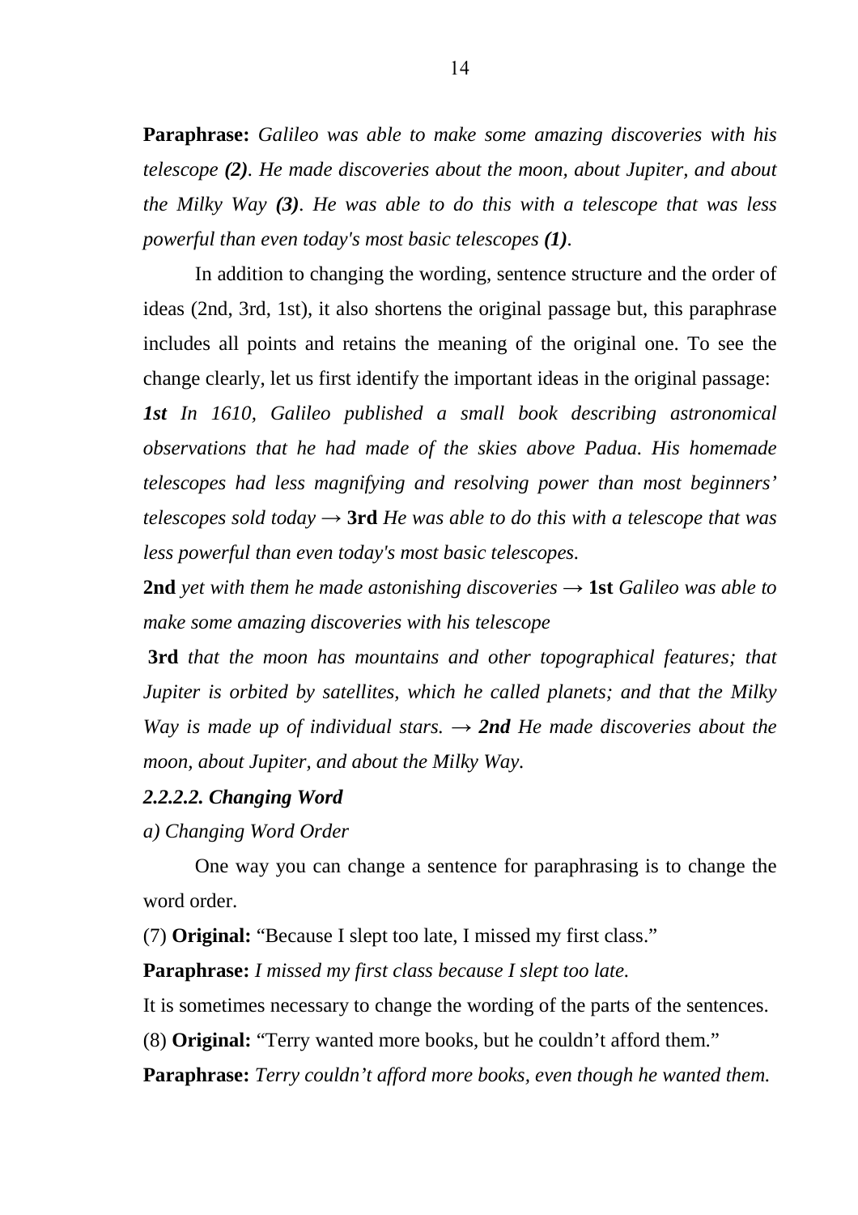**Paraphrase:** *Galileo was able to make some amazing discoveries with his telescope **(2)**. He made discoveries about the moon, about Jupiter, and about the Milky Way **(3)**. He was able to do this with a telescope that was less powerful than even today's most basic telescopes **(1)**.*

In addition to changing the wording, sentence structure and the order of ideas (2nd, 3rd, 1st), it also shortens the original passage but, this paraphrase includes all points and retains the meaning of the original one. To see the change clearly, let us first identify the important ideas in the original passage:

***1st** In 1610, Galileo published a small book describing astronomical observations that he had made of the skies above Padua. His homemade telescopes had less magnifying and resolving power than most beginners' telescopes sold today* → **3rd** *He was able to do this with a telescope that was less powerful than even today's most basic telescopes.*

**2nd** *yet with them he made astonishing discoveries* → **1st** *Galileo was able to make some amazing discoveries with his telescope*

**3rd** *that the moon has mountains and other topographical features; that Jupiter is orbited by satellites, which he called planets; and that the Milky Way is made up of individual stars.* → ***2nd** He made discoveries about the moon, about Jupiter, and about the Milky Way.*

### *2.2.2.2. Changing Word*

*a) Changing Word Order*

One way you can change a sentence for paraphrasing is to change the word order.

(7) **Original:** "Because I slept too late, I missed my first class."

**Paraphrase:** *I missed my first class because I slept too late.*

It is sometimes necessary to change the wording of the parts of the sentences.

(8) **Original:** "Terry wanted more books, but he couldn't afford them."

**Paraphrase:** *Terry couldn't afford more books, even though he wanted them.*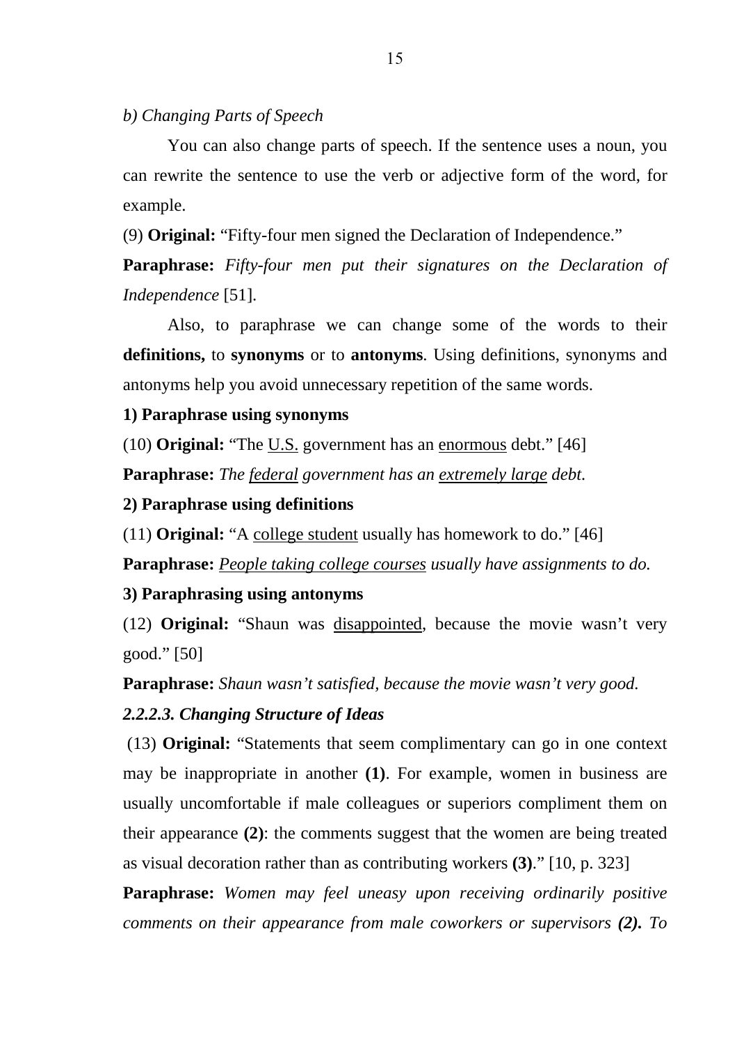*b) Changing Parts of Speech*

You can also change parts of speech. If the sentence uses a noun, you can rewrite the sentence to use the verb or adjective form of the word, for example.

(9) **Original:** "Fifty-four men signed the Declaration of Independence."

**Paraphrase:** *Fifty-four men put their signatures on the Declaration of Independence* [51].

Also, to paraphrase we can change some of the words to their **definitions,** to **synonyms** or to **antonyms**. Using definitions, synonyms and antonyms help you avoid unnecessary repetition of the same words.

**1) Paraphrase using synonyms**

(10) **Original:** "The <u>U.S.</u> government has an <u>enormous</u> debt." [46]

**Paraphrase:** *The <u>federal</u> government has an <u>extremely large</u> debt.*

**2) Paraphrase using definitions**

(11) **Original:** "A <u>college student</u> usually has homework to do." [46]

**Paraphrase:** *<u>People taking college courses</u> usually have assignments to do.*

**3) Paraphrasing using antonyms**

(12) **Original:** "Shaun was <u>disappointed</u>, because the movie wasn't very good." [50]

**Paraphrase:** *Shaun wasn't satisfied, because the movie wasn't very good.*

***2.2.2.3. Changing Structure of Ideas***

(13) **Original:** "Statements that seem complimentary can go in one context may be inappropriate in another **(1)**. For example, women in business are usually uncomfortable if male colleagues or superiors compliment them on their appearance **(2)**: the comments suggest that the women are being treated as visual decoration rather than as contributing workers **(3)**." [10, p. 323]

**Paraphrase:** *Women may feel uneasy upon receiving ordinarily positive comments on their appearance from male coworkers or supervisors **(2).** To*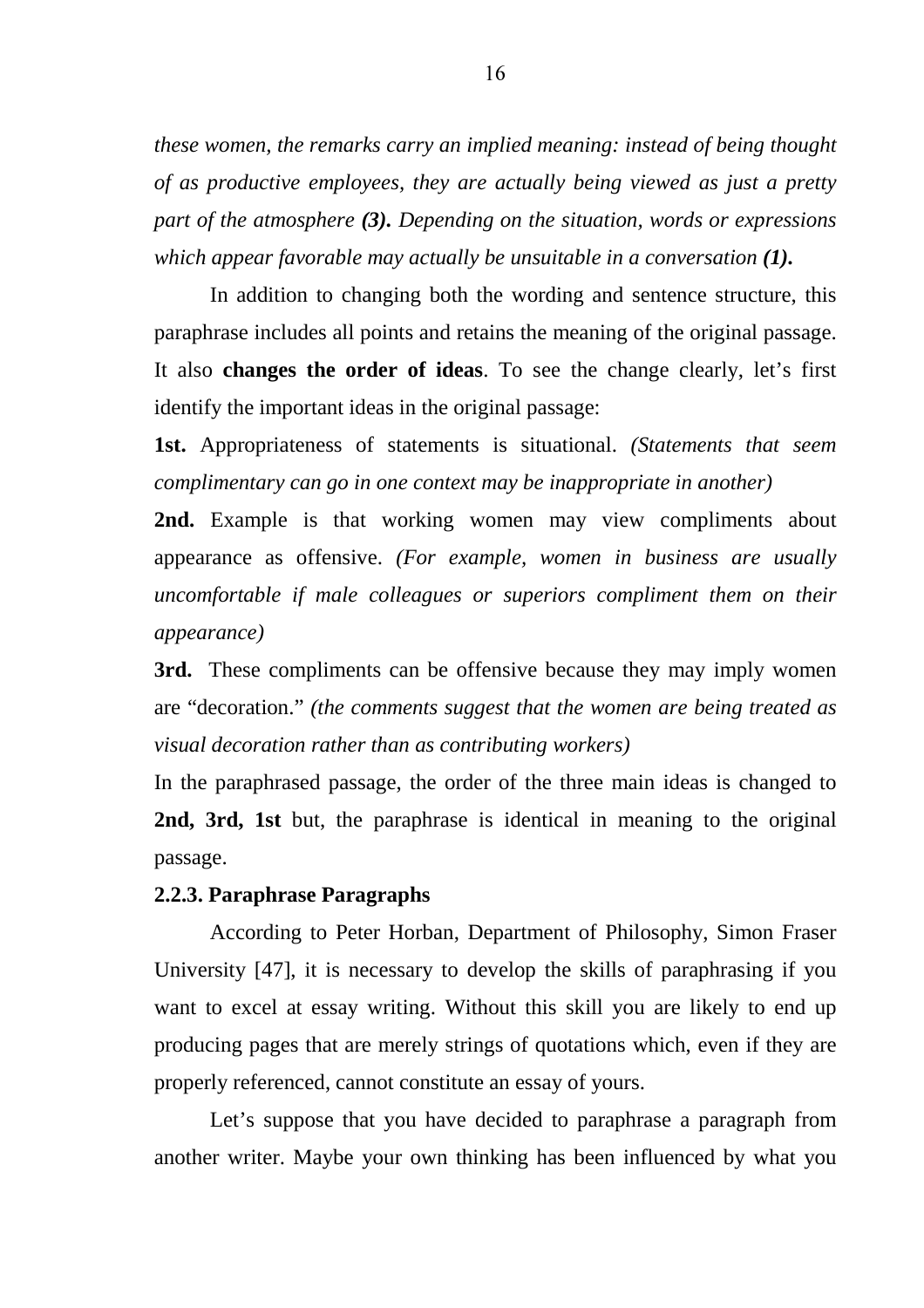*these women, the remarks carry an implied meaning: instead of being thought of as productive employees, they are actually being viewed as just a pretty part of the atmosphere* ***(3).*** *Depending on the situation, words or expressions which appear favorable may actually be unsuitable in a conversation* ***(1).***

In addition to changing both the wording and sentence structure, this paraphrase includes all points and retains the meaning of the original passage. It also **changes the order of ideas**. To see the change clearly, let's first identify the important ideas in the original passage:

**1st.** Appropriateness of statements is situational. *(Statements that seem complimentary can go in one context may be inappropriate in another)*

**2nd.** Example is that working women may view compliments about appearance as offensive. *(For example, women in business are usually uncomfortable if male colleagues or superiors compliment them on their appearance)*

**3rd.** These compliments can be offensive because they may imply women are "decoration." *(the comments suggest that the women are being treated as visual decoration rather than as contributing workers)*

In the paraphrased passage, the order of the three main ideas is changed to **2nd, 3rd, 1st** but, the paraphrase is identical in meaning to the original passage.

### 2.2.3. Paraphrase Paragraphs

According to Peter Horban, Department of Philosophy, Simon Fraser University [47], it is necessary to develop the skills of paraphrasing if you want to excel at essay writing. Without this skill you are likely to end up producing pages that are merely strings of quotations which, even if they are properly referenced, cannot constitute an essay of yours.

Let's suppose that you have decided to paraphrase a paragraph from another writer. Maybe your own thinking has been influenced by what you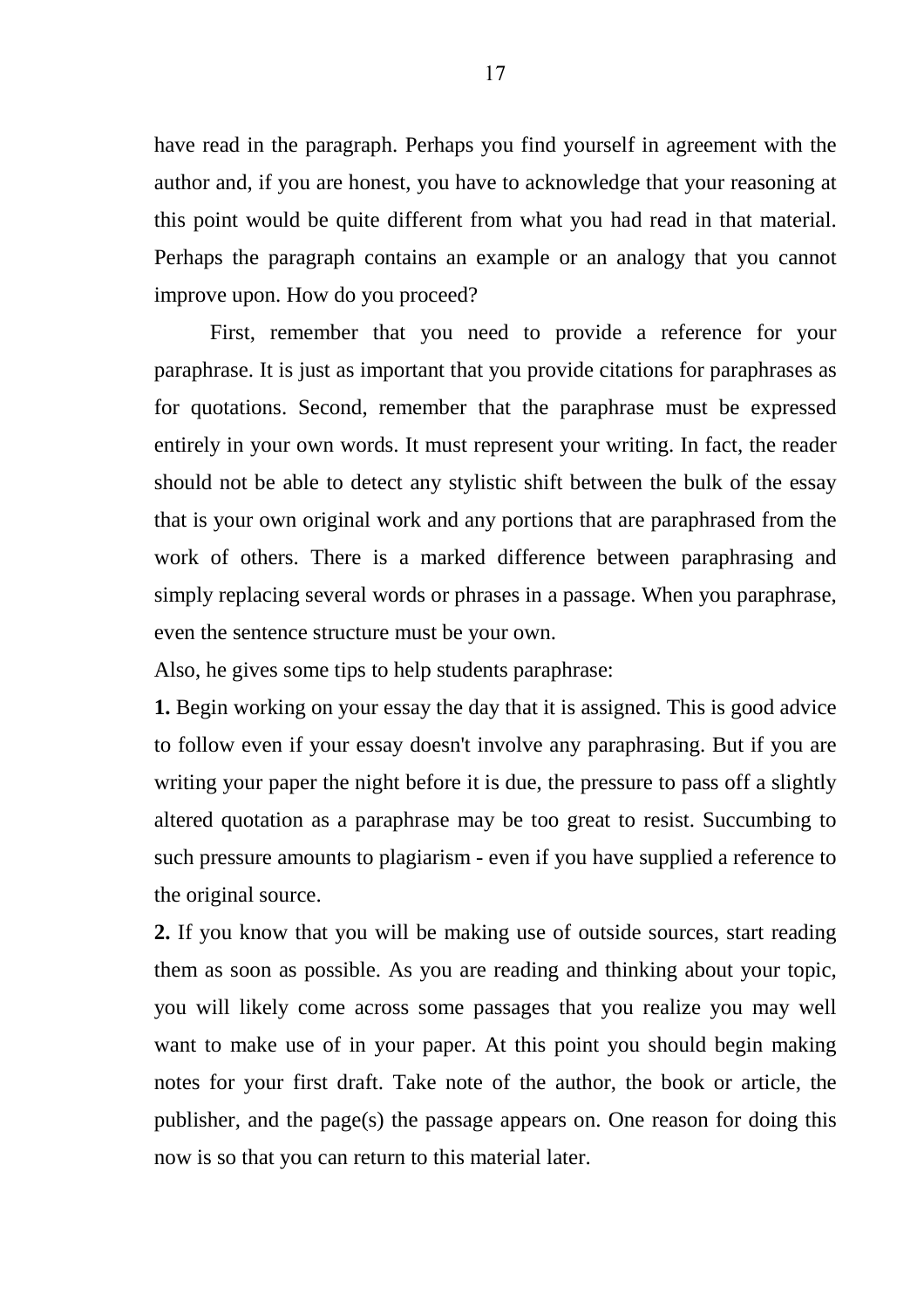have read in the paragraph. Perhaps you find yourself in agreement with the author and, if you are honest, you have to acknowledge that your reasoning at this point would be quite different from what you had read in that material. Perhaps the paragraph contains an example or an analogy that you cannot improve upon. How do you proceed?

First, remember that you need to provide a reference for your paraphrase. It is just as important that you provide citations for paraphrases as for quotations. Second, remember that the paraphrase must be expressed entirely in your own words. It must represent your writing. In fact, the reader should not be able to detect any stylistic shift between the bulk of the essay that is your own original work and any portions that are paraphrased from the work of others. There is a marked difference between paraphrasing and simply replacing several words or phrases in a passage. When you paraphrase, even the sentence structure must be your own.

Also, he gives some tips to help students paraphrase:

**1.** Begin working on your essay the day that it is assigned. This is good advice to follow even if your essay doesn't involve any paraphrasing. But if you are writing your paper the night before it is due, the pressure to pass off a slightly altered quotation as a paraphrase may be too great to resist. Succumbing to such pressure amounts to plagiarism - even if you have supplied a reference to the original source.

**2.** If you know that you will be making use of outside sources, start reading them as soon as possible. As you are reading and thinking about your topic, you will likely come across some passages that you realize you may well want to make use of in your paper. At this point you should begin making notes for your first draft. Take note of the author, the book or article, the publisher, and the page(s) the passage appears on. One reason for doing this now is so that you can return to this material later.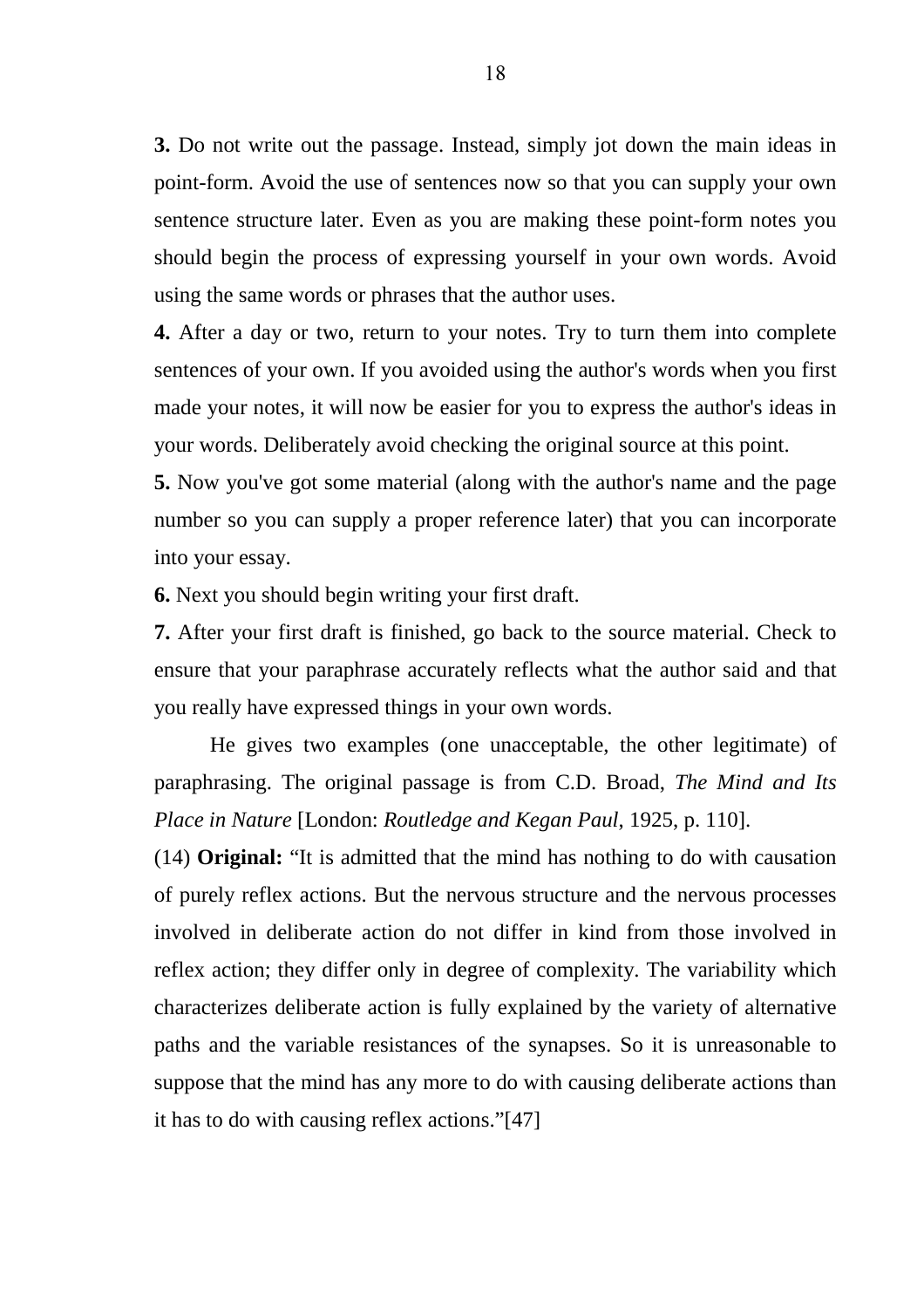**3.** Do not write out the passage. Instead, simply jot down the main ideas in point-form. Avoid the use of sentences now so that you can supply your own sentence structure later. Even as you are making these point-form notes you should begin the process of expressing yourself in your own words. Avoid using the same words or phrases that the author uses.

**4.** After a day or two, return to your notes. Try to turn them into complete sentences of your own. If you avoided using the author's words when you first made your notes, it will now be easier for you to express the author's ideas in your words. Deliberately avoid checking the original source at this point.

**5.** Now you've got some material (along with the author's name and the page number so you can supply a proper reference later) that you can incorporate into your essay.

**6.** Next you should begin writing your first draft.

**7.** After your first draft is finished, go back to the source material. Check to ensure that your paraphrase accurately reflects what the author said and that you really have expressed things in your own words.

He gives two examples (one unacceptable, the other legitimate) of paraphrasing. The original passage is from C.D. Broad, *The Mind and Its Place in Nature* [London: *Routledge and Kegan Paul*, 1925, p. 110].

(14) **Original:** “It is admitted that the mind has nothing to do with causation of purely reflex actions. But the nervous structure and the nervous processes involved in deliberate action do not differ in kind from those involved in reflex action; they differ only in degree of complexity. The variability which characterizes deliberate action is fully explained by the variety of alternative paths and the variable resistances of the synapses. So it is unreasonable to suppose that the mind has any more to do with causing deliberate actions than it has to do with causing reflex actions.”[47]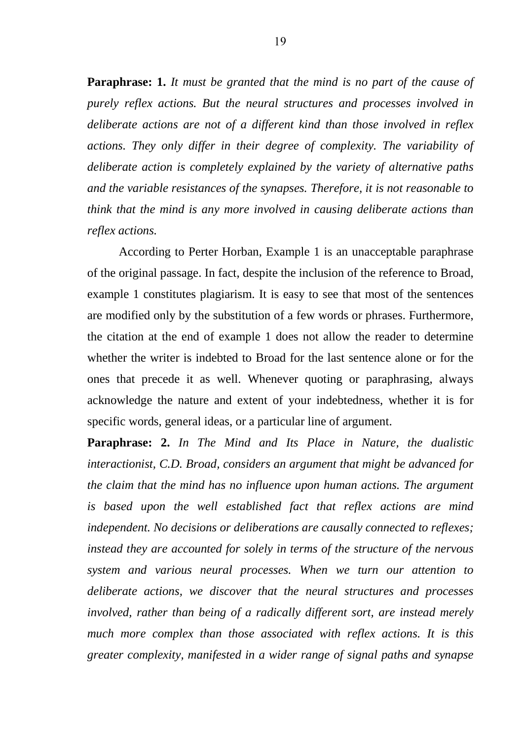**Paraphrase: 1.** *It must be granted that the mind is no part of the cause of purely reflex actions. But the neural structures and processes involved in deliberate actions are not of a different kind than those involved in reflex actions. They only differ in their degree of complexity. The variability of deliberate action is completely explained by the variety of alternative paths and the variable resistances of the synapses. Therefore, it is not reasonable to think that the mind is any more involved in causing deliberate actions than reflex actions.*

According to Perter Horban, Example 1 is an unacceptable paraphrase of the original passage. In fact, despite the inclusion of the reference to Broad, example 1 constitutes plagiarism. It is easy to see that most of the sentences are modified only by the substitution of a few words or phrases. Furthermore, the citation at the end of example 1 does not allow the reader to determine whether the writer is indebted to Broad for the last sentence alone or for the ones that precede it as well. Whenever quoting or paraphrasing, always acknowledge the nature and extent of your indebtedness, whether it is for specific words, general ideas, or a particular line of argument.

**Paraphrase: 2.** *In The Mind and Its Place in Nature, the dualistic interactionist, C.D. Broad, considers an argument that might be advanced for the claim that the mind has no influence upon human actions. The argument is based upon the well established fact that reflex actions are mind independent. No decisions or deliberations are causally connected to reflexes; instead they are accounted for solely in terms of the structure of the nervous system and various neural processes. When we turn our attention to deliberate actions, we discover that the neural structures and processes involved, rather than being of a radically different sort, are instead merely much more complex than those associated with reflex actions. It is this greater complexity, manifested in a wider range of signal paths and synapse*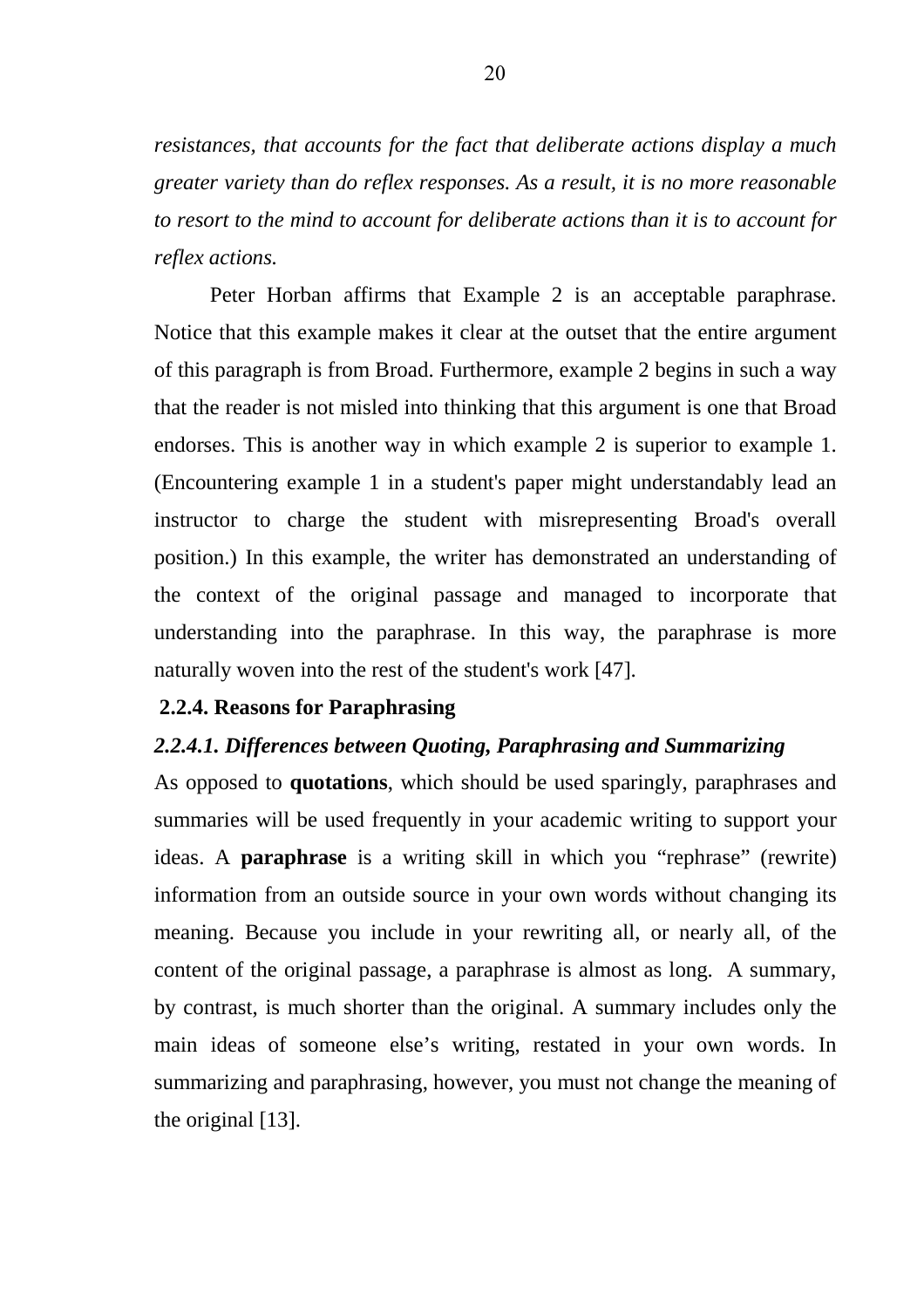*resistances, that accounts for the fact that deliberate actions display a much greater variety than do reflex responses. As a result, it is no more reasonable to resort to the mind to account for deliberate actions than it is to account for reflex actions.*

Peter Horban affirms that Example 2 is an acceptable paraphrase. Notice that this example makes it clear at the outset that the entire argument of this paragraph is from Broad. Furthermore, example 2 begins in such a way that the reader is not misled into thinking that this argument is one that Broad endorses. This is another way in which example 2 is superior to example 1. (Encountering example 1 in a student's paper might understandably lead an instructor to charge the student with misrepresenting Broad's overall position.) In this example, the writer has demonstrated an understanding of the context of the original passage and managed to incorporate that understanding into the paraphrase. In this way, the paraphrase is more naturally woven into the rest of the student's work [47].

### 2.2.4. Reasons for Paraphrasing

#### *2.2.4.1. Differences between Quoting, Paraphrasing and Summarizing*

As opposed to **quotations**, which should be used sparingly, paraphrases and summaries will be used frequently in your academic writing to support your ideas. A **paraphrase** is a writing skill in which you “rephrase” (rewrite) information from an outside source in your own words without changing its meaning. Because you include in your rewriting all, or nearly all, of the content of the original passage, a paraphrase is almost as long. A summary, by contrast, is much shorter than the original. A summary includes only the main ideas of someone else’s writing, restated in your own words. In summarizing and paraphrasing, however, you must not change the meaning of the original [13].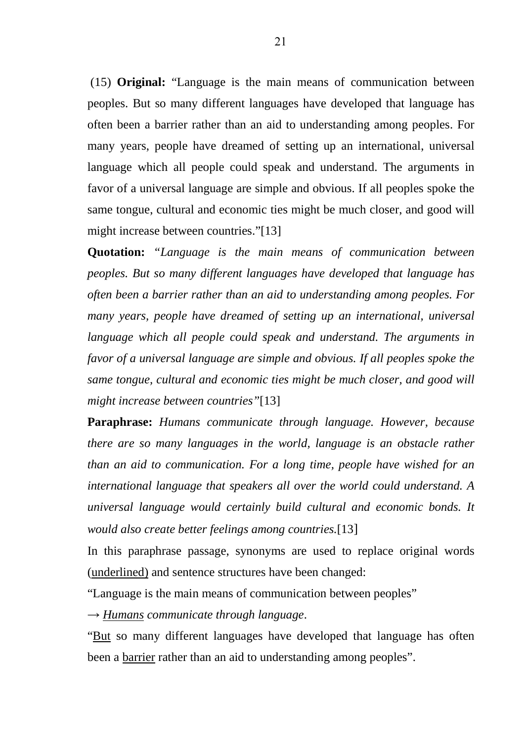(15) **Original:** "Language is the main means of communication between peoples. But so many different languages have developed that language has often been a barrier rather than an aid to understanding among peoples. For many years, people have dreamed of setting up an international, universal language which all people could speak and understand. The arguments in favor of a universal language are simple and obvious. If all peoples spoke the same tongue, cultural and economic ties might be much closer, and good will might increase between countries."[13]

**Quotation:** *"Language is the main means of communication between peoples. But so many different languages have developed that language has often been a barrier rather than an aid to understanding among peoples. For many years, people have dreamed of setting up an international, universal language which all people could speak and understand. The arguments in favor of a universal language are simple and obvious. If all peoples spoke the same tongue, cultural and economic ties might be much closer, and good will might increase between countries"*[13]

**Paraphrase:** *Humans communicate through language. However, because there are so many languages in the world, language is an obstacle rather than an aid to communication. For a long time, people have wished for an international language that speakers all over the world could understand. A universal language would certainly build cultural and economic bonds. It would also create better feelings among countries.*[13]

In this paraphrase passage, synonyms are used to replace original words (<u>underlined</u>) and sentence structures have been changed:

"Language is the main means of communication between peoples"

→ *<u>Humans</u> communicate through language*.

"<u>But</u> so many different languages have developed that language has often been a <u>barrier</u> rather than an aid to understanding among peoples".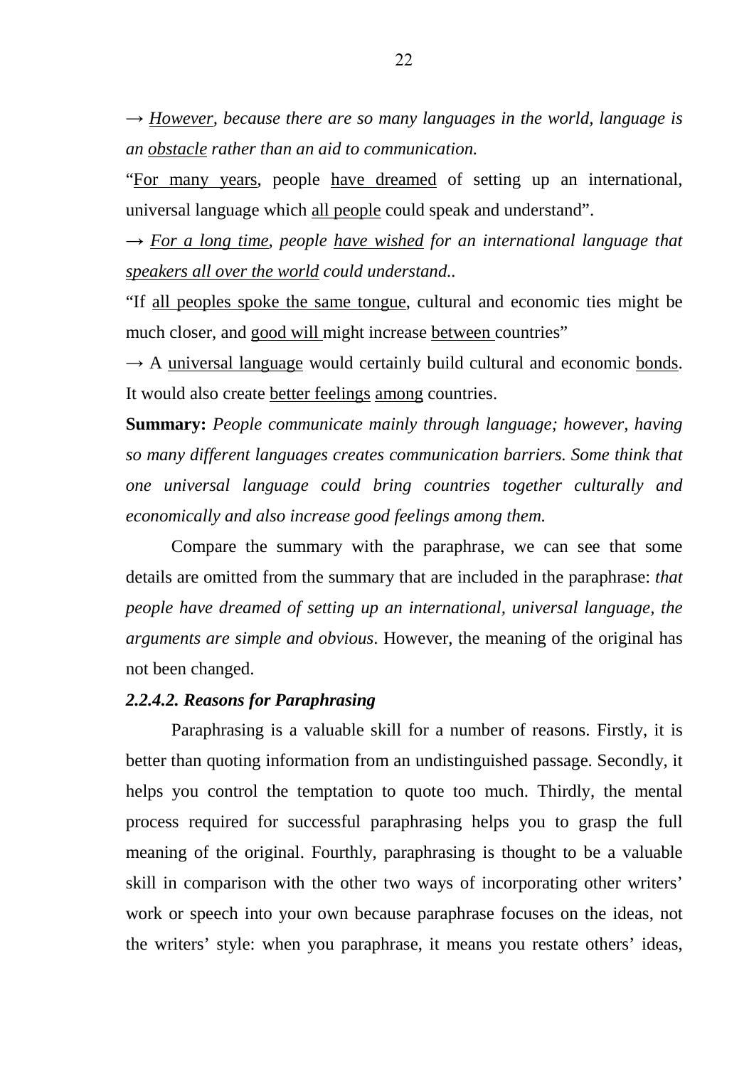→ *However, because there are so many languages in the world, language is an obstacle rather than an aid to communication.*

"For many years, people have dreamed of setting up an international, universal language which all people could speak and understand".

→ *For a long time, people have wished for an international language that speakers all over the world could understand..*

"If all peoples spoke the same tongue, cultural and economic ties might be much closer, and good will might increase between countries"

→ A universal language would certainly build cultural and economic bonds. It would also create better feelings among countries.

**Summary:** *People communicate mainly through language; however, having so many different languages creates communication barriers. Some think that one universal language could bring countries together culturally and economically and also increase good feelings among them.*

Compare the summary with the paraphrase, we can see that some details are omitted from the summary that are included in the paraphrase: *that people have dreamed of setting up an international, universal language, the arguments are simple and obvious*. However, the meaning of the original has not been changed.

### *2.2.4.2. Reasons for Paraphrasing*

Paraphrasing is a valuable skill for a number of reasons. Firstly, it is better than quoting information from an undistinguished passage. Secondly, it helps you control the temptation to quote too much. Thirdly, the mental process required for successful paraphrasing helps you to grasp the full meaning of the original. Fourthly, paraphrasing is thought to be a valuable skill in comparison with the other two ways of incorporating other writers' work or speech into your own because paraphrase focuses on the ideas, not the writers' style: when you paraphrase, it means you restate others' ideas,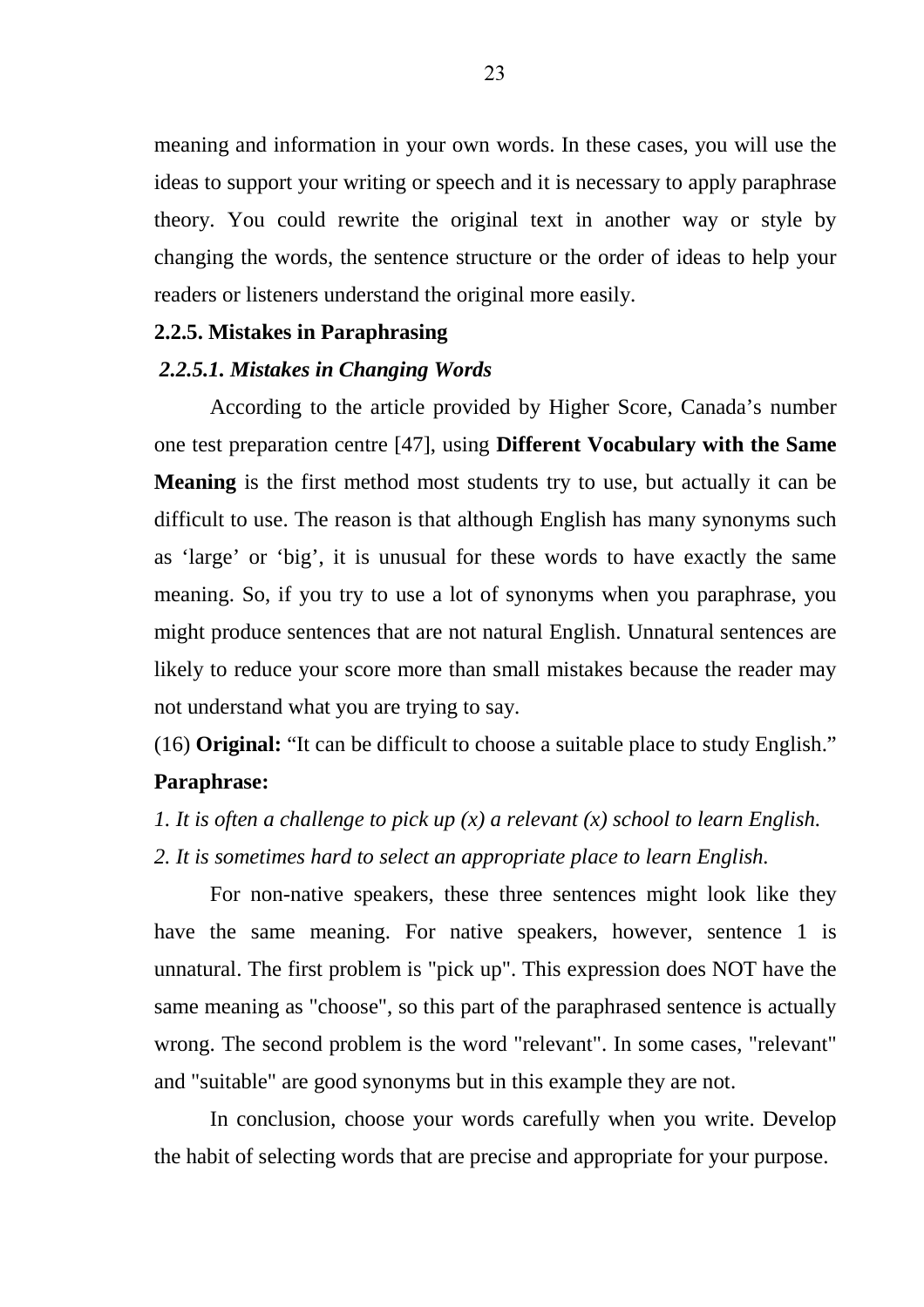meaning and information in your own words. In these cases, you will use the ideas to support your writing or speech and it is necessary to apply paraphrase theory. You could rewrite the original text in another way or style by changing the words, the sentence structure or the order of ideas to help your readers or listeners understand the original more easily.

### 2.2.5. Mistakes in Paraphrasing

#### *2.2.5.1. Mistakes in Changing Words*

According to the article provided by Higher Score, Canada's number one test preparation centre [47], using **Different Vocabulary with the Same Meaning** is the first method most students try to use, but actually it can be difficult to use. The reason is that although English has many synonyms such as 'large' or 'big', it is unusual for these words to have exactly the same meaning. So, if you try to use a lot of synonyms when you paraphrase, you might produce sentences that are not natural English. Unnatural sentences are likely to reduce your score more than small mistakes because the reader may not understand what you are trying to say.

(16) **Original:** "It can be difficult to choose a suitable place to study English."

**Paraphrase:**

*1. It is often a challenge to pick up (x) a relevant (x) school to learn English.*

*2. It is sometimes hard to select an appropriate place to learn English.*

For non-native speakers, these three sentences might look like they have the same meaning. For native speakers, however, sentence 1 is unnatural. The first problem is "pick up". This expression does NOT have the same meaning as "choose", so this part of the paraphrased sentence is actually wrong. The second problem is the word "relevant". In some cases, "relevant" and "suitable" are good synonyms but in this example they are not.

In conclusion, choose your words carefully when you write. Develop the habit of selecting words that are precise and appropriate for your purpose.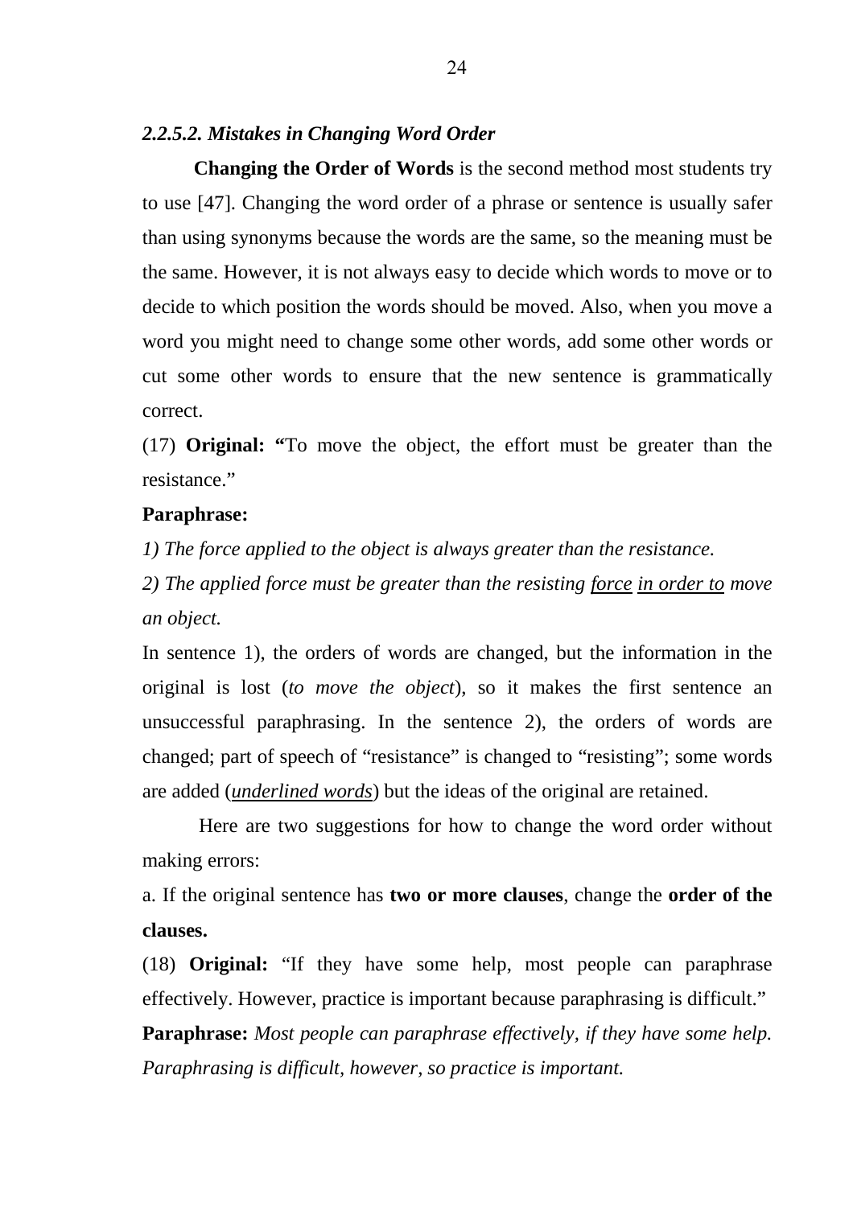#### *2.2.5.2. Mistakes in Changing Word Order*

**Changing the Order of Words** is the second method most students try to use [47]. Changing the word order of a phrase or sentence is usually safer than using synonyms because the words are the same, so the meaning must be the same. However, it is not always easy to decide which words to move or to decide to which position the words should be moved. Also, when you move a word you might need to change some other words, add some other words or cut some other words to ensure that the new sentence is grammatically correct.

(17) **Original: "**To move the object, the effort must be greater than the resistance."

**Paraphrase:**

*1) The force applied to the object is always greater than the resistance.*

*2) The applied force must be greater than the resisting <u>force</u> <u>in order to</u> move an object.*

In sentence 1), the orders of words are changed, but the information in the original is lost (*to move the object*), so it makes the first sentence an unsuccessful paraphrasing. In the sentence 2), the orders of words are changed; part of speech of "resistance" is changed to "resisting"; some words are added (*<u>underlined words</u>*) but the ideas of the original are retained.

Here are two suggestions for how to change the word order without making errors:

a. If the original sentence has **two or more clauses**, change the **order of the clauses.**

(18) **Original:** "If they have some help, most people can paraphrase effectively. However, practice is important because paraphrasing is difficult."

**Paraphrase:** *Most people can paraphrase effectively, if they have some help. Paraphrasing is difficult, however, so practice is important.*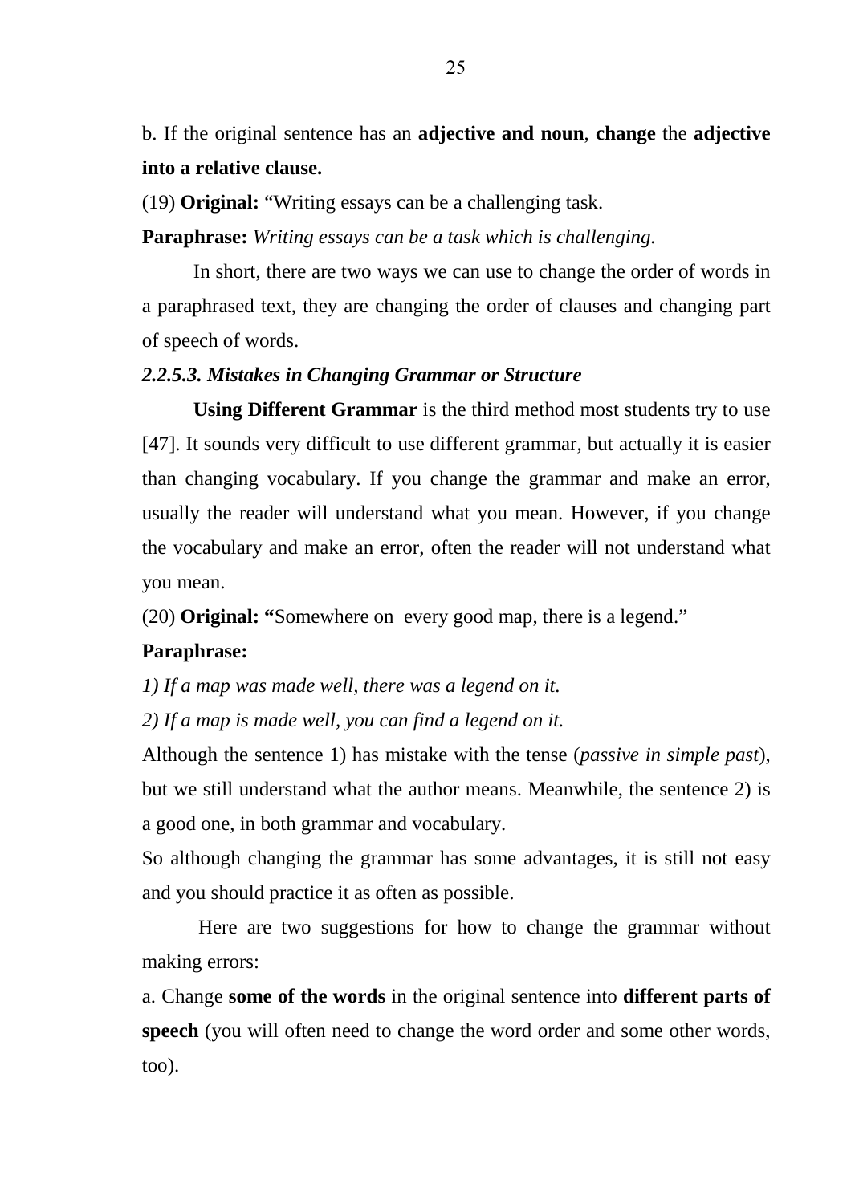b. If the original sentence has an **adjective and noun**, **change** the **adjective into a relative clause.**

(19) **Original:** “Writing essays can be a challenging task.

**Paraphrase:** *Writing essays can be a task which is challenging.*

In short, there are two ways we can use to change the order of words in a paraphrased text, they are changing the order of clauses and changing part of speech of words.

### *2.2.5.3. Mistakes in Changing Grammar or Structure*

**Using Different Grammar** is the third method most students try to use [47]. It sounds very difficult to use different grammar, but actually it is easier than changing vocabulary. If you change the grammar and make an error, usually the reader will understand what you mean. However, if you change the vocabulary and make an error, often the reader will not understand what you mean.

(20) **Original: “**Somewhere on every good map, there is a legend.”

**Paraphrase:**

*1) If a map was made well, there was a legend on it.*

*2) If a map is made well, you can find a legend on it.*

Although the sentence 1) has mistake with the tense (*passive in simple past*), but we still understand what the author means. Meanwhile, the sentence 2) is a good one, in both grammar and vocabulary.

So although changing the grammar has some advantages, it is still not easy and you should practice it as often as possible.

Here are two suggestions for how to change the grammar without making errors:

a. Change **some of the words** in the original sentence into **different parts of speech** (you will often need to change the word order and some other words, too).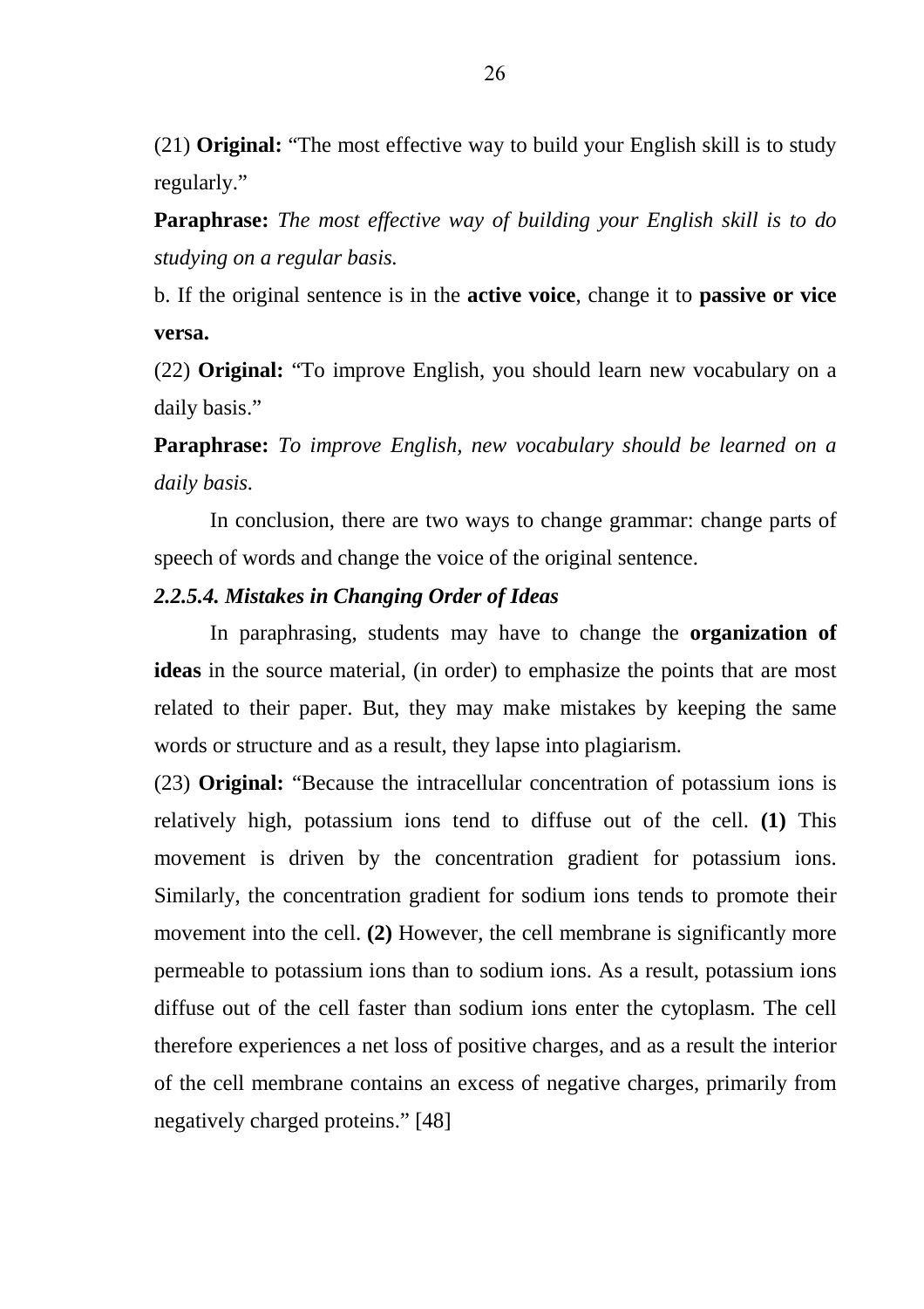(21) **Original:** "The most effective way to build your English skill is to study regularly."

**Paraphrase:** *The most effective way of building your English skill is to do studying on a regular basis.*

b. If the original sentence is in the **active voice**, change it to **passive or vice versa.**

(22) **Original:** "To improve English, you should learn new vocabulary on a daily basis."

**Paraphrase:** *To improve English, new vocabulary should be learned on a daily basis.*

In conclusion, there are two ways to change grammar: change parts of speech of words and change the voice of the original sentence.

#### *2.2.5.4. Mistakes in Changing Order of Ideas*

In paraphrasing, students may have to change the **organization of ideas** in the source material, (in order) to emphasize the points that are most related to their paper. But, they may make mistakes by keeping the same words or structure and as a result, they lapse into plagiarism.

(23) **Original:** "Because the intracellular concentration of potassium ions is relatively high, potassium ions tend to diffuse out of the cell. **(1)** This movement is driven by the concentration gradient for potassium ions. Similarly, the concentration gradient for sodium ions tends to promote their movement into the cell. **(2)** However, the cell membrane is significantly more permeable to potassium ions than to sodium ions. As a result, potassium ions diffuse out of the cell faster than sodium ions enter the cytoplasm. The cell therefore experiences a net loss of positive charges, and as a result the interior of the cell membrane contains an excess of negative charges, primarily from negatively charged proteins." [48]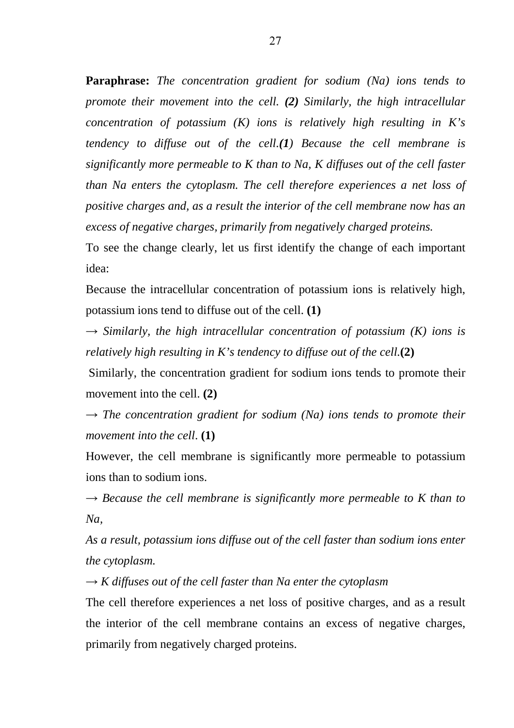**Paraphrase:** *The concentration gradient for sodium (Na) ions tends to promote their movement into the cell.* ***(2)*** *Similarly, the high intracellular concentration of potassium (K) ions is relatively high resulting in K's tendency to diffuse out of the cell.****(1)*** *Because the cell membrane is significantly more permeable to K than to Na, K diffuses out of the cell faster than Na enters the cytoplasm. The cell therefore experiences a net loss of positive charges and, as a result the interior of the cell membrane now has an excess of negative charges, primarily from negatively charged proteins.*

To see the change clearly, let us first identify the change of each important idea:

Because the intracellular concentration of potassium ions is relatively high, potassium ions tend to diffuse out of the cell. **(1)**

→ *Similarly, the high intracellular concentration of potassium (K) ions is relatively high resulting in K's tendency to diffuse out of the cell.***(2)**

Similarly, the concentration gradient for sodium ions tends to promote their movement into the cell. **(2)**

→ *The concentration gradient for sodium (Na) ions tends to promote their movement into the cell*. **(1)**

However, the cell membrane is significantly more permeable to potassium ions than to sodium ions.

→ *Because the cell membrane is significantly more permeable to K than to Na,*

*As a result, potassium ions diffuse out of the cell faster than sodium ions enter the cytoplasm.*

→ *K diffuses out of the cell faster than Na enter the cytoplasm*

The cell therefore experiences a net loss of positive charges, and as a result the interior of the cell membrane contains an excess of negative charges, primarily from negatively charged proteins.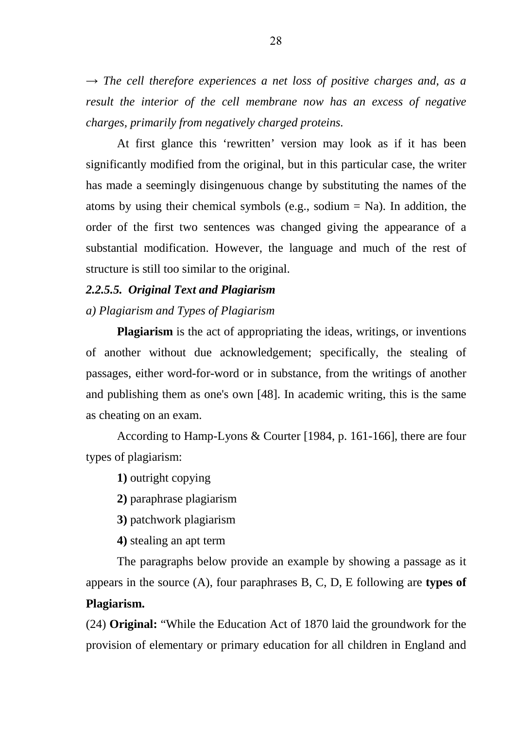*→ The cell therefore experiences a net loss of positive charges and, as a result the interior of the cell membrane now has an excess of negative charges, primarily from negatively charged proteins.*

At first glance this 'rewritten' version may look as if it has been significantly modified from the original, but in this particular case, the writer has made a seemingly disingenuous change by substituting the names of the atoms by using their chemical symbols (e.g., sodium = Na). In addition, the order of the first two sentences was changed giving the appearance of a substantial modification. However, the language and much of the rest of structure is still too similar to the original.

#### *2.2.5.5. Original Text and Plagiarism*

*a) Plagiarism and Types of Plagiarism*

**Plagiarism** is the act of appropriating the ideas, writings, or inventions of another without due acknowledgement; specifically, the stealing of passages, either word-for-word or in substance, from the writings of another and publishing them as one's own [48]. In academic writing, this is the same as cheating on an exam.

According to Hamp-Lyons & Courter [1984, p. 161-166], there are four types of plagiarism:

**1)** outright copying

**2)** paraphrase plagiarism

**3)** patchwork plagiarism

**4)** stealing an apt term

The paragraphs below provide an example by showing a passage as it appears in the source (A), four paraphrases B, C, D, E following are **types of Plagiarism.**

(24) **Original:** "While the Education Act of 1870 laid the groundwork for the provision of elementary or primary education for all children in England and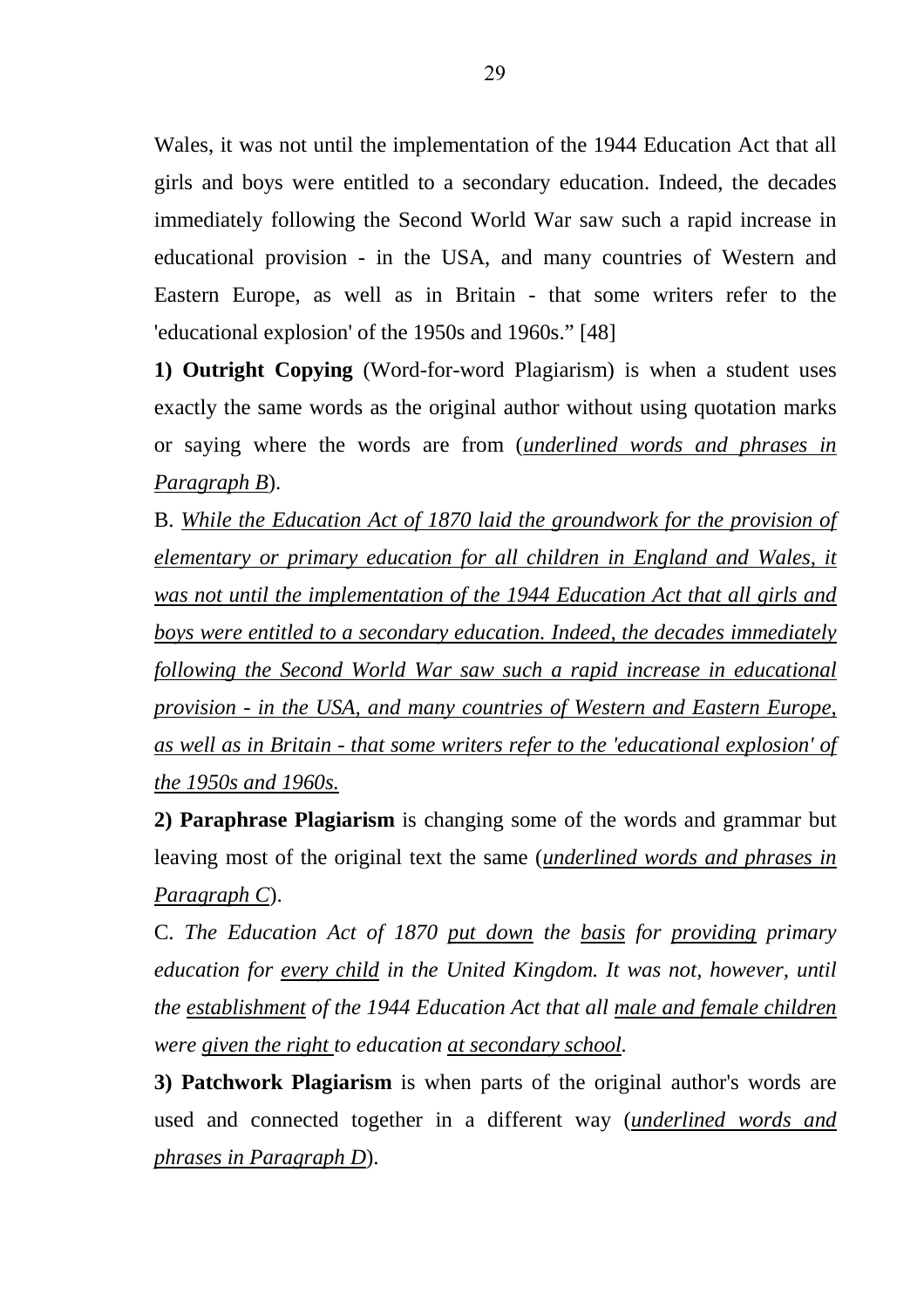Wales, it was not until the implementation of the 1944 Education Act that all girls and boys were entitled to a secondary education. Indeed, the decades immediately following the Second World War saw such a rapid increase in educational provision - in the USA, and many countries of Western and Eastern Europe, as well as in Britain - that some writers refer to the 'educational explosion' of the 1950s and 1960s.” [48]

**1) Outright Copying** (Word-for-word Plagiarism) is when a student uses exactly the same words as the original author without using quotation marks or saying where the words are from (<u>*underlined words and phrases in Paragraph B*</u>).

B. <u>*While the Education Act of 1870 laid the groundwork for the provision of elementary or primary education for all children in England and Wales, it was not until the implementation of the 1944 Education Act that all girls and boys were entitled to a secondary education. Indeed, the decades immediately following the Second World War saw such a rapid increase in educational provision - in the USA, and many countries of Western and Eastern Europe, as well as in Britain - that some writers refer to the 'educational explosion' of the 1950s and 1960s.*</u>

**2) Paraphrase Plagiarism** is changing some of the words and grammar but leaving most of the original text the same (<u>*underlined words and phrases in Paragraph C*</u>).

C. *The Education Act of 1870 <u>put down</u> the <u>basis</u> for <u>providing</u> primary education for <u>every child</u> in the United Kingdom. It was not, however, until the <u>establishment</u> of the 1944 Education Act that all <u>male and female children</u> were <u>given the right</u> to education <u>at secondary school</u>.*

**3) Patchwork Plagiarism** is when parts of the original author's words are used and connected together in a different way (<u>*underlined words and phrases in Paragraph D*</u>).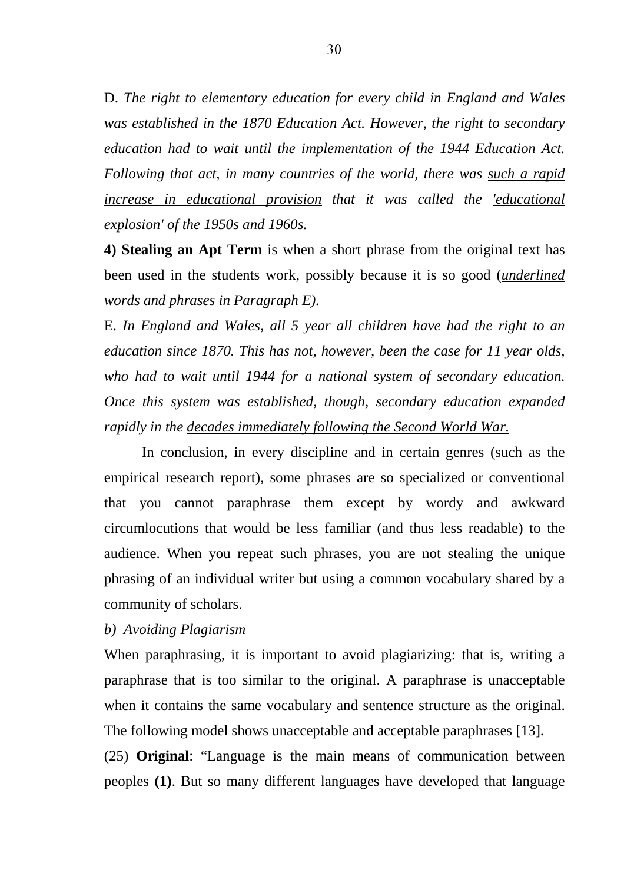D. *The right to elementary education for every child in England and Wales was established in the 1870 Education Act. However, the right to secondary education had to wait until <u>the implementation of the 1944 Education Act</u>. Following that act, in many countries of the world, there was <u>such a rapid increase in educational provision</u> that it was called the <u>'educational explosion'</u> <u>of the 1950s and 1960s.</u>*

**4) Stealing an Apt Term** is when a short phrase from the original text has been used in the students work, possibly because it is so good (*<u>underlined words and phrases in Paragraph E).</u>*

E. *In England and Wales, all 5 year all children have had the right to an education since 1870. This has not, however, been the case for 11 year olds, who had to wait until 1944 for a national system of secondary education. Once this system was established, though, secondary education expanded rapidly in the <u>decades immediately following the Second World War.</u>*

In conclusion, in every discipline and in certain genres (such as the empirical research report), some phrases are so specialized or conventional that you cannot paraphrase them except by wordy and awkward circumlocutions that would be less familiar (and thus less readable) to the audience. When you repeat such phrases, you are not stealing the unique phrasing of an individual writer but using a common vocabulary shared by a community of scholars.

*b) Avoiding Plagiarism*

When paraphrasing, it is important to avoid plagiarizing: that is, writing a paraphrase that is too similar to the original. A paraphrase is unacceptable when it contains the same vocabulary and sentence structure as the original. The following model shows unacceptable and acceptable paraphrases [13].

(25) **Original**: "Language is the main means of communication between peoples **(1)**. But so many different languages have developed that language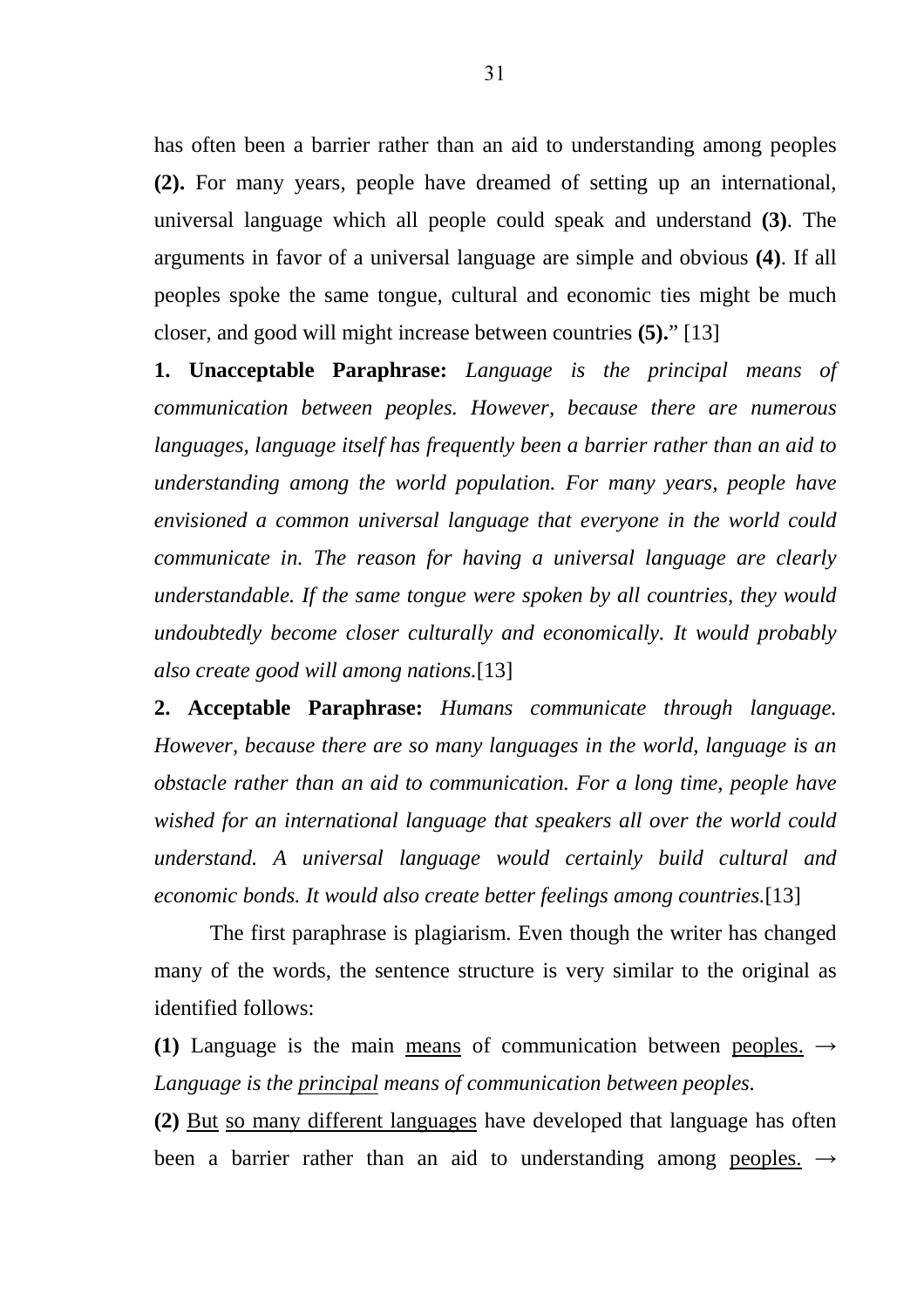has often been a barrier rather than an aid to understanding among peoples **(2).** For many years, people have dreamed of setting up an international, universal language which all people could speak and understand **(3)**. The arguments in favor of a universal language are simple and obvious **(4)**. If all peoples spoke the same tongue, cultural and economic ties might be much closer, and good will might increase between countries **(5).**" [13]

**1. Unacceptable Paraphrase:** *Language is the principal means of communication between peoples. However, because there are numerous languages, language itself has frequently been a barrier rather than an aid to understanding among the world population. For many years, people have envisioned a common universal language that everyone in the world could communicate in. The reason for having a universal language are clearly understandable. If the same tongue were spoken by all countries, they would undoubtedly become closer culturally and economically. It would probably also create good will among nations.*[13]

**2. Acceptable Paraphrase:** *Humans communicate through language. However, because there are so many languages in the world, language is an obstacle rather than an aid to communication. For a long time, people have wished for an international language that speakers all over the world could understand. A universal language would certainly build cultural and economic bonds. It would also create better feelings among countries.*[13]

The first paraphrase is plagiarism. Even though the writer has changed many of the words, the sentence structure is very similar to the original as identified follows:

**(1)** Language is the main <u>means</u> of communication between <u>peoples.</u> → *Language is the <u>principal</u> means of communication between peoples.*

**(2)** <u>But</u> <u>so many different languages</u> have developed that language has often been a barrier rather than an aid to understanding among <u>peoples.</u> →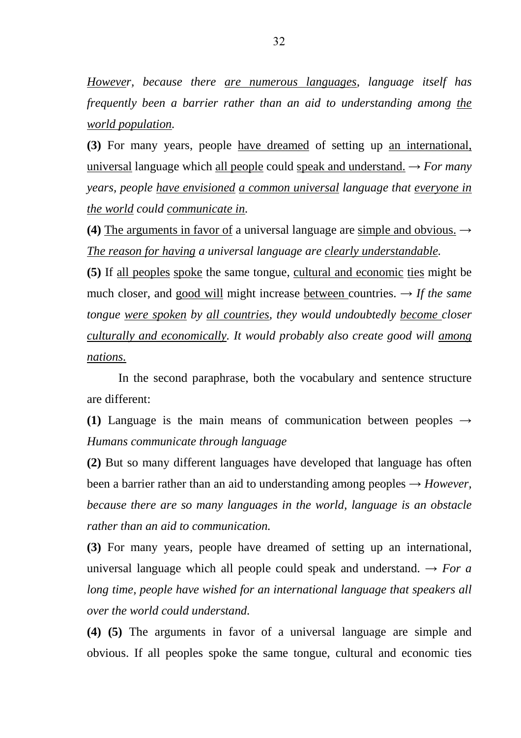*However, because there are numerous languages, language itself has frequently been a barrier rather than an aid to understanding among the world population.*

**(3)** For many years, people have dreamed of setting up an international, universal language which all people could speak and understand. → *For many years, people have envisioned a common universal language that everyone in the world could communicate in.*

**(4)** The arguments in favor of a universal language are simple and obvious. → *The reason for having a universal language are clearly understandable.*

**(5)** If all peoples spoke the same tongue, cultural and economic ties might be much closer, and good will might increase between countries. → *If the same tongue were spoken by all countries, they would undoubtedly become closer culturally and economically. It would probably also create good will among nations.*

In the second paraphrase, both the vocabulary and sentence structure are different:

**(1)** Language is the main means of communication between peoples → *Humans communicate through language*

**(2)** But so many different languages have developed that language has often been a barrier rather than an aid to understanding among peoples → *However, because there are so many languages in the world, language is an obstacle rather than an aid to communication.*

**(3)** For many years, people have dreamed of setting up an international, universal language which all people could speak and understand. → *For a long time, people have wished for an international language that speakers all over the world could understand.*

**(4) (5)** The arguments in favor of a universal language are simple and obvious. If all peoples spoke the same tongue, cultural and economic ties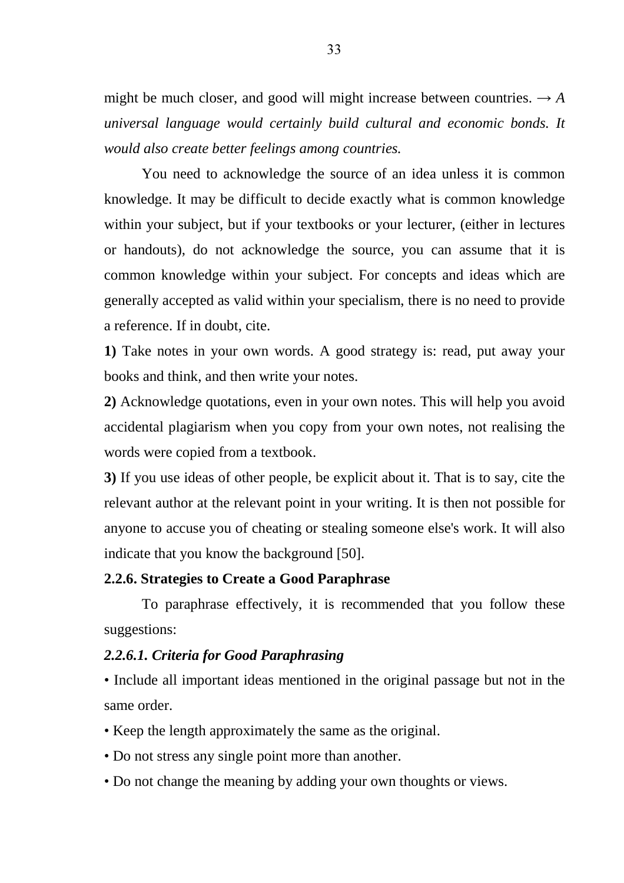might be much closer, and good will might increase between countries. → *A universal language would certainly build cultural and economic bonds. It would also create better feelings among countries.*

You need to acknowledge the source of an idea unless it is common knowledge. It may be difficult to decide exactly what is common knowledge within your subject, but if your textbooks or your lecturer, (either in lectures or handouts), do not acknowledge the source, you can assume that it is common knowledge within your subject. For concepts and ideas which are generally accepted as valid within your specialism, there is no need to provide a reference. If in doubt, cite.

**1)** Take notes in your own words. A good strategy is: read, put away your books and think, and then write your notes.

**2)** Acknowledge quotations, even in your own notes. This will help you avoid accidental plagiarism when you copy from your own notes, not realising the words were copied from a textbook.

**3)** If you use ideas of other people, be explicit about it. That is to say, cite the relevant author at the relevant point in your writing. It is then not possible for anyone to accuse you of cheating or stealing someone else's work. It will also indicate that you know the background [50].

### 2.2.6. Strategies to Create a Good Paraphrase

To paraphrase effectively, it is recommended that you follow these suggestions:

#### *2.2.6.1. Criteria for Good Paraphrasing*

• Include all important ideas mentioned in the original passage but not in the same order.

• Keep the length approximately the same as the original.

• Do not stress any single point more than another.

• Do not change the meaning by adding your own thoughts or views.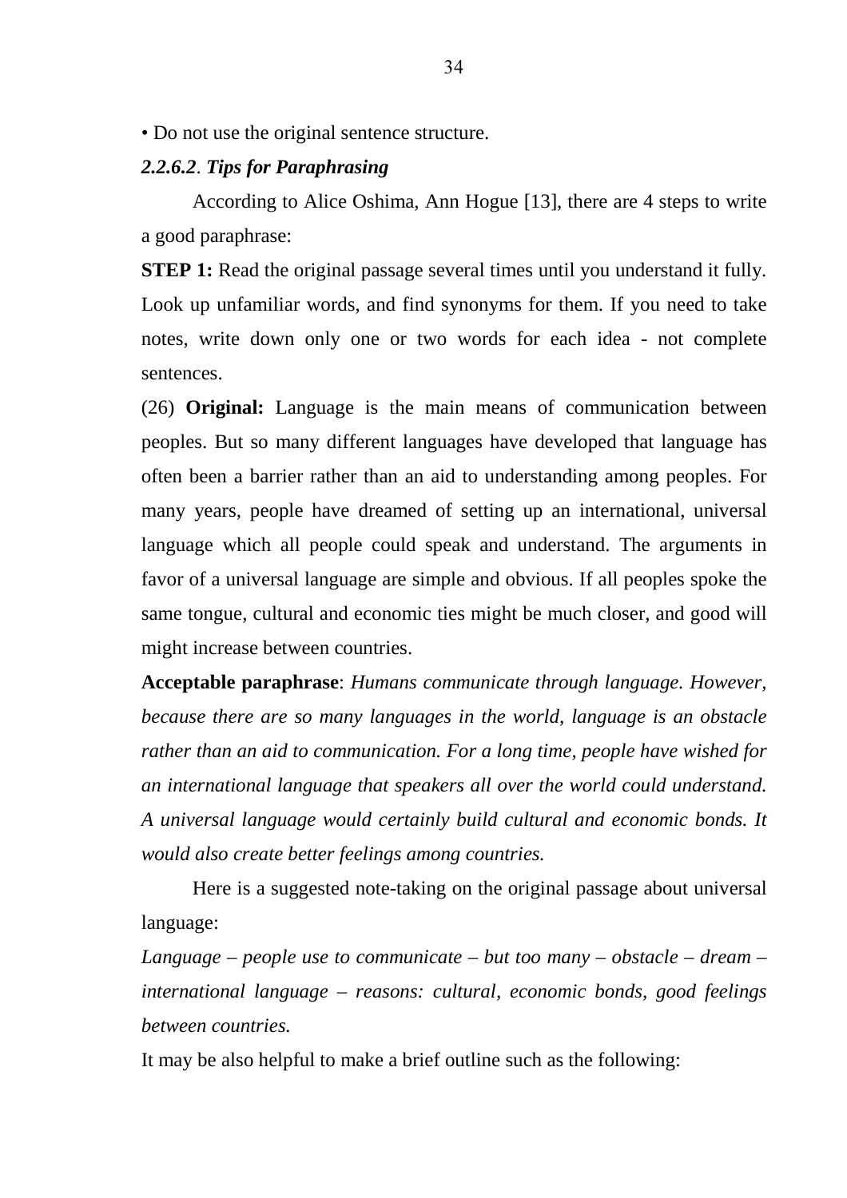• Do not use the original sentence structure.

***2.2.6.2**. **Tips for Paraphrasing***

According to Alice Oshima, Ann Hogue [13], there are 4 steps to write a good paraphrase:

**STEP 1:** Read the original passage several times until you understand it fully. Look up unfamiliar words, and find synonyms for them. If you need to take notes, write down only one or two words for each idea - not complete sentences.

(26) **Original:** Language is the main means of communication between peoples. But so many different languages have developed that language has often been a barrier rather than an aid to understanding among peoples. For many years, people have dreamed of setting up an international, universal language which all people could speak and understand. The arguments in favor of a universal language are simple and obvious. If all peoples spoke the same tongue, cultural and economic ties might be much closer, and good will might increase between countries.

**Acceptable paraphrase**: *Humans communicate through language. However, because there are so many languages in the world, language is an obstacle rather than an aid to communication. For a long time, people have wished for an international language that speakers all over the world could understand. A universal language would certainly build cultural and economic bonds. It would also create better feelings among countries.*

Here is a suggested note-taking on the original passage about universal language:

*Language – people use to communicate – but too many – obstacle – dream – international language – reasons: cultural, economic bonds, good feelings between countries.*

It may be also helpful to make a brief outline such as the following: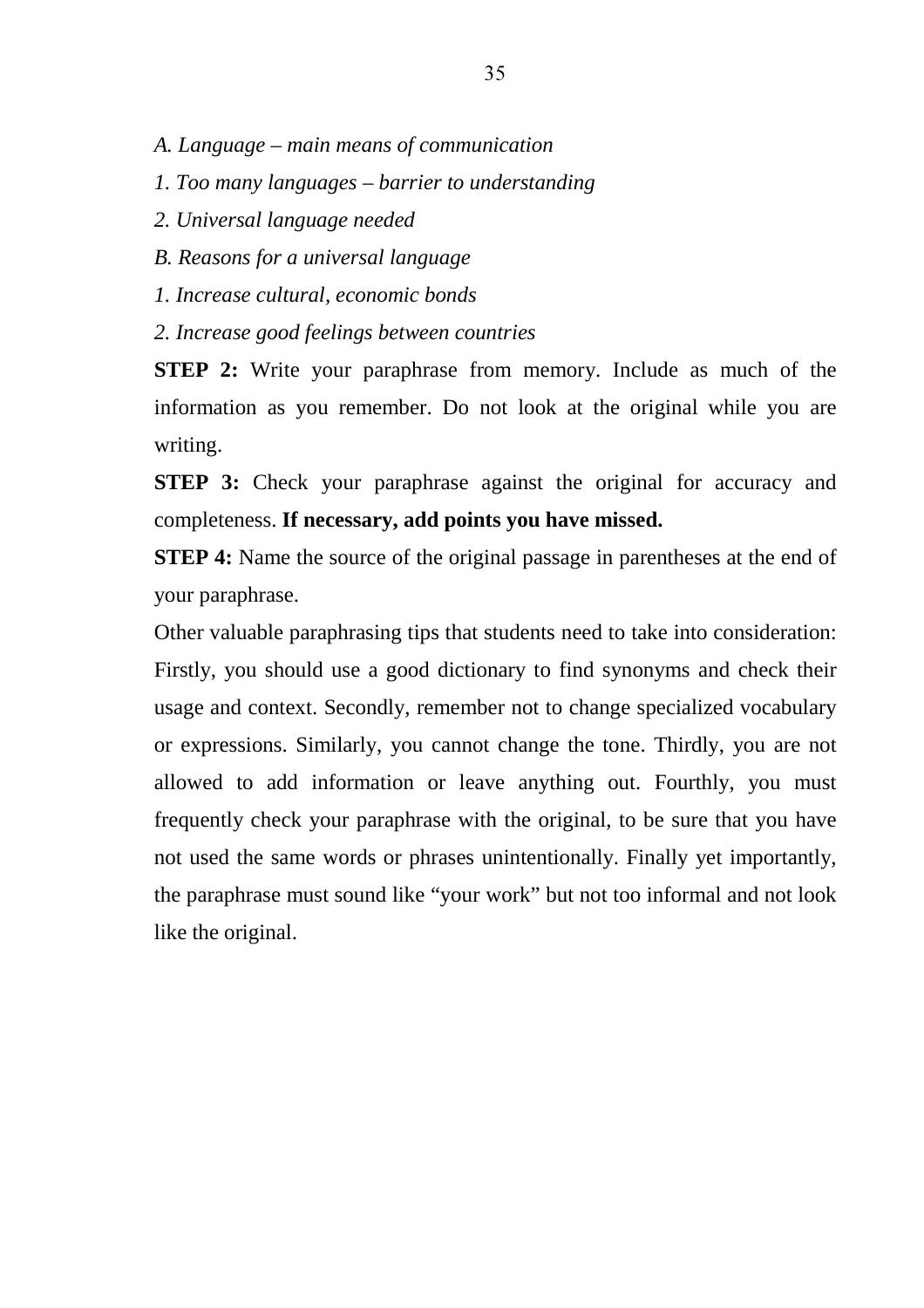*A. Language – main means of communication*

*1. Too many languages – barrier to understanding*

*2. Universal language needed*

*B. Reasons for a universal language*

*1. Increase cultural, economic bonds*

*2. Increase good feelings between countries*

**STEP 2:** Write your paraphrase from memory. Include as much of the information as you remember. Do not look at the original while you are writing.

**STEP 3:** Check your paraphrase against the original for accuracy and completeness. **If necessary, add points you have missed.**

**STEP 4:** Name the source of the original passage in parentheses at the end of your paraphrase.

Other valuable paraphrasing tips that students need to take into consideration: Firstly, you should use a good dictionary to find synonyms and check their usage and context. Secondly, remember not to change specialized vocabulary or expressions. Similarly, you cannot change the tone. Thirdly, you are not allowed to add information or leave anything out. Fourthly, you must frequently check your paraphrase with the original, to be sure that you have not used the same words or phrases unintentionally. Finally yet importantly, the paraphrase must sound like "your work" but not too informal and not look like the original.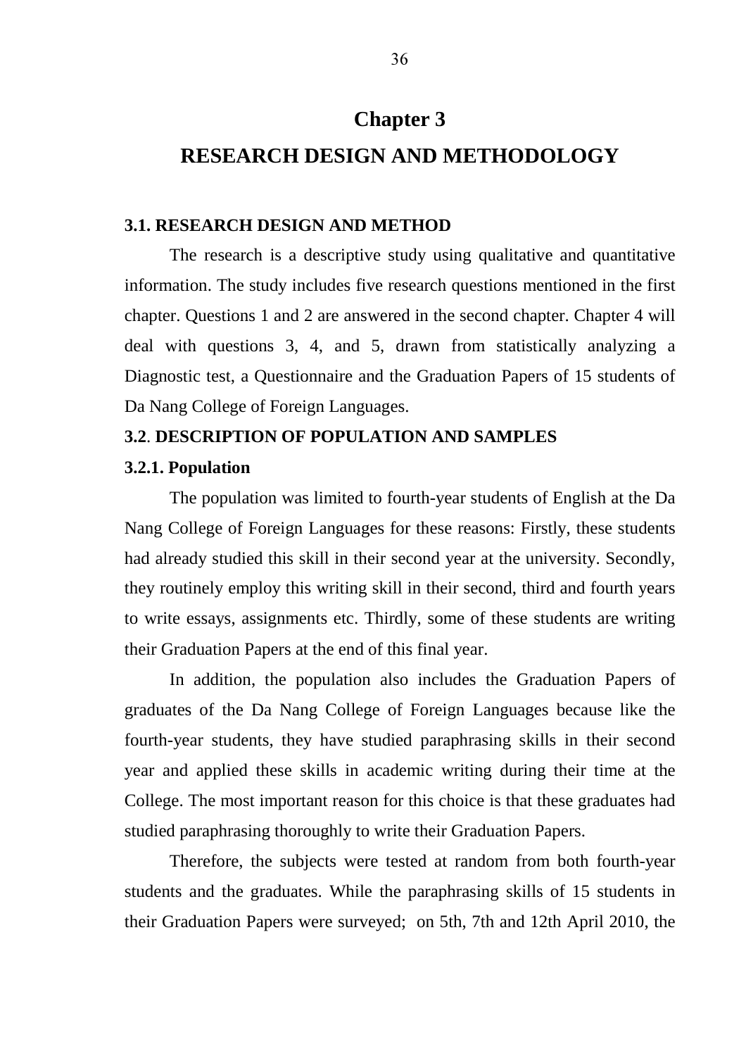# Chapter 3

# RESEARCH DESIGN AND METHODOLOGY

### 3.1. RESEARCH DESIGN AND METHOD

The research is a descriptive study using qualitative and quantitative information. The study includes five research questions mentioned in the first chapter. Questions 1 and 2 are answered in the second chapter. Chapter 4 will deal with questions 3, 4, and 5, drawn from statistically analyzing a Diagnostic test, a Questionnaire and the Graduation Papers of 15 students of Da Nang College of Foreign Languages.

### 3.2. DESCRIPTION OF POPULATION AND SAMPLES

#### 3.2.1. Population

The population was limited to fourth-year students of English at the Da Nang College of Foreign Languages for these reasons: Firstly, these students had already studied this skill in their second year at the university. Secondly, they routinely employ this writing skill in their second, third and fourth years to write essays, assignments etc. Thirdly, some of these students are writing their Graduation Papers at the end of this final year.

In addition, the population also includes the Graduation Papers of graduates of the Da Nang College of Foreign Languages because like the fourth-year students, they have studied paraphrasing skills in their second year and applied these skills in academic writing during their time at the College. The most important reason for this choice is that these graduates had studied paraphrasing thoroughly to write their Graduation Papers.

Therefore, the subjects were tested at random from both fourth-year students and the graduates. While the paraphrasing skills of 15 students in their Graduation Papers were surveyed; on 5th, 7th and 12th April 2010, the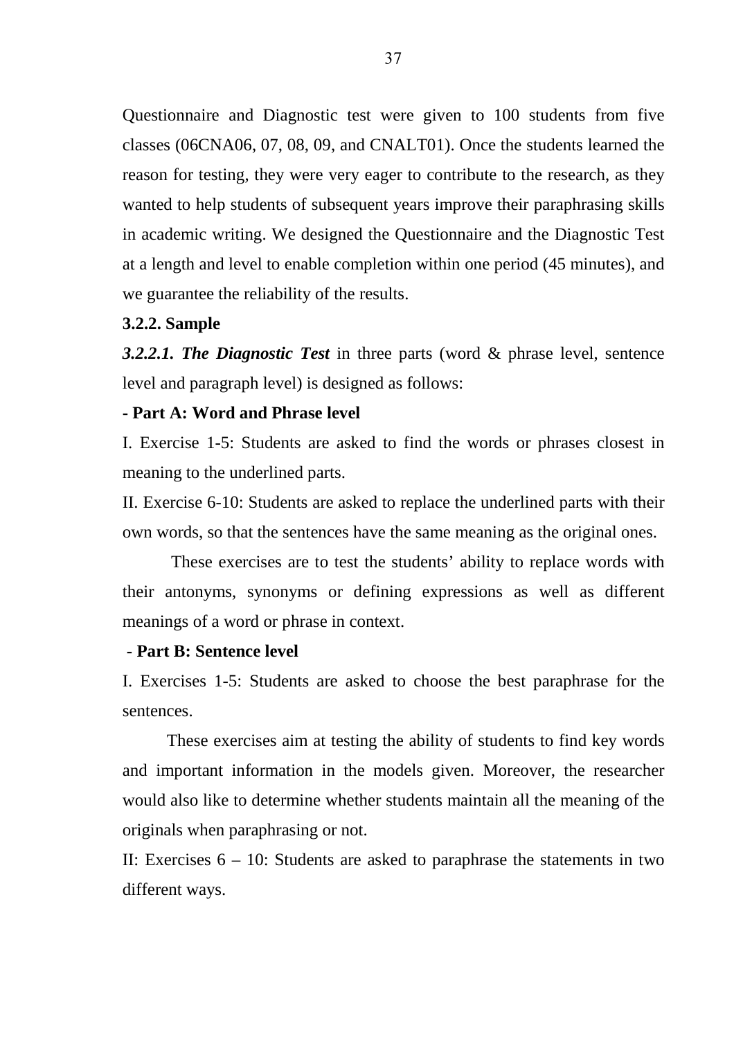Questionnaire and Diagnostic test were given to 100 students from five classes (06CNA06, 07, 08, 09, and CNALT01). Once the students learned the reason for testing, they were very eager to contribute to the research, as they wanted to help students of subsequent years improve their paraphrasing skills in academic writing. We designed the Questionnaire and the Diagnostic Test at a length and level to enable completion within one period (45 minutes), and we guarantee the reliability of the results.

**3.2.2. Sample**

***3.2.2.1. The Diagnostic Test*** in three parts (word & phrase level, sentence level and paragraph level) is designed as follows:

**- Part A: Word and Phrase level**

I. Exercise 1-5: Students are asked to find the words or phrases closest in meaning to the underlined parts.

II. Exercise 6-10: Students are asked to replace the underlined parts with their own words, so that the sentences have the same meaning as the original ones.

These exercises are to test the students' ability to replace words with their antonyms, synonyms or defining expressions as well as different meanings of a word or phrase in context.

**- Part B: Sentence level**

I. Exercises 1-5: Students are asked to choose the best paraphrase for the sentences.

These exercises aim at testing the ability of students to find key words and important information in the models given. Moreover, the researcher would also like to determine whether students maintain all the meaning of the originals when paraphrasing or not.

II: Exercises 6 – 10: Students are asked to paraphrase the statements in two different ways.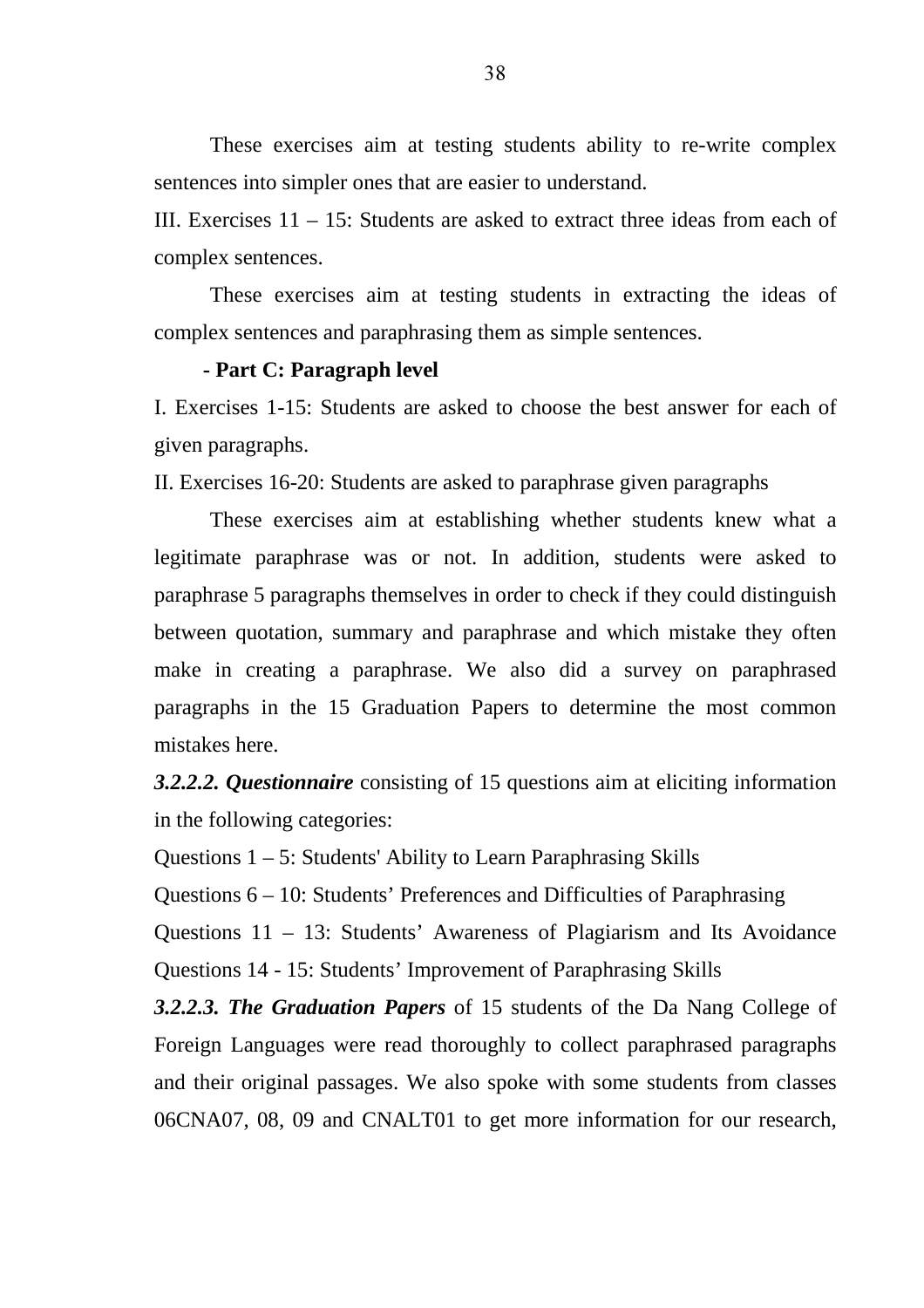These exercises aim at testing students ability to re-write complex sentences into simpler ones that are easier to understand.

III. Exercises 11 – 15: Students are asked to extract three ideas from each of complex sentences.

These exercises aim at testing students in extracting the ideas of complex sentences and paraphrasing them as simple sentences.

**- Part C: Paragraph level**

I. Exercises 1-15: Students are asked to choose the best answer for each of given paragraphs.

II. Exercises 16-20: Students are asked to paraphrase given paragraphs

These exercises aim at establishing whether students knew what a legitimate paraphrase was or not. In addition, students were asked to paraphrase 5 paragraphs themselves in order to check if they could distinguish between quotation, summary and paraphrase and which mistake they often make in creating a paraphrase. We also did a survey on paraphrased paragraphs in the 15 Graduation Papers to determine the most common mistakes here.

***3.2.2.2. Questionnaire*** consisting of 15 questions aim at eliciting information in the following categories:

Questions 1 – 5: Students' Ability to Learn Paraphrasing Skills

Questions 6 – 10: Students' Preferences and Difficulties of Paraphrasing

Questions 11 – 13: Students' Awareness of Plagiarism and Its Avoidance

Questions 14 - 15: Students' Improvement of Paraphrasing Skills

***3.2.2.3. The Graduation Papers*** of 15 students of the Da Nang College of Foreign Languages were read thoroughly to collect paraphrased paragraphs and their original passages. We also spoke with some students from classes 06CNA07, 08, 09 and CNALT01 to get more information for our research,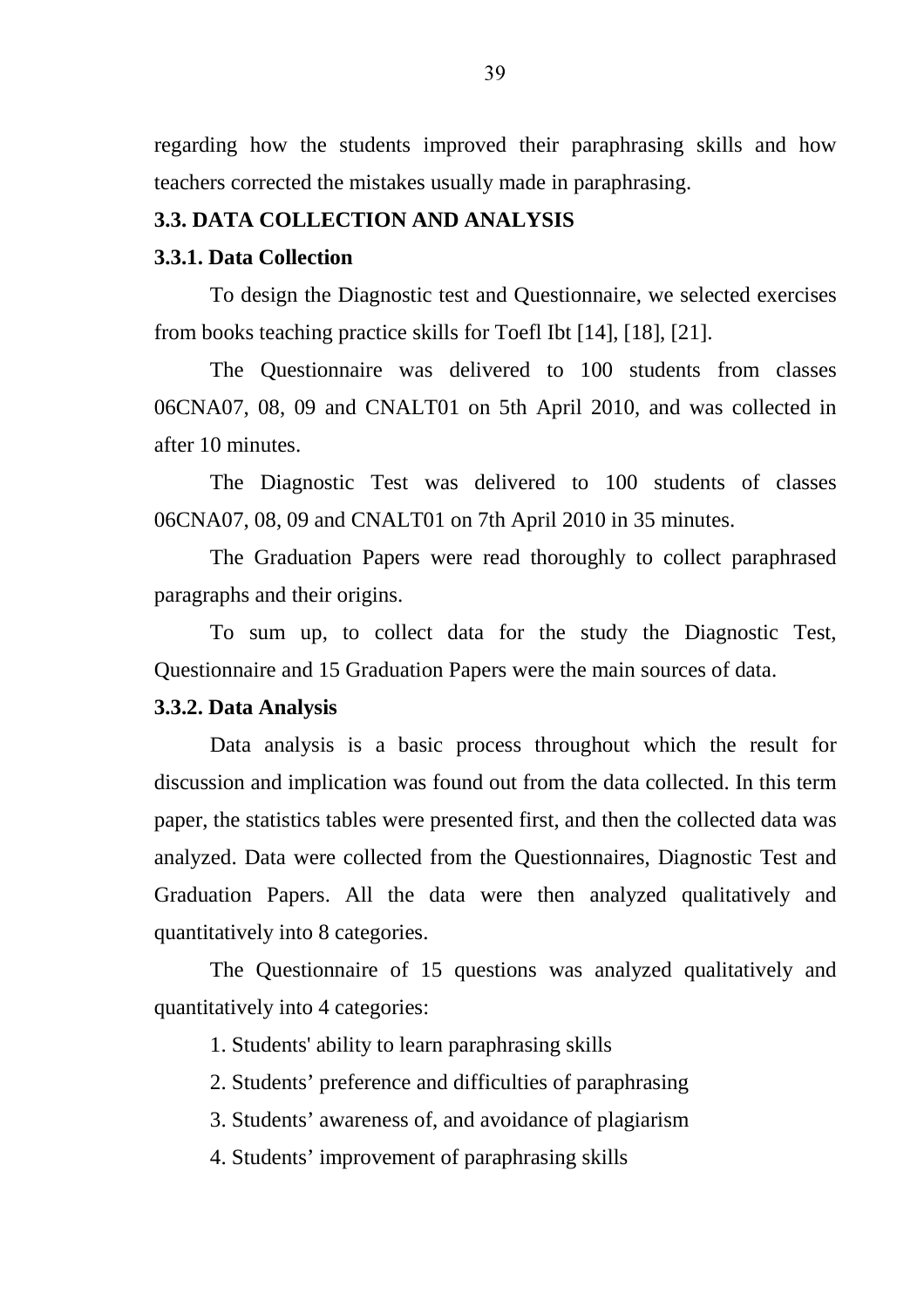regarding how the students improved their paraphrasing skills and how teachers corrected the mistakes usually made in paraphrasing.

## 3.3. DATA COLLECTION AND ANALYSIS

### 3.3.1. Data Collection

To design the Diagnostic test and Questionnaire, we selected exercises from books teaching practice skills for Toefl Ibt [14], [18], [21].

The Questionnaire was delivered to 100 students from classes 06CNA07, 08, 09 and CNALT01 on 5th April 2010, and was collected in after 10 minutes.

The Diagnostic Test was delivered to 100 students of classes 06CNA07, 08, 09 and CNALT01 on 7th April 2010 in 35 minutes.

The Graduation Papers were read thoroughly to collect paraphrased paragraphs and their origins.

To sum up, to collect data for the study the Diagnostic Test, Questionnaire and 15 Graduation Papers were the main sources of data.

### 3.3.2. Data Analysis

Data analysis is a basic process throughout which the result for discussion and implication was found out from the data collected. In this term paper, the statistics tables were presented first, and then the collected data was analyzed. Data were collected from the Questionnaires, Diagnostic Test and Graduation Papers. All the data were then analyzed qualitatively and quantitatively into 8 categories.

The Questionnaire of 15 questions was analyzed qualitatively and quantitatively into 4 categories:

1. Students' ability to learn paraphrasing skills
2. Students' preference and difficulties of paraphrasing
3. Students' awareness of, and avoidance of plagiarism
4. Students' improvement of paraphrasing skills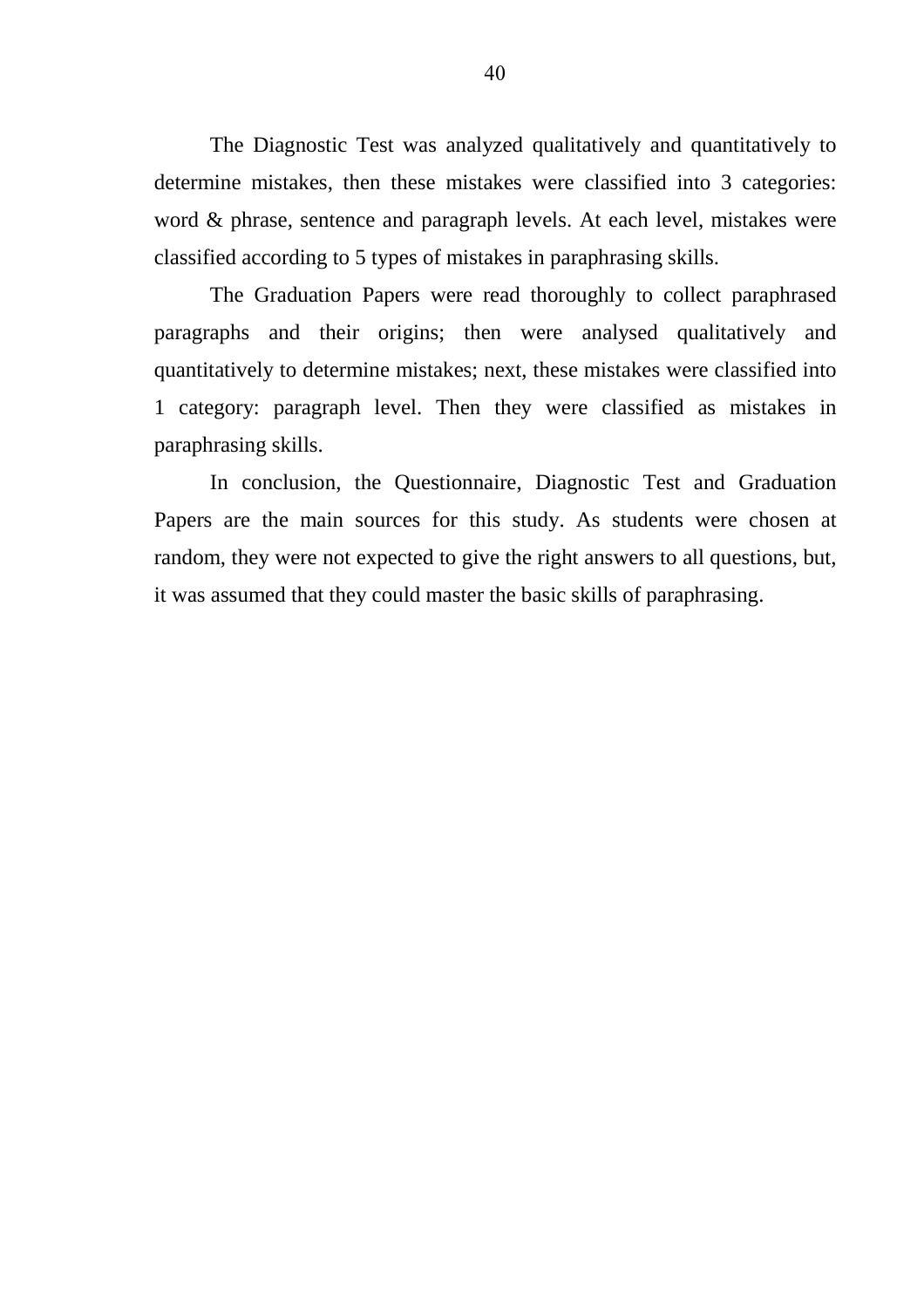The Diagnostic Test was analyzed qualitatively and quantitatively to determine mistakes, then these mistakes were classified into 3 categories: word & phrase, sentence and paragraph levels. At each level, mistakes were classified according to 5 types of mistakes in paraphrasing skills.

The Graduation Papers were read thoroughly to collect paraphrased paragraphs and their origins; then were analysed qualitatively and quantitatively to determine mistakes; next, these mistakes were classified into 1 category: paragraph level. Then they were classified as mistakes in paraphrasing skills.

In conclusion, the Questionnaire, Diagnostic Test and Graduation Papers are the main sources for this study. As students were chosen at random, they were not expected to give the right answers to all questions, but, it was assumed that they could master the basic skills of paraphrasing.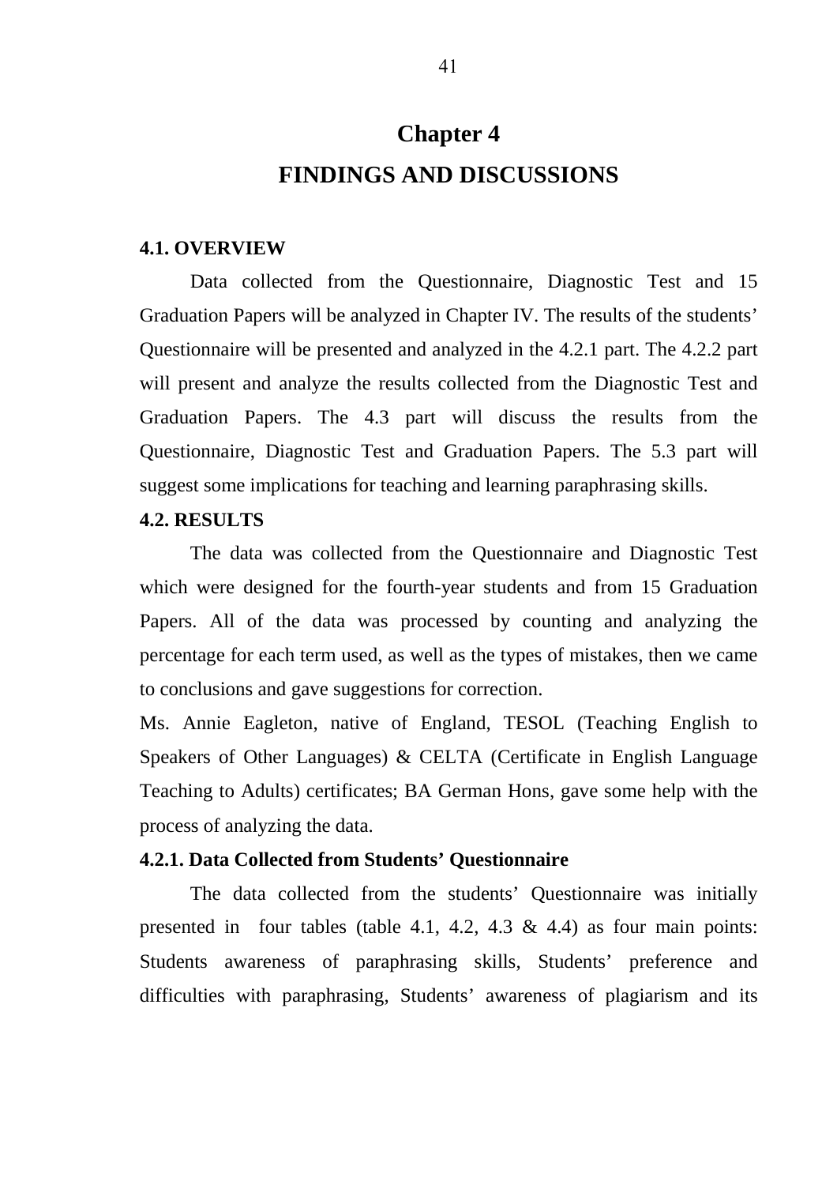# Chapter 4

# FINDINGS AND DISCUSSIONS

### 4.1. OVERVIEW

Data collected from the Questionnaire, Diagnostic Test and 15 Graduation Papers will be analyzed in Chapter IV. The results of the students' Questionnaire will be presented and analyzed in the 4.2.1 part. The 4.2.2 part will present and analyze the results collected from the Diagnostic Test and Graduation Papers. The 4.3 part will discuss the results from the Questionnaire, Diagnostic Test and Graduation Papers. The 5.3 part will suggest some implications for teaching and learning paraphrasing skills.

### 4.2. RESULTS

The data was collected from the Questionnaire and Diagnostic Test which were designed for the fourth-year students and from 15 Graduation Papers. All of the data was processed by counting and analyzing the percentage for each term used, as well as the types of mistakes, then we came to conclusions and gave suggestions for correction.

Ms. Annie Eagleton, native of England, TESOL (Teaching English to Speakers of Other Languages) & CELTA (Certificate in English Language Teaching to Adults) certificates; BA German Hons, gave some help with the process of analyzing the data.

#### 4.2.1. Data Collected from Students' Questionnaire

The data collected from the students' Questionnaire was initially presented in four tables (table 4.1, 4.2, 4.3 & 4.4) as four main points: Students awareness of paraphrasing skills, Students' preference and difficulties with paraphrasing, Students' awareness of plagiarism and its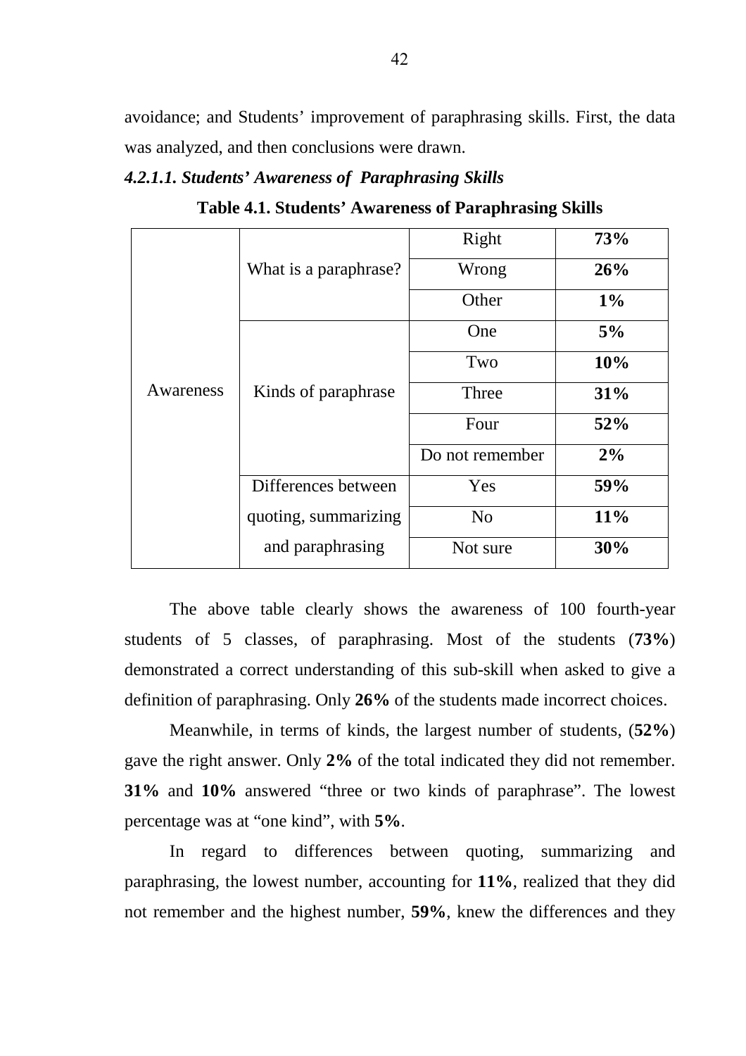avoidance; and Students' improvement of paraphrasing skills. First, the data was analyzed, and then conclusions were drawn.

***4.2.1.1. Students' Awareness of Paraphrasing Skills***

**Table 4.1. Students' Awareness of Paraphrasing Skills**

| | | | |
|---|---|---|---|
| Awareness | What is a paraphrase? | Right | **73%** |
| | | Wrong | **26%** |
| | | Other | **1%** |
| | Kinds of paraphrase | One | **5%** |
| | | Two | **10%** |
| | | Three | **31%** |
| | | Four | **52%** |
| | | Do not remember | **2%** |
| | Differences between quoting, summarizing and paraphrasing | Yes | **59%** |
| | | No | **11%** |
| | | Not sure | **30%** |

The above table clearly shows the awareness of 100 fourth-year students of 5 classes, of paraphrasing. Most of the students (**73%**) demonstrated a correct understanding of this sub-skill when asked to give a definition of paraphrasing. Only **26%** of the students made incorrect choices.

Meanwhile, in terms of kinds, the largest number of students, (**52%**) gave the right answer. Only **2%** of the total indicated they did not remember. **31%** and **10%** answered "three or two kinds of paraphrase". The lowest percentage was at "one kind", with **5%**.

In regard to differences between quoting, summarizing and paraphrasing, the lowest number, accounting for **11%**, realized that they did not remember and the highest number, **59%**, knew the differences and they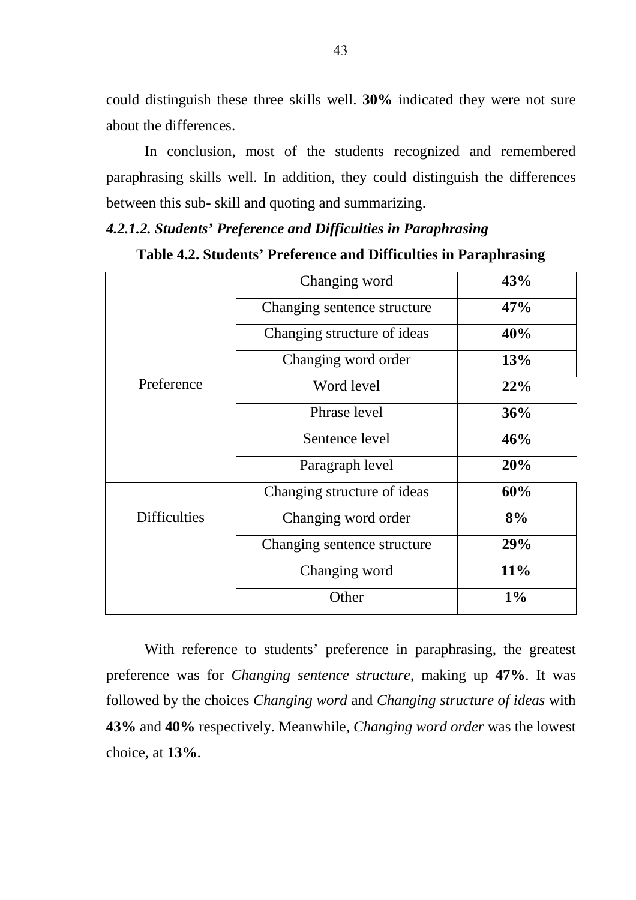could distinguish these three skills well. **30%** indicated they were not sure about the differences.

In conclusion, most of the students recognized and remembered paraphrasing skills well. In addition, they could distinguish the differences between this sub- skill and quoting and summarizing.

#### *4.2.1.2. Students' Preference and Difficulties in Paraphrasing*

**Table 4.2. Students' Preference and Difficulties in Paraphrasing**

| | | |
|---|---|---|
| Preference | Changing word | **43%** |
| | Changing sentence structure | **47%** |
| | Changing structure of ideas | **40%** |
| | Changing word order | **13%** |
| | Word level | **22%** |
| | Phrase level | **36%** |
| | Sentence level | **46%** |
| | Paragraph level | **20%** |
| Difficulties | Changing structure of ideas | **60%** |
| | Changing word order | **8%** |
| | Changing sentence structure | **29%** |
| | Changing word | **11%** |
| | Other | **1%** |

With reference to students' preference in paraphrasing, the greatest preference was for *Changing sentence structure*, making up **47%**. It was followed by the choices *Changing word* and *Changing structure of ideas* with **43%** and **40%** respectively. Meanwhile, *Changing word order* was the lowest choice, at **13%**.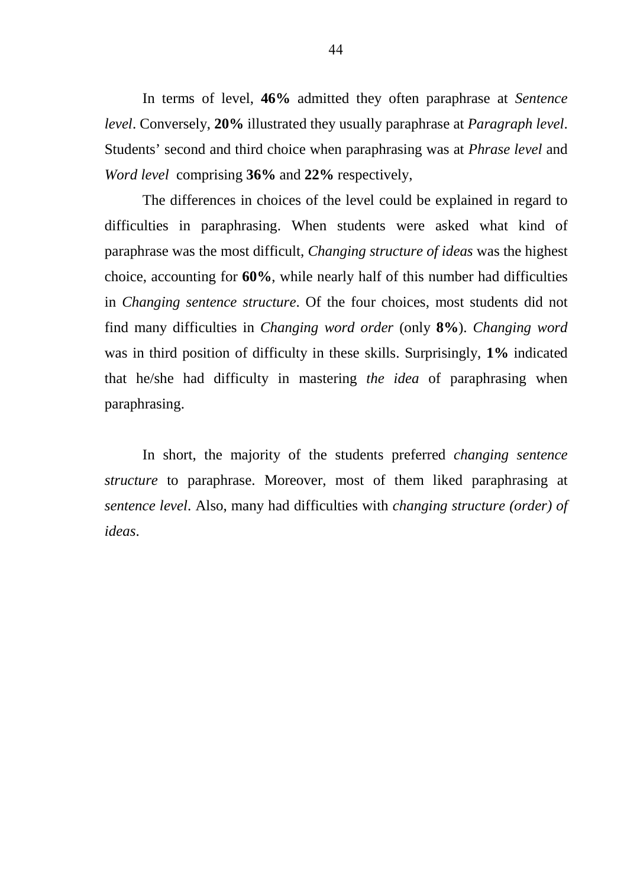In terms of level, **46%** admitted they often paraphrase at *Sentence level*. Conversely, **20%** illustrated they usually paraphrase at *Paragraph level*. Students' second and third choice when paraphrasing was at *Phrase level* and *Word level* comprising **36%** and **22%** respectively,

The differences in choices of the level could be explained in regard to difficulties in paraphrasing. When students were asked what kind of paraphrase was the most difficult, *Changing structure of ideas* was the highest choice, accounting for **60%**, while nearly half of this number had difficulties in *Changing sentence structure*. Of the four choices, most students did not find many difficulties in *Changing word order* (only **8%**). *Changing word* was in third position of difficulty in these skills. Surprisingly, **1%** indicated that he/she had difficulty in mastering *the idea* of paraphrasing when paraphrasing.

In short, the majority of the students preferred *changing sentence structure* to paraphrase. Moreover, most of them liked paraphrasing at *sentence level*. Also, many had difficulties with *changing structure (order) of ideas*.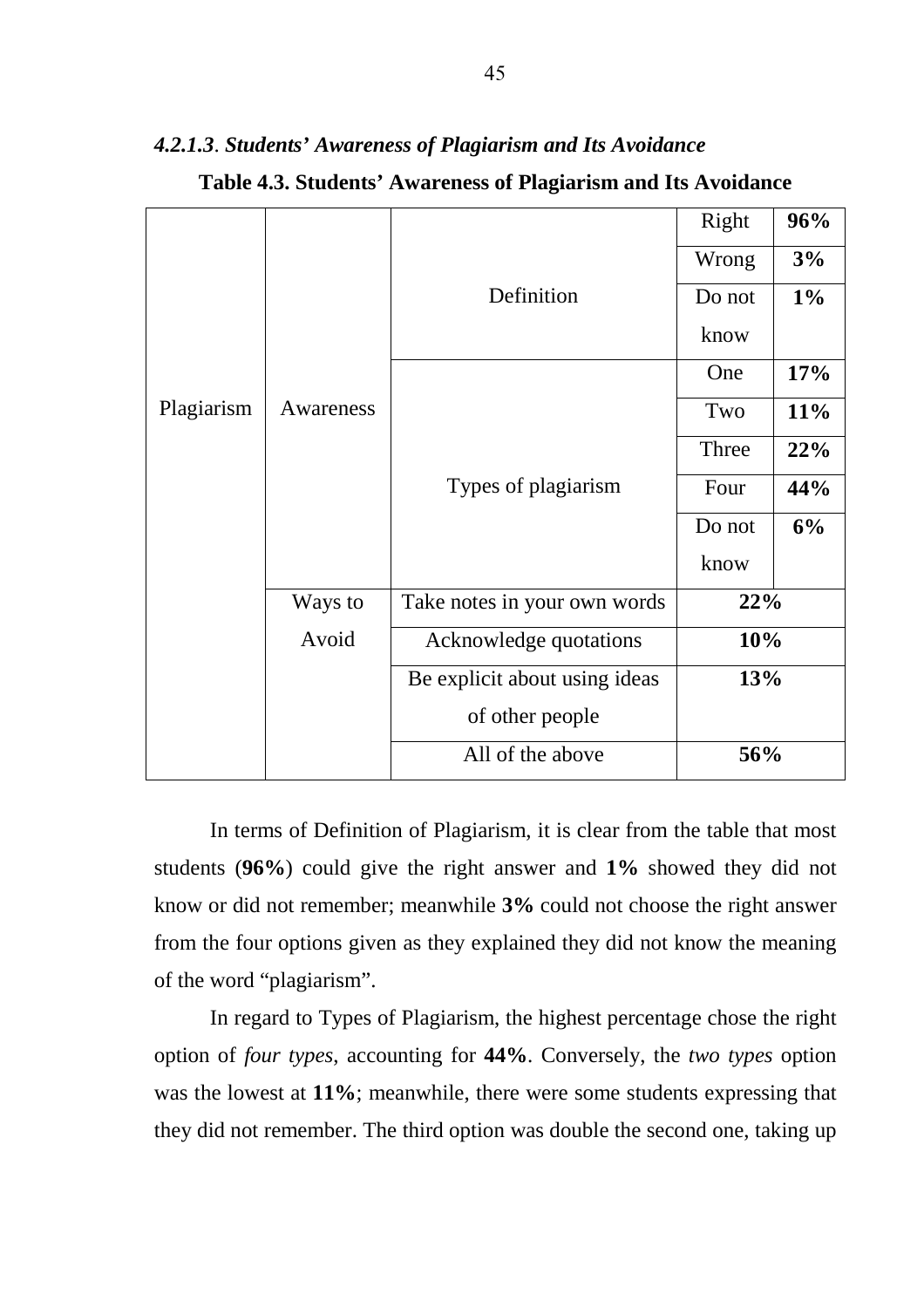#### *4.2.1.3*. *Students' Awareness of Plagiarism and Its Avoidance*

**Table 4.3. Students' Awareness of Plagiarism and Its Avoidance**

| | | | | |
|---|---|---|---|---|
| Plagiarism | Awareness | Definition | Right | **96%** |
| | | | Wrong | **3%** |
| | | | Do not know | **1%** |
| | | Types of plagiarism | One | **17%** |
| | | | Two | **11%** |
| | | | Three | **22%** |
| | | | Four | **44%** |
| | | | Do not know | **6%** |
| | Ways to Avoid | Take notes in your own words | **22%** | |
| | | Acknowledge quotations | **10%** | |
| | | Be explicit about using ideas of other people | **13%** | |
| | | All of the above | **56%** | |

In terms of Definition of Plagiarism, it is clear from the table that most students (**96%**) could give the right answer and **1%** showed they did not know or did not remember; meanwhile **3%** could not choose the right answer from the four options given as they explained they did not know the meaning of the word "plagiarism".

In regard to Types of Plagiarism, the highest percentage chose the right option of *four types*, accounting for **44%**. Conversely, the *two types* option was the lowest at **11%**; meanwhile, there were some students expressing that they did not remember. The third option was double the second one, taking up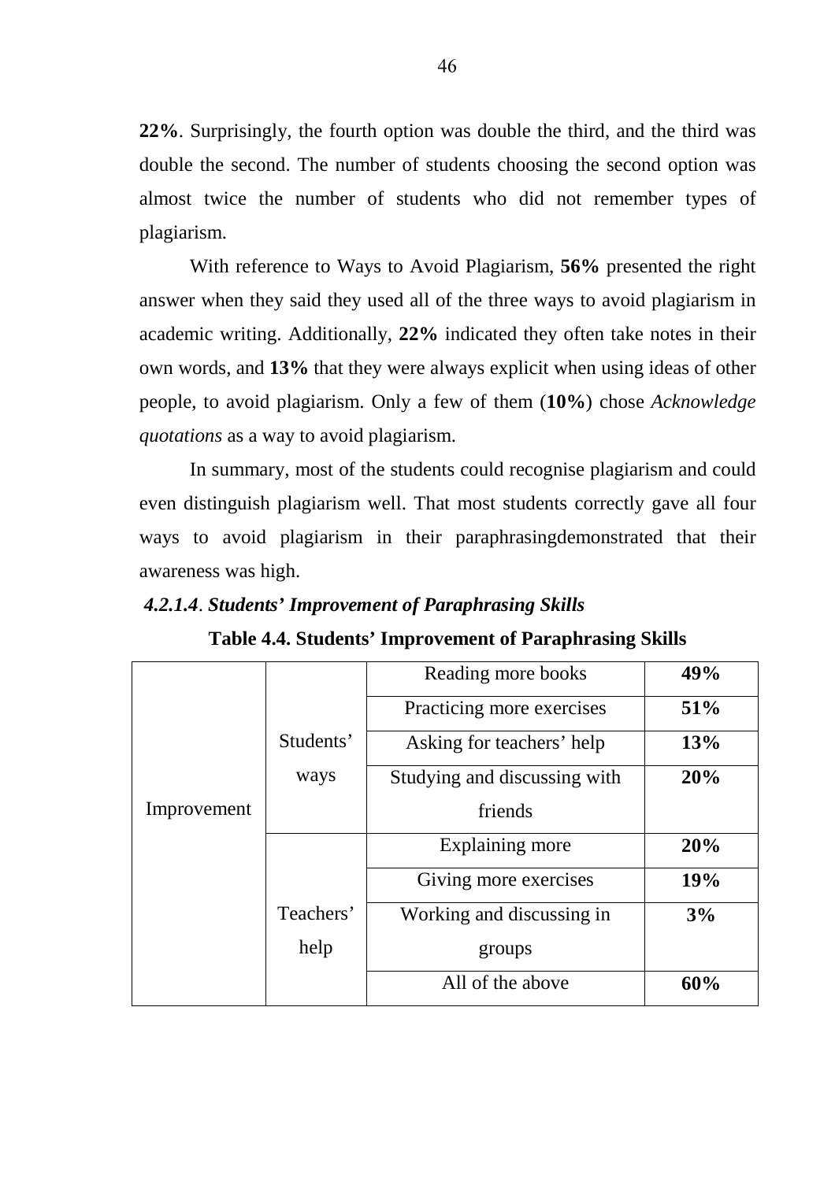**22%**. Surprisingly, the fourth option was double the third, and the third was double the second. The number of students choosing the second option was almost twice the number of students who did not remember types of plagiarism.

With reference to Ways to Avoid Plagiarism, **56%** presented the right answer when they said they used all of the three ways to avoid plagiarism in academic writing. Additionally, **22%** indicated they often take notes in their own words, and **13%** that they were always explicit when using ideas of other people, to avoid plagiarism. Only a few of them (**10%**) chose *Acknowledge quotations* as a way to avoid plagiarism.

In summary, most of the students could recognise plagiarism and could even distinguish plagiarism well. That most students correctly gave all four ways to avoid plagiarism in their paraphrasingdemonstrated that their awareness was high.

#### *4.2.1.4*. *Students' Improvement of Paraphrasing Skills*

**Table 4.4. Students' Improvement of Paraphrasing Skills**

| | | | |
|---|---|---|---|
| Improvement | Students' ways | Reading more books | **49%** |
| | | Practicing more exercises | **51%** |
| | | Asking for teachers' help | **13%** |
| | | Studying and discussing with friends | **20%** |
| | Teachers' help | Explaining more | **20%** |
| | | Giving more exercises | **19%** |
| | | Working and discussing in groups | **3%** |
| | | All of the above | **60%** |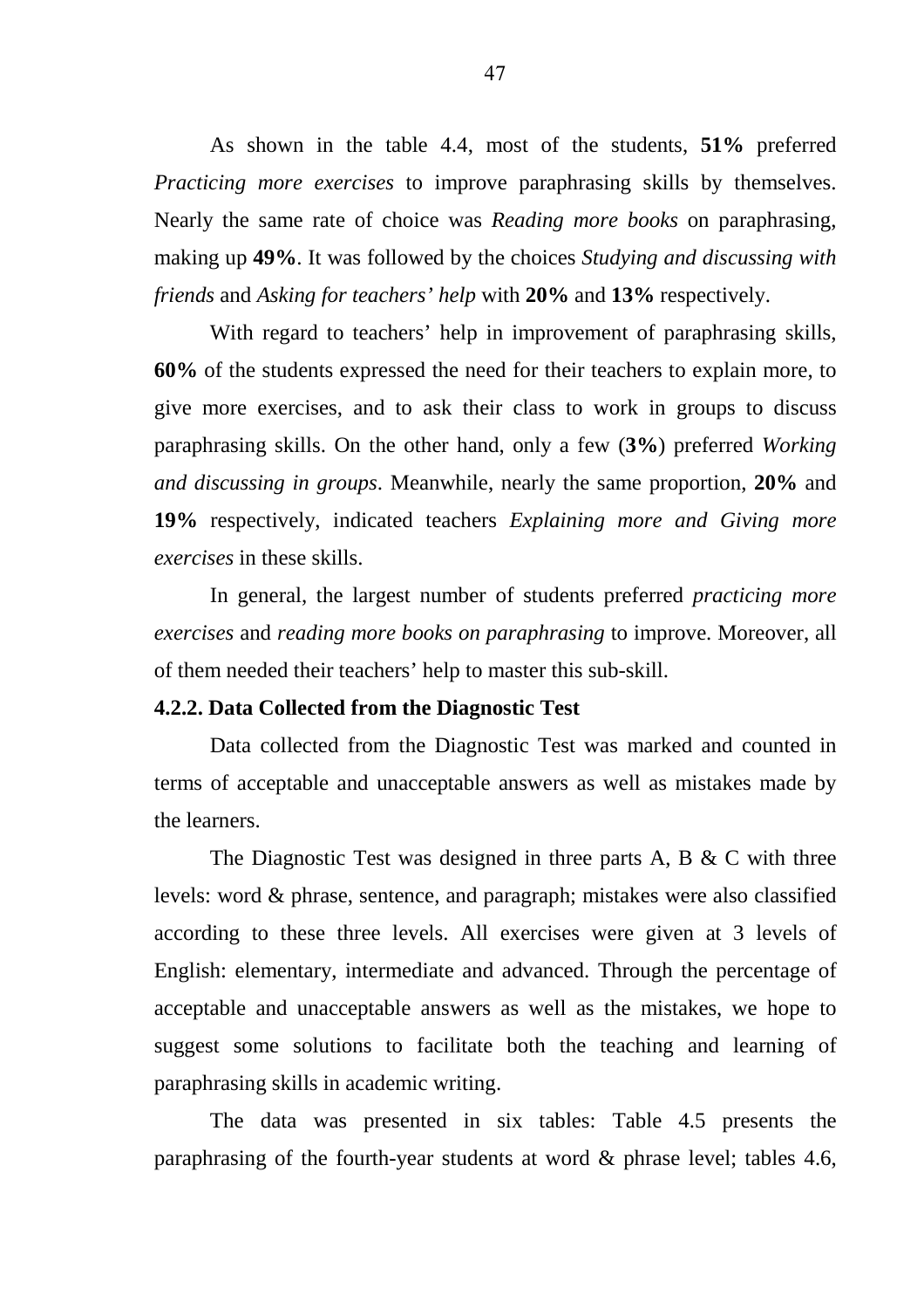As shown in the table 4.4, most of the students, **51%** preferred *Practicing more exercises* to improve paraphrasing skills by themselves. Nearly the same rate of choice was *Reading more books* on paraphrasing, making up **49%**. It was followed by the choices *Studying and discussing with friends* and *Asking for teachers' help* with **20%** and **13%** respectively.

With regard to teachers' help in improvement of paraphrasing skills, **60%** of the students expressed the need for their teachers to explain more, to give more exercises, and to ask their class to work in groups to discuss paraphrasing skills. On the other hand, only a few (**3%**) preferred *Working and discussing in groups*. Meanwhile, nearly the same proportion, **20%** and **19%** respectively, indicated teachers *Explaining more and Giving more exercises* in these skills.

In general, the largest number of students preferred *practicing more exercises* and *reading more books on paraphrasing* to improve. Moreover, all of them needed their teachers' help to master this sub-skill.

### 4.2.2. Data Collected from the Diagnostic Test

Data collected from the Diagnostic Test was marked and counted in terms of acceptable and unacceptable answers as well as mistakes made by the learners.

The Diagnostic Test was designed in three parts A, B & C with three levels: word & phrase, sentence, and paragraph; mistakes were also classified according to these three levels. All exercises were given at 3 levels of English: elementary, intermediate and advanced. Through the percentage of acceptable and unacceptable answers as well as the mistakes, we hope to suggest some solutions to facilitate both the teaching and learning of paraphrasing skills in academic writing.

The data was presented in six tables: Table 4.5 presents the paraphrasing of the fourth-year students at word & phrase level; tables 4.6,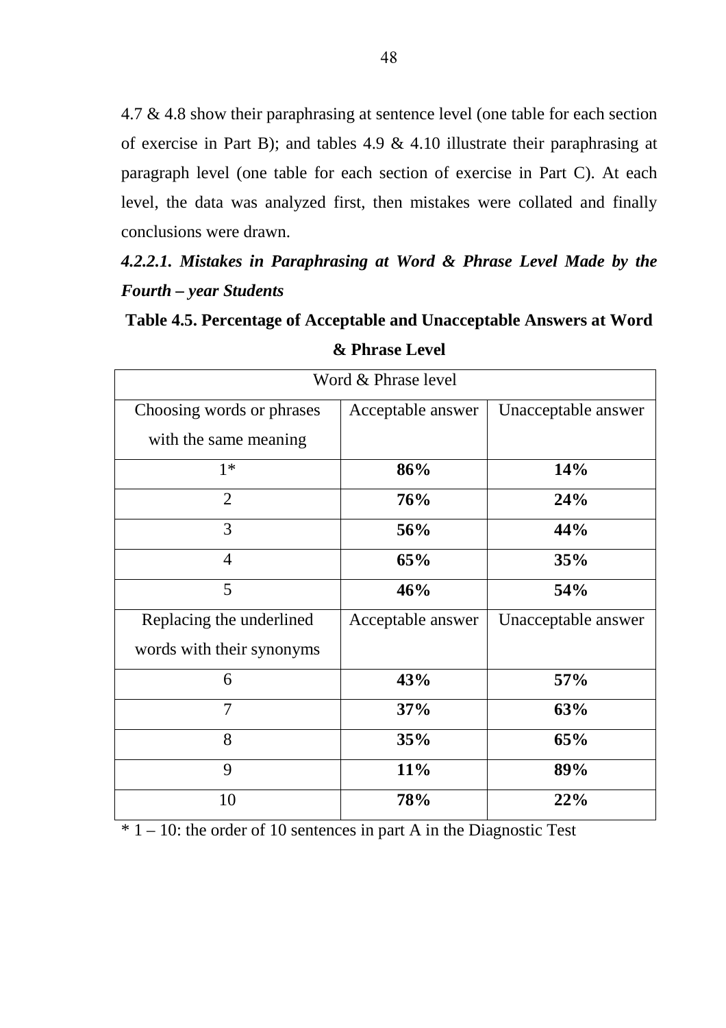4.7 & 4.8 show their paraphrasing at sentence level (one table for each section of exercise in Part B); and tables 4.9 & 4.10 illustrate their paraphrasing at paragraph level (one table for each section of exercise in Part C). At each level, the data was analyzed first, then mistakes were collated and finally conclusions were drawn.

#### *4.2.2.1. Mistakes in Paraphrasing at Word & Phrase Level Made by the Fourth – year Students*

**Table 4.5. Percentage of Acceptable and Unacceptable Answers at Word & Phrase Level**

| Word & Phrase level | | |
|---|---|---|
| Choosing words or phrases with the same meaning | Acceptable answer | Unacceptable answer |
| 1* | **86%** | **14%** |
| 2 | **76%** | **24%** |
| 3 | **56%** | **44%** |
| 4 | **65%** | **35%** |
| 5 | **46%** | **54%** |
| Replacing the underlined words with their synonyms | Acceptable answer | Unacceptable answer |
| 6 | **43%** | **57%** |
| 7 | **37%** | **63%** |
| 8 | **35%** | **65%** |
| 9 | **11%** | **89%** |
| 10 | **78%** | **22%** |

* 1 – 10: the order of 10 sentences in part A in the Diagnostic Test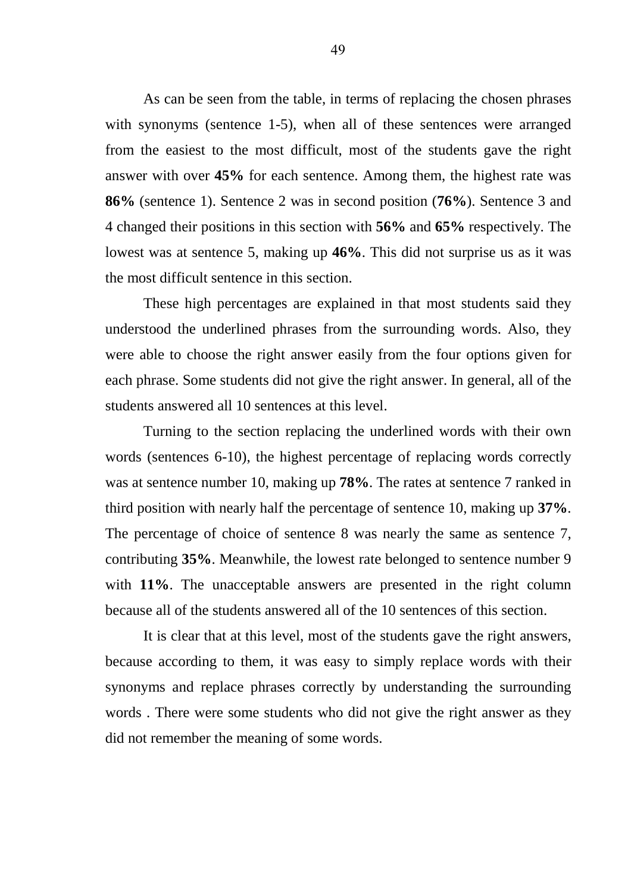As can be seen from the table, in terms of replacing the chosen phrases with synonyms (sentence 1-5), when all of these sentences were arranged from the easiest to the most difficult, most of the students gave the right answer with over **45%** for each sentence. Among them, the highest rate was **86%** (sentence 1). Sentence 2 was in second position (**76%**). Sentence 3 and 4 changed their positions in this section with **56%** and **65%** respectively. The lowest was at sentence 5, making up **46%**. This did not surprise us as it was the most difficult sentence in this section.

These high percentages are explained in that most students said they understood the underlined phrases from the surrounding words. Also, they were able to choose the right answer easily from the four options given for each phrase. Some students did not give the right answer. In general, all of the students answered all 10 sentences at this level.

Turning to the section replacing the underlined words with their own words (sentences 6-10), the highest percentage of replacing words correctly was at sentence number 10, making up **78%**. The rates at sentence 7 ranked in third position with nearly half the percentage of sentence 10, making up **37%**. The percentage of choice of sentence 8 was nearly the same as sentence 7, contributing **35%**. Meanwhile, the lowest rate belonged to sentence number 9 with **11%**. The unacceptable answers are presented in the right column because all of the students answered all of the 10 sentences of this section.

It is clear that at this level, most of the students gave the right answers, because according to them, it was easy to simply replace words with their synonyms and replace phrases correctly by understanding the surrounding words . There were some students who did not give the right answer as they did not remember the meaning of some words.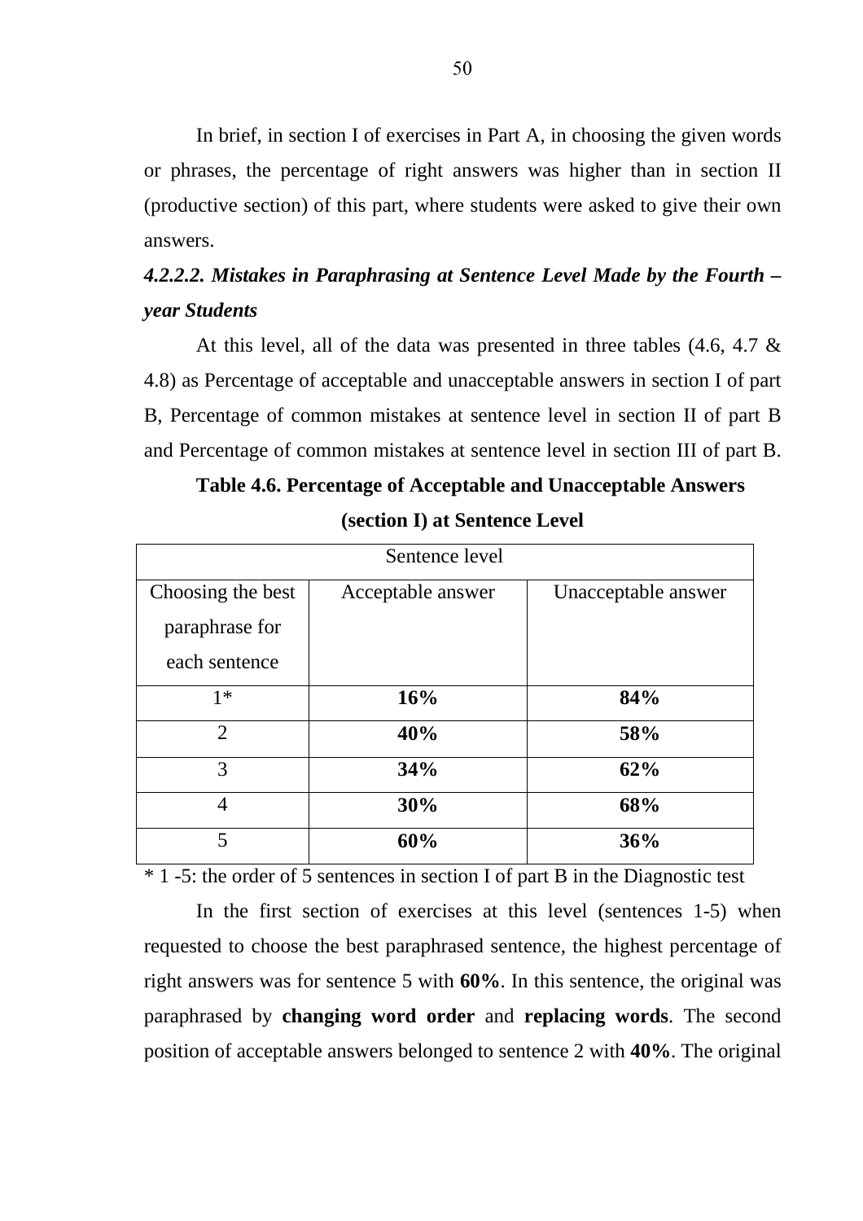In brief, in section I of exercises in Part A, in choosing the given words or phrases, the percentage of right answers was higher than in section II (productive section) of this part, where students were asked to give their own answers.

#### *4.2.2.2. Mistakes in Paraphrasing at Sentence Level Made by the Fourth – year Students*

At this level, all of the data was presented in three tables (4.6, 4.7 & 4.8) as Percentage of acceptable and unacceptable answers in section I of part B, Percentage of common mistakes at sentence level in section II of part B and Percentage of common mistakes at sentence level in section III of part B.

**Table 4.6. Percentage of Acceptable and Unacceptable Answers (section I) at Sentence Level**

| Sentence level | | |
|---|---|---|
| Choosing the best paraphrase for each sentence | Acceptable answer | Unacceptable answer |
| 1* | **16%** | **84%** |
| 2 | **40%** | **58%** |
| 3 | **34%** | **62%** |
| 4 | **30%** | **68%** |
| 5 | **60%** | **36%** |

* 1 -5: the order of 5 sentences in section I of part B in the Diagnostic test

In the first section of exercises at this level (sentences 1-5) when requested to choose the best paraphrased sentence, the highest percentage of right answers was for sentence 5 with **60%**. In this sentence, the original was paraphrased by **changing word order** and **replacing words**. The second position of acceptable answers belonged to sentence 2 with **40%**. The original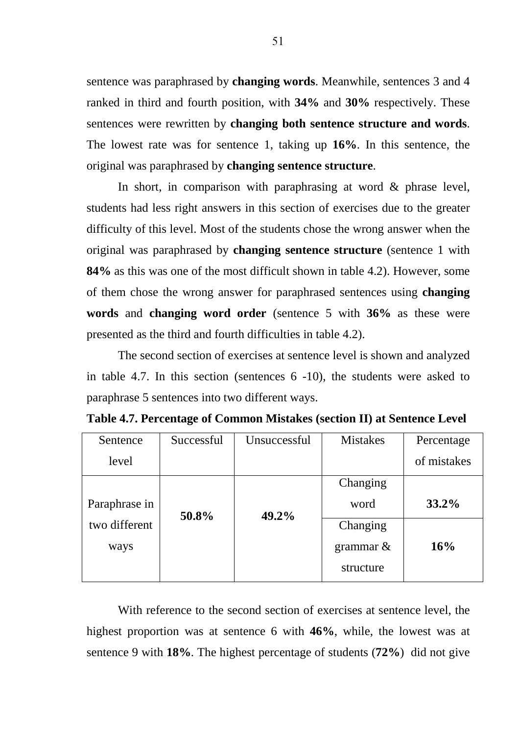sentence was paraphrased by **changing words**. Meanwhile, sentences 3 and 4 ranked in third and fourth position, with **34%** and **30%** respectively. These sentences were rewritten by **changing both sentence structure and words**. The lowest rate was for sentence 1, taking up **16%**. In this sentence, the original was paraphrased by **changing sentence structure**.

In short, in comparison with paraphrasing at word & phrase level, students had less right answers in this section of exercises due to the greater difficulty of this level. Most of the students chose the wrong answer when the original was paraphrased by **changing sentence structure** (sentence 1 with **84%** as this was one of the most difficult shown in table 4.2). However, some of them chose the wrong answer for paraphrased sentences using **changing words** and **changing word order** (sentence 5 with **36%** as these were presented as the third and fourth difficulties in table 4.2).

The second section of exercises at sentence level is shown and analyzed in table 4.7. In this section (sentences 6 -10), the students were asked to paraphrase 5 sentences into two different ways.

**Table 4.7. Percentage of Common Mistakes (section II) at Sentence Level**

| Sentence level | Successful | Unsuccessful | Mistakes | Percentage of mistakes |
|---|---|---|---|---|
| Paraphrase in two different ways | **50.8%** | **49.2%** | Changing word | **33.2%** |
| | | | Changing grammar & structure | **16%** |

With reference to the second section of exercises at sentence level, the highest proportion was at sentence 6 with **46%**, while, the lowest was at sentence 9 with **18%**. The highest percentage of students (**72%**) did not give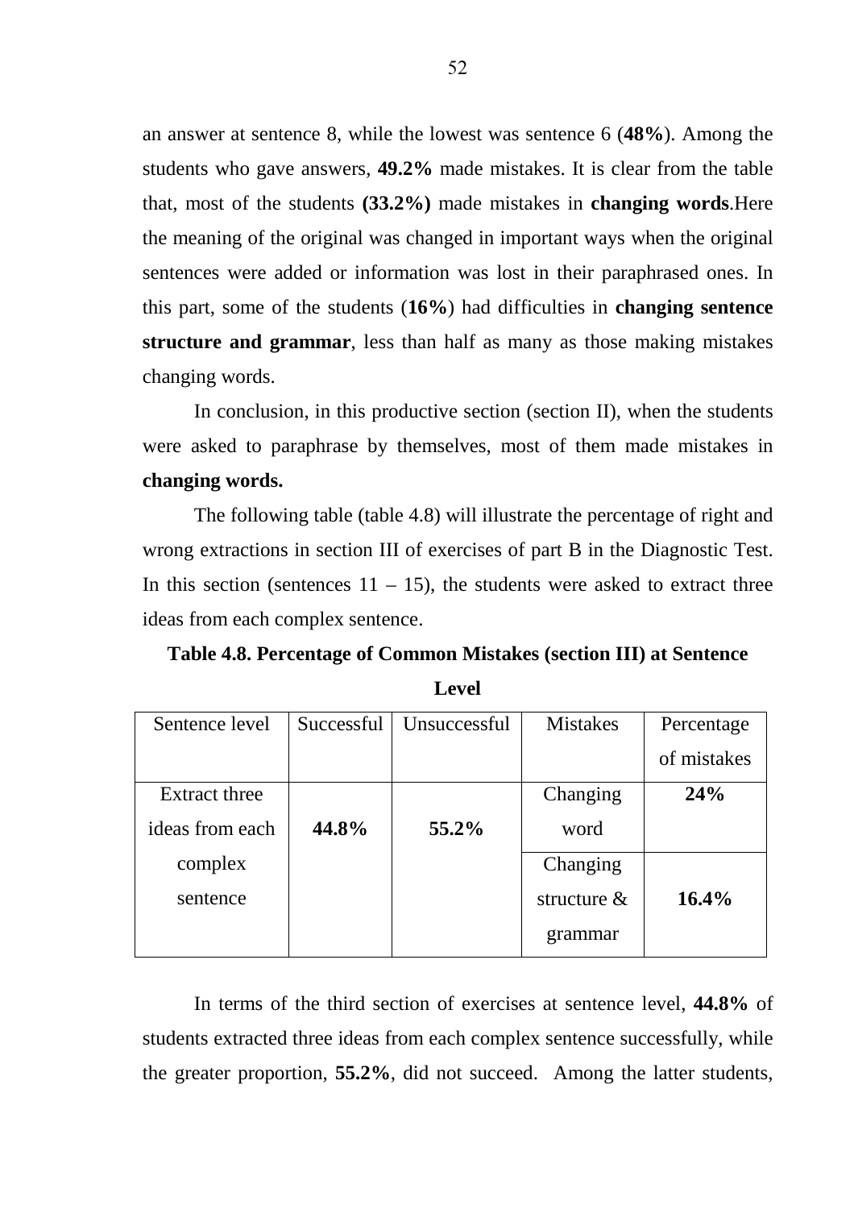an answer at sentence 8, while the lowest was sentence 6 (**48%**). Among the students who gave answers, **49.2%** made mistakes. It is clear from the table that, most of the students **(33.2%)** made mistakes in **changing words**.Here the meaning of the original was changed in important ways when the original sentences were added or information was lost in their paraphrased ones. In this part, some of the students (**16%**) had difficulties in **changing sentence structure and grammar**, less than half as many as those making mistakes changing words.

In conclusion, in this productive section (section II), when the students were asked to paraphrase by themselves, most of them made mistakes in **changing words.**

The following table (table 4.8) will illustrate the percentage of right and wrong extractions in section III of exercises of part B in the Diagnostic Test. In this section (sentences 11 – 15), the students were asked to extract three ideas from each complex sentence.

**Table 4.8. Percentage of Common Mistakes (section III) at Sentence Level**

| Sentence level | Successful | Unsuccessful | Mistakes | Percentage of mistakes |
|---|---|---|---|---|
| Extract three ideas from each complex sentence | **44.8%** | **55.2%** | Changing word | **24%** |
| | | | Changing structure & grammar | **16.4%** |

In terms of the third section of exercises at sentence level, **44.8%** of students extracted three ideas from each complex sentence successfully, while the greater proportion, **55.2%**, did not succeed. Among the latter students,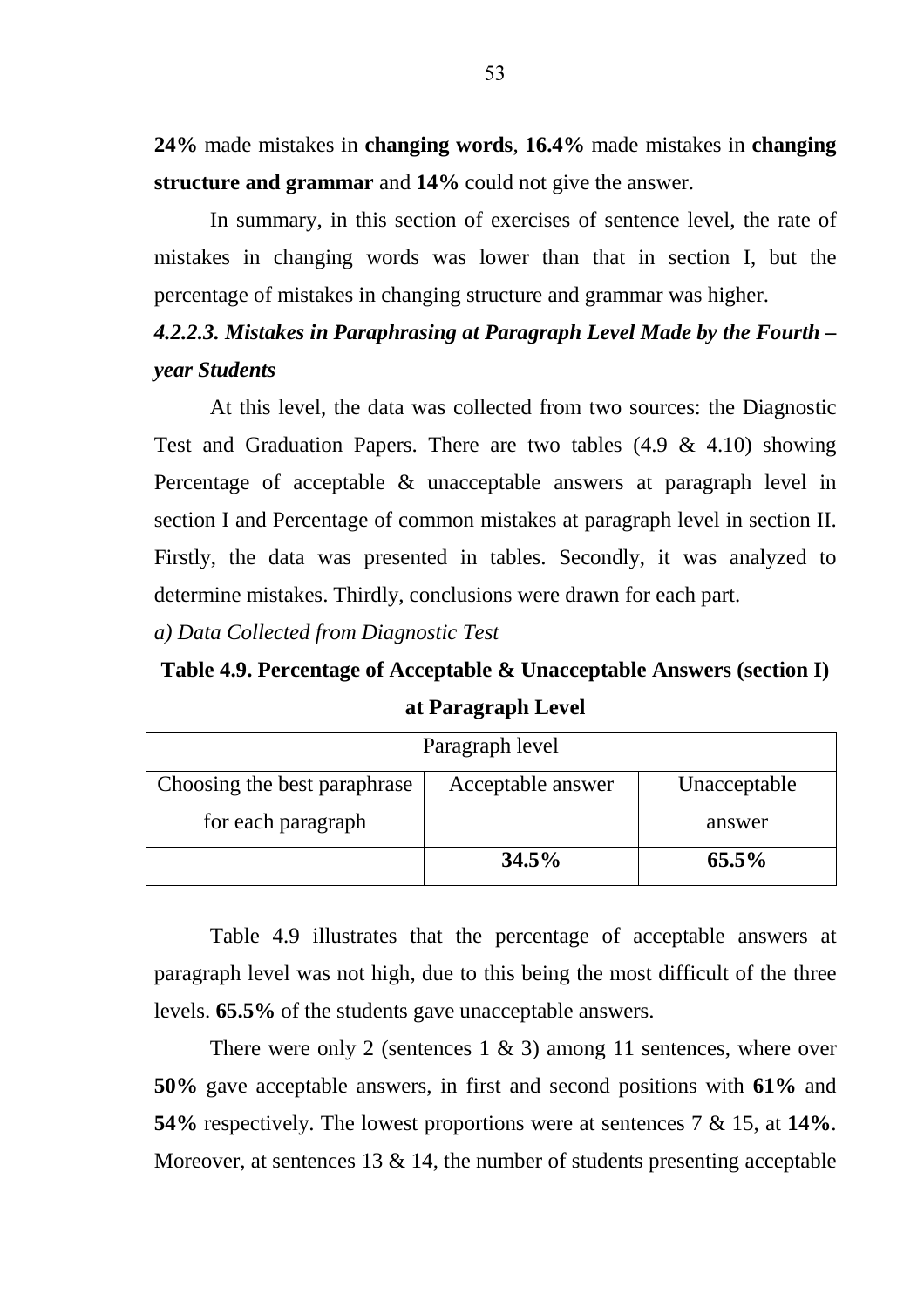**24%** made mistakes in **changing words**, **16.4%** made mistakes in **changing structure and grammar** and **14%** could not give the answer.

In summary, in this section of exercises of sentence level, the rate of mistakes in changing words was lower than that in section I, but the percentage of mistakes in changing structure and grammar was higher.

#### *4.2.2.3. Mistakes in Paraphrasing at Paragraph Level Made by the Fourth – year Students*

At this level, the data was collected from two sources: the Diagnostic Test and Graduation Papers. There are two tables (4.9 & 4.10) showing Percentage of acceptable & unacceptable answers at paragraph level in section I and Percentage of common mistakes at paragraph level in section II. Firstly, the data was presented in tables. Secondly, it was analyzed to determine mistakes. Thirdly, conclusions were drawn for each part.

*a) Data Collected from Diagnostic Test*

**Table 4.9. Percentage of Acceptable & Unacceptable Answers (section I) at Paragraph Level**

| Paragraph level | | |
|---|---|---|
| Choosing the best paraphrase for each paragraph | Acceptable answer | Unacceptable answer |
| | **34.5%** | **65.5%** |

Table 4.9 illustrates that the percentage of acceptable answers at paragraph level was not high, due to this being the most difficult of the three levels. **65.5%** of the students gave unacceptable answers.

There were only 2 (sentences 1 & 3) among 11 sentences, where over **50%** gave acceptable answers, in first and second positions with **61%** and **54%** respectively. The lowest proportions were at sentences 7 & 15, at **14%**. Moreover, at sentences 13 & 14, the number of students presenting acceptable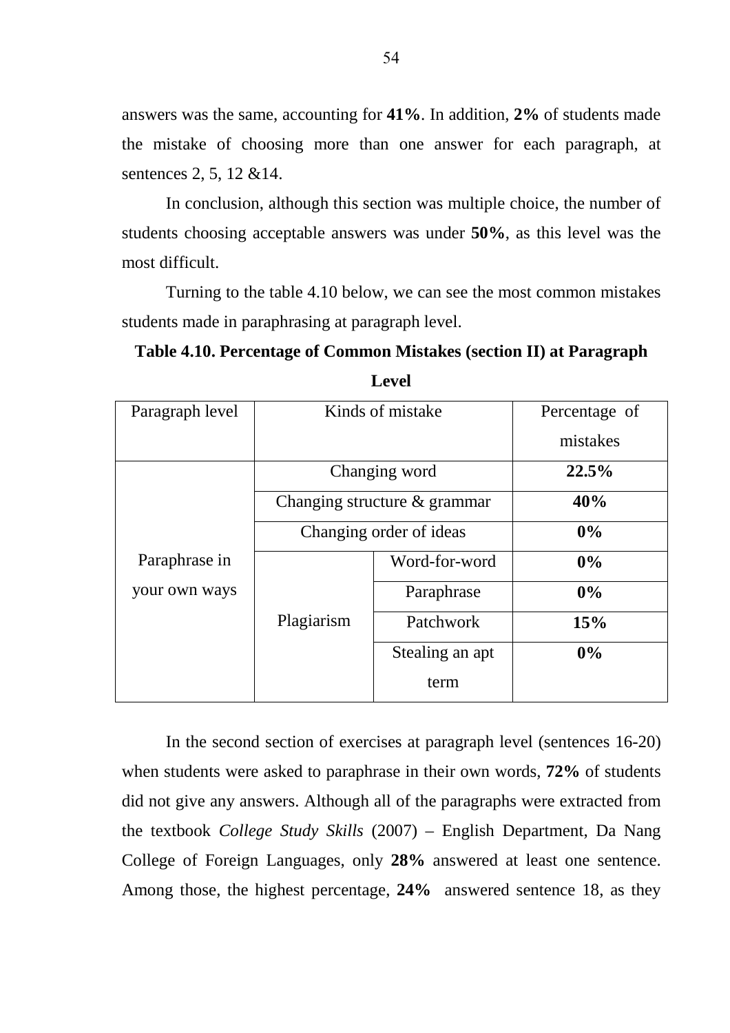answers was the same, accounting for **41%**. In addition, **2%** of students made the mistake of choosing more than one answer for each paragraph, at sentences 2, 5, 12 &14.

In conclusion, although this section was multiple choice, the number of students choosing acceptable answers was under **50%**, as this level was the most difficult.

Turning to the table 4.10 below, we can see the most common mistakes students made in paraphrasing at paragraph level.

**Table 4.10. Percentage of Common Mistakes (section II) at Paragraph Level**

| Paragraph level | Kinds of mistake | | Percentage of mistakes |
|---|---|---|---|
| Paraphrase in your own ways | Changing word | | **22.5%** |
| | Changing structure & grammar | | **40%** |
| | Changing order of ideas | | **0%** |
| | Plagiarism | Word-for-word | **0%** |
| | | Paraphrase | **0%** |
| | | Patchwork | **15%** |
| | | Stealing an apt term | **0%** |

In the second section of exercises at paragraph level (sentences 16-20) when students were asked to paraphrase in their own words, **72%** of students did not give any answers. Although all of the paragraphs were extracted from the textbook *College Study Skills* (2007) – English Department, Da Nang College of Foreign Languages, only **28%** answered at least one sentence. Among those, the highest percentage, **24%** answered sentence 18, as they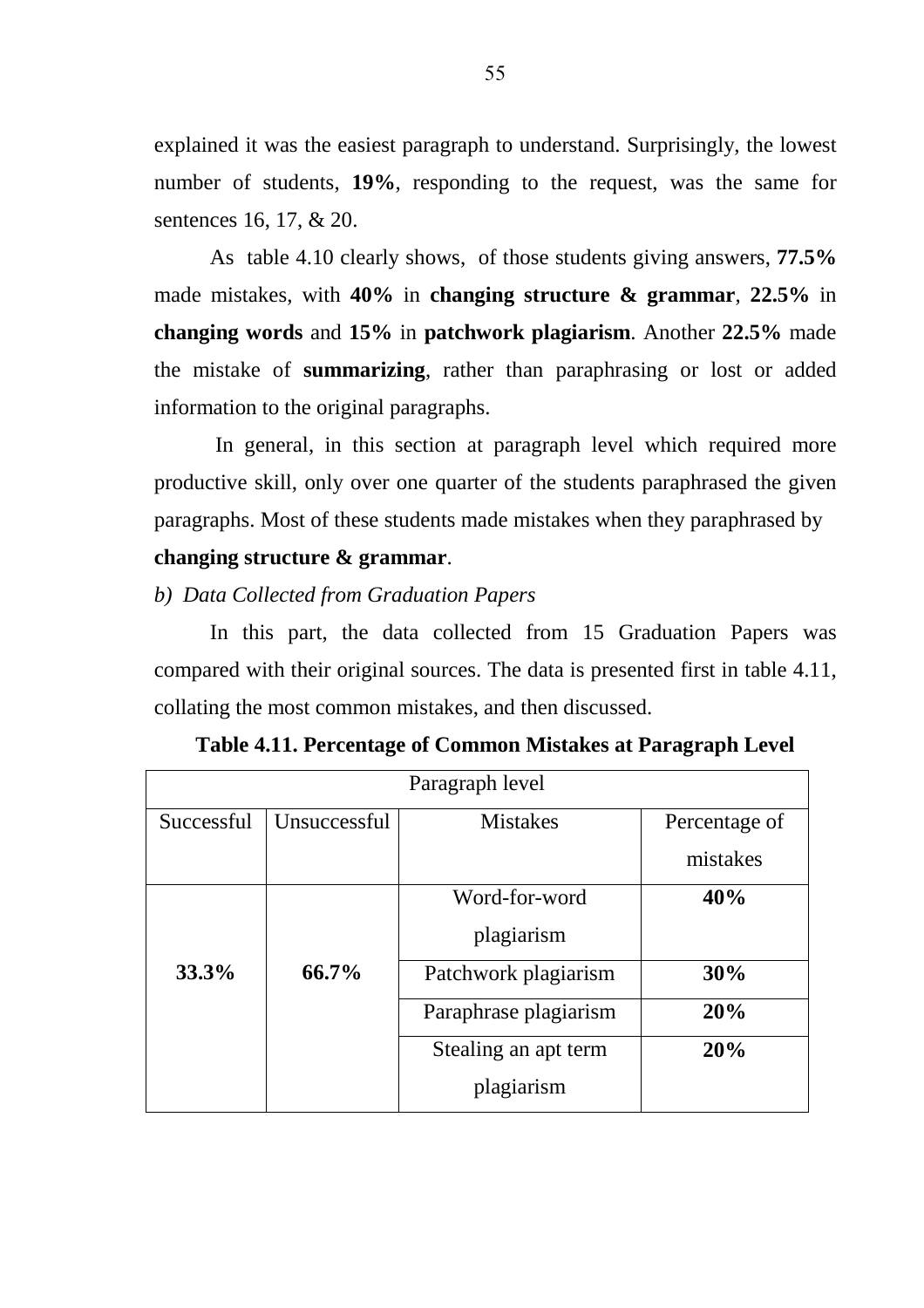explained it was the easiest paragraph to understand. Surprisingly, the lowest number of students, **19%**, responding to the request, was the same for sentences 16, 17, & 20.

As table 4.10 clearly shows, of those students giving answers, **77.5%** made mistakes, with **40%** in **changing structure & grammar**, **22.5%** in **changing words** and **15%** in **patchwork plagiarism**. Another **22.5%** made the mistake of **summarizing**, rather than paraphrasing or lost or added information to the original paragraphs.

In general, in this section at paragraph level which required more productive skill, only over one quarter of the students paraphrased the given paragraphs. Most of these students made mistakes when they paraphrased by **changing structure & grammar**.

*b) Data Collected from Graduation Papers*

In this part, the data collected from 15 Graduation Papers was compared with their original sources. The data is presented first in table 4.11, collating the most common mistakes, and then discussed.

**Table 4.11. Percentage of Common Mistakes at Paragraph Level**

| Paragraph level | | | |
|---|---|---|---|
| Successful | Unsuccessful | Mistakes | Percentage of mistakes |
| **33.3%** | **66.7%** | Word-for-word plagiarism | **40%** |
| | | Patchwork plagiarism | **30%** |
| | | Paraphrase plagiarism | **20%** |
| | | Stealing an apt term plagiarism | **20%** |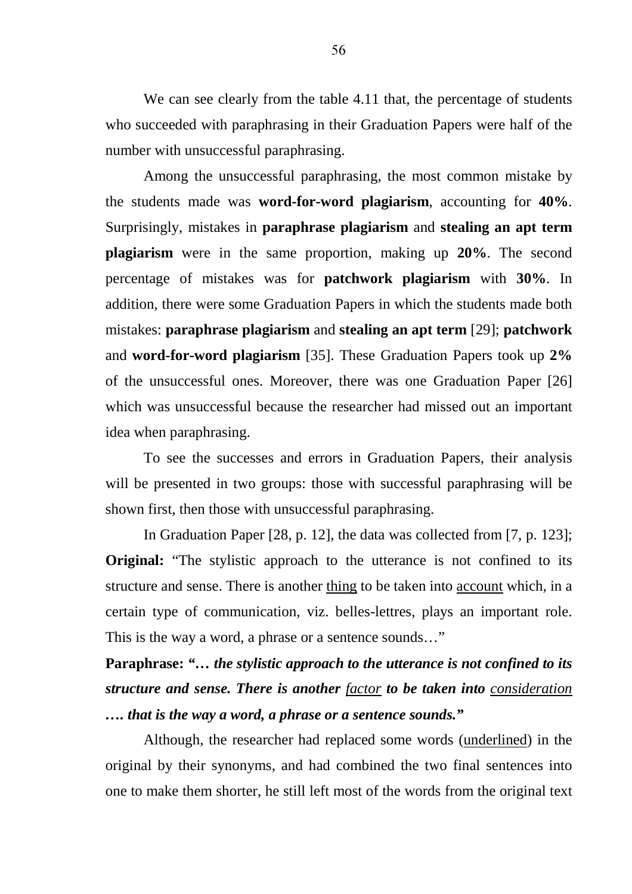We can see clearly from the table 4.11 that, the percentage of students who succeeded with paraphrasing in their Graduation Papers were half of the number with unsuccessful paraphrasing.

Among the unsuccessful paraphrasing, the most common mistake by the students made was **word-for-word plagiarism**, accounting for **40%**. Surprisingly, mistakes in **paraphrase plagiarism** and **stealing an apt term plagiarism** were in the same proportion, making up **20%**. The second percentage of mistakes was for **patchwork plagiarism** with **30%**. In addition, there were some Graduation Papers in which the students made both mistakes: **paraphrase plagiarism** and **stealing an apt term** [29]; **patchwork** and **word-for-word plagiarism** [35]. These Graduation Papers took up **2%** of the unsuccessful ones. Moreover, there was one Graduation Paper [26] which was unsuccessful because the researcher had missed out an important idea when paraphrasing.

To see the successes and errors in Graduation Papers, their analysis will be presented in two groups: those with successful paraphrasing will be shown first, then those with unsuccessful paraphrasing.

In Graduation Paper [28, p. 12], the data was collected from [7, p. 123];

**Original:** "The stylistic approach to the utterance is not confined to its structure and sense. There is another <u>thing</u> to be taken into <u>account</u> which, in a certain type of communication, viz. belles-lettres, plays an important role. This is the way a word, a phrase or a sentence sounds…"

**Paraphrase: "…** ***the stylistic approach to the utterance is not confined to its structure and sense. There is another <u>factor</u> to be taken into <u>consideration</u> …. that is the way a word, a phrase or a sentence sounds."***

Although, the researcher had replaced some words (<u>underlined</u>) in the original by their synonyms, and had combined the two final sentences into one to make them shorter, he still left most of the words from the original text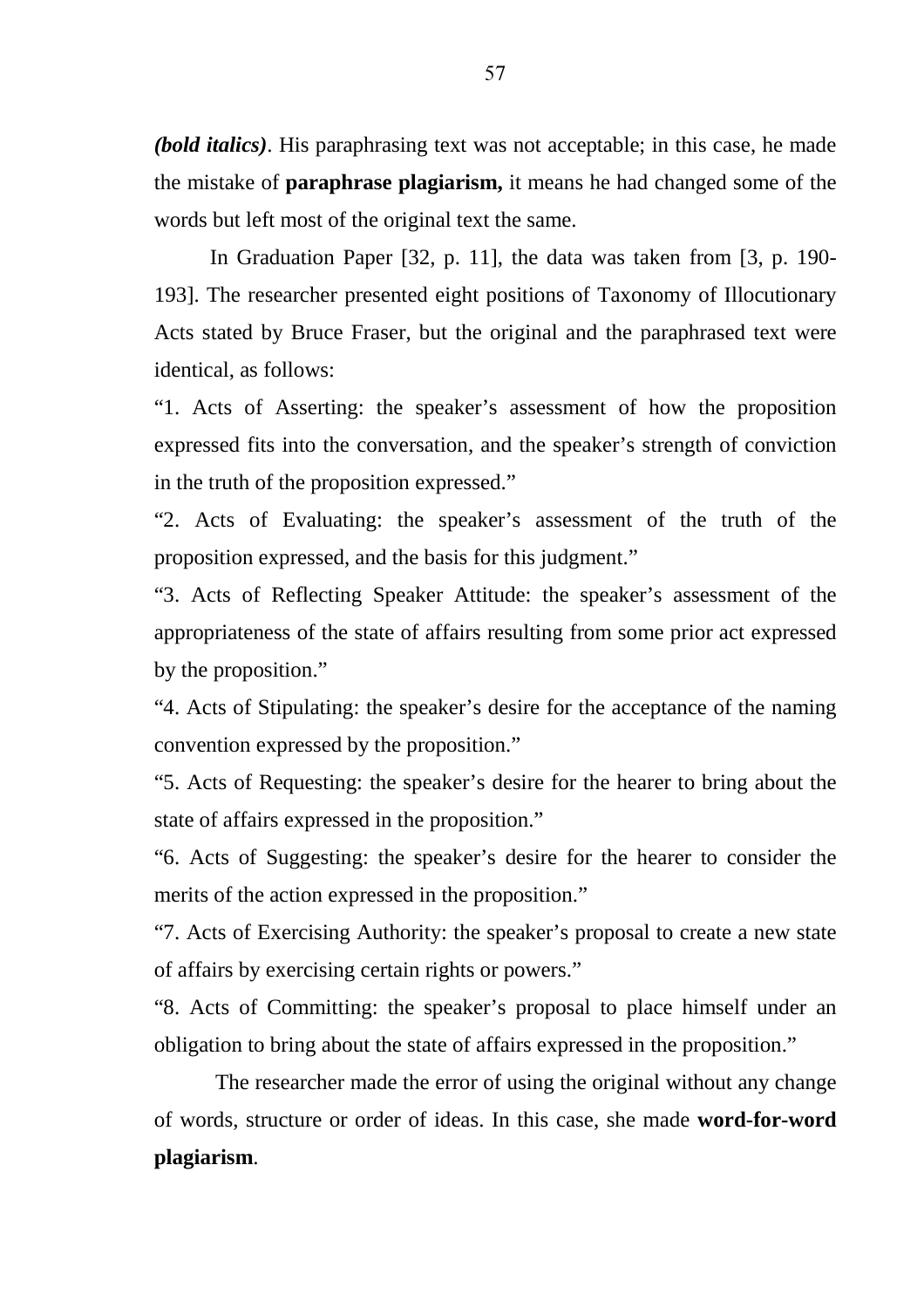***(bold italics)***. His paraphrasing text was not acceptable; in this case, he made the mistake of **paraphrase plagiarism,** it means he had changed some of the words but left most of the original text the same.

In Graduation Paper [32, p. 11], the data was taken from [3, p. 190-193]. The researcher presented eight positions of Taxonomy of Illocutionary Acts stated by Bruce Fraser, but the original and the paraphrased text were identical, as follows:

"1. Acts of Asserting: the speaker's assessment of how the proposition expressed fits into the conversation, and the speaker's strength of conviction in the truth of the proposition expressed."

"2. Acts of Evaluating: the speaker's assessment of the truth of the proposition expressed, and the basis for this judgment."

"3. Acts of Reflecting Speaker Attitude: the speaker's assessment of the appropriateness of the state of affairs resulting from some prior act expressed by the proposition."

"4. Acts of Stipulating: the speaker's desire for the acceptance of the naming convention expressed by the proposition."

"5. Acts of Requesting: the speaker's desire for the hearer to bring about the state of affairs expressed in the proposition."

"6. Acts of Suggesting: the speaker's desire for the hearer to consider the merits of the action expressed in the proposition."

"7. Acts of Exercising Authority: the speaker's proposal to create a new state of affairs by exercising certain rights or powers."

"8. Acts of Committing: the speaker's proposal to place himself under an obligation to bring about the state of affairs expressed in the proposition."

The researcher made the error of using the original without any change of words, structure or order of ideas. In this case, she made **word-for-word plagiarism**.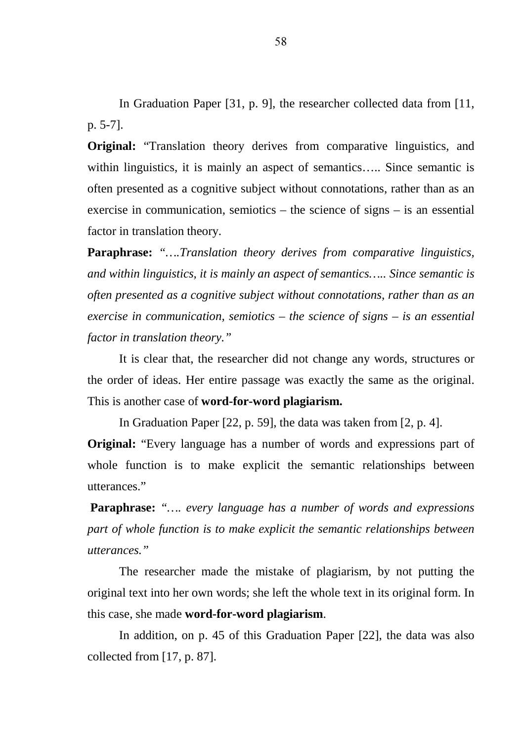In Graduation Paper [31, p. 9], the researcher collected data from [11, p. 5-7].

**Original:** “Translation theory derives from comparative linguistics, and within linguistics, it is mainly an aspect of semantics….. Since semantic is often presented as a cognitive subject without connotations, rather than as an exercise in communication, semiotics – the science of signs – is an essential factor in translation theory.

**Paraphrase:** *“….Translation theory derives from comparative linguistics, and within linguistics, it is mainly an aspect of semantics….. Since semantic is often presented as a cognitive subject without connotations, rather than as an exercise in communication, semiotics – the science of signs – is an essential factor in translation theory.”*

It is clear that, the researcher did not change any words, structures or the order of ideas. Her entire passage was exactly the same as the original. This is another case of **word-for-word plagiarism.**

In Graduation Paper [22, p. 59], the data was taken from [2, p. 4].

**Original:** “Every language has a number of words and expressions part of whole function is to make explicit the semantic relationships between utterances.”

**Paraphrase:** *“…. every language has a number of words and expressions part of whole function is to make explicit the semantic relationships between utterances.”*

The researcher made the mistake of plagiarism, by not putting the original text into her own words; she left the whole text in its original form. In this case, she made **word-for-word plagiarism**.

In addition, on p. 45 of this Graduation Paper [22], the data was also collected from [17, p. 87].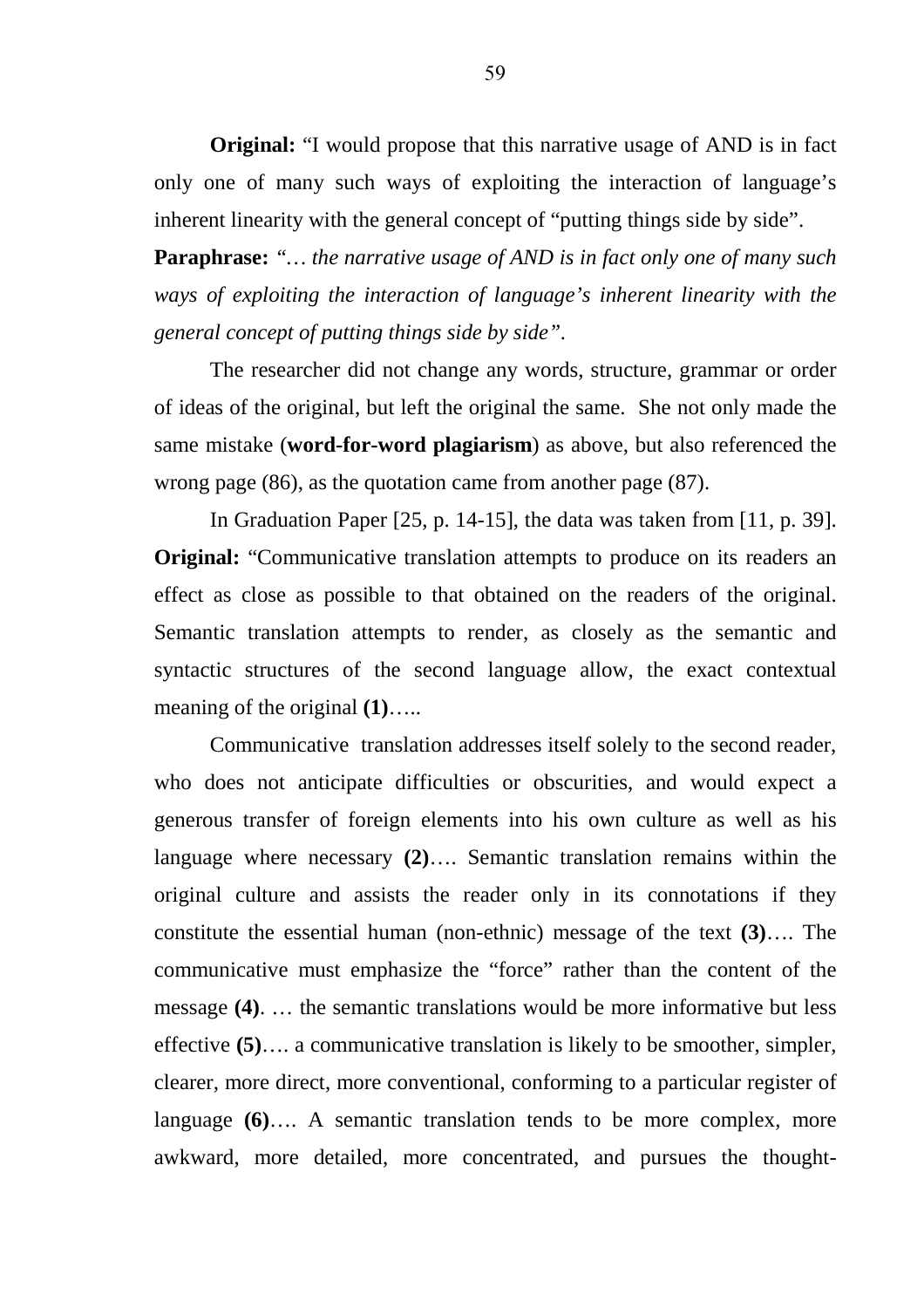**Original:** "I would propose that this narrative usage of AND is in fact only one of many such ways of exploiting the interaction of language's inherent linearity with the general concept of "putting things side by side".

**Paraphrase:** *"… the narrative usage of AND is in fact only one of many such ways of exploiting the interaction of language's inherent linearity with the general concept of putting things side by side".*

The researcher did not change any words, structure, grammar or order of ideas of the original, but left the original the same. She not only made the same mistake (**word-for-word plagiarism**) as above, but also referenced the wrong page (86), as the quotation came from another page (87).

In Graduation Paper [25, p. 14-15], the data was taken from [11, p. 39].

**Original:** "Communicative translation attempts to produce on its readers an effect as close as possible to that obtained on the readers of the original. Semantic translation attempts to render, as closely as the semantic and syntactic structures of the second language allow, the exact contextual meaning of the original **(1)**…..

Communicative translation addresses itself solely to the second reader, who does not anticipate difficulties or obscurities, and would expect a generous transfer of foreign elements into his own culture as well as his language where necessary **(2)**…. Semantic translation remains within the original culture and assists the reader only in its connotations if they constitute the essential human (non-ethnic) message of the text **(3)**…. The communicative must emphasize the "force" rather than the content of the message **(4)**. … the semantic translations would be more informative but less effective **(5)**…. a communicative translation is likely to be smoother, simpler, clearer, more direct, more conventional, conforming to a particular register of language **(6)**…. A semantic translation tends to be more complex, more awkward, more detailed, more concentrated, and pursues the thought-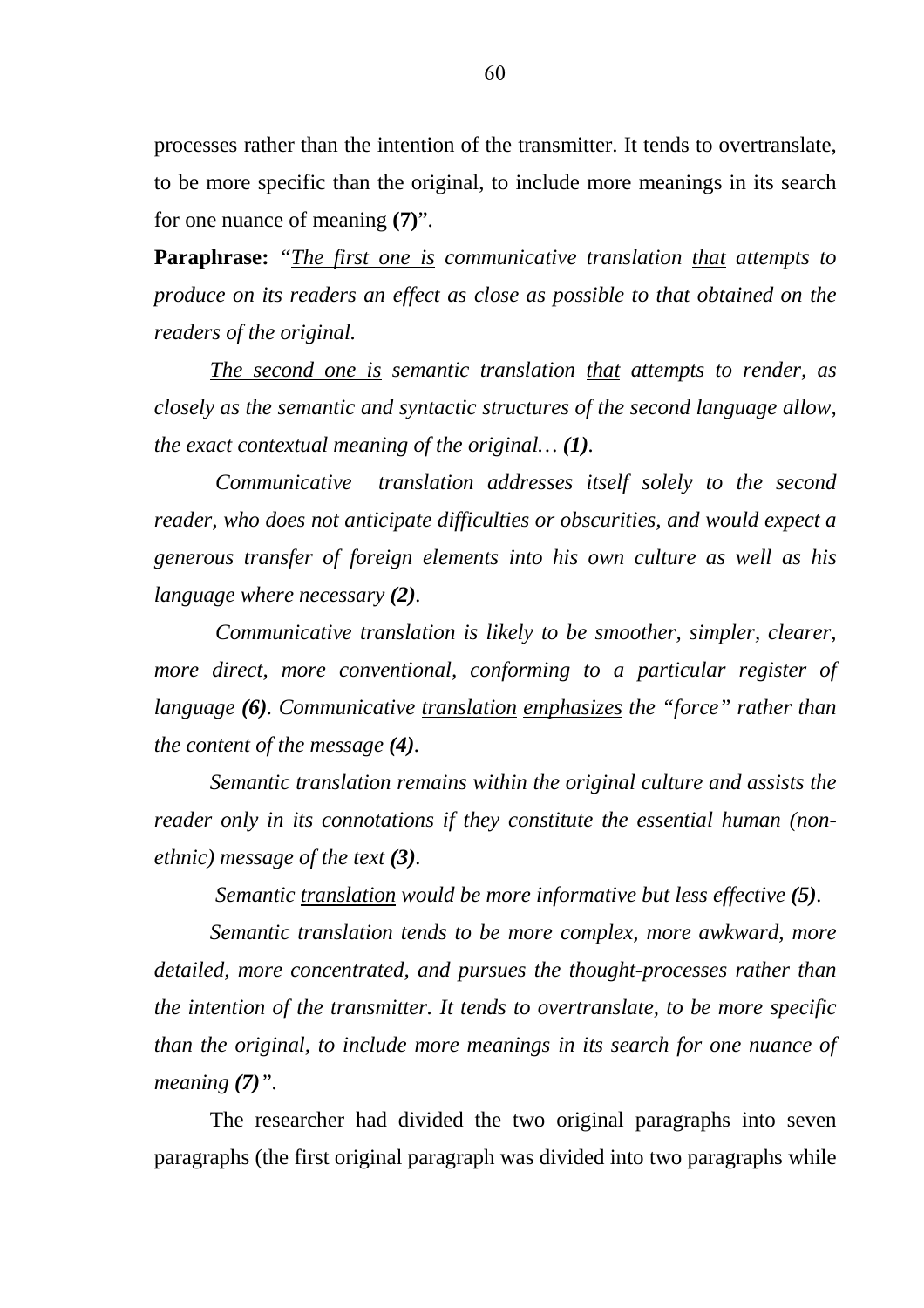processes rather than the intention of the transmitter. It tends to overtranslate, to be more specific than the original, to include more meanings in its search for one nuance of meaning **(7)**".

**Paraphrase:** *"<u>The first one is</u> communicative translation <u>that</u> attempts to produce on its readers an effect as close as possible to that obtained on the readers of the original.*

*<u>The second one is</u> semantic translation <u>that</u> attempts to render, as closely as the semantic and syntactic structures of the second language allow, the exact contextual meaning of the original… **(1)**.*

*Communicative translation addresses itself solely to the second reader, who does not anticipate difficulties or obscurities, and would expect a generous transfer of foreign elements into his own culture as well as his language where necessary **(2)**.*

*Communicative translation is likely to be smoother, simpler, clearer, more direct, more conventional, conforming to a particular register of language **(6)**. Communicative <u>translation</u> <u>emphasizes</u> the "force" rather than the content of the message **(4)**.*

*Semantic translation remains within the original culture and assists the reader only in its connotations if they constitute the essential human (non-ethnic) message of the text **(3)**.*

*Semantic <u>translation</u> would be more informative but less effective **(5)**.*

*Semantic translation tends to be more complex, more awkward, more detailed, more concentrated, and pursues the thought-processes rather than the intention of the transmitter. It tends to overtranslate, to be more specific than the original, to include more meanings in its search for one nuance of meaning **(7)**".*

The researcher had divided the two original paragraphs into seven paragraphs (the first original paragraph was divided into two paragraphs while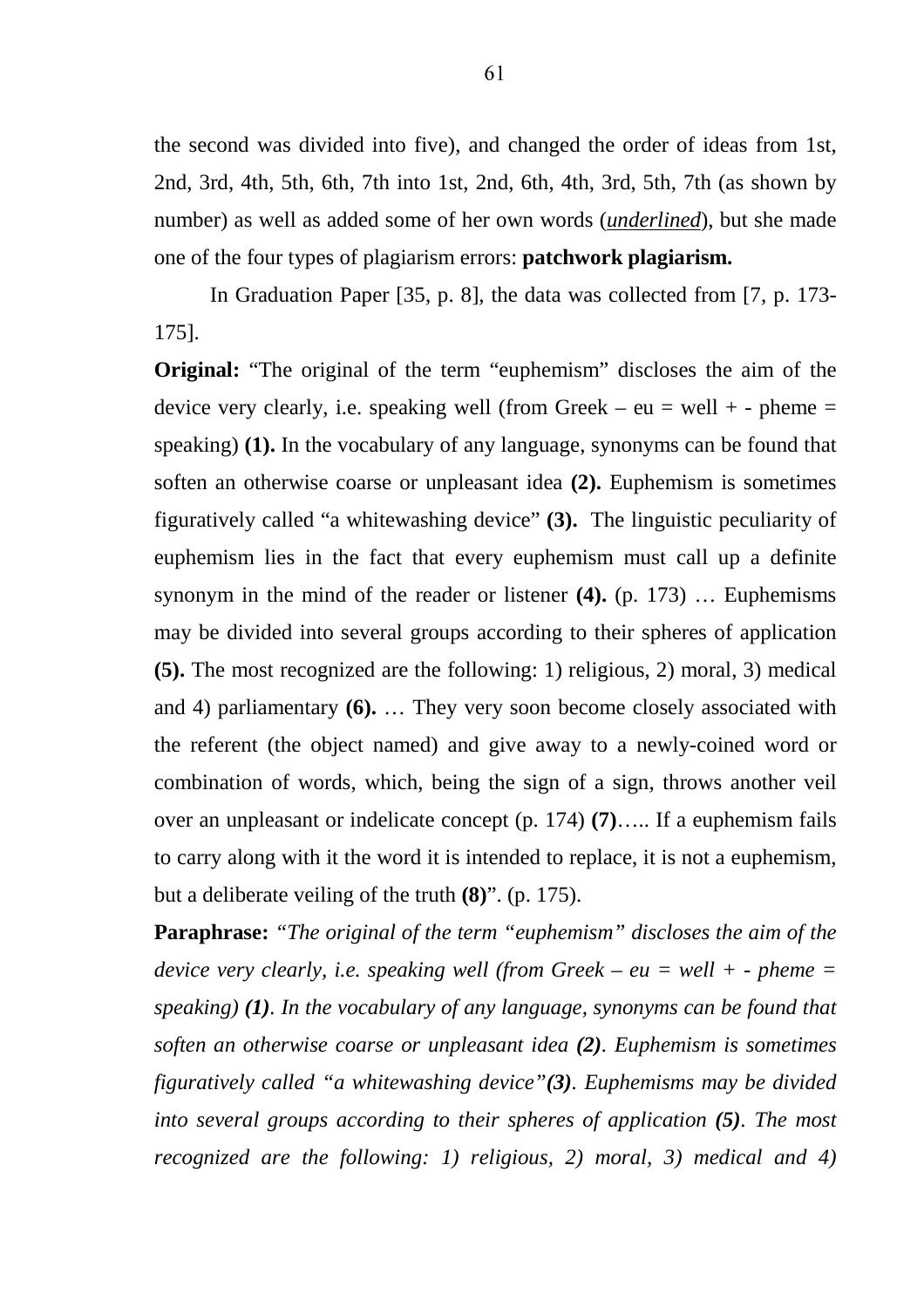the second was divided into five), and changed the order of ideas from 1st, 2nd, 3rd, 4th, 5th, 6th, 7th into 1st, 2nd, 6th, 4th, 3rd, 5th, 7th (as shown by number) as well as added some of her own words (*underlined*), but she made one of the four types of plagiarism errors: **patchwork plagiarism.**

In Graduation Paper [35, p. 8], the data was collected from [7, p. 173-175].

**Original:** "The original of the term "euphemism" discloses the aim of the device very clearly, i.e. speaking well (from Greek – eu = well + - pheme = speaking) **(1).** In the vocabulary of any language, synonyms can be found that soften an otherwise coarse or unpleasant idea **(2).** Euphemism is sometimes figuratively called "a whitewashing device" **(3).** The linguistic peculiarity of euphemism lies in the fact that every euphemism must call up a definite synonym in the mind of the reader or listener **(4).** (p. 173) … Euphemisms may be divided into several groups according to their spheres of application **(5).** The most recognized are the following: 1) religious, 2) moral, 3) medical and 4) parliamentary **(6).** … They very soon become closely associated with the referent (the object named) and give away to a newly-coined word or combination of words, which, being the sign of a sign, throws another veil over an unpleasant or indelicate concept (p. 174) **(7)**….. If a euphemism fails to carry along with it the word it is intended to replace, it is not a euphemism, but a deliberate veiling of the truth **(8)**". (p. 175).

**Paraphrase:** *"The original of the term "euphemism" discloses the aim of the device very clearly, i.e. speaking well (from Greek – eu = well + - pheme = speaking)* ***(1)****. In the vocabulary of any language, synonyms can be found that soften an otherwise coarse or unpleasant idea* ***(2)****. Euphemism is sometimes figuratively called "a whitewashing device"****(3)****. Euphemisms may be divided into several groups according to their spheres of application* ***(5)****. The most recognized are the following: 1) religious, 2) moral, 3) medical and 4)*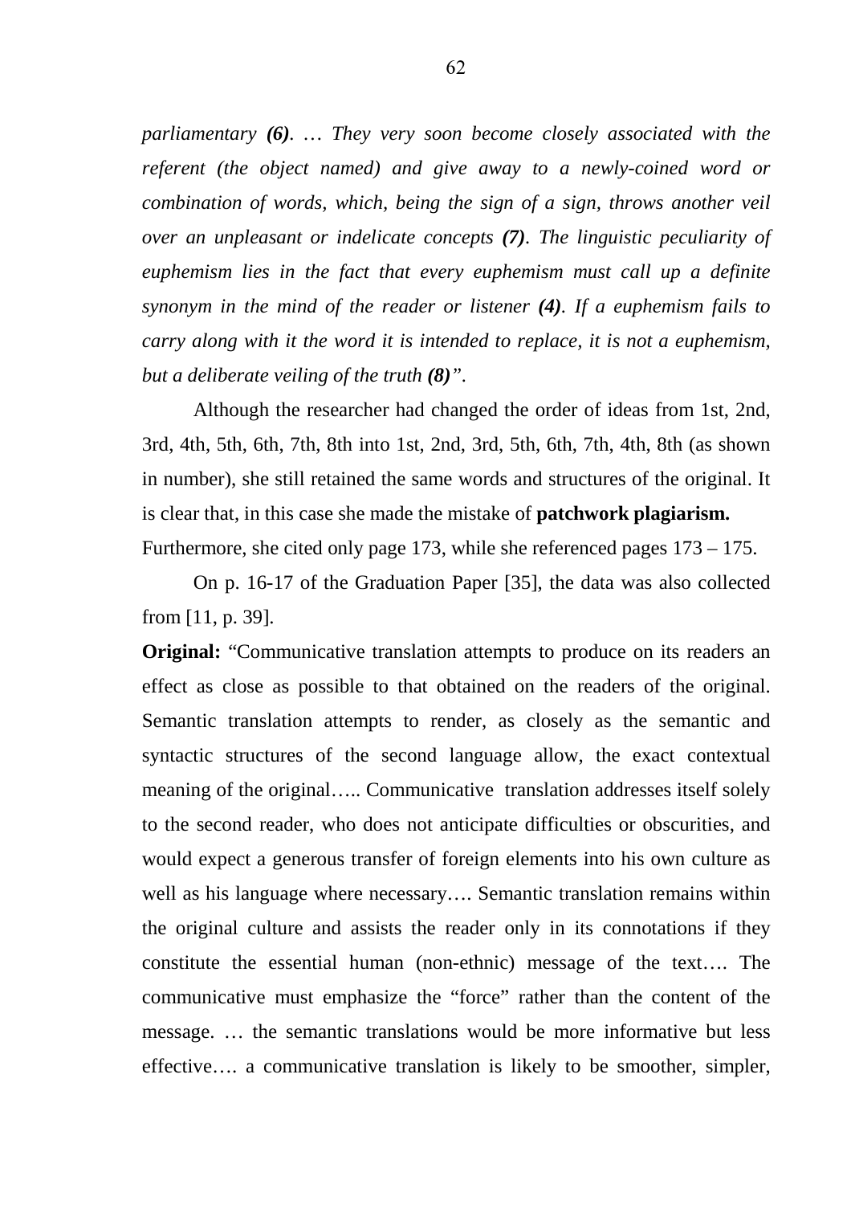*parliamentary **(6)**. … They very soon become closely associated with the referent (the object named) and give away to a newly-coined word or combination of words, which, being the sign of a sign, throws another veil over an unpleasant or indelicate concepts **(7)**. The linguistic peculiarity of euphemism lies in the fact that every euphemism must call up a definite synonym in the mind of the reader or listener **(4)**. If a euphemism fails to carry along with it the word it is intended to replace, it is not a euphemism, but a deliberate veiling of the truth **(8)**".*

Although the researcher had changed the order of ideas from 1st, 2nd, 3rd, 4th, 5th, 6th, 7th, 8th into 1st, 2nd, 3rd, 5th, 6th, 7th, 4th, 8th (as shown in number), she still retained the same words and structures of the original. It is clear that, in this case she made the mistake of **patchwork plagiarism.** Furthermore, she cited only page 173, while she referenced pages 173 – 175.

On p. 16-17 of the Graduation Paper [35], the data was also collected from [11, p. 39].

**Original:** "Communicative translation attempts to produce on its readers an effect as close as possible to that obtained on the readers of the original. Semantic translation attempts to render, as closely as the semantic and syntactic structures of the second language allow, the exact contextual meaning of the original….. Communicative translation addresses itself solely to the second reader, who does not anticipate difficulties or obscurities, and would expect a generous transfer of foreign elements into his own culture as well as his language where necessary…. Semantic translation remains within the original culture and assists the reader only in its connotations if they constitute the essential human (non-ethnic) message of the text…. The communicative must emphasize the "force" rather than the content of the message. … the semantic translations would be more informative but less effective…. a communicative translation is likely to be smoother, simpler,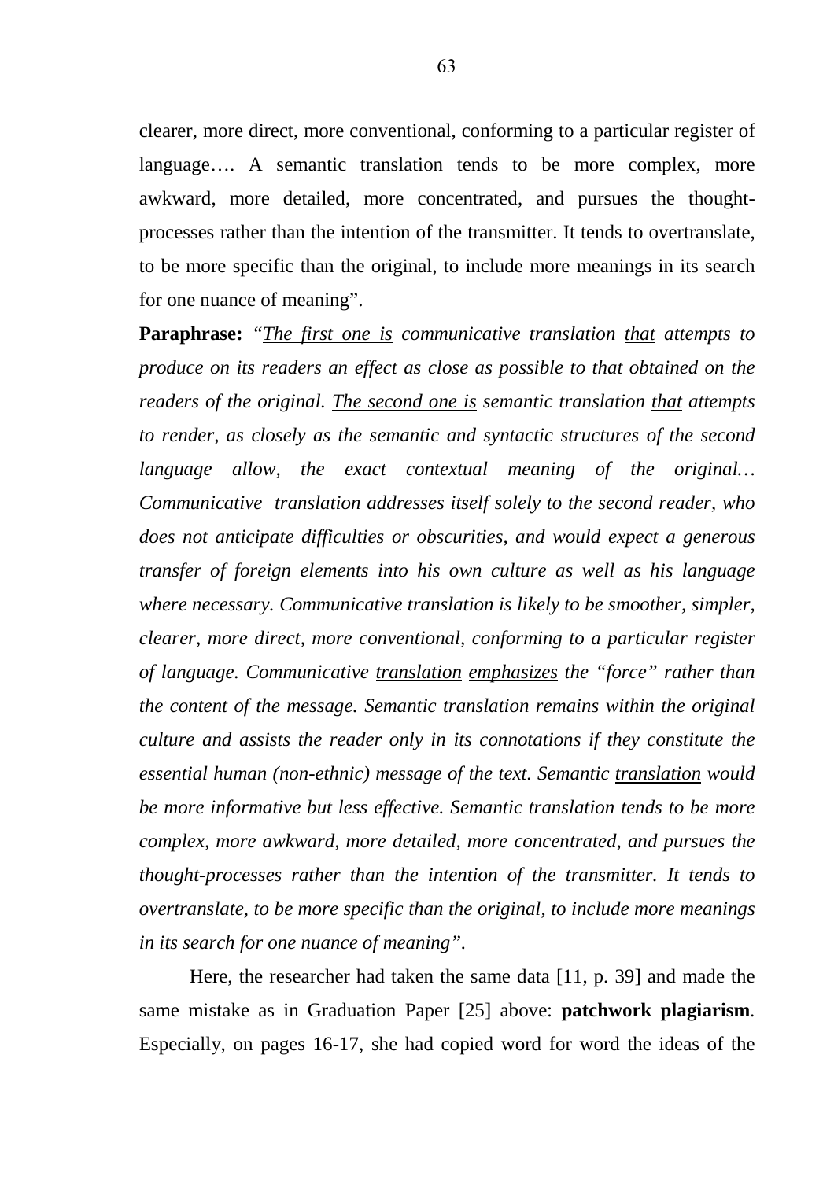clearer, more direct, more conventional, conforming to a particular register of language…. A semantic translation tends to be more complex, more awkward, more detailed, more concentrated, and pursues the thought-processes rather than the intention of the transmitter. It tends to overtranslate, to be more specific than the original, to include more meanings in its search for one nuance of meaning".

**Paraphrase:** *"<u>The first one is</u> communicative translation <u>that</u> attempts to produce on its readers an effect as close as possible to that obtained on the readers of the original. <u>The second one is</u> semantic translation <u>that</u> attempts to render, as closely as the semantic and syntactic structures of the second language allow, the exact contextual meaning of the original… Communicative translation addresses itself solely to the second reader, who does not anticipate difficulties or obscurities, and would expect a generous transfer of foreign elements into his own culture as well as his language where necessary. Communicative translation is likely to be smoother, simpler, clearer, more direct, more conventional, conforming to a particular register of language. Communicative <u>translation</u> <u>emphasizes</u> the "force" rather than the content of the message. Semantic translation remains within the original culture and assists the reader only in its connotations if they constitute the essential human (non-ethnic) message of the text. Semantic <u>translation</u> would be more informative but less effective. Semantic translation tends to be more complex, more awkward, more detailed, more concentrated, and pursues the thought-processes rather than the intention of the transmitter. It tends to overtranslate, to be more specific than the original, to include more meanings in its search for one nuance of meaning".*

Here, the researcher had taken the same data [11, p. 39] and made the same mistake as in Graduation Paper [25] above: **patchwork plagiarism**. Especially, on pages 16-17, she had copied word for word the ideas of the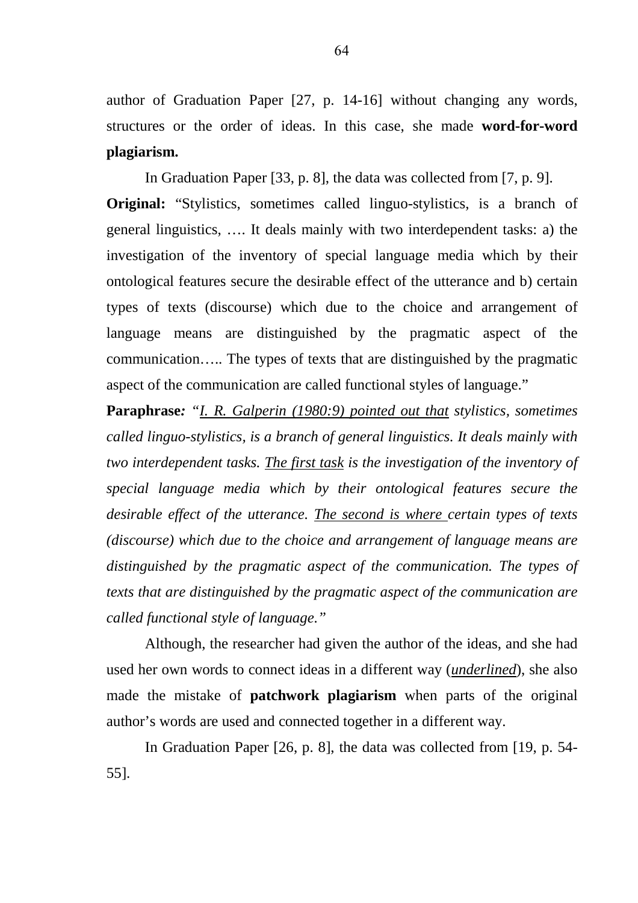author of Graduation Paper [27, p. 14-16] without changing any words, structures or the order of ideas. In this case, she made **word-for-word plagiarism.**

In Graduation Paper [33, p. 8], the data was collected from [7, p. 9].

**Original:** "Stylistics, sometimes called linguo-stylistics, is a branch of general linguistics, …. It deals mainly with two interdependent tasks: a) the investigation of the inventory of special language media which by their ontological features secure the desirable effect of the utterance and b) certain types of texts (discourse) which due to the choice and arrangement of language means are distinguished by the pragmatic aspect of the communication….. The types of texts that are distinguished by the pragmatic aspect of the communication are called functional styles of language."

**Paraphrase***:* *"<u>I. R. Galperin (1980:9) pointed out that</u> stylistics, sometimes called linguo-stylistics, is a branch of general linguistics. It deals mainly with two interdependent tasks. <u>The first task</u> is the investigation of the inventory of special language media which by their ontological features secure the desirable effect of the utterance. <u>The second is where</u> certain types of texts (discourse) which due to the choice and arrangement of language means are distinguished by the pragmatic aspect of the communication. The types of texts that are distinguished by the pragmatic aspect of the communication are called functional style of language."*

Although, the researcher had given the author of the ideas, and she had used her own words to connect ideas in a different way (*<u>underlined</u>*), she also made the mistake of **patchwork plagiarism** when parts of the original author's words are used and connected together in a different way.

In Graduation Paper [26, p. 8], the data was collected from [19, p. 54-55].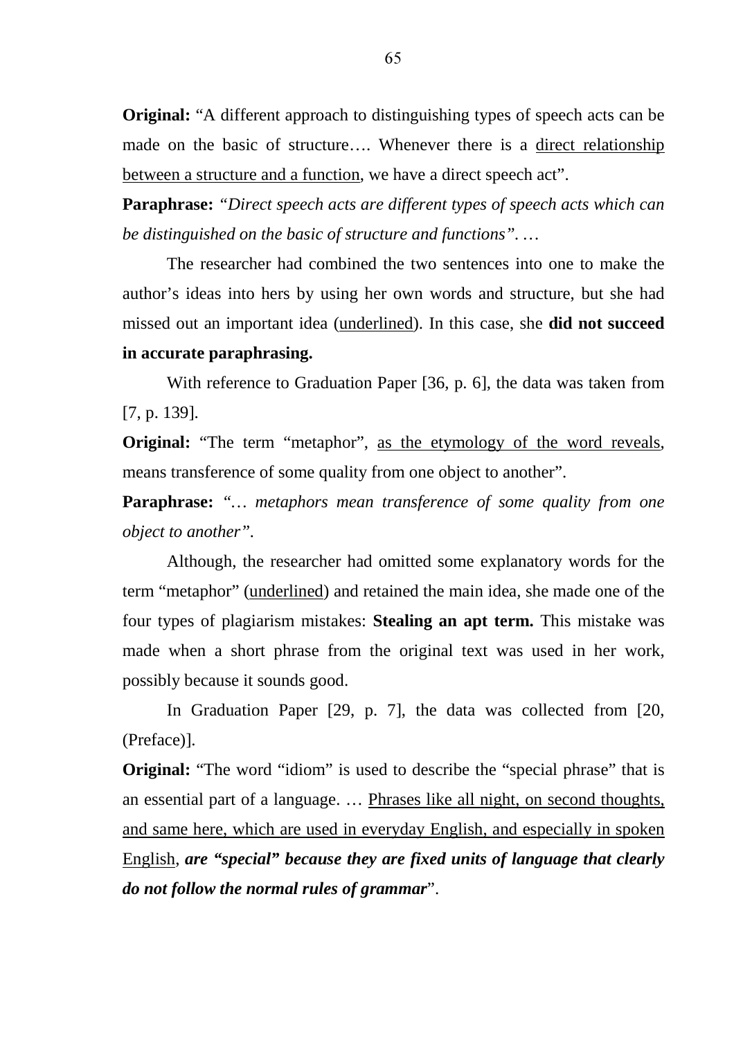**Original:** “A different approach to distinguishing types of speech acts can be made on the basic of structure…. Whenever there is a <u>direct relationship between a structure and a function</u>, we have a direct speech act”.

**Paraphrase:** *“Direct speech acts are different types of speech acts which can be distinguished on the basic of structure and functions”.* …

The researcher had combined the two sentences into one to make the author’s ideas into hers by using her own words and structure, but she had missed out an important idea (<u>underlined</u>). In this case, she **did not succeed in accurate paraphrasing.**

With reference to Graduation Paper [36, p. 6], the data was taken from [7, p. 139].

**Original:** “The term “metaphor”, <u>as the etymology of the word reveals</u>, means transference of some quality from one object to another”.

**Paraphrase:** *“… metaphors mean transference of some quality from one object to another”.*

Although, the researcher had omitted some explanatory words for the term “metaphor” (<u>underlined</u>) and retained the main idea, she made one of the four types of plagiarism mistakes: **Stealing an apt term.** This mistake was made when a short phrase from the original text was used in her work, possibly because it sounds good.

In Graduation Paper [29, p. 7], the data was collected from [20, (Preface)].

**Original:** “The word “idiom” is used to describe the “special phrase” that is an essential part of a language. … <u>Phrases like all night, on second thoughts, and same here, which are used in everyday English, and especially in spoken English</u>, ***are “special” because they are fixed units of language that clearly do not follow the normal rules of grammar***”.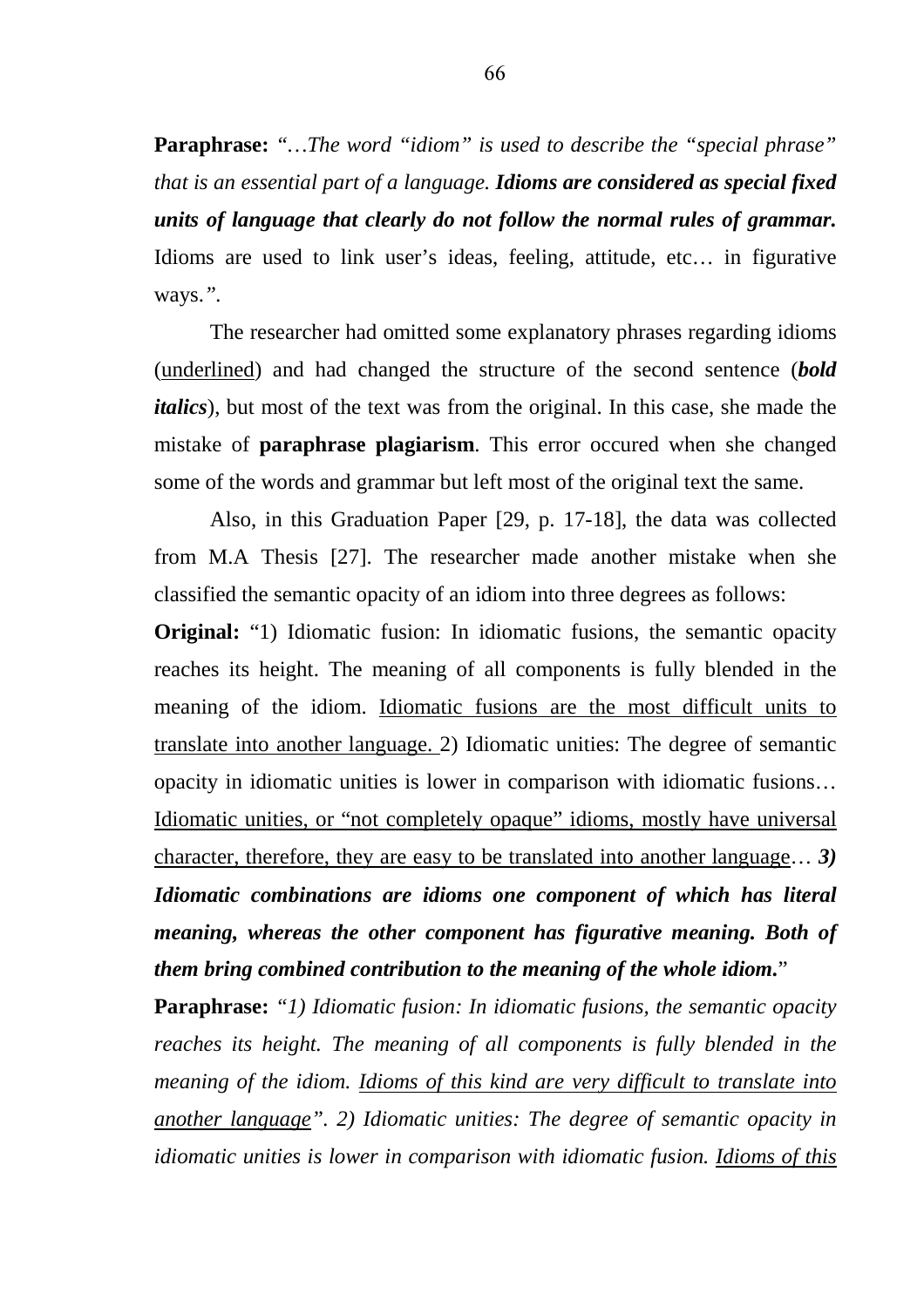**Paraphrase:** *"…The word "idiom" is used to describe the "special phrase" that is an essential part of a language.* ***Idioms are considered as special fixed units of language that clearly do not follow the normal rules of grammar.*** Idioms are used to link user's ideas, feeling, attitude, etc… in figurative ways.*"*.

The researcher had omitted some explanatory phrases regarding idioms (<u>underlined</u>) and had changed the structure of the second sentence (***bold italics***), but most of the text was from the original. In this case, she made the mistake of **paraphrase plagiarism**. This error occured when she changed some of the words and grammar but left most of the original text the same.

Also, in this Graduation Paper [29, p. 17-18], the data was collected from M.A Thesis [27]. The researcher made another mistake when she classified the semantic opacity of an idiom into three degrees as follows:

**Original:** "1) Idiomatic fusion: In idiomatic fusions, the semantic opacity reaches its height. The meaning of all components is fully blended in the meaning of the idiom. <u>Idiomatic fusions are the most difficult units to translate into another language.</u> 2) Idiomatic unities: The degree of semantic opacity in idiomatic unities is lower in comparison with idiomatic fusions… <u>Idiomatic unities, or "not completely opaque" idioms, mostly have universal character, therefore, they are easy to be translated into another language</u>… ***3) Idiomatic combinations are idioms one component of which has literal meaning, whereas the other component has figurative meaning. Both of them bring combined contribution to the meaning of the whole idiom.***"

**Paraphrase:** *"1) Idiomatic fusion: In idiomatic fusions, the semantic opacity reaches its height. The meaning of all components is fully blended in the meaning of the idiom. <u>Idioms of this kind are very difficult to translate into another language</u>". 2) Idiomatic unities: The degree of semantic opacity in idiomatic unities is lower in comparison with idiomatic fusion. <u>Idioms of this</u>*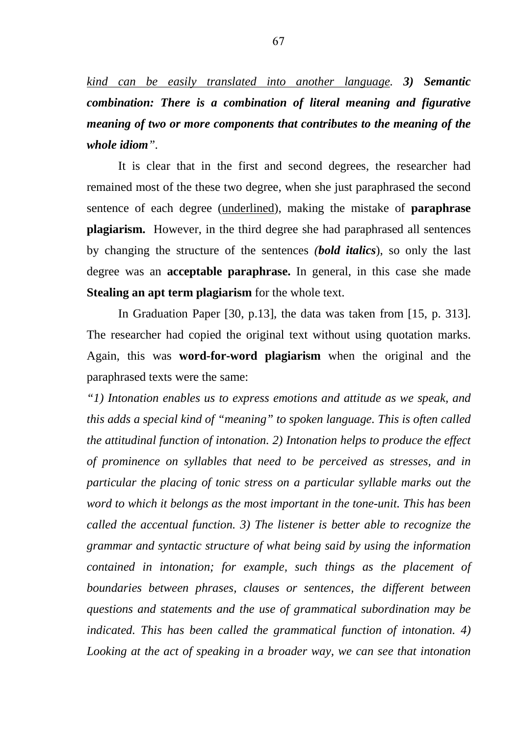<u>*kind can be easily translated into another language*</u>. ***3) Semantic combination: There is a combination of literal meaning and figurative meaning of two or more components that contributes to the meaning of the whole idiom*** *"*.

It is clear that in the first and second degrees, the researcher had remained most of the these two degree, when she just paraphrased the second sentence of each degree (<u>underlined</u>), making the mistake of **paraphrase plagiarism.** However, in the third degree she had paraphrased all sentences by changing the structure of the sentences *(**bold italics***), so only the last degree was an **acceptable paraphrase.** In general, in this case she made **Stealing an apt term plagiarism** for the whole text.

In Graduation Paper [30, p.13], the data was taken from [15, p. 313]. The researcher had copied the original text without using quotation marks. Again, this was **word-for-word plagiarism** when the original and the paraphrased texts were the same:

*"1) Intonation enables us to express emotions and attitude as we speak, and this adds a special kind of "meaning" to spoken language. This is often called the attitudinal function of intonation. 2) Intonation helps to produce the effect of prominence on syllables that need to be perceived as stresses, and in particular the placing of tonic stress on a particular syllable marks out the word to which it belongs as the most important in the tone-unit. This has been called the accentual function. 3) The listener is better able to recognize the grammar and syntactic structure of what being said by using the information contained in intonation; for example, such things as the placement of boundaries between phrases, clauses or sentences, the different between questions and statements and the use of grammatical subordination may be indicated. This has been called the grammatical function of intonation. 4) Looking at the act of speaking in a broader way, we can see that intonation*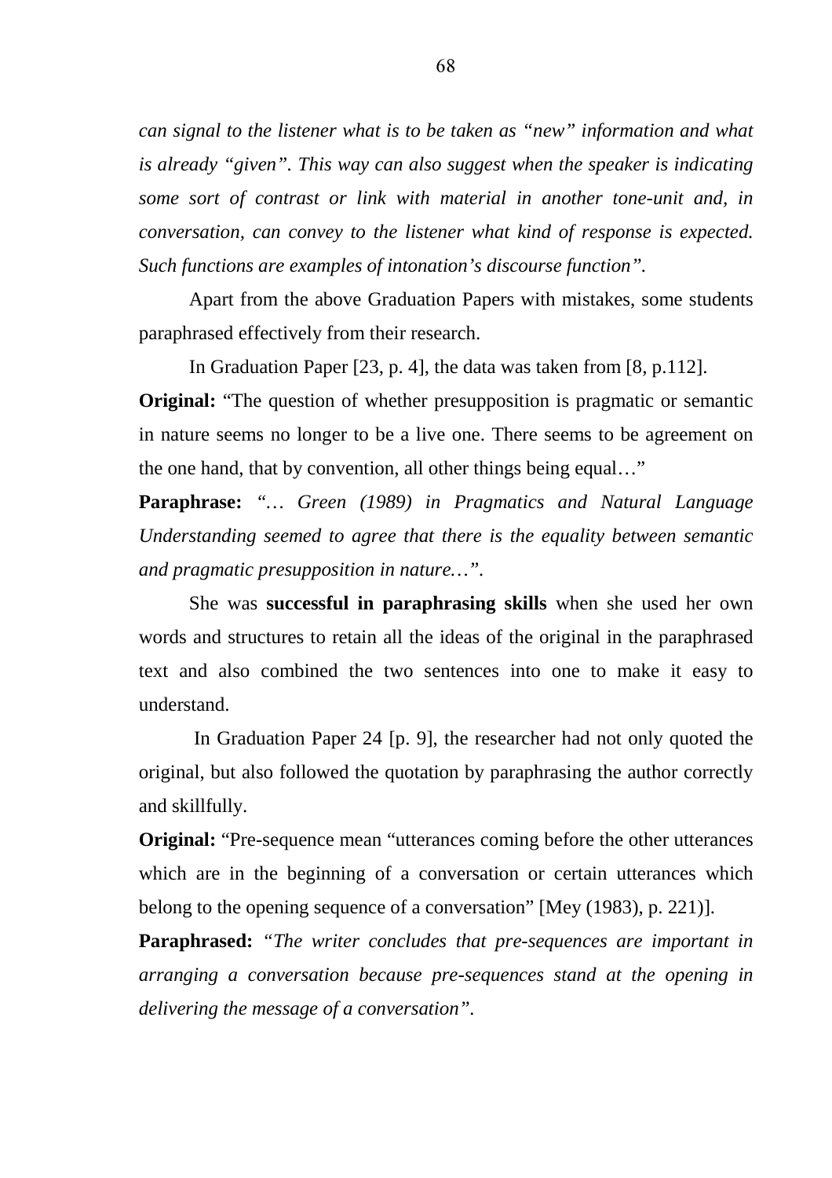*can signal to the listener what is to be taken as "new" information and what is already "given". This way can also suggest when the speaker is indicating some sort of contrast or link with material in another tone-unit and, in conversation, can convey to the listener what kind of response is expected. Such functions are examples of intonation's discourse function".*

Apart from the above Graduation Papers with mistakes, some students paraphrased effectively from their research.

In Graduation Paper [23, p. 4], the data was taken from [8, p.112].

**Original:** "The question of whether presupposition is pragmatic or semantic in nature seems no longer to be a live one. There seems to be agreement on the one hand, that by convention, all other things being equal…"

**Paraphrase:** *"… Green (1989) in Pragmatics and Natural Language Understanding seemed to agree that there is the equality between semantic and pragmatic presupposition in nature…".*

She was **successful in paraphrasing skills** when she used her own words and structures to retain all the ideas of the original in the paraphrased text and also combined the two sentences into one to make it easy to understand.

In Graduation Paper 24 [p. 9], the researcher had not only quoted the original, but also followed the quotation by paraphrasing the author correctly and skillfully.

**Original:** "Pre-sequence mean "utterances coming before the other utterances which are in the beginning of a conversation or certain utterances which belong to the opening sequence of a conversation" [Mey (1983), p. 221)].

**Paraphrased:** *"The writer concludes that pre-sequences are important in arranging a conversation because pre-sequences stand at the opening in delivering the message of a conversation".*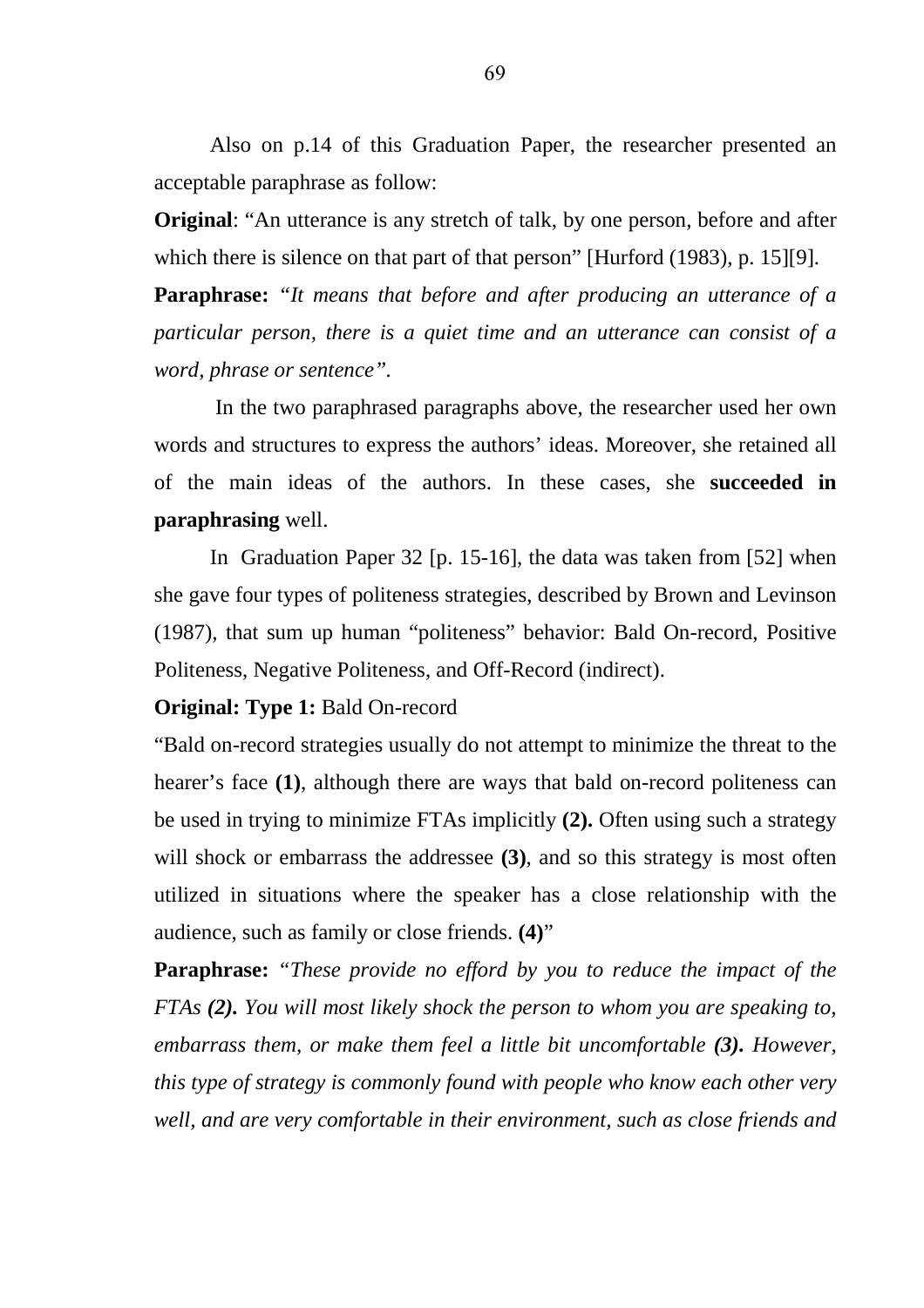Also on p.14 of this Graduation Paper, the researcher presented an acceptable paraphrase as follow:

**Original**: "An utterance is any stretch of talk, by one person, before and after which there is silence on that part of that person" [Hurford (1983), p. 15][9].

**Paraphrase:** "*It means that before and after producing an utterance of a particular person, there is a quiet time and an utterance can consist of a word, phrase or sentence".*

In the two paraphrased paragraphs above, the researcher used her own words and structures to express the authors' ideas. Moreover, she retained all of the main ideas of the authors. In these cases, she **succeeded in paraphrasing** well.

In Graduation Paper 32 [p. 15-16], the data was taken from [52] when she gave four types of politeness strategies, described by Brown and Levinson (1987), that sum up human "politeness" behavior: Bald On-record, Positive Politeness, Negative Politeness, and Off-Record (indirect).

**Original: Type 1:** Bald On-record

"Bald on-record strategies usually do not attempt to minimize the threat to the hearer's face **(1)**, although there are ways that bald on-record politeness can be used in trying to minimize FTAs implicitly **(2).** Often using such a strategy will shock or embarrass the addressee **(3)**, and so this strategy is most often utilized in situations where the speaker has a close relationship with the audience, such as family or close friends. **(4)**"

**Paraphrase:** "*These provide no efford by you to reduce the impact of the FTAs **(2).** You will most likely shock the person to whom you are speaking to, embarrass them, or make them feel a little bit uncomfortable **(3).** However, this type of strategy is commonly found with people who know each other very well, and are very comfortable in their environment, such as close friends and*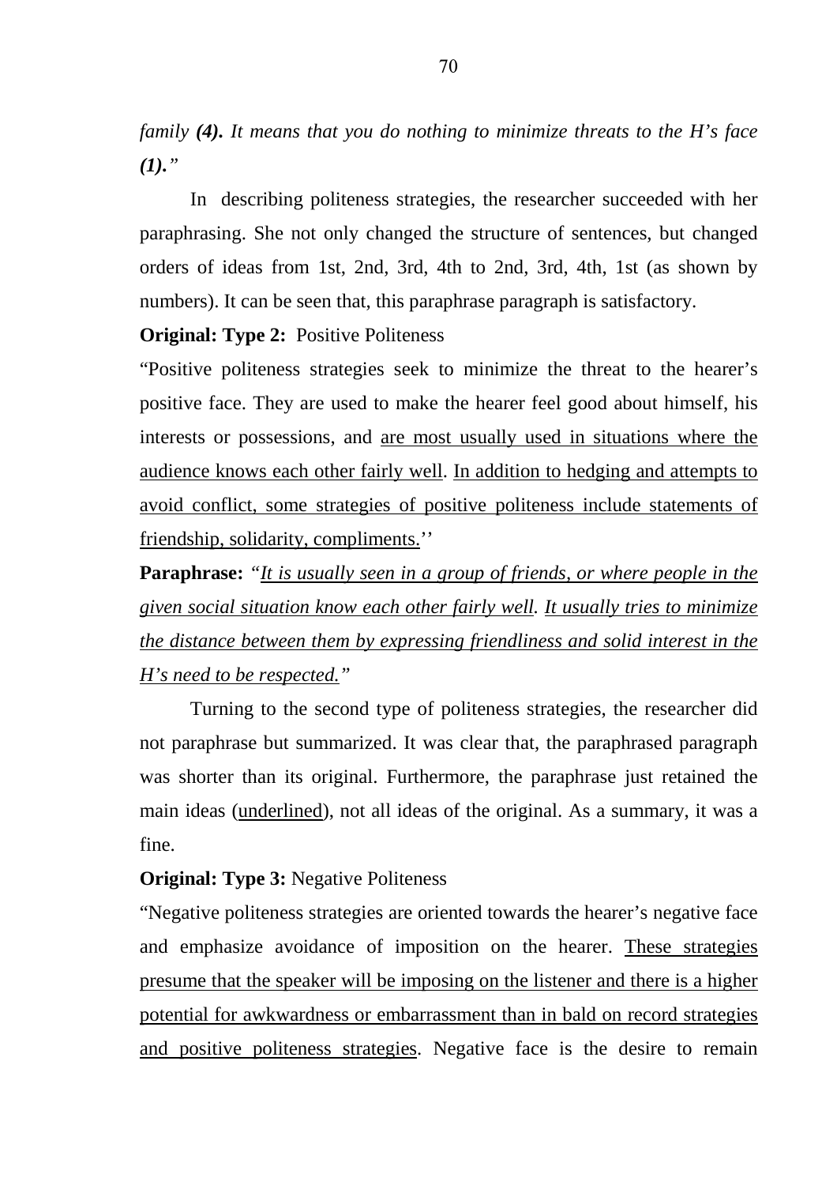*family **(4)**. It means that you do nothing to minimize threats to the H's face **(1)**."*

In describing politeness strategies, the researcher succeeded with her paraphrasing. She not only changed the structure of sentences, but changed orders of ideas from 1st, 2nd, 3rd, 4th to 2nd, 3rd, 4th, 1st (as shown by numbers). It can be seen that, this paraphrase paragraph is satisfactory.

**Original: Type 2:** Positive Politeness

"Positive politeness strategies seek to minimize the threat to the hearer's positive face. They are used to make the hearer feel good about himself, his interests or possessions, and <u>are most usually used in situations where the audience knows each other fairly well</u>. <u>In addition to hedging and attempts to avoid conflict, some strategies of positive politeness include statements of friendship, solidarity, compliments.</u>''

**Paraphrase:** *"<u>It is usually seen in a group of friends, or where people in the given social situation know each other fairly well</u>. <u>It usually tries to minimize the distance between them by expressing friendliness and solid interest in the H's need to be respected.</u>"*

Turning to the second type of politeness strategies, the researcher did not paraphrase but summarized. It was clear that, the paraphrased paragraph was shorter than its original. Furthermore, the paraphrase just retained the main ideas (<u>underlined</u>), not all ideas of the original. As a summary, it was a fine.

**Original: Type 3:** Negative Politeness

"Negative politeness strategies are oriented towards the hearer's negative face and emphasize avoidance of imposition on the hearer. <u>These strategies presume that the speaker will be imposing on the listener and there is a higher potential for awkwardness or embarrassment than in bald on record strategies and positive politeness strategies</u>. Negative face is the desire to remain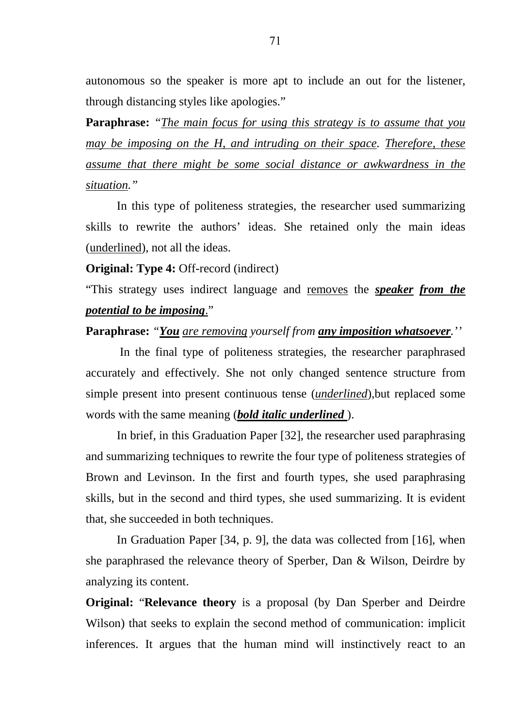autonomous so the speaker is more apt to include an out for the listener, through distancing styles like apologies."

**Paraphrase:** *"<u>The main focus for using this strategy is to assume that you may be imposing on the H, and intruding on their space</u>. <u>Therefore, these assume that there might be some social distance or awkwardness in the situation</u>."*

In this type of politeness strategies, the researcher used summarizing skills to rewrite the authors' ideas. She retained only the main ideas (<u>underlined</u>), not all the ideas.

**Original: Type 4:** Off-record (indirect)

"This strategy uses indirect language and <u>removes</u> the ***<u>speaker</u>*** ***<u>from the potential to be imposing</u>***."

**Paraphrase:** *"**<u>You</u>** <u>are removing</u> yourself from **<u>any imposition whatsoever</u>**.''*

In the final type of politeness strategies, the researcher paraphrased accurately and effectively. She not only changed sentence structure from simple present into present continuous tense (*<u>underlined</u>*),but replaced some words with the same meaning (***<u>bold italic underlined</u>*** ).

In brief, in this Graduation Paper [32], the researcher used paraphrasing and summarizing techniques to rewrite the four type of politeness strategies of Brown and Levinson. In the first and fourth types, she used paraphrasing skills, but in the second and third types, she used summarizing. It is evident that, she succeeded in both techniques.

In Graduation Paper [34, p. 9], the data was collected from [16], when she paraphrased the relevance theory of Sperber, Dan & Wilson, Deirdre by analyzing its content.

**Original:** "**Relevance theory** is a proposal (by Dan Sperber and Deirdre Wilson) that seeks to explain the second method of communication: implicit inferences. It argues that the human mind will instinctively react to an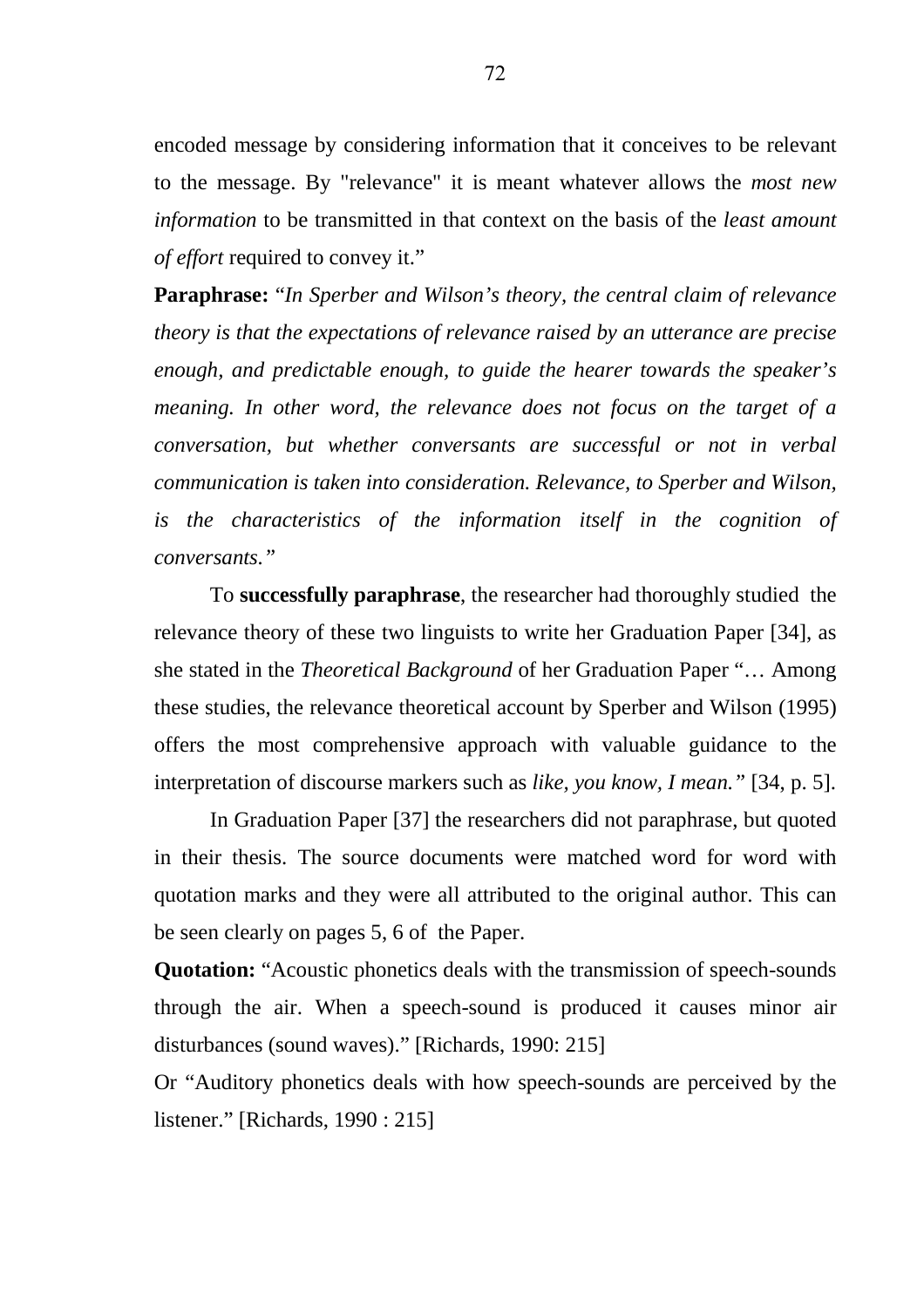encoded message by considering information that it conceives to be relevant to the message. By "relevance" it is meant whatever allows the *most new information* to be transmitted in that context on the basis of the *least amount of effort* required to convey it."

**Paraphrase:** "*In Sperber and Wilson's theory, the central claim of relevance theory is that the expectations of relevance raised by an utterance are precise enough, and predictable enough, to guide the hearer towards the speaker's meaning. In other word, the relevance does not focus on the target of a conversation, but whether conversants are successful or not in verbal communication is taken into consideration. Relevance, to Sperber and Wilson, is the characteristics of the information itself in the cognition of conversants."*

To **successfully paraphrase**, the researcher had thoroughly studied the relevance theory of these two linguists to write her Graduation Paper [34], as she stated in the *Theoretical Background* of her Graduation Paper "… Among these studies, the relevance theoretical account by Sperber and Wilson (1995) offers the most comprehensive approach with valuable guidance to the interpretation of discourse markers such as *like, you know, I mean."* [34, p. 5].

In Graduation Paper [37] the researchers did not paraphrase, but quoted in their thesis. The source documents were matched word for word with quotation marks and they were all attributed to the original author. This can be seen clearly on pages 5, 6 of the Paper.

**Quotation:** "Acoustic phonetics deals with the transmission of speech-sounds through the air. When a speech-sound is produced it causes minor air disturbances (sound waves)." [Richards, 1990: 215]

Or "Auditory phonetics deals with how speech-sounds are perceived by the listener." [Richards, 1990 : 215]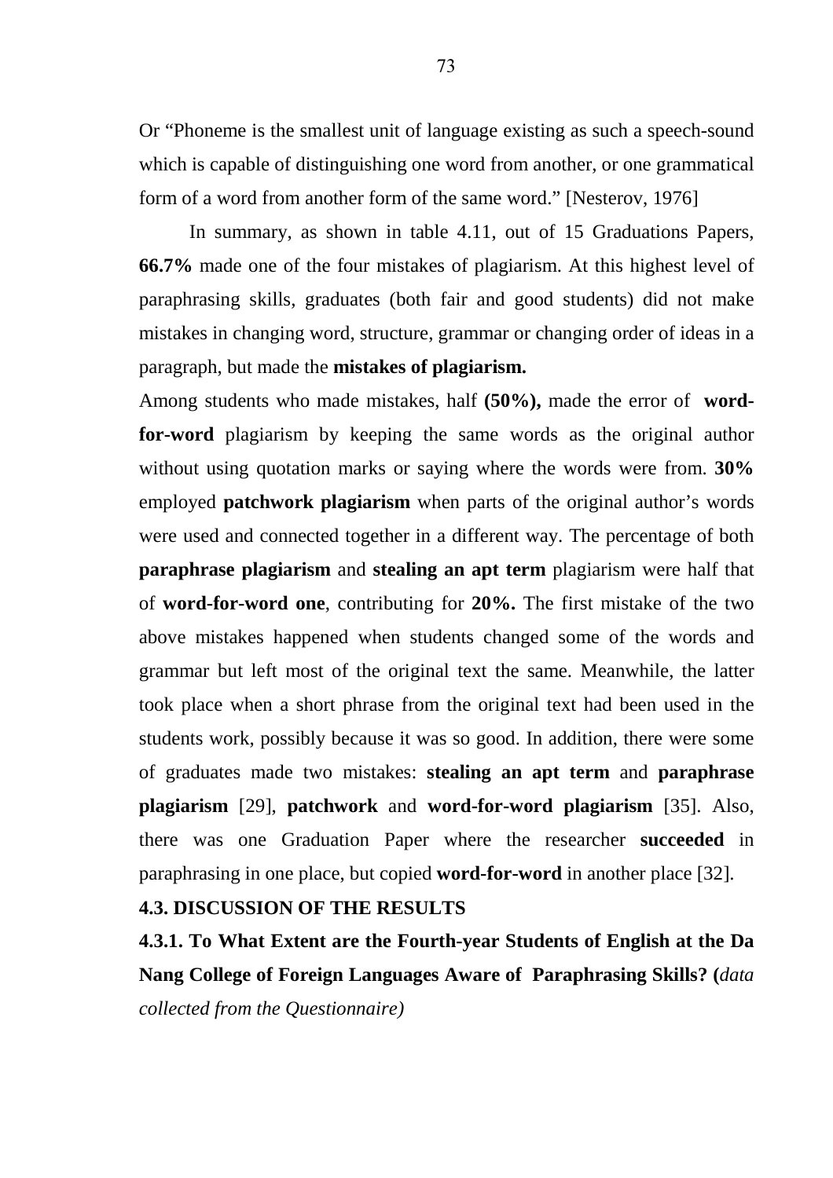Or "Phoneme is the smallest unit of language existing as such a speech-sound which is capable of distinguishing one word from another, or one grammatical form of a word from another form of the same word." [Nesterov, 1976]

In summary, as shown in table 4.11, out of 15 Graduations Papers, **66.7%** made one of the four mistakes of plagiarism. At this highest level of paraphrasing skills, graduates (both fair and good students) did not make mistakes in changing word, structure, grammar or changing order of ideas in a paragraph, but made the **mistakes of plagiarism.**

Among students who made mistakes, half **(50%),** made the error of **word-for-word** plagiarism by keeping the same words as the original author without using quotation marks or saying where the words were from. **30%** employed **patchwork plagiarism** when parts of the original author's words were used and connected together in a different way. The percentage of both **paraphrase plagiarism** and **stealing an apt term** plagiarism were half that of **word-for-word one**, contributing for **20%.** The first mistake of the two above mistakes happened when students changed some of the words and grammar but left most of the original text the same. Meanwhile, the latter took place when a short phrase from the original text had been used in the students work, possibly because it was so good. In addition, there were some of graduates made two mistakes: **stealing an apt term** and **paraphrase plagiarism** [29], **patchwork** and **word-for-word plagiarism** [35]. Also, there was one Graduation Paper where the researcher **succeeded** in paraphrasing in one place, but copied **word-for-word** in another place [32].

### 4.3. DISCUSSION OF THE RESULTS

#### 4.3.1. To What Extent are the Fourth-year Students of English at the Da Nang College of Foreign Languages Aware of Paraphrasing Skills? (*data collected from the Questionnaire)*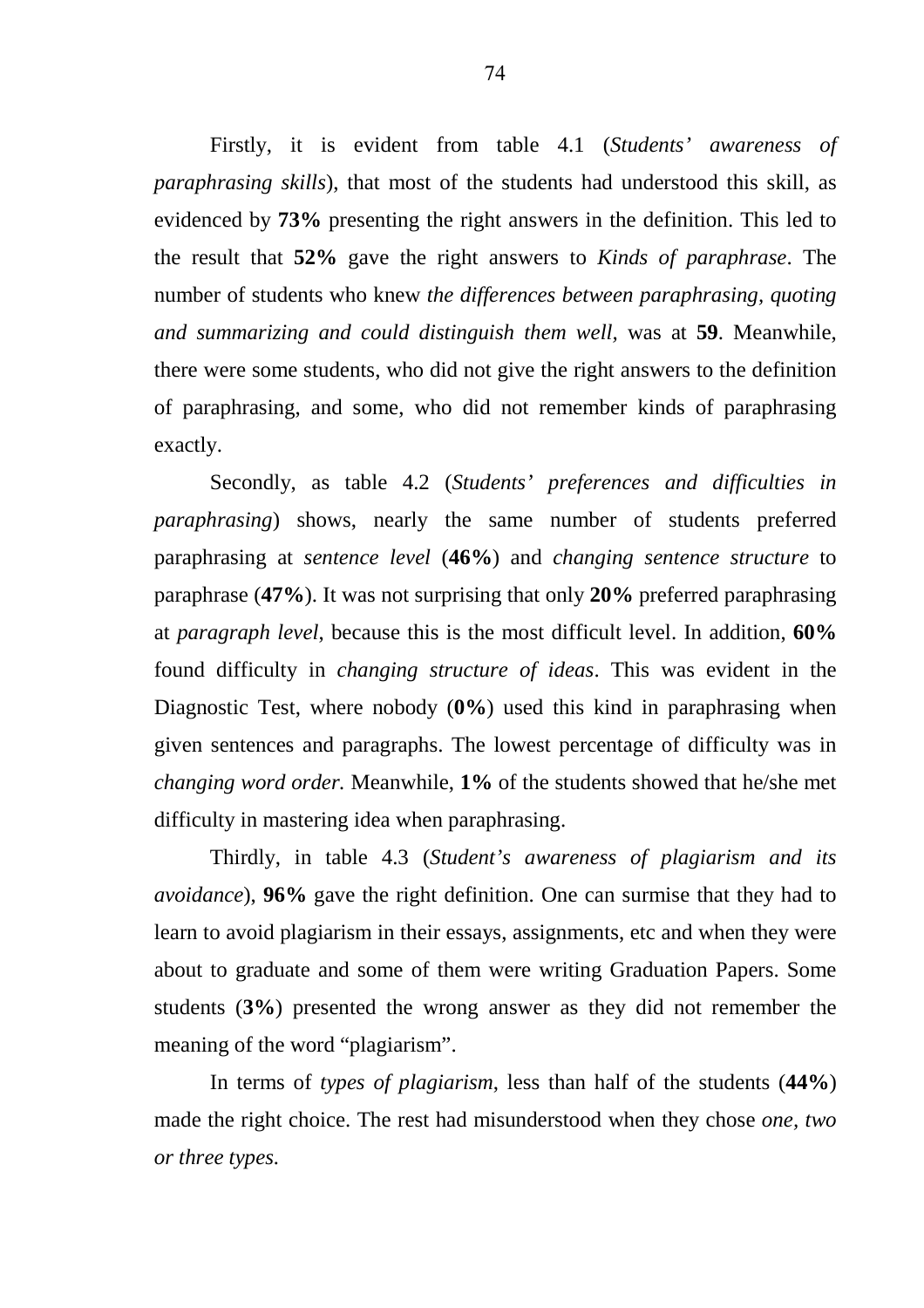Firstly, it is evident from table 4.1 (*Students' awareness of paraphrasing skills*), that most of the students had understood this skill, as evidenced by **73%** presenting the right answers in the definition. This led to the result that **52%** gave the right answers to *Kinds of paraphrase*. The number of students who knew *the differences between paraphrasing, quoting and summarizing and could distinguish them well,* was at **59**. Meanwhile, there were some students, who did not give the right answers to the definition of paraphrasing, and some, who did not remember kinds of paraphrasing exactly.

Secondly, as table 4.2 (*Students' preferences and difficulties in paraphrasing*) shows, nearly the same number of students preferred paraphrasing at *sentence level* (**46%**) and *changing sentence structure* to paraphrase (**47%**). It was not surprising that only **20%** preferred paraphrasing at *paragraph level*, because this is the most difficult level. In addition, **60%** found difficulty in *changing structure of ideas*. This was evident in the Diagnostic Test, where nobody (**0%**) used this kind in paraphrasing when given sentences and paragraphs. The lowest percentage of difficulty was in *changing word order.* Meanwhile, **1%** of the students showed that he/she met difficulty in mastering idea when paraphrasing.

Thirdly, in table 4.3 (*Student's awareness of plagiarism and its avoidance*), **96%** gave the right definition. One can surmise that they had to learn to avoid plagiarism in their essays, assignments, etc and when they were about to graduate and some of them were writing Graduation Papers. Some students (**3%**) presented the wrong answer as they did not remember the meaning of the word "plagiarism".

In terms of *types of plagiarism*, less than half of the students (**44%**) made the right choice. The rest had misunderstood when they chose *one, two or three types.*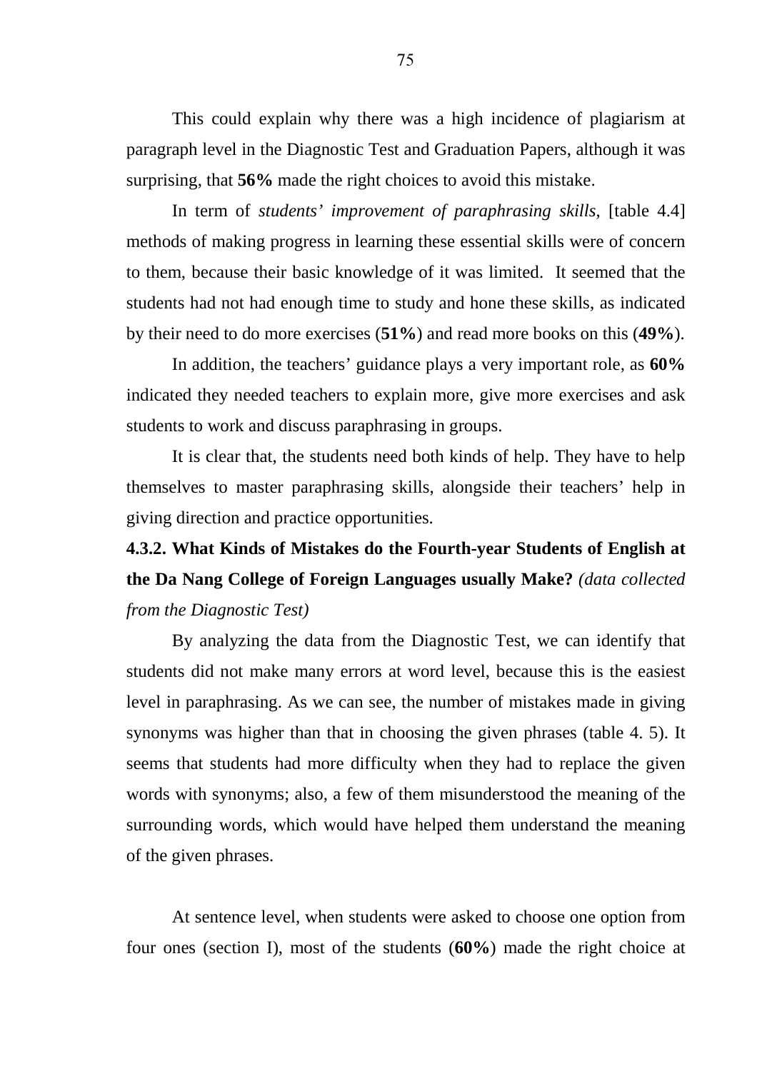This could explain why there was a high incidence of plagiarism at paragraph level in the Diagnostic Test and Graduation Papers, although it was surprising, that **56%** made the right choices to avoid this mistake.

In term of *students' improvement of paraphrasing skills,* [table 4.4] methods of making progress in learning these essential skills were of concern to them, because their basic knowledge of it was limited. It seemed that the students had not had enough time to study and hone these skills, as indicated by their need to do more exercises (**51%**) and read more books on this (**49%**).

In addition, the teachers' guidance plays a very important role, as **60%** indicated they needed teachers to explain more, give more exercises and ask students to work and discuss paraphrasing in groups.

It is clear that, the students need both kinds of help. They have to help themselves to master paraphrasing skills, alongside their teachers' help in giving direction and practice opportunities.

### 4.3.2. What Kinds of Mistakes do the Fourth-year Students of English at the Da Nang College of Foreign Languages usually Make? *(data collected from the Diagnostic Test)*

By analyzing the data from the Diagnostic Test, we can identify that students did not make many errors at word level, because this is the easiest level in paraphrasing. As we can see, the number of mistakes made in giving synonyms was higher than that in choosing the given phrases (table 4. 5). It seems that students had more difficulty when they had to replace the given words with synonyms; also, a few of them misunderstood the meaning of the surrounding words, which would have helped them understand the meaning of the given phrases.

At sentence level, when students were asked to choose one option from four ones (section I), most of the students (**60%**) made the right choice at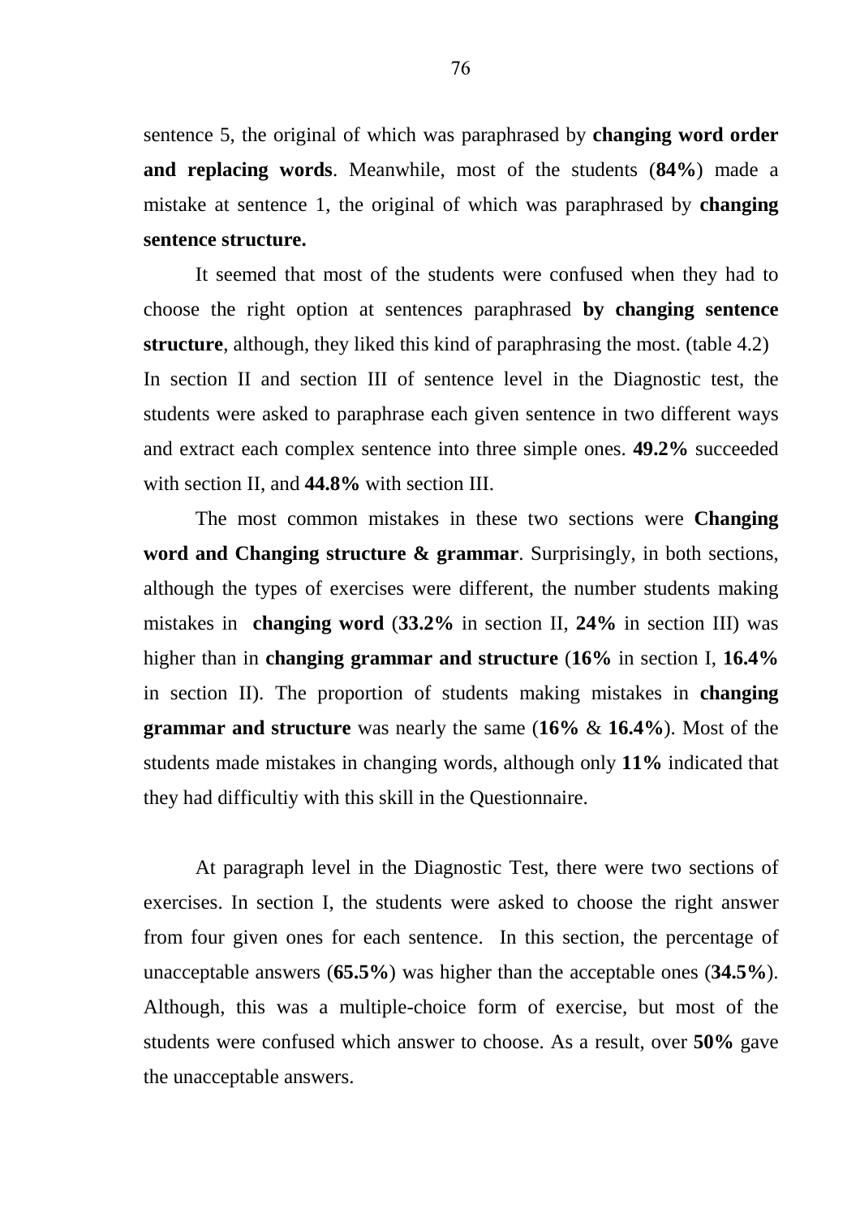sentence 5, the original of which was paraphrased by **changing word order and replacing words**. Meanwhile, most of the students (**84%**) made a mistake at sentence 1, the original of which was paraphrased by **changing sentence structure.**

It seemed that most of the students were confused when they had to choose the right option at sentences paraphrased **by changing sentence structure**, although, they liked this kind of paraphrasing the most. (table 4.2) In section II and section III of sentence level in the Diagnostic test, the students were asked to paraphrase each given sentence in two different ways and extract each complex sentence into three simple ones. **49.2%** succeeded with section II, and **44.8%** with section III.

The most common mistakes in these two sections were **Changing word and Changing structure & grammar**. Surprisingly, in both sections, although the types of exercises were different, the number students making mistakes in **changing word** (**33.2%** in section II, **24%** in section III) was higher than in **changing grammar and structure** (**16%** in section I, **16.4%** in section II). The proportion of students making mistakes in **changing grammar and structure** was nearly the same (**16%** & **16.4%**). Most of the students made mistakes in changing words, although only **11%** indicated that they had difficultiy with this skill in the Questionnaire.

At paragraph level in the Diagnostic Test, there were two sections of exercises. In section I, the students were asked to choose the right answer from four given ones for each sentence. In this section, the percentage of unacceptable answers (**65.5%**) was higher than the acceptable ones (**34.5%**). Although, this was a multiple-choice form of exercise, but most of the students were confused which answer to choose. As a result, over **50%** gave the unacceptable answers.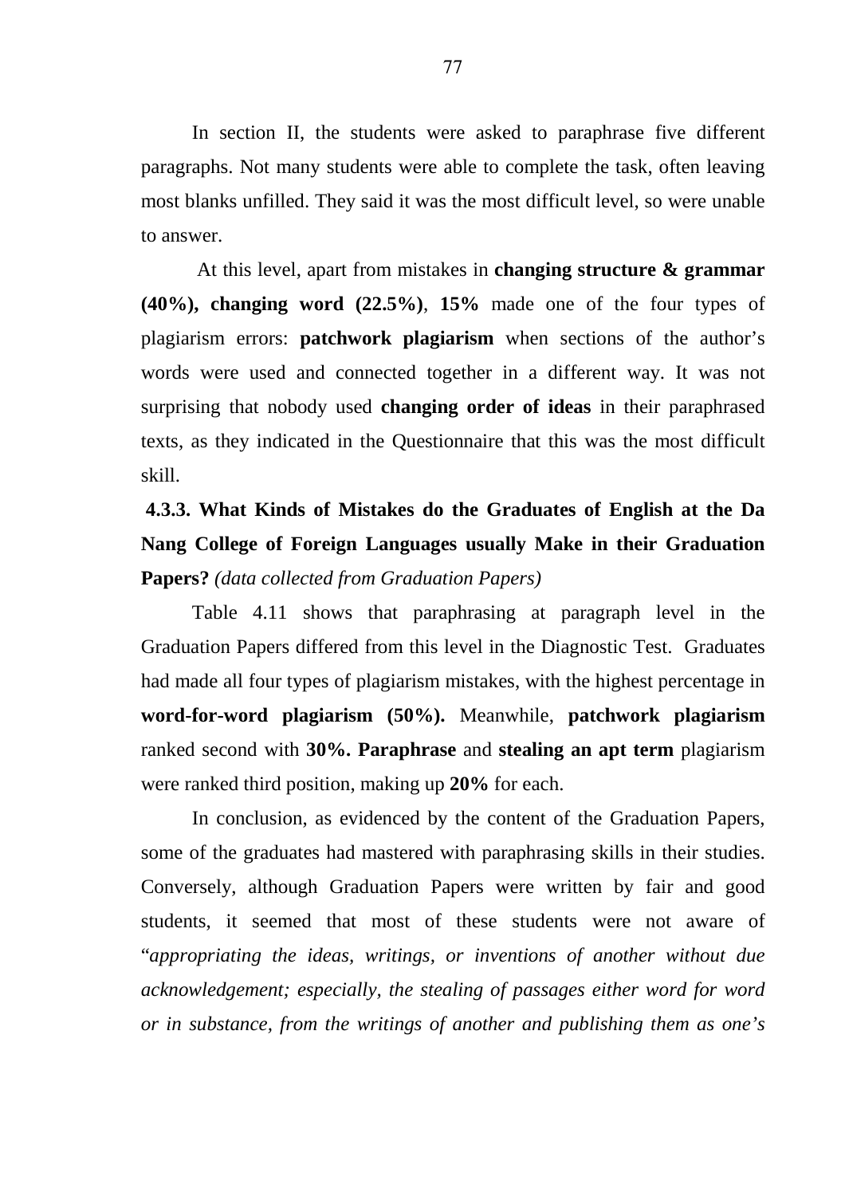In section II, the students were asked to paraphrase five different paragraphs. Not many students were able to complete the task, often leaving most blanks unfilled. They said it was the most difficult level, so were unable to answer.

At this level, apart from mistakes in **changing structure & grammar (40%), changing word (22.5%)**, **15%** made one of the four types of plagiarism errors: **patchwork plagiarism** when sections of the author's words were used and connected together in a different way. It was not surprising that nobody used **changing order of ideas** in their paraphrased texts, as they indicated in the Questionnaire that this was the most difficult skill.

### 4.3.3. What Kinds of Mistakes do the Graduates of English at the Da Nang College of Foreign Languages usually Make in their Graduation Papers? *(data collected from Graduation Papers)*

Table 4.11 shows that paraphrasing at paragraph level in the Graduation Papers differed from this level in the Diagnostic Test. Graduates had made all four types of plagiarism mistakes, with the highest percentage in **word-for-word plagiarism (50%).** Meanwhile, **patchwork plagiarism** ranked second with **30%. Paraphrase** and **stealing an apt term** plagiarism were ranked third position, making up **20%** for each.

In conclusion, as evidenced by the content of the Graduation Papers, some of the graduates had mastered with paraphrasing skills in their studies. Conversely, although Graduation Papers were written by fair and good students, it seemed that most of these students were not aware of "*appropriating the ideas, writings, or inventions of another without due acknowledgement; especially, the stealing of passages either word for word or in substance, from the writings of another and publishing them as one's*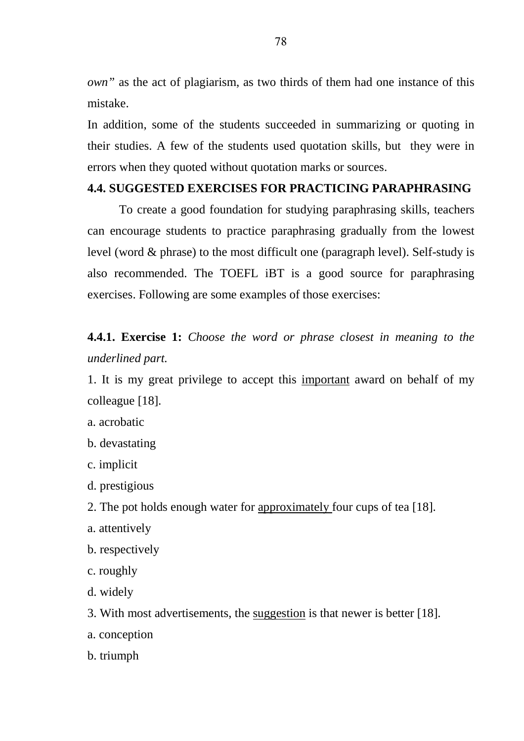*own"* as the act of plagiarism, as two thirds of them had one instance of this mistake.

In addition, some of the students succeeded in summarizing or quoting in their studies. A few of the students used quotation skills, but they were in errors when they quoted without quotation marks or sources.

### 4.4. SUGGESTED EXERCISES FOR PRACTICING PARAPHRASING

To create a good foundation for studying paraphrasing skills, teachers can encourage students to practice paraphrasing gradually from the lowest level (word & phrase) to the most difficult one (paragraph level). Self-study is also recommended. The TOEFL iBT is a good source for paraphrasing exercises. Following are some examples of those exercises:

#### 4.4.1. Exercise 1: *Choose the word or phrase closest in meaning to the underlined part.*

1. It is my great privilege to accept this <u>important</u> award on behalf of my colleague [18].

a. acrobatic

b. devastating

c. implicit

d. prestigious

2. The pot holds enough water for <u>approximately</u> four cups of tea [18].

a. attentively

b. respectively

c. roughly

d. widely

3. With most advertisements, the <u>suggestion</u> is that newer is better [18].

a. conception

b. triumph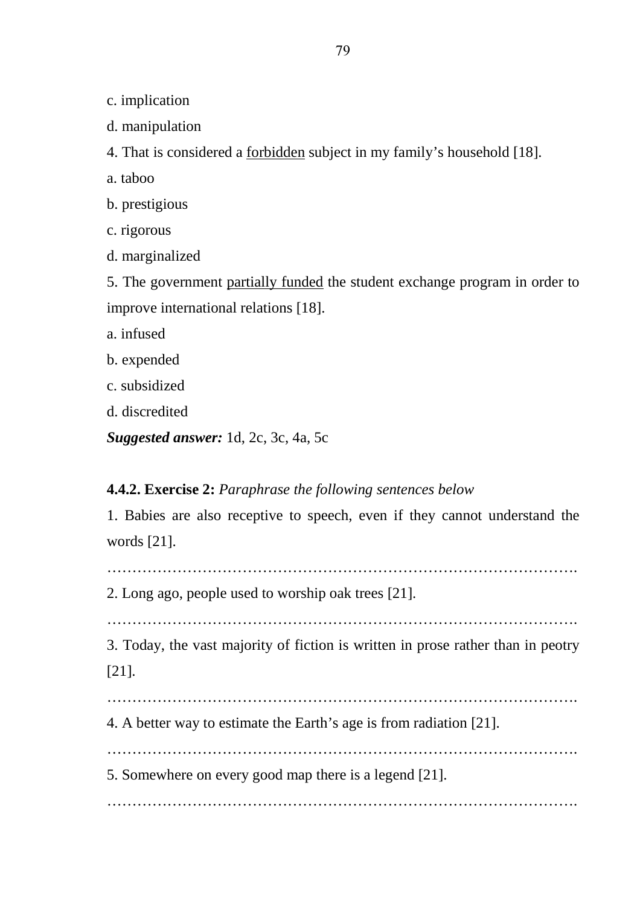c. implication

d. manipulation

4. That is considered a <u>forbidden</u> subject in my family's household [18].

a. taboo

b. prestigious

c. rigorous

d. marginalized

5. The government <u>partially funded</u> the student exchange program in order to improve international relations [18].

a. infused

b. expended

c. subsidized

d. discredited

***Suggested answer:*** 1d, 2c, 3c, 4a, 5c

**4.4.2. Exercise 2:** *Paraphrase the following sentences below*

1. Babies are also receptive to speech, even if they cannot understand the words [21].

……………………………………………………………………………….

2. Long ago, people used to worship oak trees [21].

……………………………………………………………………………….

3. Today, the vast majority of fiction is written in prose rather than in peotry [21].

……………………………………………………………………………….

4. A better way to estimate the Earth's age is from radiation [21].

……………………………………………………………………………….

5. Somewhere on every good map there is a legend [21].

……………………………………………………………………………….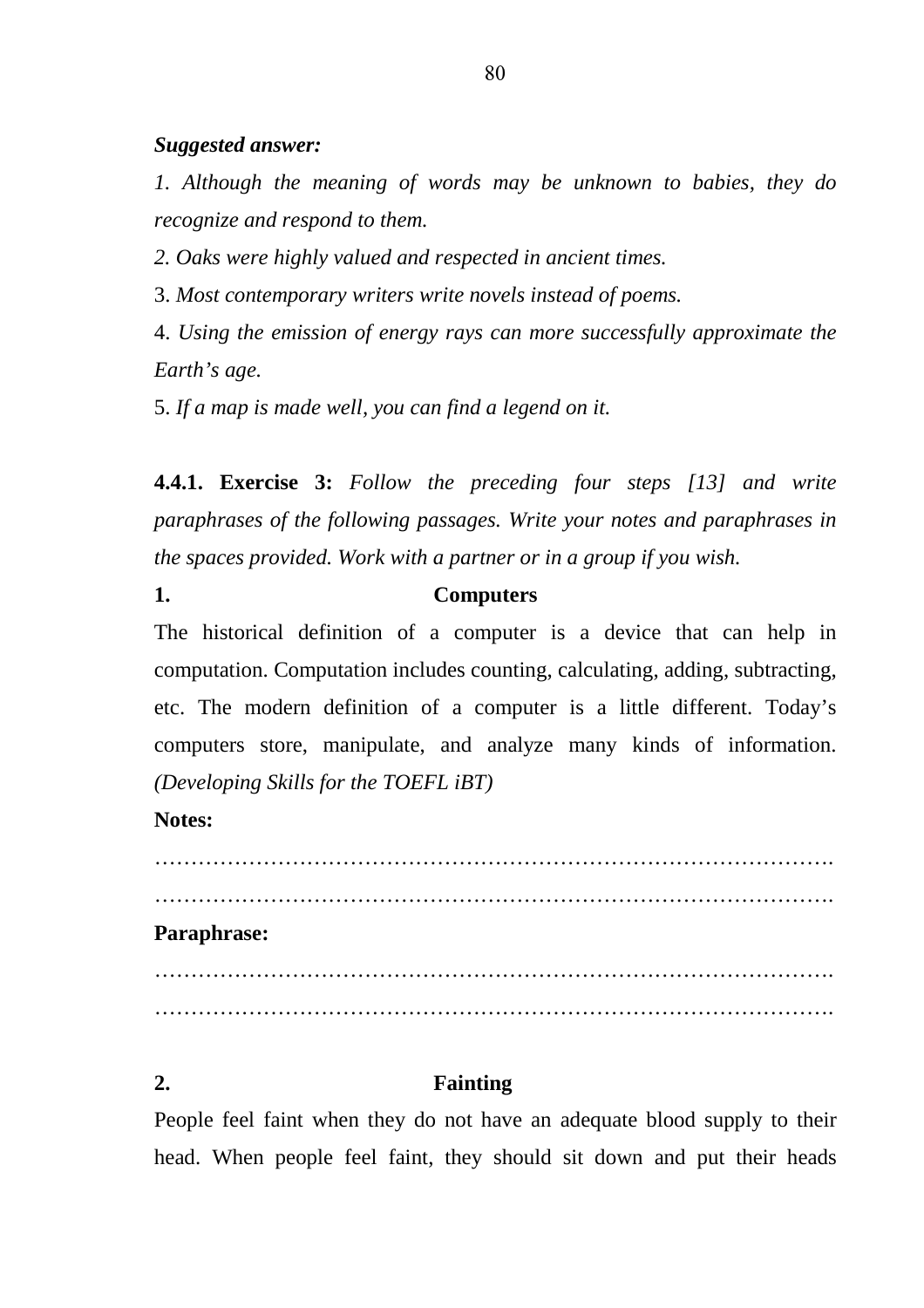***Suggested answer:***

*1. Although the meaning of words may be unknown to babies, they do recognize and respond to them.*

*2. Oaks were highly valued and respected in ancient times.*

3. *Most contemporary writers write novels instead of poems.*

4. *Using the emission of energy rays can more successfully approximate the Earth's age.*

5. *If a map is made well, you can find a legend on it.*

**4.4.1. Exercise 3:** *Follow the preceding four steps [13] and write paraphrases of the following passages. Write your notes and paraphrases in the spaces provided. Work with a partner or in a group if you wish.*

**1. Computers**

The historical definition of a computer is a device that can help in computation. Computation includes counting, calculating, adding, subtracting, etc. The modern definition of a computer is a little different. Today's computers store, manipulate, and analyze many kinds of information. *(Developing Skills for the TOEFL iBT)*

**Notes:**

……………………………………………………………………………….

……………………………………………………………………………….

**Paraphrase:**

……………………………………………………………………………….

……………………………………………………………………………….

**2. Fainting**

People feel faint when they do not have an adequate blood supply to their head. When people feel faint, they should sit down and put their heads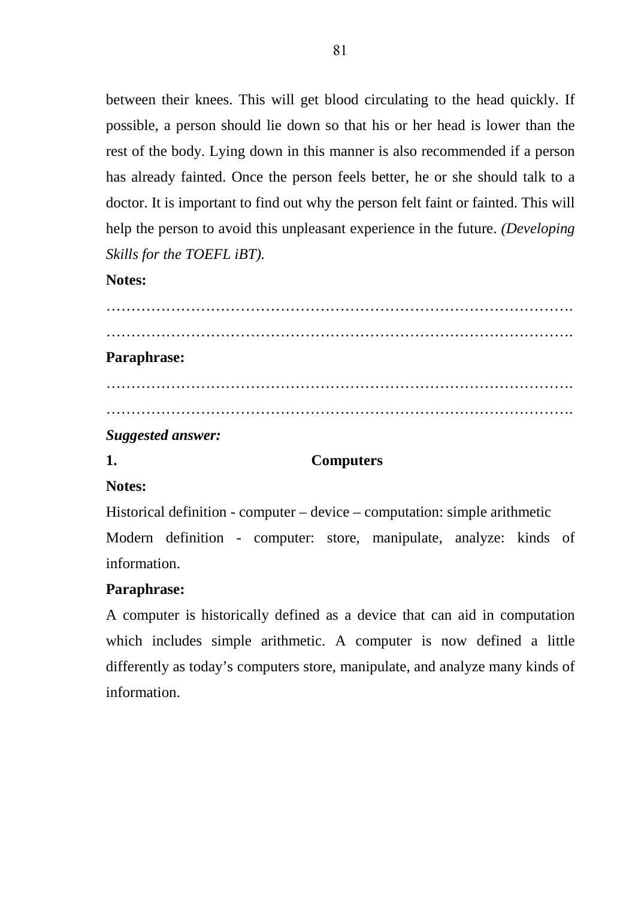between their knees. This will get blood circulating to the head quickly. If possible, a person should lie down so that his or her head is lower than the rest of the body. Lying down in this manner is also recommended if a person has already fainted. Once the person feels better, he or she should talk to a doctor. It is important to find out why the person felt faint or fainted. This will help the person to avoid this unpleasant experience in the future. *(Developing Skills for the TOEFL iBT).*

**Notes:**

……………………………………………………………………………….

……………………………………………………………………………….

**Paraphrase:**

……………………………………………………………………………….

……………………………………………………………………………….

***Suggested answer:***

**1. Computers**

**Notes:**

Historical definition - computer – device – computation: simple arithmetic

Modern definition - computer: store, manipulate, analyze: kinds of information.

**Paraphrase:**

A computer is historically defined as a device that can aid in computation which includes simple arithmetic. A computer is now defined a little differently as today's computers store, manipulate, and analyze many kinds of information.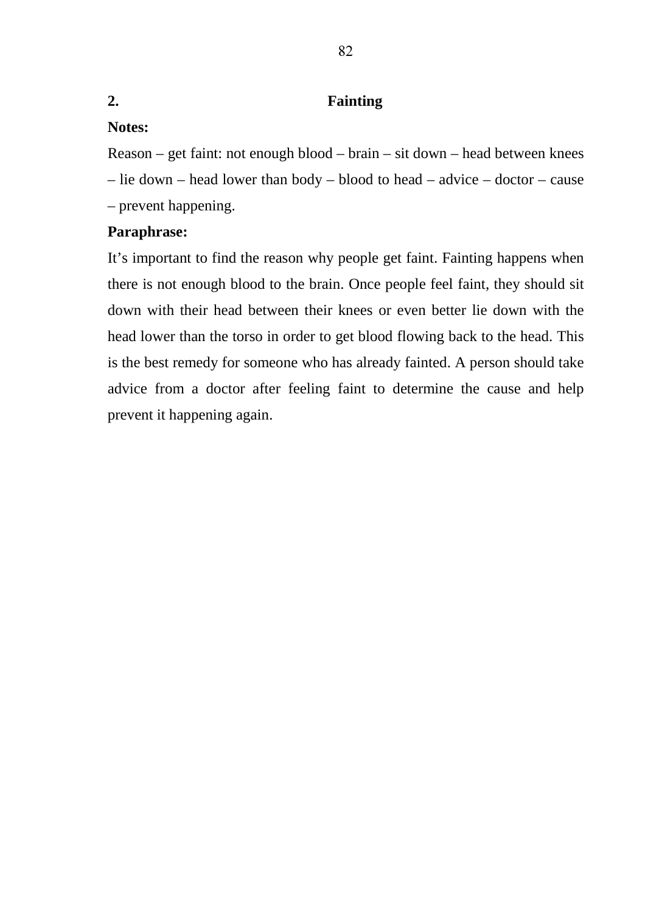## 2. Fainting

**Notes:**

Reason – get faint: not enough blood – brain – sit down – head between knees – lie down – head lower than body – blood to head – advice – doctor – cause – prevent happening.

**Paraphrase:**

It's important to find the reason why people get faint. Fainting happens when there is not enough blood to the brain. Once people feel faint, they should sit down with their head between their knees or even better lie down with the head lower than the torso in order to get blood flowing back to the head. This is the best remedy for someone who has already fainted. A person should take advice from a doctor after feeling faint to determine the cause and help prevent it happening again.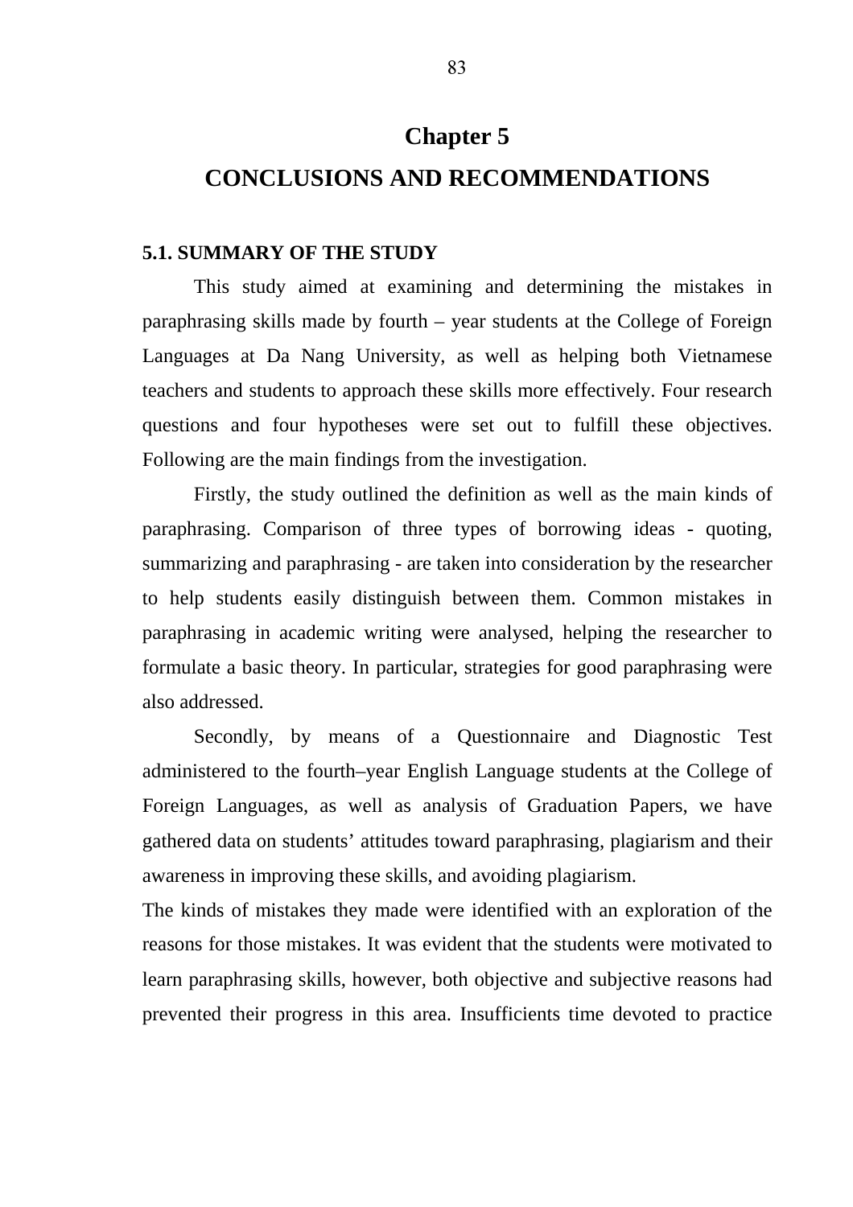# Chapter 5

# CONCLUSIONS AND RECOMMENDATIONS

## 5.1. SUMMARY OF THE STUDY

This study aimed at examining and determining the mistakes in paraphrasing skills made by fourth – year students at the College of Foreign Languages at Da Nang University, as well as helping both Vietnamese teachers and students to approach these skills more effectively. Four research questions and four hypotheses were set out to fulfill these objectives. Following are the main findings from the investigation.

Firstly, the study outlined the definition as well as the main kinds of paraphrasing. Comparison of three types of borrowing ideas - quoting, summarizing and paraphrasing - are taken into consideration by the researcher to help students easily distinguish between them. Common mistakes in paraphrasing in academic writing were analysed, helping the researcher to formulate a basic theory. In particular, strategies for good paraphrasing were also addressed.

Secondly, by means of a Questionnaire and Diagnostic Test administered to the fourth–year English Language students at the College of Foreign Languages, as well as analysis of Graduation Papers, we have gathered data on students' attitudes toward paraphrasing, plagiarism and their awareness in improving these skills, and avoiding plagiarism.

The kinds of mistakes they made were identified with an exploration of the reasons for those mistakes. It was evident that the students were motivated to learn paraphrasing skills, however, both objective and subjective reasons had prevented their progress in this area. Insufficients time devoted to practice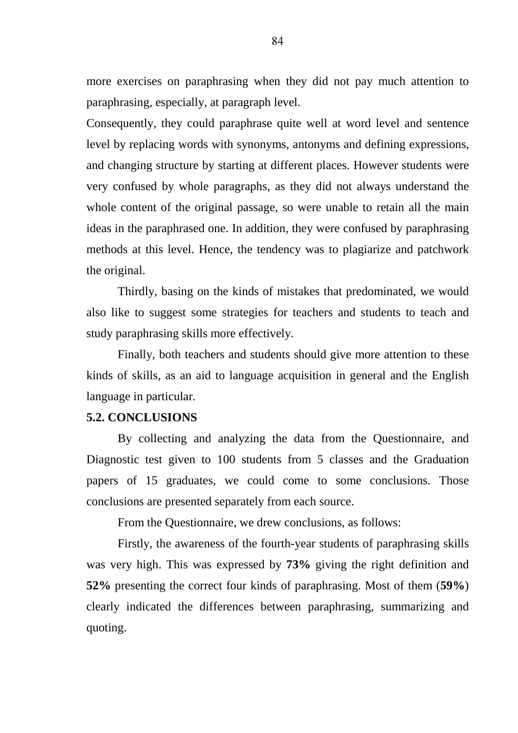more exercises on paraphrasing when they did not pay much attention to paraphrasing, especially, at paragraph level.

Consequently, they could paraphrase quite well at word level and sentence level by replacing words with synonyms, antonyms and defining expressions, and changing structure by starting at different places. However students were very confused by whole paragraphs, as they did not always understand the whole content of the original passage, so were unable to retain all the main ideas in the paraphrased one. In addition, they were confused by paraphrasing methods at this level. Hence, the tendency was to plagiarize and patchwork the original.

Thirdly, basing on the kinds of mistakes that predominated, we would also like to suggest some strategies for teachers and students to teach and study paraphrasing skills more effectively.

Finally, both teachers and students should give more attention to these kinds of skills, as an aid to language acquisition in general and the English language in particular.

**5.2. CONCLUSIONS**

By collecting and analyzing the data from the Questionnaire, and Diagnostic test given to 100 students from 5 classes and the Graduation papers of 15 graduates, we could come to some conclusions. Those conclusions are presented separately from each source.

From the Questionnaire, we drew conclusions, as follows:

Firstly, the awareness of the fourth-year students of paraphrasing skills was very high. This was expressed by **73%** giving the right definition and **52%** presenting the correct four kinds of paraphrasing. Most of them (**59%**) clearly indicated the differences between paraphrasing, summarizing and quoting.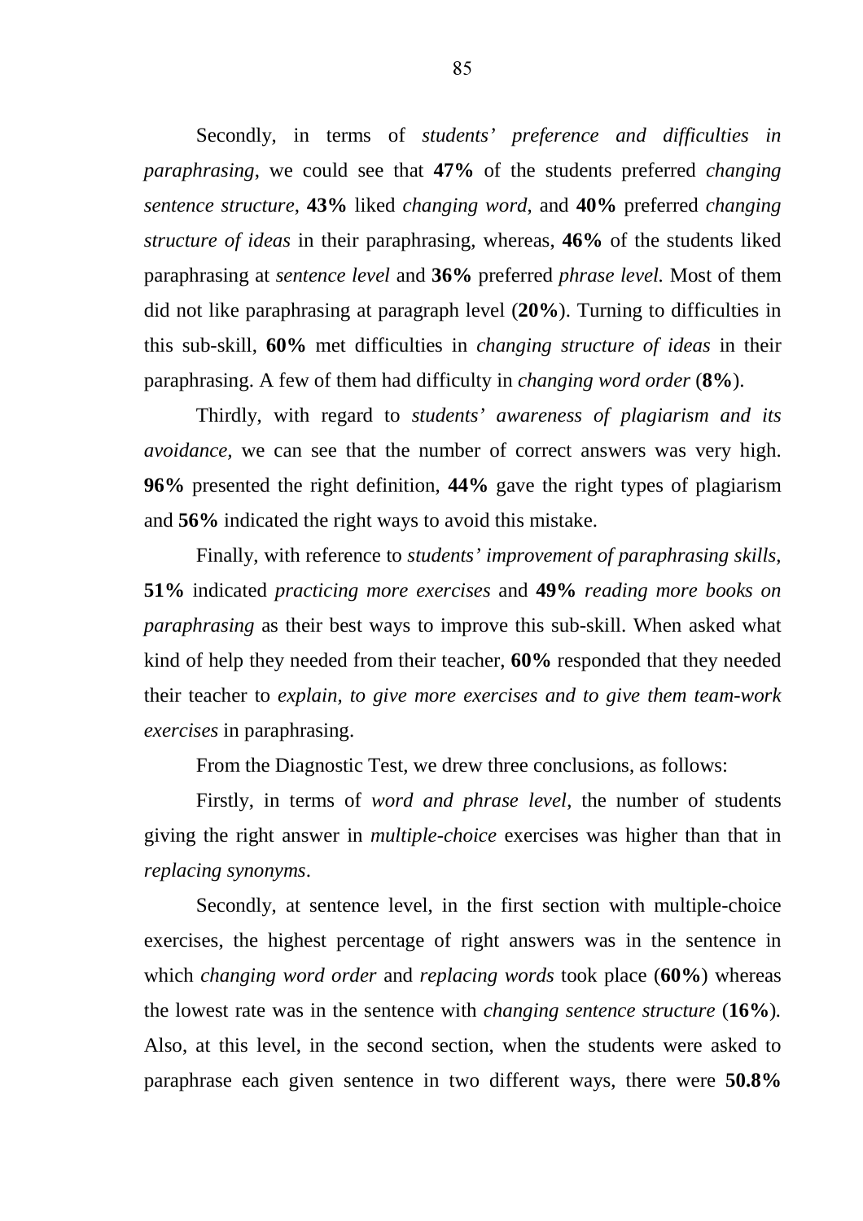Secondly, in terms of *students' preference and difficulties in paraphrasing*, we could see that **47%** of the students preferred *changing sentence structure*, **43%** liked *changing word*, and **40%** preferred *changing structure of ideas* in their paraphrasing, whereas, **46%** of the students liked paraphrasing at *sentence level* and **36%** preferred *phrase level.* Most of them did not like paraphrasing at paragraph level (**20%**). Turning to difficulties in this sub-skill, **60%** met difficulties in *changing structure of ideas* in their paraphrasing. A few of them had difficulty in *changing word order* (**8%**).

Thirdly, with regard to *students' awareness of plagiarism and its avoidance,* we can see that the number of correct answers was very high. **96%** presented the right definition, **44%** gave the right types of plagiarism and **56%** indicated the right ways to avoid this mistake.

Finally, with reference to *students' improvement of paraphrasing skills*, **51%** indicated *practicing more exercises* and **49%** *reading more books on paraphrasing* as their best ways to improve this sub-skill. When asked what kind of help they needed from their teacher, **60%** responded that they needed their teacher to *explain, to give more exercises and to give them team-work exercises* in paraphrasing.

From the Diagnostic Test, we drew three conclusions, as follows:

Firstly, in terms of *word and phrase level,* the number of students giving the right answer in *multiple-choice* exercises was higher than that in *replacing synonyms*.

Secondly, at sentence level, in the first section with multiple-choice exercises, the highest percentage of right answers was in the sentence in which *changing word order* and *replacing words* took place (**60%**) whereas the lowest rate was in the sentence with *changing sentence structure* (**16%**). Also, at this level, in the second section, when the students were asked to paraphrase each given sentence in two different ways, there were **50.8%**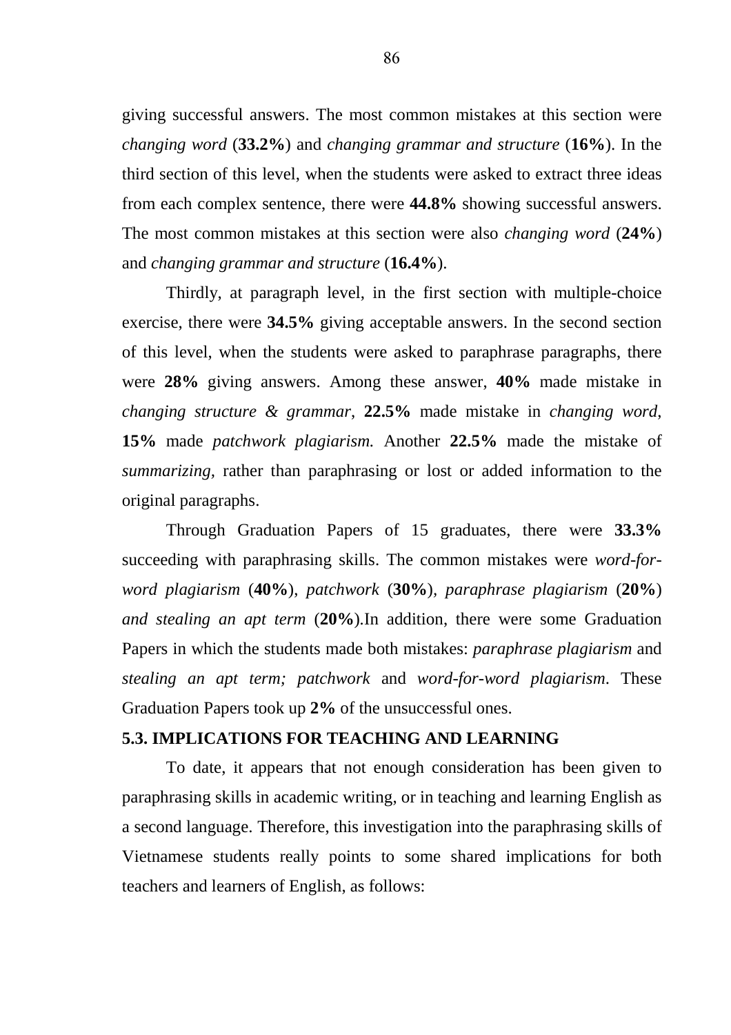giving successful answers. The most common mistakes at this section were *changing word* (**33.2%**) and *changing grammar and structure* (**16%**). In the third section of this level, when the students were asked to extract three ideas from each complex sentence, there were **44.8%** showing successful answers. The most common mistakes at this section were also *changing word* (**24%**) and *changing grammar and structure* (**16.4%**).

Thirdly, at paragraph level, in the first section with multiple-choice exercise, there were **34.5%** giving acceptable answers. In the second section of this level, when the students were asked to paraphrase paragraphs, there were **28%** giving answers. Among these answer, **40%** made mistake in *changing structure & grammar*, **22.5%** made mistake in *changing word*, **15%** made *patchwork plagiarism.* Another **22.5%** made the mistake of *summarizing*, rather than paraphrasing or lost or added information to the original paragraphs.

Through Graduation Papers of 15 graduates, there were **33.3%** succeeding with paraphrasing skills. The common mistakes were *word-for-word plagiarism* (**40%**), *patchwork* (**30%**), *paraphrase plagiarism* (**20%**) *and stealing an apt term* (**20%**).In addition, there were some Graduation Papers in which the students made both mistakes: *paraphrase plagiarism* and *stealing an apt term; patchwork* and *word-for-word plagiarism*. These Graduation Papers took up **2%** of the unsuccessful ones.

### 5.3. IMPLICATIONS FOR TEACHING AND LEARNING

To date, it appears that not enough consideration has been given to paraphrasing skills in academic writing, or in teaching and learning English as a second language. Therefore, this investigation into the paraphrasing skills of Vietnamese students really points to some shared implications for both teachers and learners of English, as follows: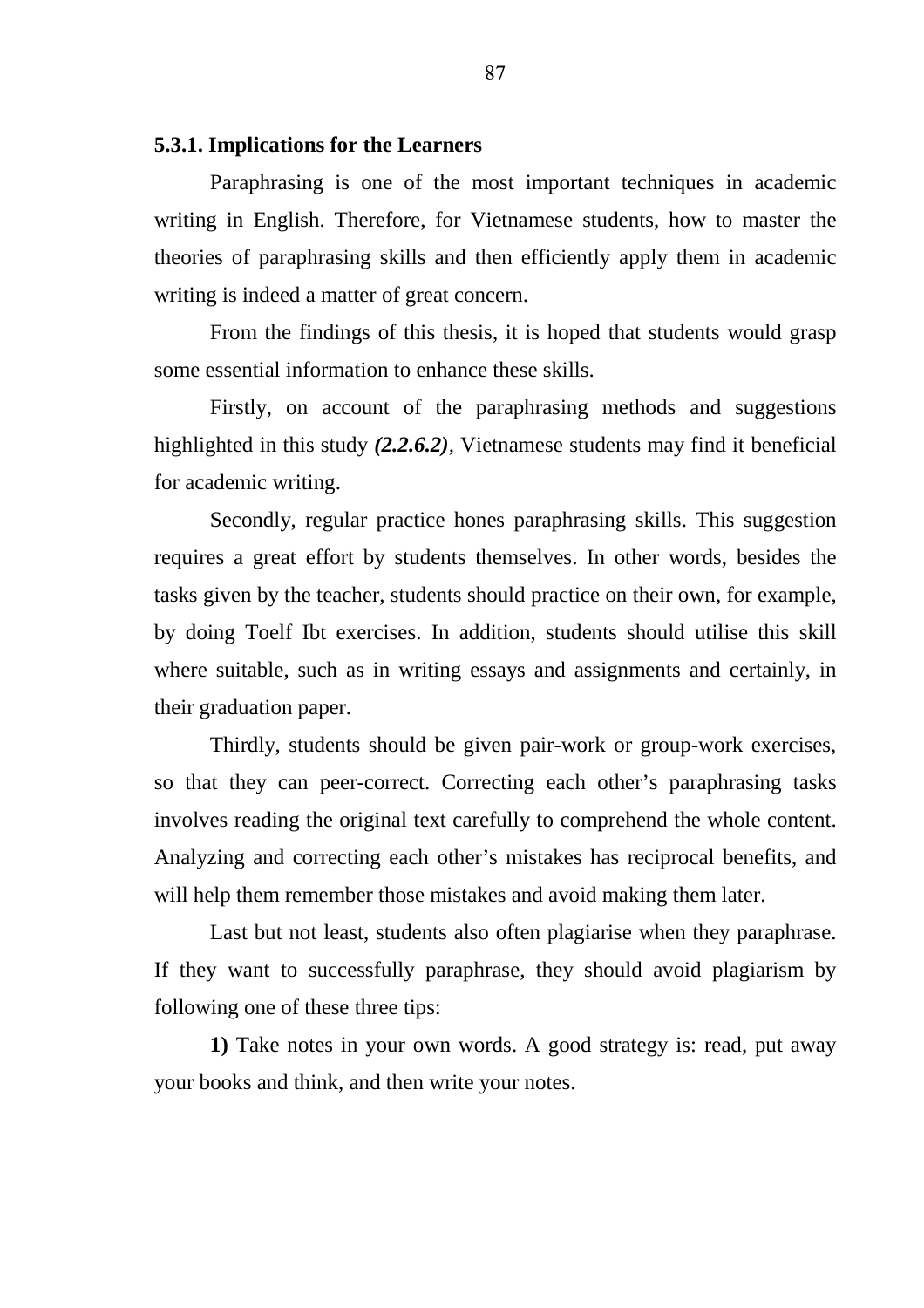### 5.3.1. Implications for the Learners

Paraphrasing is one of the most important techniques in academic writing in English. Therefore, for Vietnamese students, how to master the theories of paraphrasing skills and then efficiently apply them in academic writing is indeed a matter of great concern.

From the findings of this thesis, it is hoped that students would grasp some essential information to enhance these skills.

Firstly, on account of the paraphrasing methods and suggestions highlighted in this study ***(2.2.6.2)***, Vietnamese students may find it beneficial for academic writing.

Secondly, regular practice hones paraphrasing skills. This suggestion requires a great effort by students themselves. In other words, besides the tasks given by the teacher, students should practice on their own, for example, by doing Toelf Ibt exercises. In addition, students should utilise this skill where suitable, such as in writing essays and assignments and certainly, in their graduation paper.

Thirdly, students should be given pair-work or group-work exercises, so that they can peer-correct. Correcting each other's paraphrasing tasks involves reading the original text carefully to comprehend the whole content. Analyzing and correcting each other's mistakes has reciprocal benefits, and will help them remember those mistakes and avoid making them later.

Last but not least, students also often plagiarise when they paraphrase. If they want to successfully paraphrase, they should avoid plagiarism by following one of these three tips:

**1)** Take notes in your own words. A good strategy is: read, put away your books and think, and then write your notes.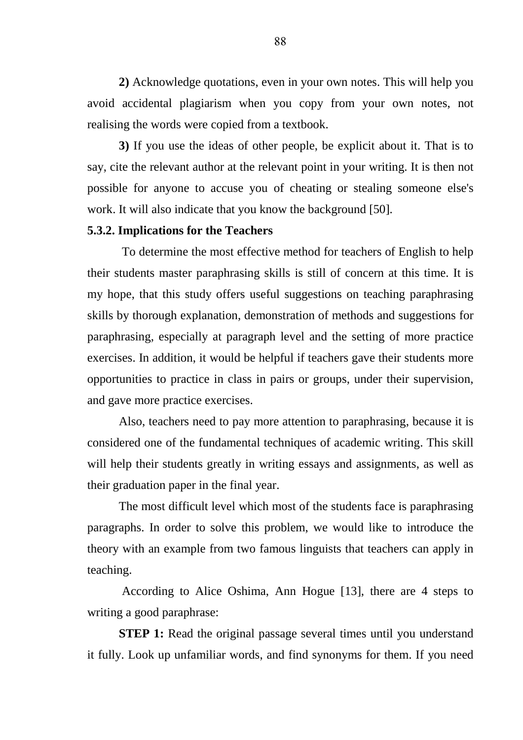**2)** Acknowledge quotations, even in your own notes. This will help you avoid accidental plagiarism when you copy from your own notes, not realising the words were copied from a textbook.

**3)** If you use the ideas of other people, be explicit about it. That is to say, cite the relevant author at the relevant point in your writing. It is then not possible for anyone to accuse you of cheating or stealing someone else's work. It will also indicate that you know the background [50].

### 5.3.2. Implications for the Teachers

To determine the most effective method for teachers of English to help their students master paraphrasing skills is still of concern at this time. It is my hope, that this study offers useful suggestions on teaching paraphrasing skills by thorough explanation, demonstration of methods and suggestions for paraphrasing, especially at paragraph level and the setting of more practice exercises. In addition, it would be helpful if teachers gave their students more opportunities to practice in class in pairs or groups, under their supervision, and gave more practice exercises.

Also, teachers need to pay more attention to paraphrasing, because it is considered one of the fundamental techniques of academic writing. This skill will help their students greatly in writing essays and assignments, as well as their graduation paper in the final year.

The most difficult level which most of the students face is paraphrasing paragraphs. In order to solve this problem, we would like to introduce the theory with an example from two famous linguists that teachers can apply in teaching.

According to Alice Oshima, Ann Hogue [13], there are 4 steps to writing a good paraphrase:

**STEP 1:** Read the original passage several times until you understand it fully. Look up unfamiliar words, and find synonyms for them. If you need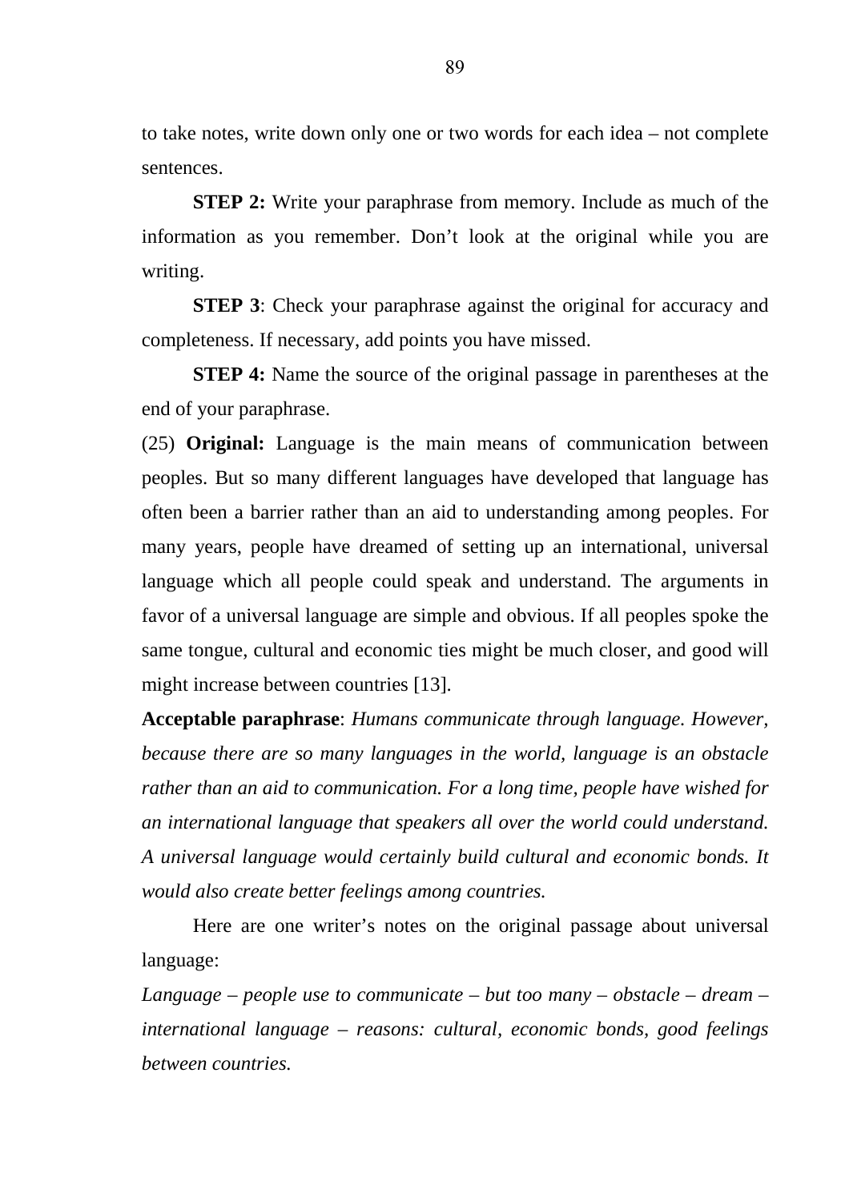to take notes, write down only one or two words for each idea – not complete sentences.

**STEP 2:** Write your paraphrase from memory. Include as much of the information as you remember. Don't look at the original while you are writing.

**STEP 3**: Check your paraphrase against the original for accuracy and completeness. If necessary, add points you have missed.

**STEP 4:** Name the source of the original passage in parentheses at the end of your paraphrase.

(25) **Original:** Language is the main means of communication between peoples. But so many different languages have developed that language has often been a barrier rather than an aid to understanding among peoples. For many years, people have dreamed of setting up an international, universal language which all people could speak and understand. The arguments in favor of a universal language are simple and obvious. If all peoples spoke the same tongue, cultural and economic ties might be much closer, and good will might increase between countries [13].

**Acceptable paraphrase**: *Humans communicate through language. However, because there are so many languages in the world, language is an obstacle rather than an aid to communication. For a long time, people have wished for an international language that speakers all over the world could understand. A universal language would certainly build cultural and economic bonds. It would also create better feelings among countries.*

Here are one writer's notes on the original passage about universal language:

*Language – people use to communicate – but too many – obstacle – dream – international language – reasons: cultural, economic bonds, good feelings between countries.*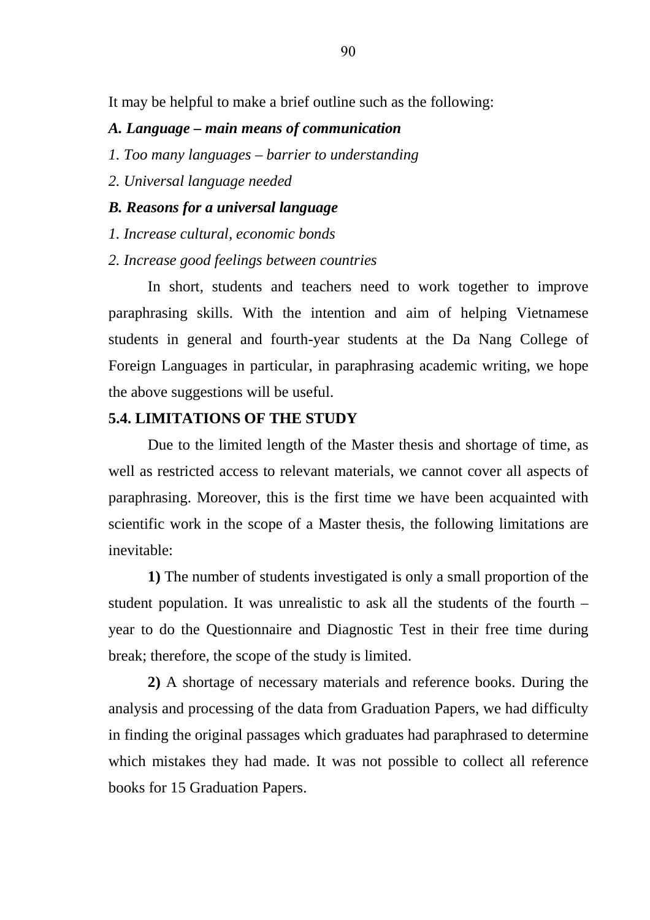It may be helpful to make a brief outline such as the following:

***A. Language – main means of communication***

*1. Too many languages – barrier to understanding*

*2. Universal language needed*

***B. Reasons for a universal language***

*1. Increase cultural, economic bonds*

*2. Increase good feelings between countries*

In short, students and teachers need to work together to improve paraphrasing skills. With the intention and aim of helping Vietnamese students in general and fourth-year students at the Da Nang College of Foreign Languages in particular, in paraphrasing academic writing, we hope the above suggestions will be useful.

### 5.4. LIMITATIONS OF THE STUDY

Due to the limited length of the Master thesis and shortage of time, as well as restricted access to relevant materials, we cannot cover all aspects of paraphrasing. Moreover, this is the first time we have been acquainted with scientific work in the scope of a Master thesis, the following limitations are inevitable:

**1)** The number of students investigated is only a small proportion of the student population. It was unrealistic to ask all the students of the fourth – year to do the Questionnaire and Diagnostic Test in their free time during break; therefore, the scope of the study is limited.

**2)** A shortage of necessary materials and reference books. During the analysis and processing of the data from Graduation Papers, we had difficulty in finding the original passages which graduates had paraphrased to determine which mistakes they had made. It was not possible to collect all reference books for 15 Graduation Papers.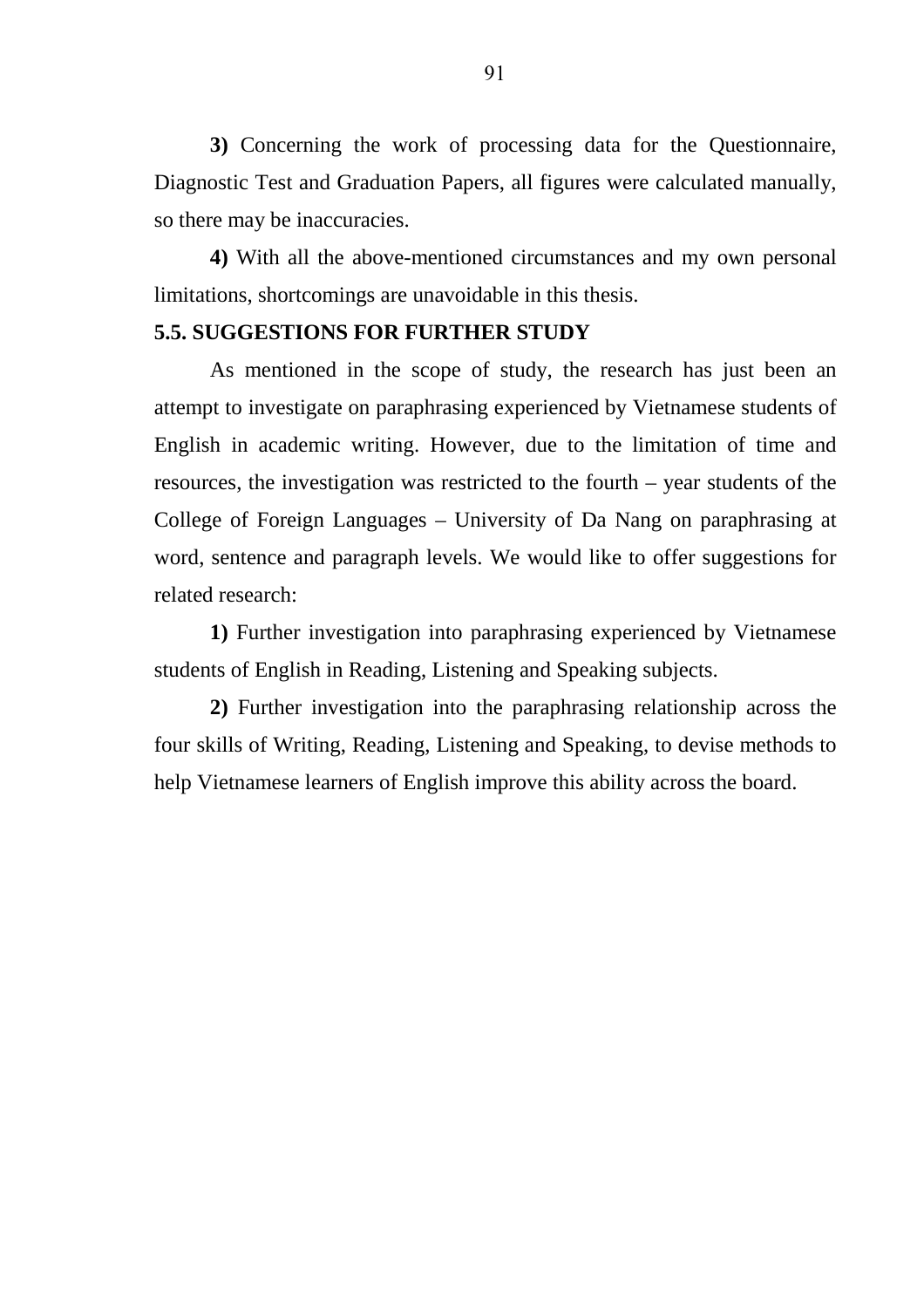**3)** Concerning the work of processing data for the Questionnaire, Diagnostic Test and Graduation Papers, all figures were calculated manually, so there may be inaccuracies.

**4)** With all the above-mentioned circumstances and my own personal limitations, shortcomings are unavoidable in this thesis.

### 5.5. SUGGESTIONS FOR FURTHER STUDY

As mentioned in the scope of study, the research has just been an attempt to investigate on paraphrasing experienced by Vietnamese students of English in academic writing. However, due to the limitation of time and resources, the investigation was restricted to the fourth – year students of the College of Foreign Languages – University of Da Nang on paraphrasing at word, sentence and paragraph levels. We would like to offer suggestions for related research:

**1)** Further investigation into paraphrasing experienced by Vietnamese students of English in Reading, Listening and Speaking subjects.

**2)** Further investigation into the paraphrasing relationship across the four skills of Writing, Reading, Listening and Speaking, to devise methods to help Vietnamese learners of English improve this ability across the board.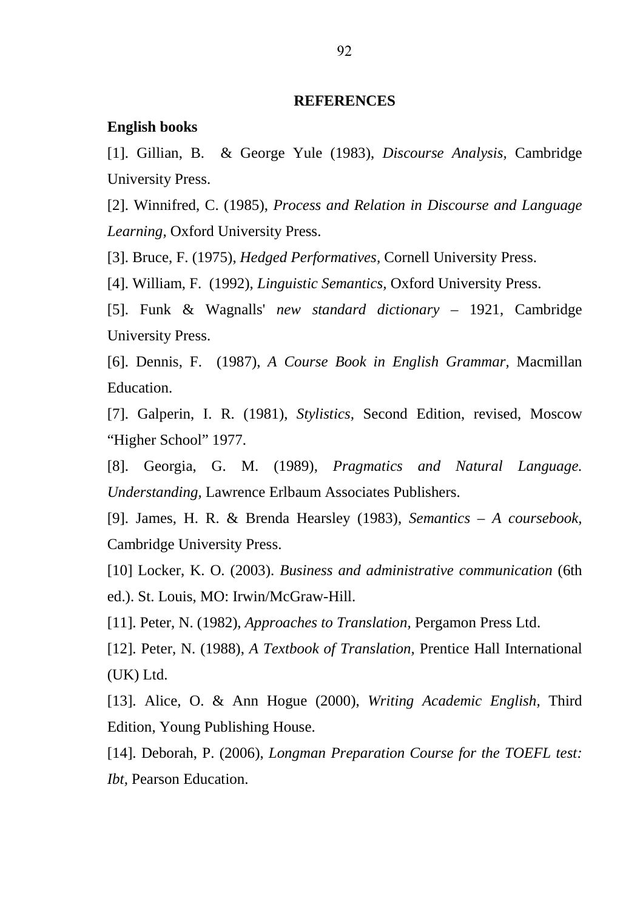## REFERENCES

**English books**

[1]. Gillian, B.  & George Yule (1983), *Discourse Analysis*, Cambridge University Press.

[2]. Winnifred, C. (1985), *Process and Relation in Discourse and Language Learning*, Oxford University Press.

[3]. Bruce, F. (1975), *Hedged Performatives*, Cornell University Press.

[4]. William, F.  (1992), *Linguistic Semantics*, Oxford University Press.

[5]. Funk & Wagnalls' *new standard dictionary* – 1921, Cambridge University Press.

[6]. Dennis, F.  (1987), *A Course Book in English Grammar*, Macmillan Education.

[7]. Galperin, I. R. (1981), *Stylistics*, Second Edition, revised, Moscow "Higher School" 1977.

[8]. Georgia, G. M. (1989), *Pragmatics and Natural Language. Understanding*, Lawrence Erlbaum Associates Publishers.

[9]. James, H. R. & Brenda Hearsley (1983), *Semantics – A coursebook*, Cambridge University Press.

[10] Locker, K. O. (2003). *Business and administrative communication* (6th ed.). St. Louis, MO: Irwin/McGraw-Hill.

[11]. Peter, N. (1982), *Approaches to Translation*, Pergamon Press Ltd.

[12]. Peter, N. (1988), *A Textbook of Translation*, Prentice Hall International (UK) Ltd.

[13]. Alice, O. & Ann Hogue (2000), *Writing Academic English*, Third Edition, Young Publishing House.

[14]. Deborah, P. (2006), *Longman Preparation Course for the TOEFL test: Ibt*, Pearson Education.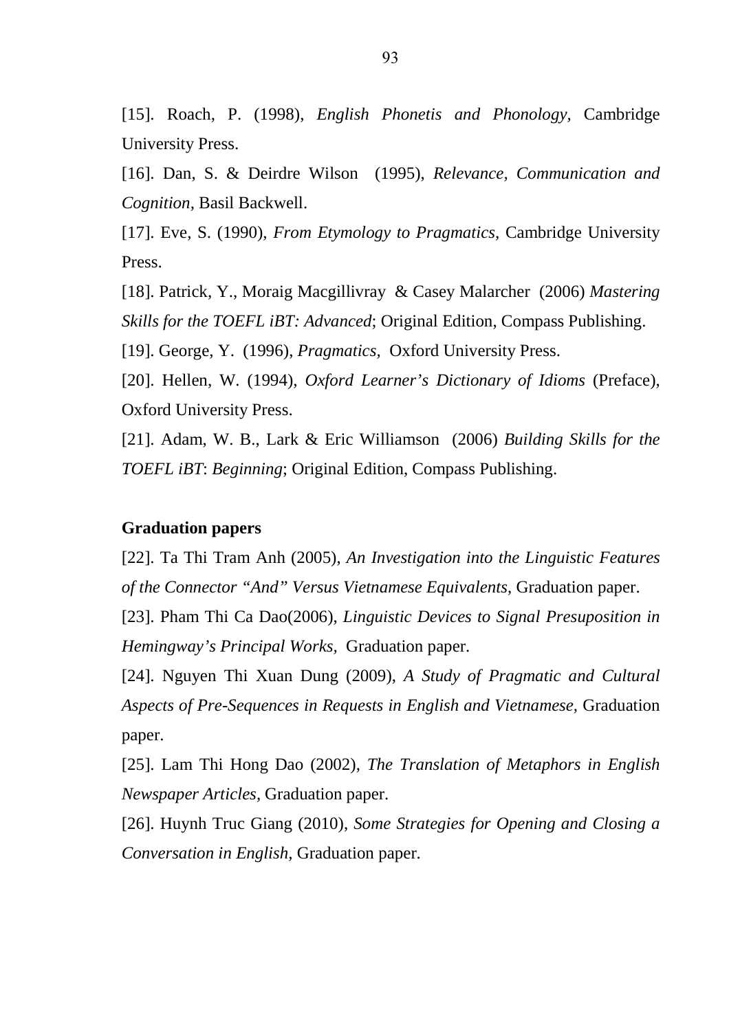[15]. Roach, P. (1998), *English Phonetis and Phonology,* Cambridge University Press.

[16]. Dan, S. & Deirdre Wilson (1995), *Relevance, Communication and Cognition,* Basil Backwell.

[17]. Eve, S. (1990), *From Etymology to Pragmatics,* Cambridge University Press.

[18]. Patrick, Y., Moraig Macgillivray & Casey Malarcher (2006) *Mastering Skills for the TOEFL iBT: Advanced*; Original Edition, Compass Publishing.

[19]. George, Y. (1996), *Pragmatics,* Oxford University Press.

[20]. Hellen, W. (1994), *Oxford Learner's Dictionary of Idioms* (Preface), Oxford University Press.

[21]. Adam, W. B., Lark & Eric Williamson (2006) *Building Skills for the TOEFL iBT*: *Beginning*; Original Edition, Compass Publishing.

**Graduation papers**

[22]. Ta Thi Tram Anh (2005), *An Investigation into the Linguistic Features of the Connector "And" Versus Vietnamese Equivalents*, Graduation paper.

[23]. Pham Thi Ca Dao(2006), *Linguistic Devices to Signal Presuposition in Hemingway's Principal Works,* Graduation paper.

[24]. Nguyen Thi Xuan Dung (2009), *A Study of Pragmatic and Cultural Aspects of Pre-Sequences in Requests in English and Vietnamese,* Graduation paper.

[25]. Lam Thi Hong Dao (2002), *The Translation of Metaphors in English Newspaper Articles*, Graduation paper.

[26]. Huynh Truc Giang (2010), *Some Strategies for Opening and Closing a Conversation in English,* Graduation paper.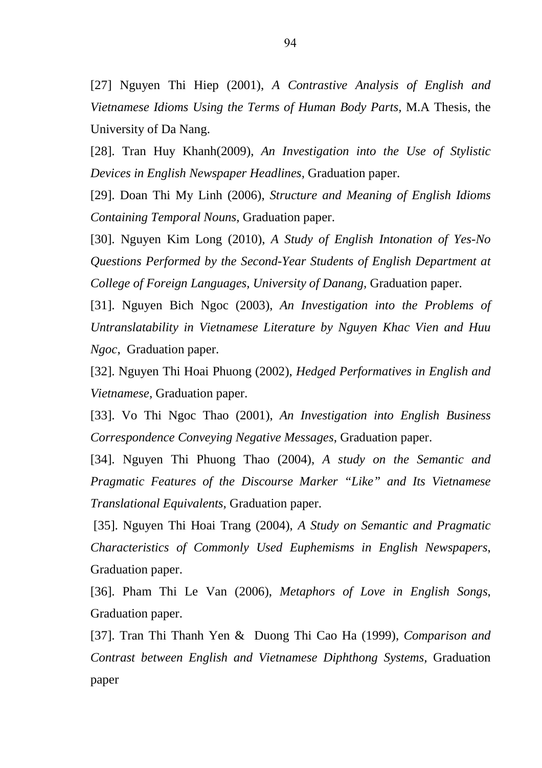[27] Nguyen Thi Hiep (2001), *A Contrastive Analysis of English and Vietnamese Idioms Using the Terms of Human Body Parts*, M.A Thesis, the University of Da Nang.

[28]. Tran Huy Khanh(2009), *An Investigation into the Use of Stylistic Devices in English Newspaper Headlines*, Graduation paper.

[29]. Doan Thi My Linh (2006), *Structure and Meaning of English Idioms Containing Temporal Nouns*, Graduation paper.

[30]. Nguyen Kim Long (2010), *A Study of English Intonation of Yes-No Questions Performed by the Second-Year Students of English Department at College of Foreign Languages, University of Danang*, Graduation paper.

[31]. Nguyen Bich Ngoc (2003), *An Investigation into the Problems of Untranslatability in Vietnamese Literature by Nguyen Khac Vien and Huu Ngoc*, Graduation paper.

[32]. Nguyen Thi Hoai Phuong (2002), *Hedged Performatives in English and Vietnamese*, Graduation paper.

[33]. Vo Thi Ngoc Thao (2001), *An Investigation into English Business Correspondence Conveying Negative Messages*, Graduation paper.

[34]. Nguyen Thi Phuong Thao (2004), *A study on the Semantic and Pragmatic Features of the Discourse Marker "Like" and Its Vietnamese Translational Equivalents*, Graduation paper.

[35]. Nguyen Thi Hoai Trang (2004), *A Study on Semantic and Pragmatic Characteristics of Commonly Used Euphemisms in English Newspapers*, Graduation paper.

[36]. Pham Thi Le Van (2006), *Metaphors of Love in English Songs*, Graduation paper.

[37]. Tran Thi Thanh Yen & Duong Thi Cao Ha (1999), *Comparison and Contrast between English and Vietnamese Diphthong Systems*, Graduation paper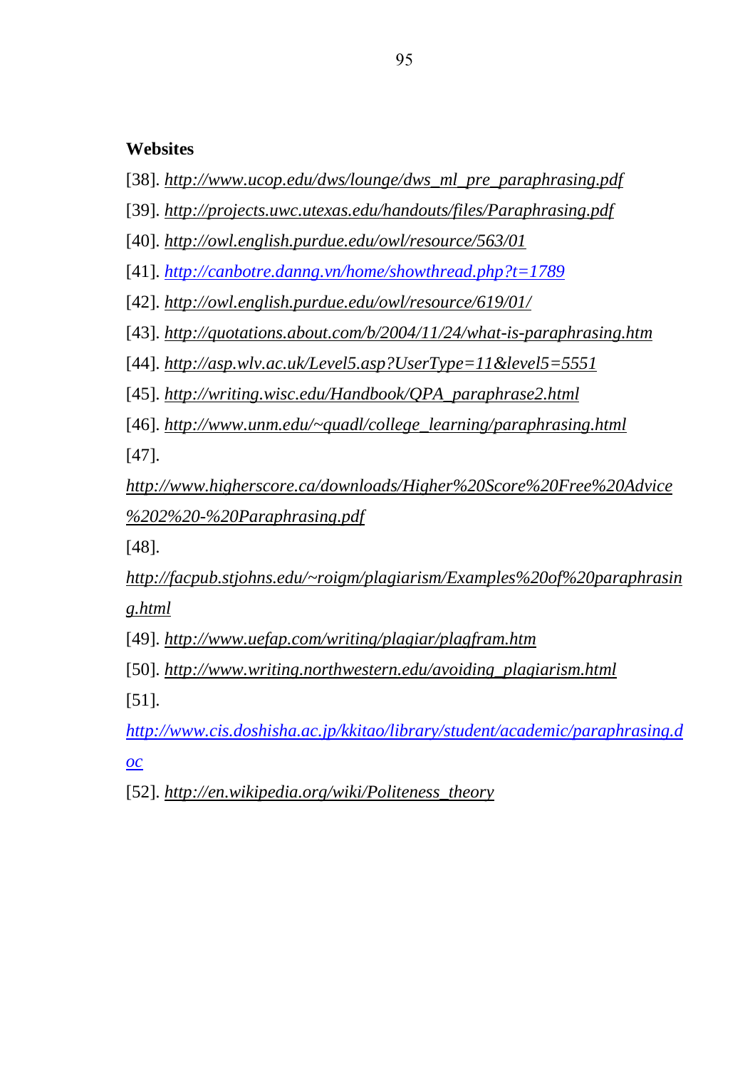**Websites**

[38]. *http://www.ucop.edu/dws/lounge/dws_ml_pre_paraphrasing.pdf*

[39]. *http://projects.uwc.utexas.edu/handouts/files/Paraphrasing.pdf*

[40]. *http://owl.english.purdue.edu/owl/resource/563/01*

[41]. *http://canbotre.danng.vn/home/showthread.php?t=1789*

[42]. *http://owl.english.purdue.edu/owl/resource/619/01/*

[43]. *http://quotations.about.com/b/2004/11/24/what-is-paraphrasing.htm*

[44]. *http://asp.wlv.ac.uk/Level5.asp?UserType=11&level5=5551*

[45]. *http://writing.wisc.edu/Handbook/QPA_paraphrase2.html*

[46]. *http://www.unm.edu/~quadl/college_learning/paraphrasing.html*

[47]. *http://www.higherscore.ca/downloads/Higher%20Score%20Free%20Advice%202%20-%20Paraphrasing.pdf*

[48]. *http://facpub.stjohns.edu/~roigm/plagiarism/Examples%20of%20paraphrasing.html*

[49]. *http://www.uefap.com/writing/plagiar/plagfram.htm*

[50]. *http://www.writing.northwestern.edu/avoiding_plagiarism.html*

[51]. *http://www.cis.doshisha.ac.jp/kkitao/library/student/academic/paraphrasing.doc*

[52]. *http://en.wikipedia.org/wiki/Politeness_theory*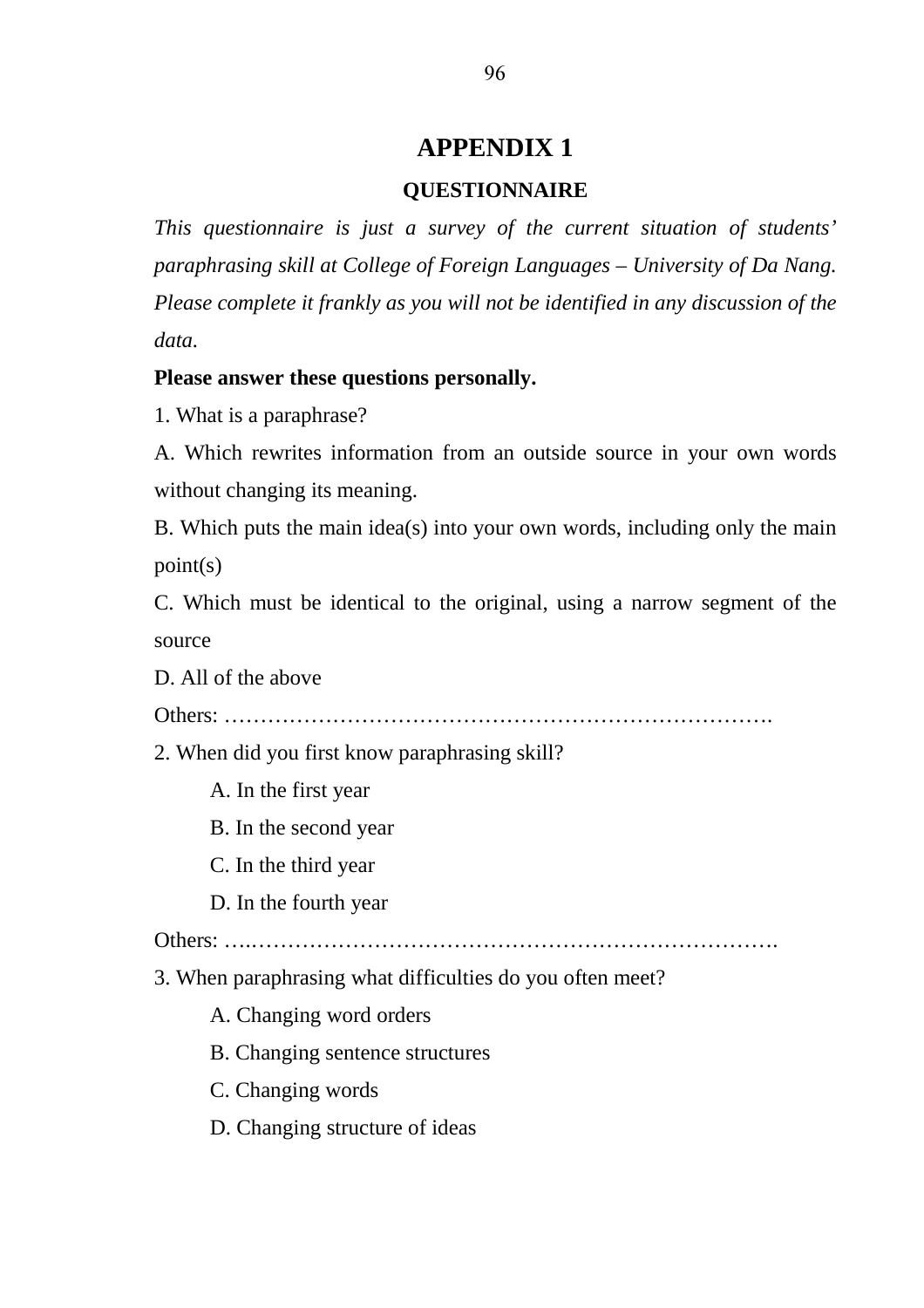# APPENDIX 1

## QUESTIONNAIRE

*This questionnaire is just a survey of the current situation of students' paraphrasing skill at College of Foreign Languages – University of Da Nang. Please complete it frankly as you will not be identified in any discussion of the data.*

**Please answer these questions personally.**

1. What is a paraphrase?

A. Which rewrites information from an outside source in your own words without changing its meaning.

B. Which puts the main idea(s) into your own words, including only the main point(s)

C. Which must be identical to the original, using a narrow segment of the source

D. All of the above

Others: ……………………………………………………………………

2. When did you first know paraphrasing skill?

A. In the first year

B. In the second year

C. In the third year

D. In the fourth year

Others: …..…………………………………………………………………

3. When paraphrasing what difficulties do you often meet?

A. Changing word orders

B. Changing sentence structures

C. Changing words

D. Changing structure of ideas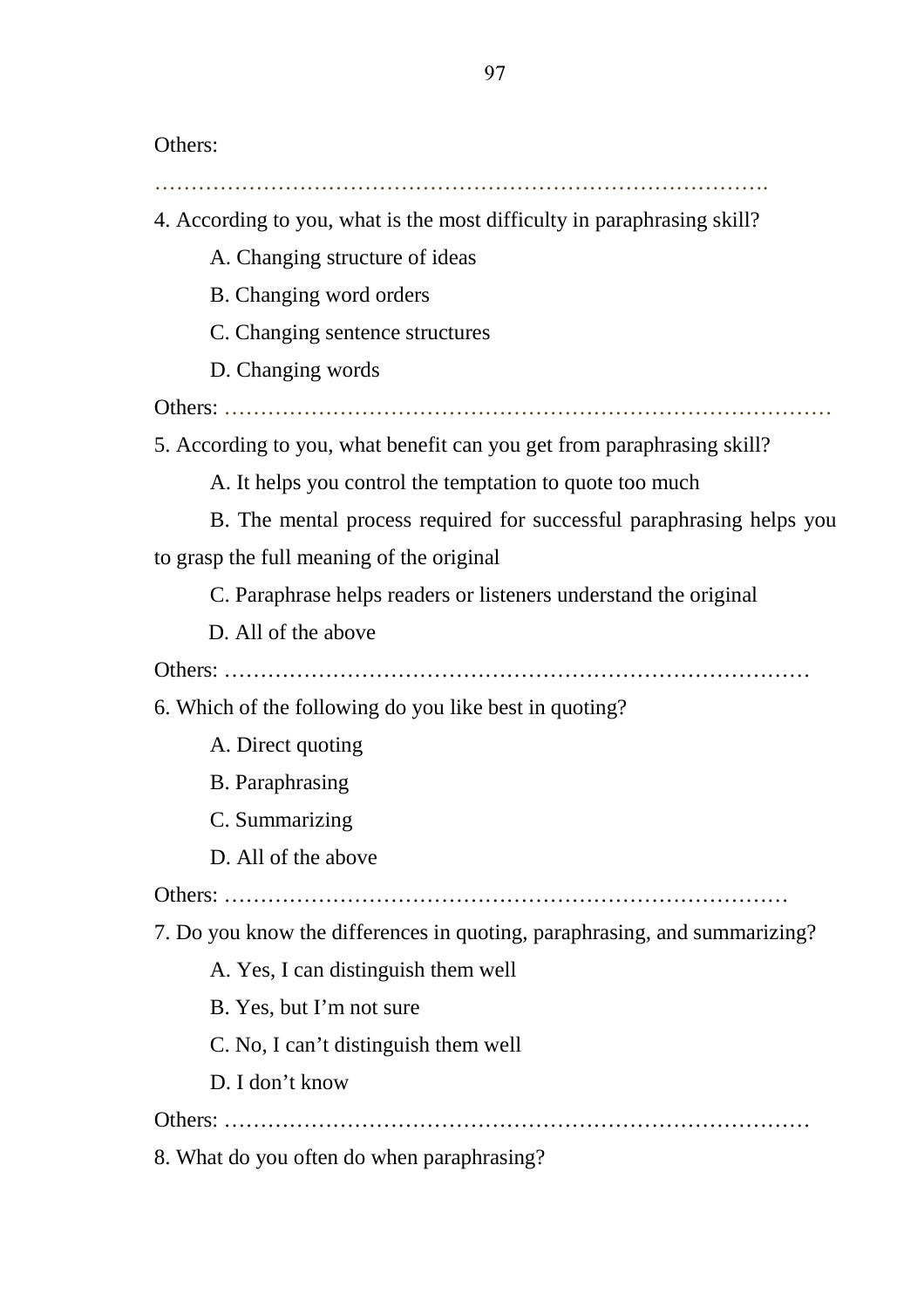Others:

……………………………………………………………………………….

4. According to you, what is the most difficulty in paraphrasing skill?

A. Changing structure of ideas

B. Changing word orders

C. Changing sentence structures

D. Changing words

Others: ………………………………………………………………………………

5. According to you, what benefit can you get from paraphrasing skill?

A. It helps you control the temptation to quote too much

B. The mental process required for successful paraphrasing helps you to grasp the full meaning of the original

C. Paraphrase helps readers or listeners understand the original

D. All of the above

Others: ……………………………………………………………………………

6. Which of the following do you like best in quoting?

A. Direct quoting

B. Paraphrasing

C. Summarizing

D. All of the above

Others: …………………………………………………………………………

7. Do you know the differences in quoting, paraphrasing, and summarizing?

A. Yes, I can distinguish them well

B. Yes, but I'm not sure

C. No, I can't distinguish them well

D. I don't know

Others: ……………………………………………………………………………

8. What do you often do when paraphrasing?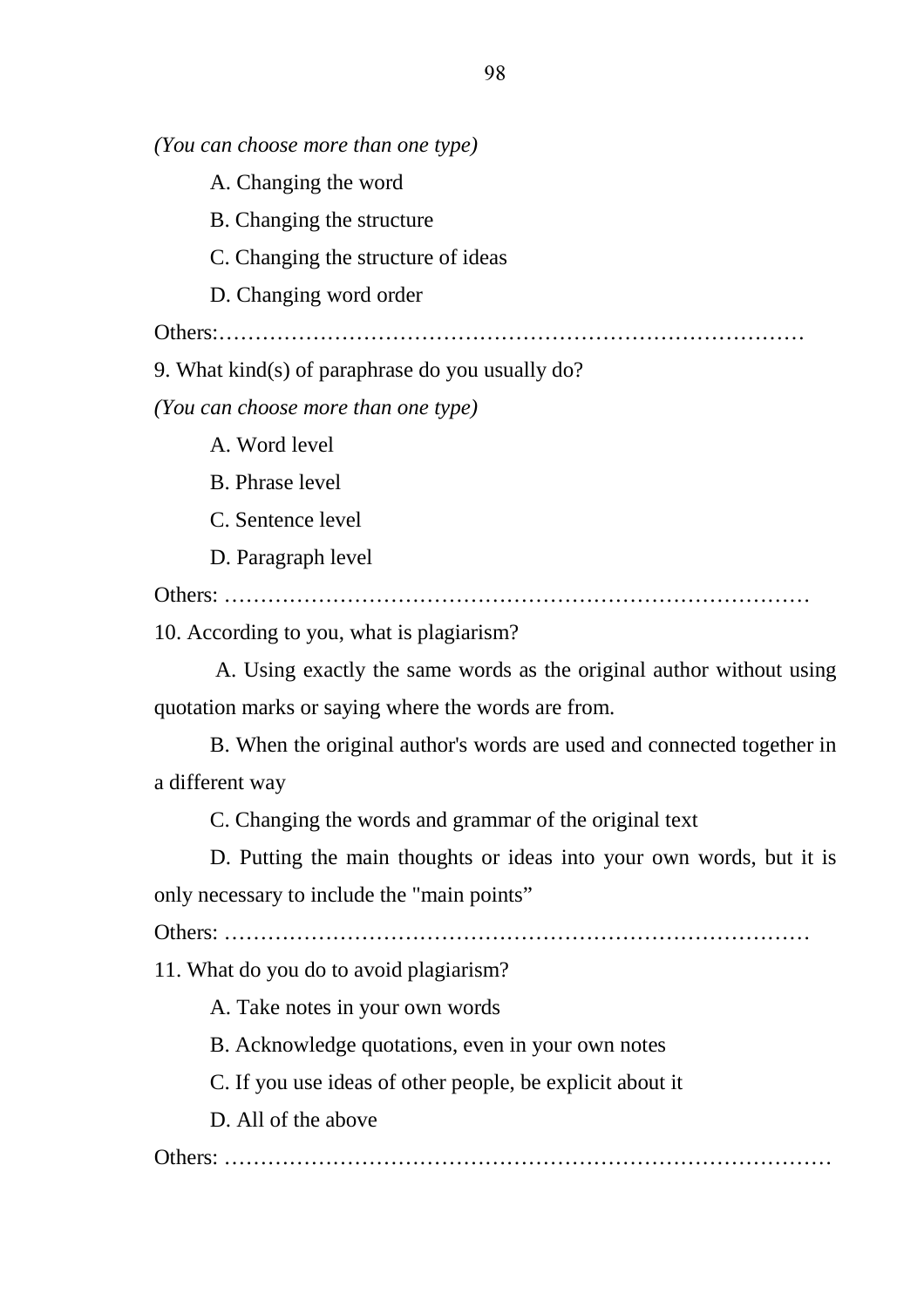*(You can choose more than one type)*

A. Changing the word

B. Changing the structure

C. Changing the structure of ideas

D. Changing word order

Others:………………………………………………………………………

9. What kind(s) of paraphrase do you usually do?

*(You can choose more than one type)*

A. Word level

B. Phrase level

C. Sentence level

D. Paragraph level

Others: ………………………………………………………………………

10. According to you, what is plagiarism?

A. Using exactly the same words as the original author without using quotation marks or saying where the words are from.

B. When the original author's words are used and connected together in a different way

C. Changing the words and grammar of the original text

D. Putting the main thoughts or ideas into your own words, but it is only necessary to include the "main points"

Others: ………………………………………………………………………

11. What do you do to avoid plagiarism?

A. Take notes in your own words

B. Acknowledge quotations, even in your own notes

C. If you use ideas of other people, be explicit about it

D. All of the above

Others: …………………………………………………………………………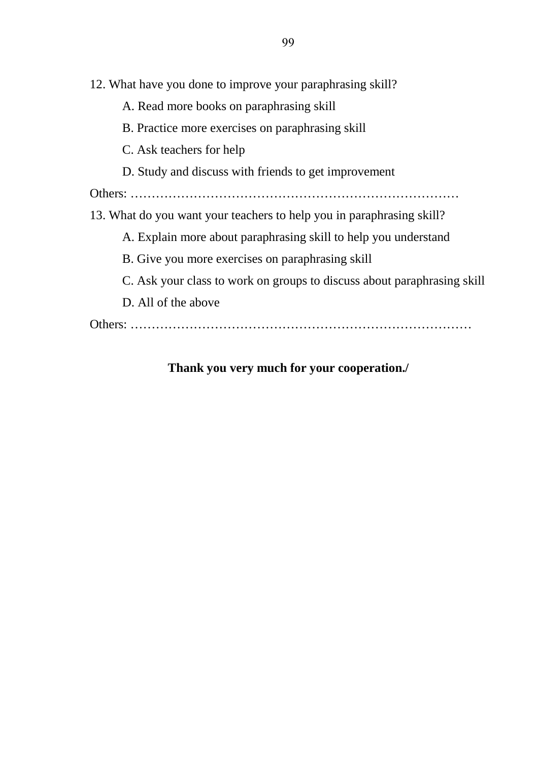12. What have you done to improve your paraphrasing skill?

    A. Read more books on paraphrasing skill

    B. Practice more exercises on paraphrasing skill

    C. Ask teachers for help

    D. Study and discuss with friends to get improvement

Others: ……………………………………………………………………

13. What do you want your teachers to help you in paraphrasing skill?

    A. Explain more about paraphrasing skill to help you understand

    B. Give you more exercises on paraphrasing skill

    C. Ask your class to work on groups to discuss about paraphrasing skill

    D. All of the above

Others: ………………………………………………………………………

**Thank you very much for your cooperation./**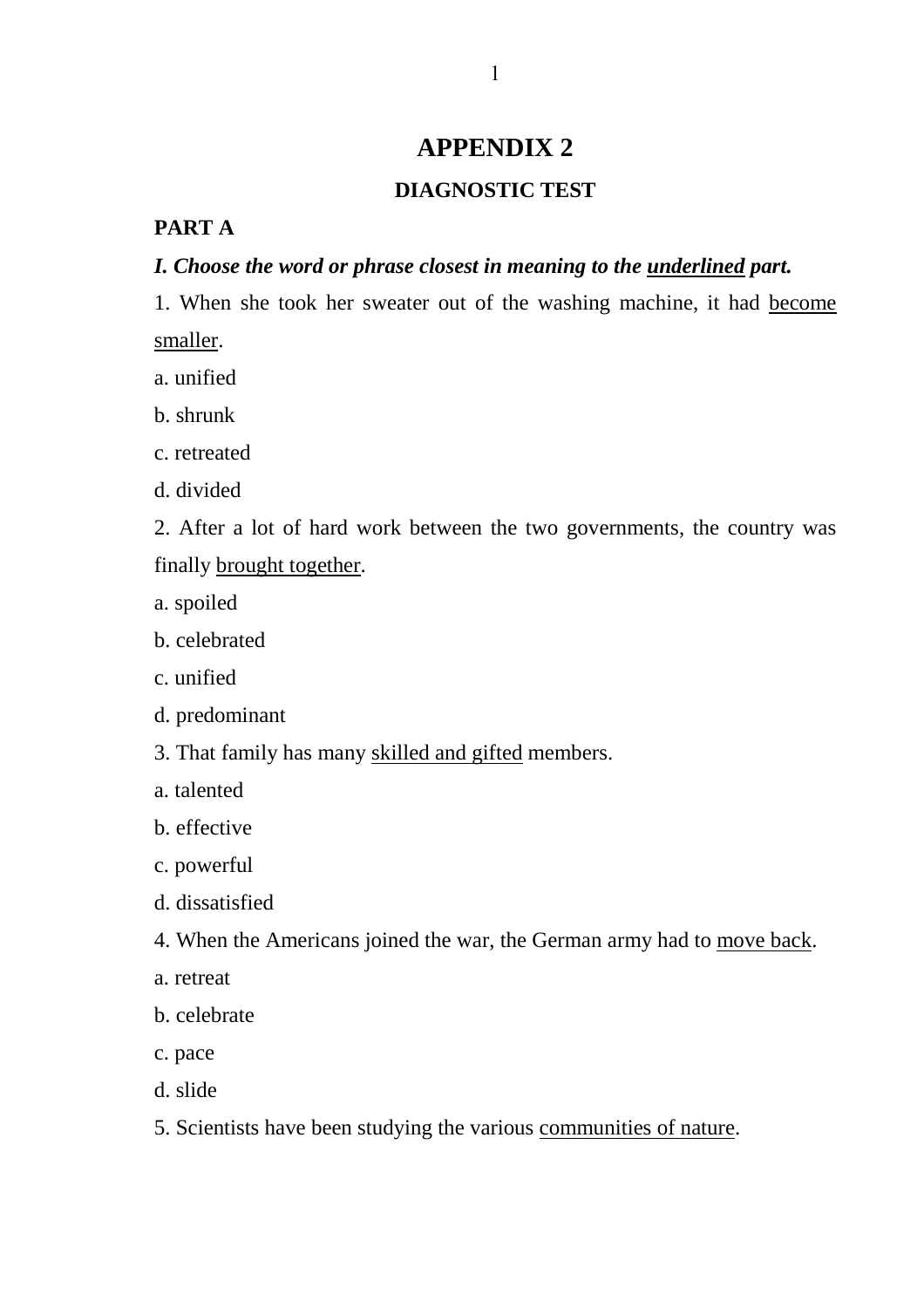# APPENDIX 2

## DIAGNOSTIC TEST

**PART A**

***I. Choose the word or phrase closest in meaning to the <u>underlined</u> part.***

1. When she took her sweater out of the washing machine, it had <u>become smaller</u>.

a. unified

b. shrunk

c. retreated

d. divided

2. After a lot of hard work between the two governments, the country was finally <u>brought together</u>.

a. spoiled

b. celebrated

c. unified

d. predominant

3. That family has many <u>skilled and gifted</u> members.

a. talented

b. effective

c. powerful

d. dissatisfied

4. When the Americans joined the war, the German army had to <u>move back</u>.

a. retreat

b. celebrate

c. pace

d. slide

5. Scientists have been studying the various <u>communities of nature</u>.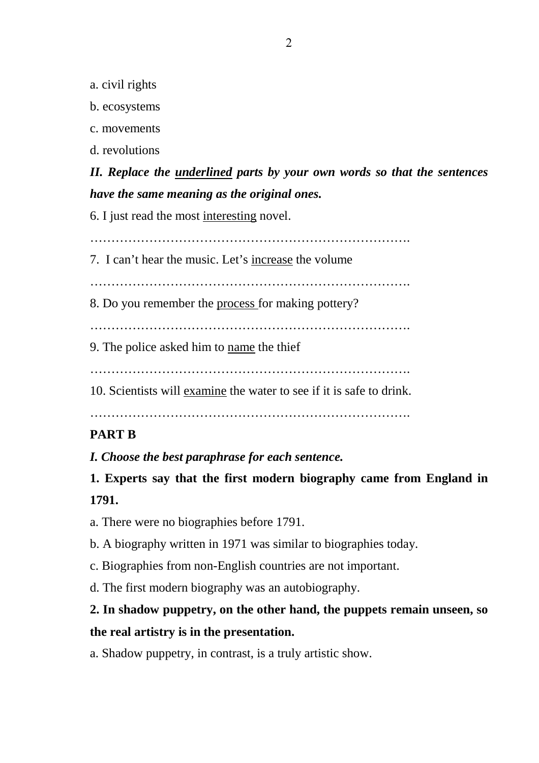a. civil rights

b. ecosystems

c. movements

d. revolutions

***II. Replace the <u>underlined</u> parts by your own words so that the sentences have the same meaning as the original ones.***

6. I just read the most <u>interesting</u> novel.

……………………………………………………………………

7. I can't hear the music. Let's <u>increase</u> the volume

……………………………………………………………………

8. Do you remember the <u>process</u> for making pottery?

……………………………………………………………………

9. The police asked him to <u>name</u> the thief

……………………………………………………………………

10. Scientists will <u>examine</u> the water to see if it is safe to drink.

……………………………………………………………………

**PART B**

***I. Choose the best paraphrase for each sentence.***

**1. Experts say that the first modern biography came from England in 1791.**

a. There were no biographies before 1791.

b. A biography written in 1971 was similar to biographies today.

c. Biographies from non-English countries are not important.

d. The first modern biography was an autobiography.

**2. In shadow puppetry, on the other hand, the puppets remain unseen, so the real artistry is in the presentation.**

a. Shadow puppetry, in contrast, is a truly artistic show.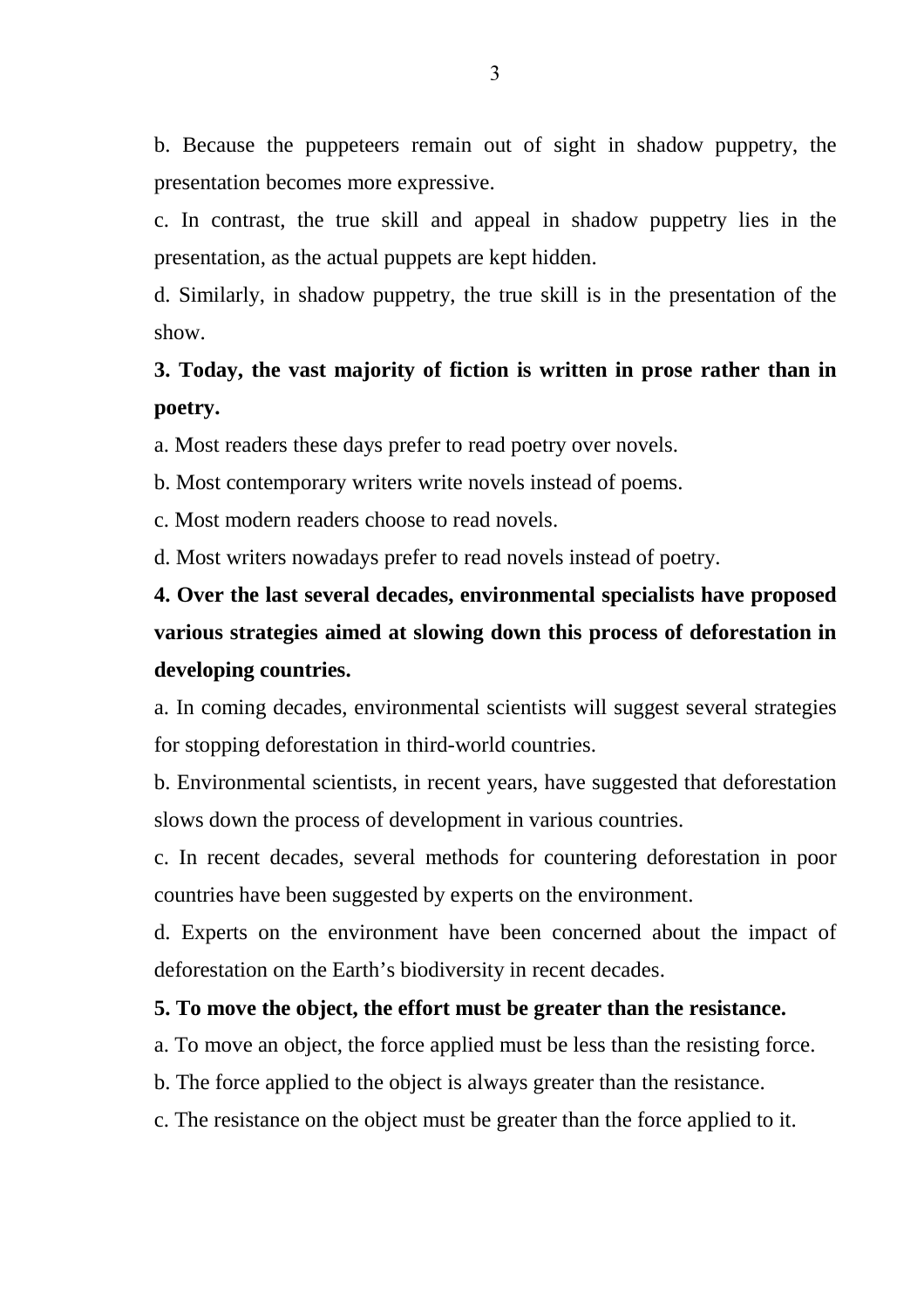b. Because the puppeteers remain out of sight in shadow puppetry, the presentation becomes more expressive.

c. In contrast, the true skill and appeal in shadow puppetry lies in the presentation, as the actual puppets are kept hidden.

d. Similarly, in shadow puppetry, the true skill is in the presentation of the show.

**3. Today, the vast majority of fiction is written in prose rather than in poetry.**

a. Most readers these days prefer to read poetry over novels.

b. Most contemporary writers write novels instead of poems.

c. Most modern readers choose to read novels.

d. Most writers nowadays prefer to read novels instead of poetry.

**4. Over the last several decades, environmental specialists have proposed various strategies aimed at slowing down this process of deforestation in developing countries.**

a. In coming decades, environmental scientists will suggest several strategies for stopping deforestation in third-world countries.

b. Environmental scientists, in recent years, have suggested that deforestation slows down the process of development in various countries.

c. In recent decades, several methods for countering deforestation in poor countries have been suggested by experts on the environment.

d. Experts on the environment have been concerned about the impact of deforestation on the Earth's biodiversity in recent decades.

**5. To move the object, the effort must be greater than the resistance.**

a. To move an object, the force applied must be less than the resisting force.

b. The force applied to the object is always greater than the resistance.

c. The resistance on the object must be greater than the force applied to it.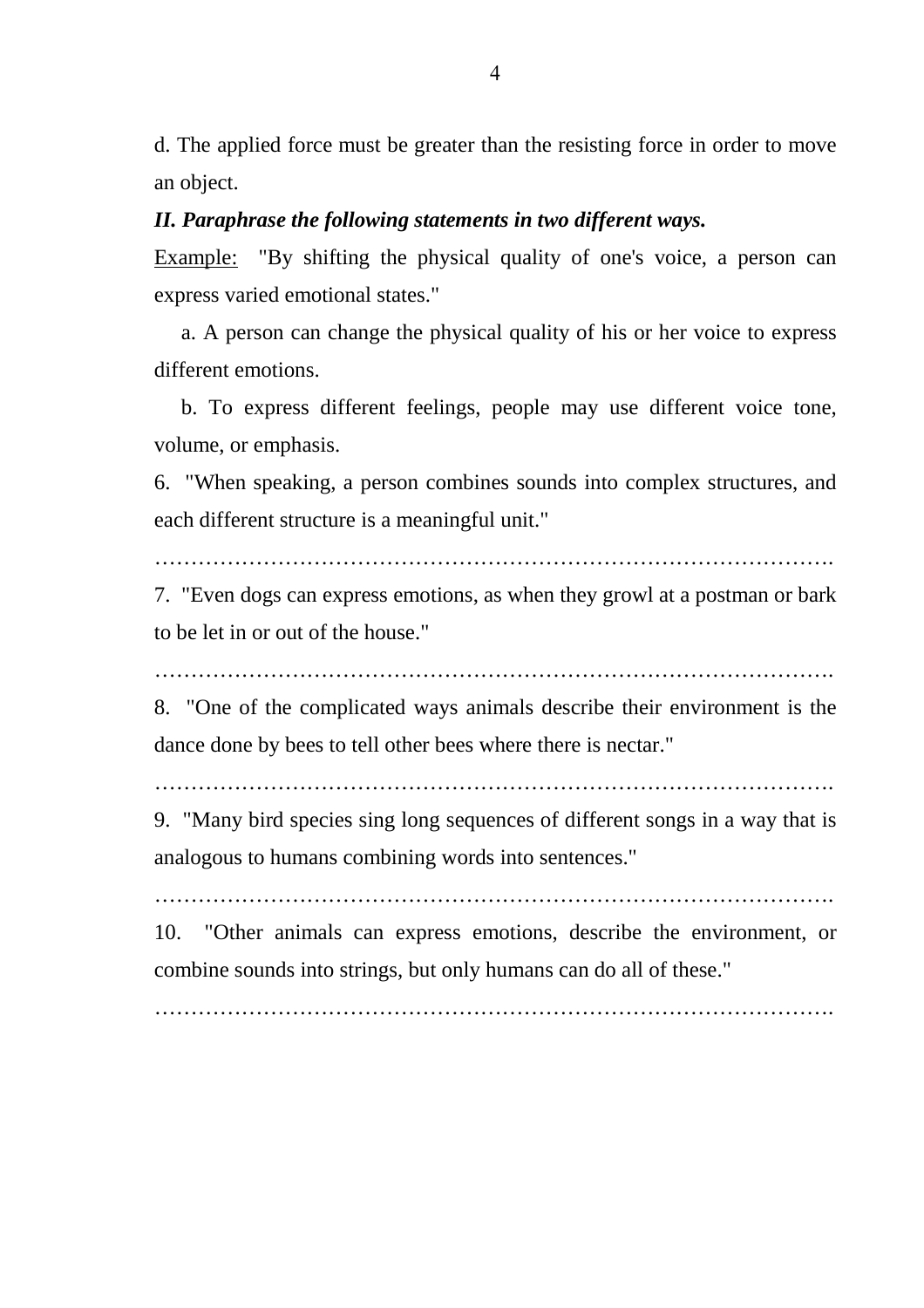d. The applied force must be greater than the resisting force in order to move an object.

***II. Paraphrase the following statements in two different ways.***

Example: "By shifting the physical quality of one's voice, a person can express varied emotional states."

a. A person can change the physical quality of his or her voice to express different emotions.

b. To express different feelings, people may use different voice tone, volume, or emphasis.

6. "When speaking, a person combines sounds into complex structures, and each different structure is a meaningful unit."

……………………………………………………………………………….

7. "Even dogs can express emotions, as when they growl at a postman or bark to be let in or out of the house."

……………………………………………………………………………….

8. "One of the complicated ways animals describe their environment is the dance done by bees to tell other bees where there is nectar."

……………………………………………………………………………….

9. "Many bird species sing long sequences of different songs in a way that is analogous to humans combining words into sentences."

……………………………………………………………………………….

10. "Other animals can express emotions, describe the environment, or combine sounds into strings, but only humans can do all of these."

……………………………………………………………………………….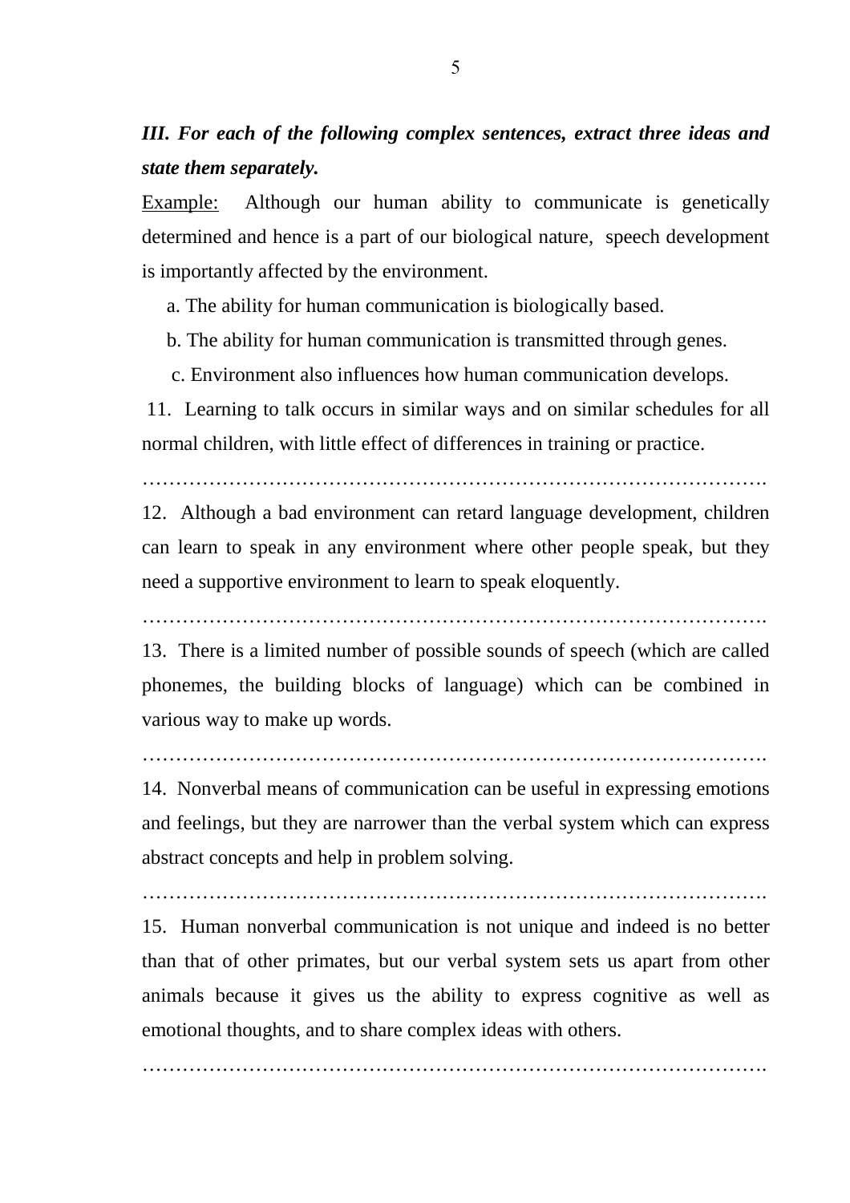***III. For each of the following complex sentences, extract three ideas and state them separately.***

<u>Example:</u> Although our human ability to communicate is genetically determined and hence is a part of our biological nature, speech development is importantly affected by the environment.

a. The ability for human communication is biologically based.

b. The ability for human communication is transmitted through genes.

c. Environment also influences how human communication develops.

11. Learning to talk occurs in similar ways and on similar schedules for all normal children, with little effect of differences in training or practice.

…………………………………………………………………………………….

12. Although a bad environment can retard language development, children can learn to speak in any environment where other people speak, but they need a supportive environment to learn to speak eloquently.

…………………………………………………………………………………….

13. There is a limited number of possible sounds of speech (which are called phonemes, the building blocks of language) which can be combined in various way to make up words.

…………………………………………………………………………………….

14. Nonverbal means of communication can be useful in expressing emotions and feelings, but they are narrower than the verbal system which can express abstract concepts and help in problem solving.

…………………………………………………………………………………….

15. Human nonverbal communication is not unique and indeed is no better than that of other primates, but our verbal system sets us apart from other animals because it gives us the ability to express cognitive as well as emotional thoughts, and to share complex ideas with others.

…………………………………………………………………………………….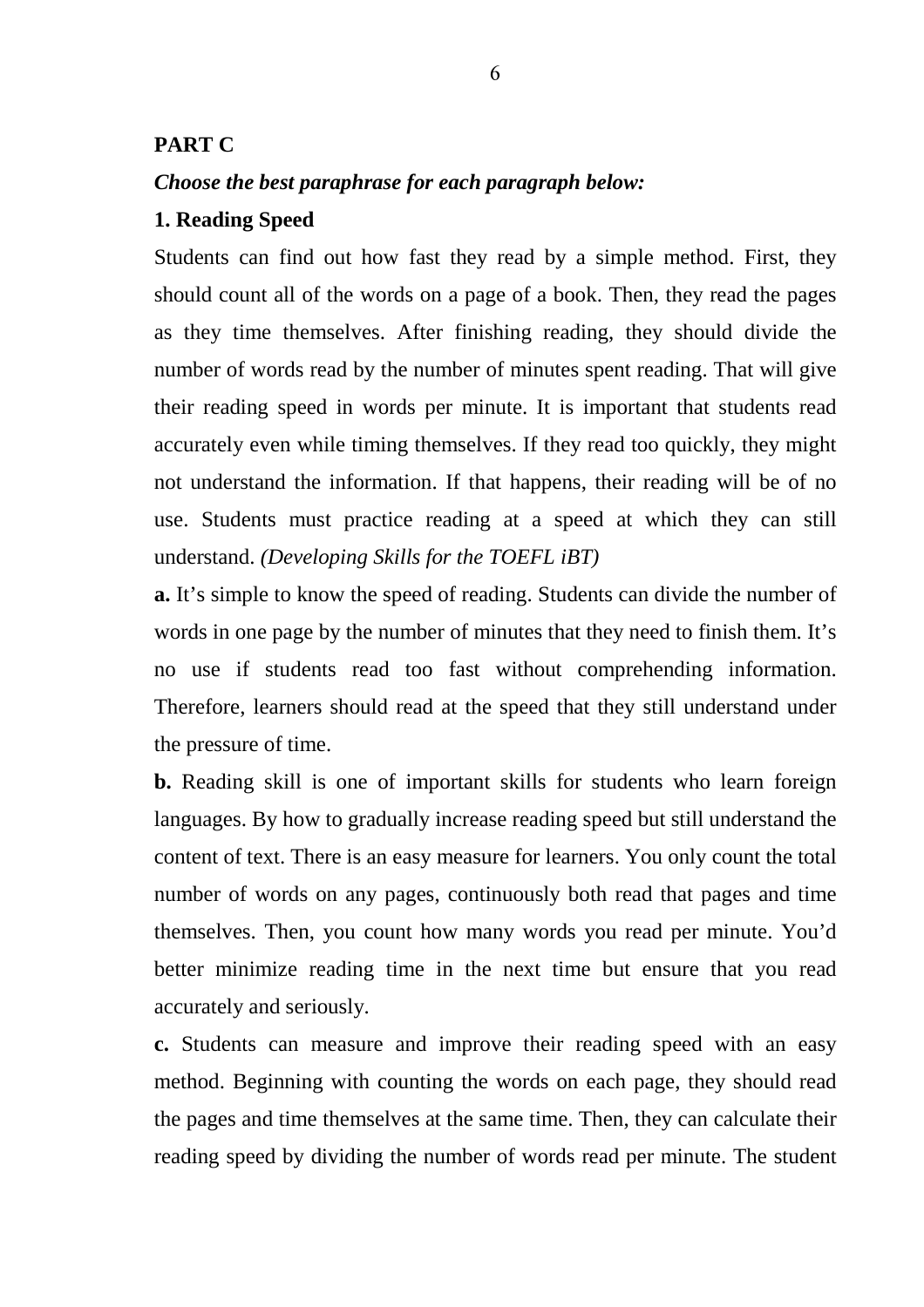## PART C

***Choose the best paraphrase for each paragraph below:***

### 1. Reading Speed

Students can find out how fast they read by a simple method. First, they should count all of the words on a page of a book. Then, they read the pages as they time themselves. After finishing reading, they should divide the number of words read by the number of minutes spent reading. That will give their reading speed in words per minute. It is important that students read accurately even while timing themselves. If they read too quickly, they might not understand the information. If that happens, their reading will be of no use. Students must practice reading at a speed at which they can still understand. *(Developing Skills for the TOEFL iBT)*

**a.** It's simple to know the speed of reading. Students can divide the number of words in one page by the number of minutes that they need to finish them. It's no use if students read too fast without comprehending information. Therefore, learners should read at the speed that they still understand under the pressure of time.

**b.** Reading skill is one of important skills for students who learn foreign languages. By how to gradually increase reading speed but still understand the content of text. There is an easy measure for learners. You only count the total number of words on any pages, continuously both read that pages and time themselves. Then, you count how many words you read per minute. You'd better minimize reading time in the next time but ensure that you read accurately and seriously.

**c.** Students can measure and improve their reading speed with an easy method. Beginning with counting the words on each page, they should read the pages and time themselves at the same time. Then, they can calculate their reading speed by dividing the number of words read per minute. The student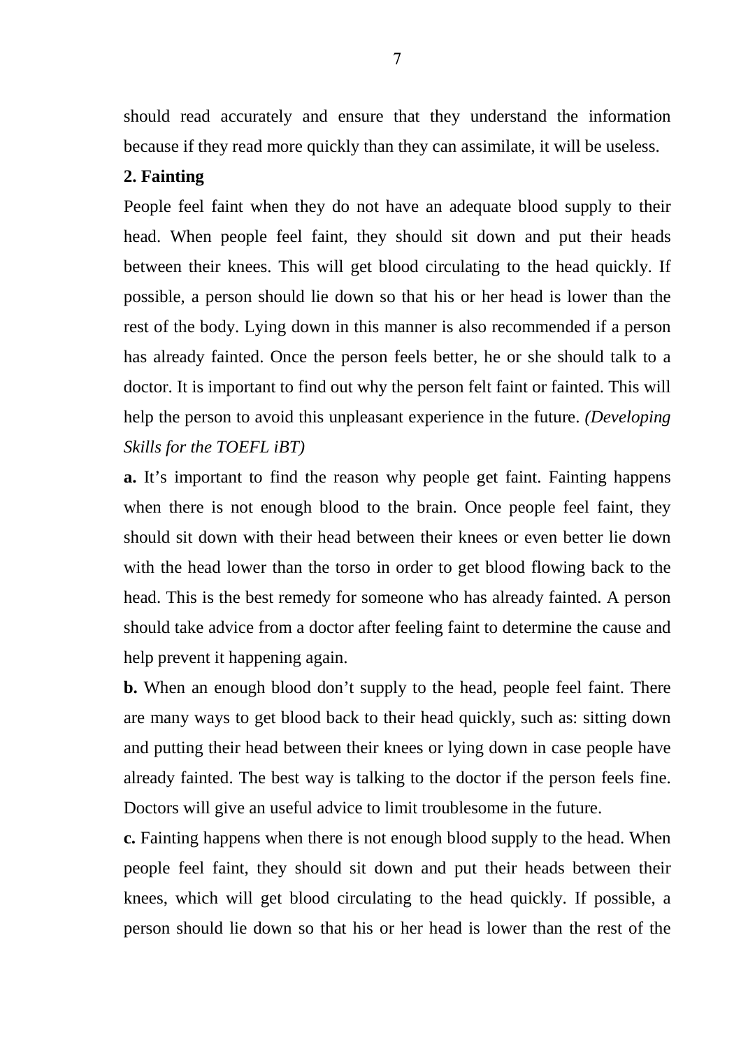should read accurately and ensure that they understand the information because if they read more quickly than they can assimilate, it will be useless.

**2. Fainting**

People feel faint when they do not have an adequate blood supply to their head. When people feel faint, they should sit down and put their heads between their knees. This will get blood circulating to the head quickly. If possible, a person should lie down so that his or her head is lower than the rest of the body. Lying down in this manner is also recommended if a person has already fainted. Once the person feels better, he or she should talk to a doctor. It is important to find out why the person felt faint or fainted. This will help the person to avoid this unpleasant experience in the future. *(Developing Skills for the TOEFL iBT)*

**a.** It's important to find the reason why people get faint. Fainting happens when there is not enough blood to the brain. Once people feel faint, they should sit down with their head between their knees or even better lie down with the head lower than the torso in order to get blood flowing back to the head. This is the best remedy for someone who has already fainted. A person should take advice from a doctor after feeling faint to determine the cause and help prevent it happening again.

**b.** When an enough blood don't supply to the head, people feel faint. There are many ways to get blood back to their head quickly, such as: sitting down and putting their head between their knees or lying down in case people have already fainted. The best way is talking to the doctor if the person feels fine. Doctors will give an useful advice to limit troublesome in the future.

**c.** Fainting happens when there is not enough blood supply to the head. When people feel faint, they should sit down and put their heads between their knees, which will get blood circulating to the head quickly. If possible, a person should lie down so that his or her head is lower than the rest of the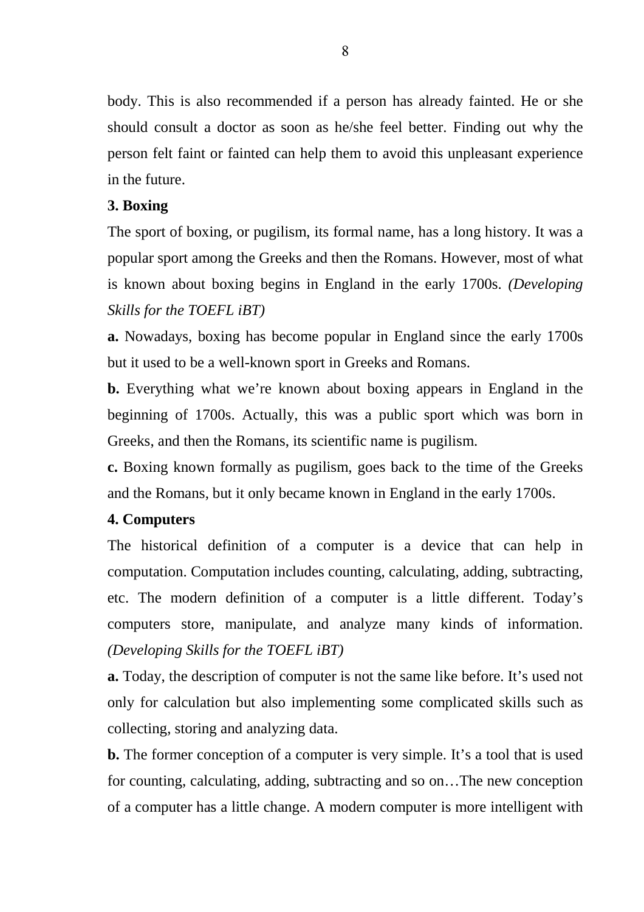body. This is also recommended if a person has already fainted. He or she should consult a doctor as soon as he/she feel better. Finding out why the person felt faint or fainted can help them to avoid this unpleasant experience in the future.

**3. Boxing**

The sport of boxing, or pugilism, its formal name, has a long history. It was a popular sport among the Greeks and then the Romans. However, most of what is known about boxing begins in England in the early 1700s. *(Developing Skills for the TOEFL iBT)*

**a.** Nowadays, boxing has become popular in England since the early 1700s but it used to be a well-known sport in Greeks and Romans.

**b.** Everything what we're known about boxing appears in England in the beginning of 1700s. Actually, this was a public sport which was born in Greeks, and then the Romans, its scientific name is pugilism.

**c.** Boxing known formally as pugilism, goes back to the time of the Greeks and the Romans, but it only became known in England in the early 1700s.

**4. Computers**

The historical definition of a computer is a device that can help in computation. Computation includes counting, calculating, adding, subtracting, etc. The modern definition of a computer is a little different. Today's computers store, manipulate, and analyze many kinds of information. *(Developing Skills for the TOEFL iBT)*

**a.** Today, the description of computer is not the same like before. It's used not only for calculation but also implementing some complicated skills such as collecting, storing and analyzing data.

**b.** The former conception of a computer is very simple. It's a tool that is used for counting, calculating, adding, subtracting and so on…The new conception of a computer has a little change. A modern computer is more intelligent with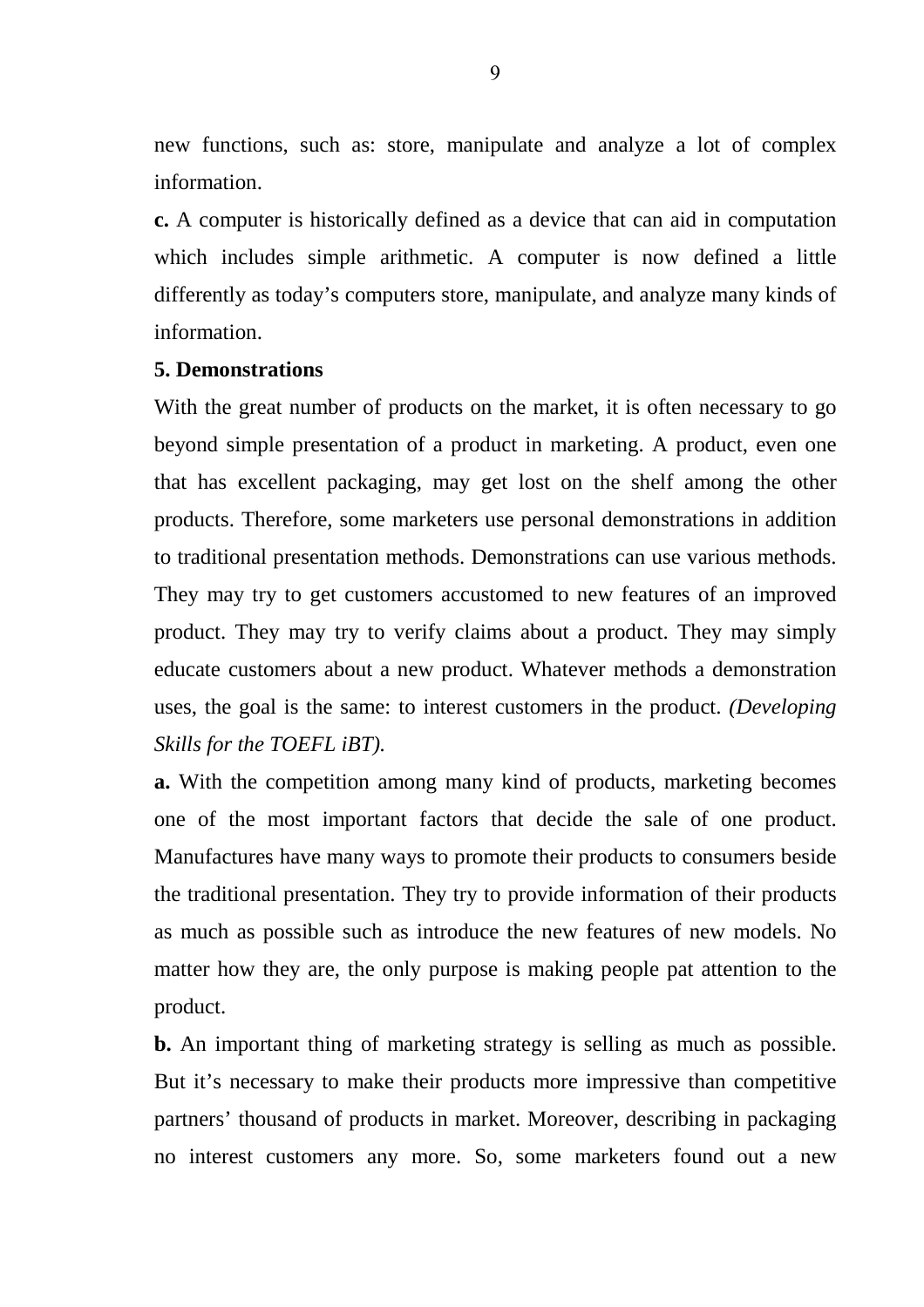new functions, such as: store, manipulate and analyze a lot of complex information.

**c.** A computer is historically defined as a device that can aid in computation which includes simple arithmetic. A computer is now defined a little differently as today's computers store, manipulate, and analyze many kinds of information.

**5. Demonstrations**

With the great number of products on the market, it is often necessary to go beyond simple presentation of a product in marketing. A product, even one that has excellent packaging, may get lost on the shelf among the other products. Therefore, some marketers use personal demonstrations in addition to traditional presentation methods. Demonstrations can use various methods. They may try to get customers accustomed to new features of an improved product. They may try to verify claims about a product. They may simply educate customers about a new product. Whatever methods a demonstration uses, the goal is the same: to interest customers in the product. *(Developing Skills for the TOEFL iBT).*

**a.** With the competition among many kind of products, marketing becomes one of the most important factors that decide the sale of one product. Manufactures have many ways to promote their products to consumers beside the traditional presentation. They try to provide information of their products as much as possible such as introduce the new features of new models. No matter how they are, the only purpose is making people pat attention to the product.

**b.** An important thing of marketing strategy is selling as much as possible. But it's necessary to make their products more impressive than competitive partners' thousand of products in market. Moreover, describing in packaging no interest customers any more. So, some marketers found out a new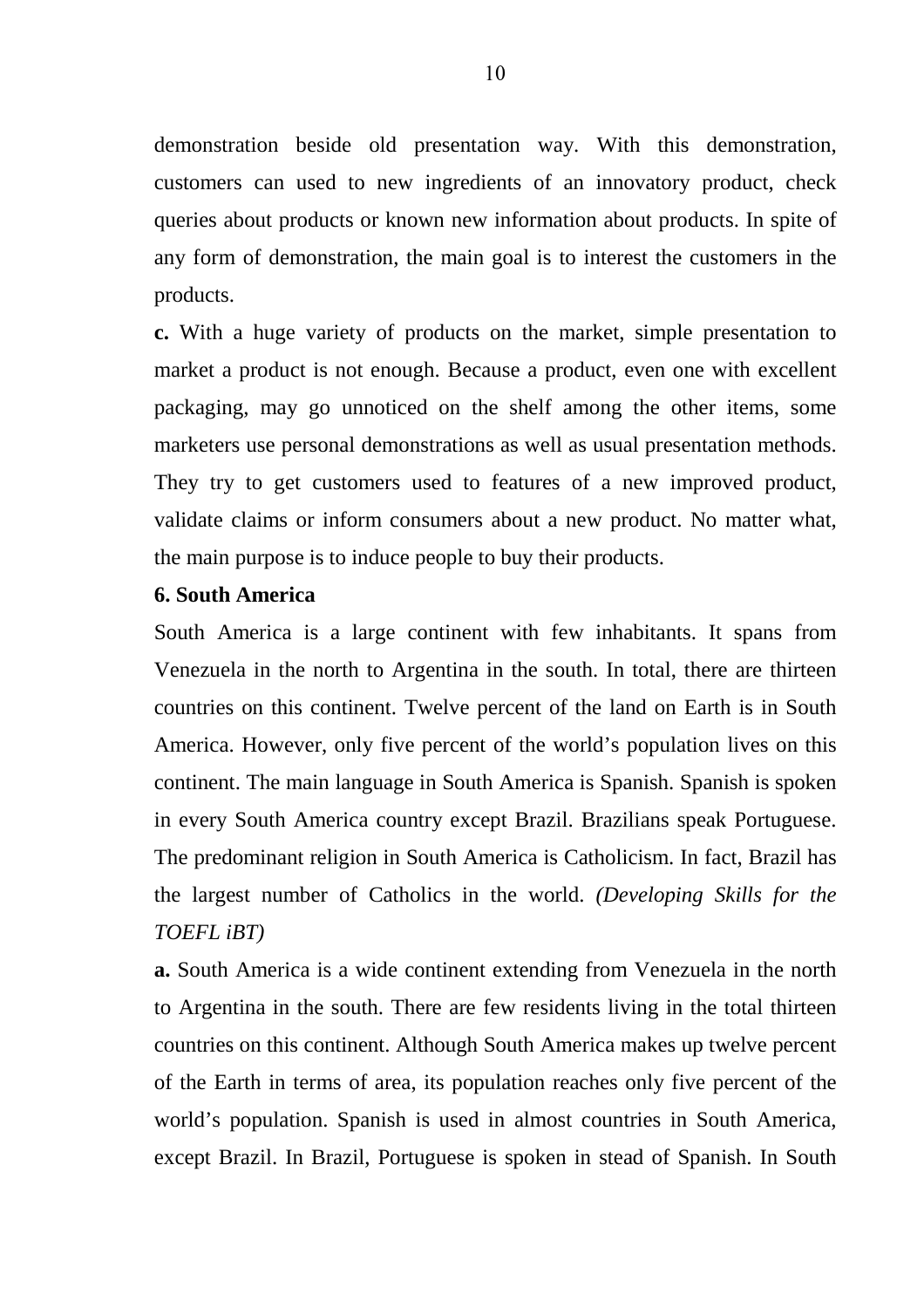demonstration beside old presentation way. With this demonstration, customers can used to new ingredients of an innovatory product, check queries about products or known new information about products. In spite of any form of demonstration, the main goal is to interest the customers in the products.

**c.** With a huge variety of products on the market, simple presentation to market a product is not enough. Because a product, even one with excellent packaging, may go unnoticed on the shelf among the other items, some marketers use personal demonstrations as well as usual presentation methods. They try to get customers used to features of a new improved product, validate claims or inform consumers about a new product. No matter what, the main purpose is to induce people to buy their products.

**6. South America**

South America is a large continent with few inhabitants. It spans from Venezuela in the north to Argentina in the south. In total, there are thirteen countries on this continent. Twelve percent of the land on Earth is in South America. However, only five percent of the world's population lives on this continent. The main language in South America is Spanish. Spanish is spoken in every South America country except Brazil. Brazilians speak Portuguese. The predominant religion in South America is Catholicism. In fact, Brazil has the largest number of Catholics in the world. *(Developing Skills for the TOEFL iBT)*

**a.** South America is a wide continent extending from Venezuela in the north to Argentina in the south. There are few residents living in the total thirteen countries on this continent. Although South America makes up twelve percent of the Earth in terms of area, its population reaches only five percent of the world's population. Spanish is used in almost countries in South America, except Brazil. In Brazil, Portuguese is spoken in stead of Spanish. In South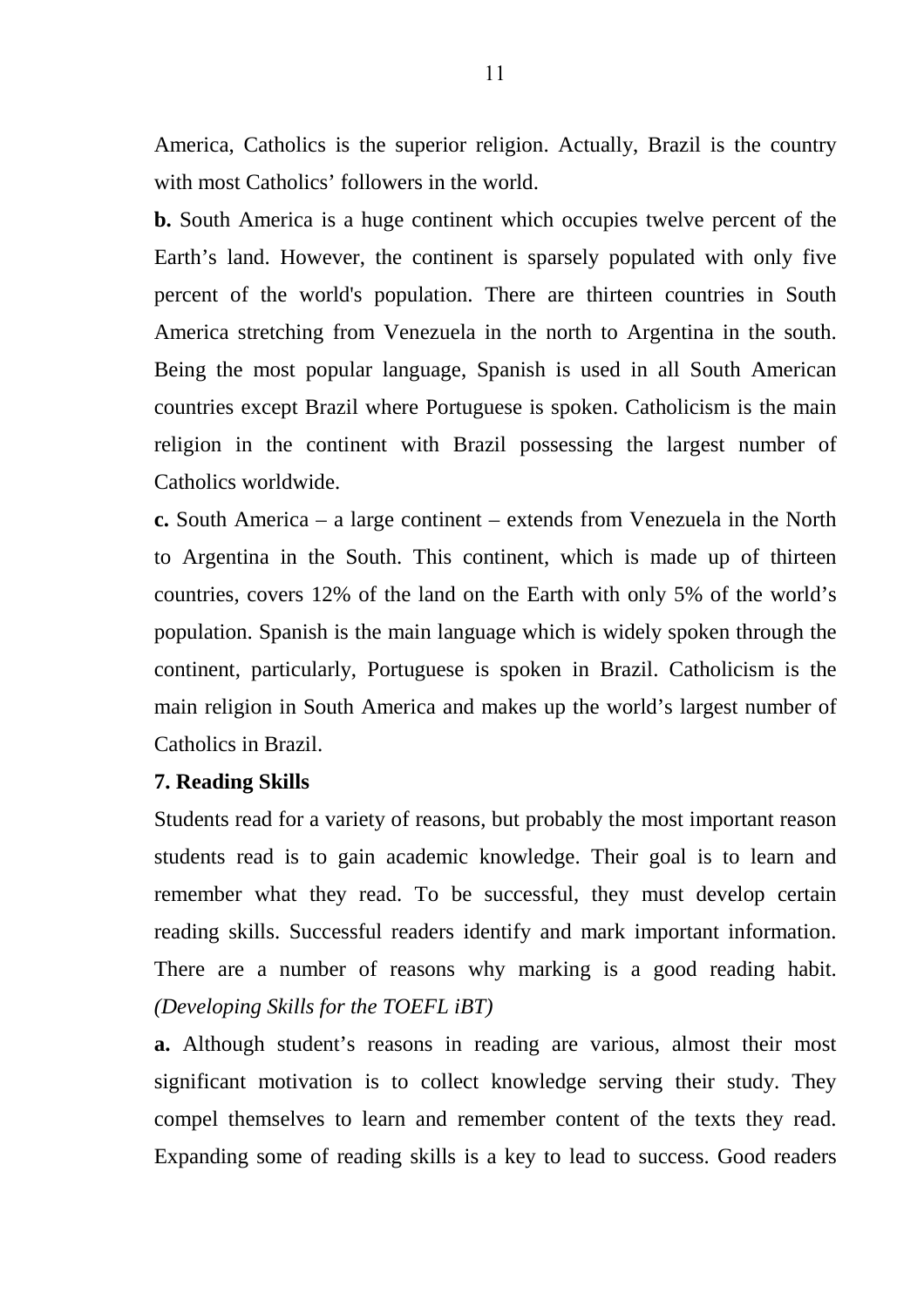America, Catholics is the superior religion. Actually, Brazil is the country with most Catholics' followers in the world.

**b.** South America is a huge continent which occupies twelve percent of the Earth's land. However, the continent is sparsely populated with only five percent of the world's population. There are thirteen countries in South America stretching from Venezuela in the north to Argentina in the south. Being the most popular language, Spanish is used in all South American countries except Brazil where Portuguese is spoken. Catholicism is the main religion in the continent with Brazil possessing the largest number of Catholics worldwide.

**c.** South America – a large continent – extends from Venezuela in the North to Argentina in the South. This continent, which is made up of thirteen countries, covers 12% of the land on the Earth with only 5% of the world's population. Spanish is the main language which is widely spoken through the continent, particularly, Portuguese is spoken in Brazil. Catholicism is the main religion in South America and makes up the world's largest number of Catholics in Brazil.

**7. Reading Skills**

Students read for a variety of reasons, but probably the most important reason students read is to gain academic knowledge. Their goal is to learn and remember what they read. To be successful, they must develop certain reading skills. Successful readers identify and mark important information. There are a number of reasons why marking is a good reading habit. *(Developing Skills for the TOEFL iBT)*

**a.** Although student's reasons in reading are various, almost their most significant motivation is to collect knowledge serving their study. They compel themselves to learn and remember content of the texts they read. Expanding some of reading skills is a key to lead to success. Good readers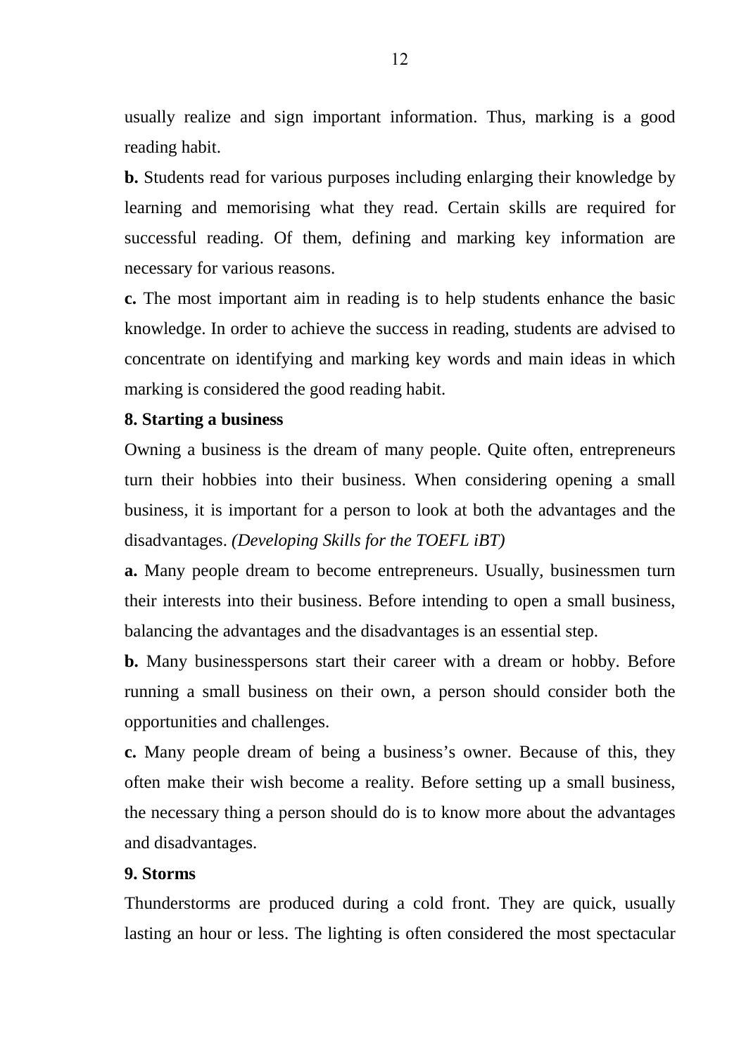usually realize and sign important information. Thus, marking is a good reading habit.

**b.** Students read for various purposes including enlarging their knowledge by learning and memorising what they read. Certain skills are required for successful reading. Of them, defining and marking key information are necessary for various reasons.

**c.** The most important aim in reading is to help students enhance the basic knowledge. In order to achieve the success in reading, students are advised to concentrate on identifying and marking key words and main ideas in which marking is considered the good reading habit.

**8. Starting a business**

Owning a business is the dream of many people. Quite often, entrepreneurs turn their hobbies into their business. When considering opening a small business, it is important for a person to look at both the advantages and the disadvantages. *(Developing Skills for the TOEFL iBT)*

**a.** Many people dream to become entrepreneurs. Usually, businessmen turn their interests into their business. Before intending to open a small business, balancing the advantages and the disadvantages is an essential step.

**b.** Many businesspersons start their career with a dream or hobby. Before running a small business on their own, a person should consider both the opportunities and challenges.

**c.** Many people dream of being a business's owner. Because of this, they often make their wish become a reality. Before setting up a small business, the necessary thing a person should do is to know more about the advantages and disadvantages.

**9. Storms**

Thunderstorms are produced during a cold front. They are quick, usually lasting an hour or less. The lighting is often considered the most spectacular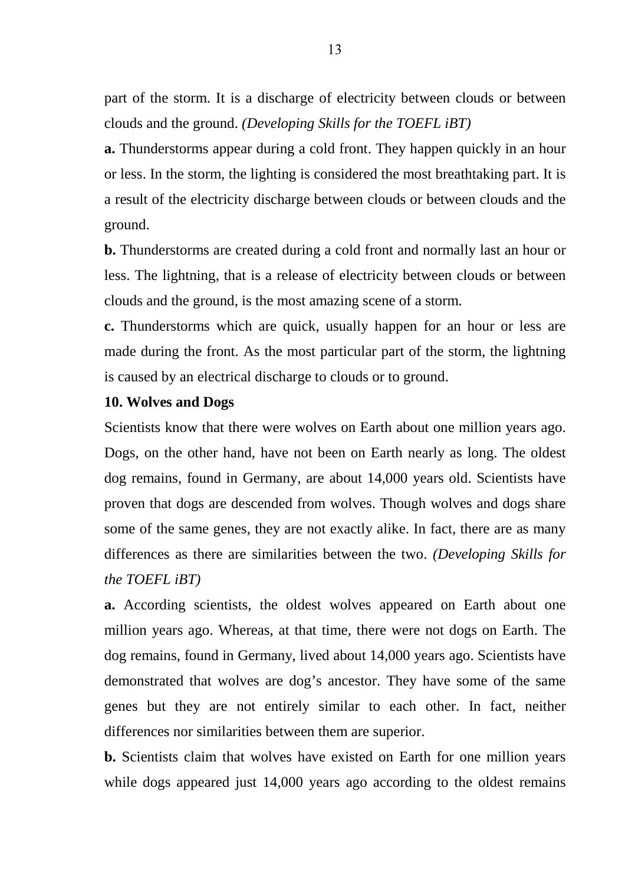part of the storm. It is a discharge of electricity between clouds or between clouds and the ground. *(Developing Skills for the TOEFL iBT)*

**a.** Thunderstorms appear during a cold front. They happen quickly in an hour or less. In the storm, the lighting is considered the most breathtaking part. It is a result of the electricity discharge between clouds or between clouds and the ground.

**b.** Thunderstorms are created during a cold front and normally last an hour or less. The lightning, that is a release of electricity between clouds or between clouds and the ground, is the most amazing scene of a storm.

**c.** Thunderstorms which are quick, usually happen for an hour or less are made during the front. As the most particular part of the storm, the lightning is caused by an electrical discharge to clouds or to ground.

**10. Wolves and Dogs**

Scientists know that there were wolves on Earth about one million years ago. Dogs, on the other hand, have not been on Earth nearly as long. The oldest dog remains, found in Germany, are about 14,000 years old. Scientists have proven that dogs are descended from wolves. Though wolves and dogs share some of the same genes, they are not exactly alike. In fact, there are as many differences as there are similarities between the two. *(Developing Skills for the TOEFL iBT)*

**a.** According scientists, the oldest wolves appeared on Earth about one million years ago. Whereas, at that time, there were not dogs on Earth. The dog remains, found in Germany, lived about 14,000 years ago. Scientists have demonstrated that wolves are dog's ancestor. They have some of the same genes but they are not entirely similar to each other. In fact, neither differences nor similarities between them are superior.

**b.** Scientists claim that wolves have existed on Earth for one million years while dogs appeared just 14,000 years ago according to the oldest remains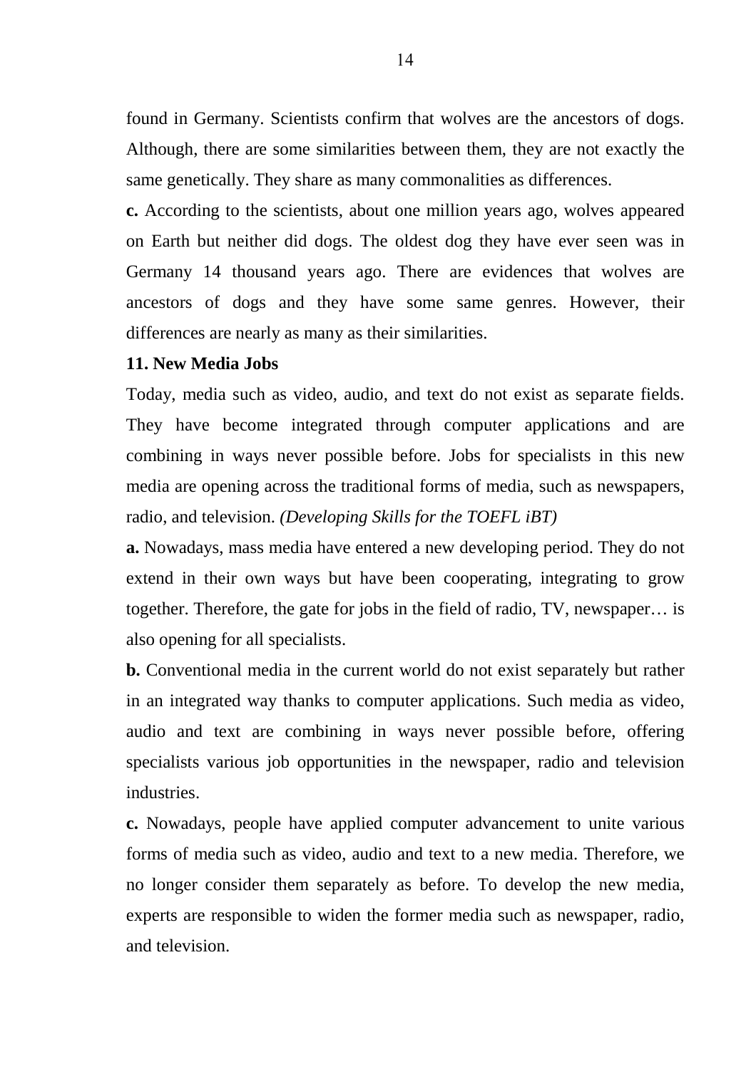found in Germany. Scientists confirm that wolves are the ancestors of dogs. Although, there are some similarities between them, they are not exactly the same genetically. They share as many commonalities as differences.

**c.** According to the scientists, about one million years ago, wolves appeared on Earth but neither did dogs. The oldest dog they have ever seen was in Germany 14 thousand years ago. There are evidences that wolves are ancestors of dogs and they have some same genres. However, their differences are nearly as many as their similarities.

**11. New Media Jobs**

Today, media such as video, audio, and text do not exist as separate fields. They have become integrated through computer applications and are combining in ways never possible before. Jobs for specialists in this new media are opening across the traditional forms of media, such as newspapers, radio, and television. *(Developing Skills for the TOEFL iBT)*

**a.** Nowadays, mass media have entered a new developing period. They do not extend in their own ways but have been cooperating, integrating to grow together. Therefore, the gate for jobs in the field of radio, TV, newspaper… is also opening for all specialists.

**b.** Conventional media in the current world do not exist separately but rather in an integrated way thanks to computer applications. Such media as video, audio and text are combining in ways never possible before, offering specialists various job opportunities in the newspaper, radio and television industries.

**c.** Nowadays, people have applied computer advancement to unite various forms of media such as video, audio and text to a new media. Therefore, we no longer consider them separately as before. To develop the new media, experts are responsible to widen the former media such as newspaper, radio, and television.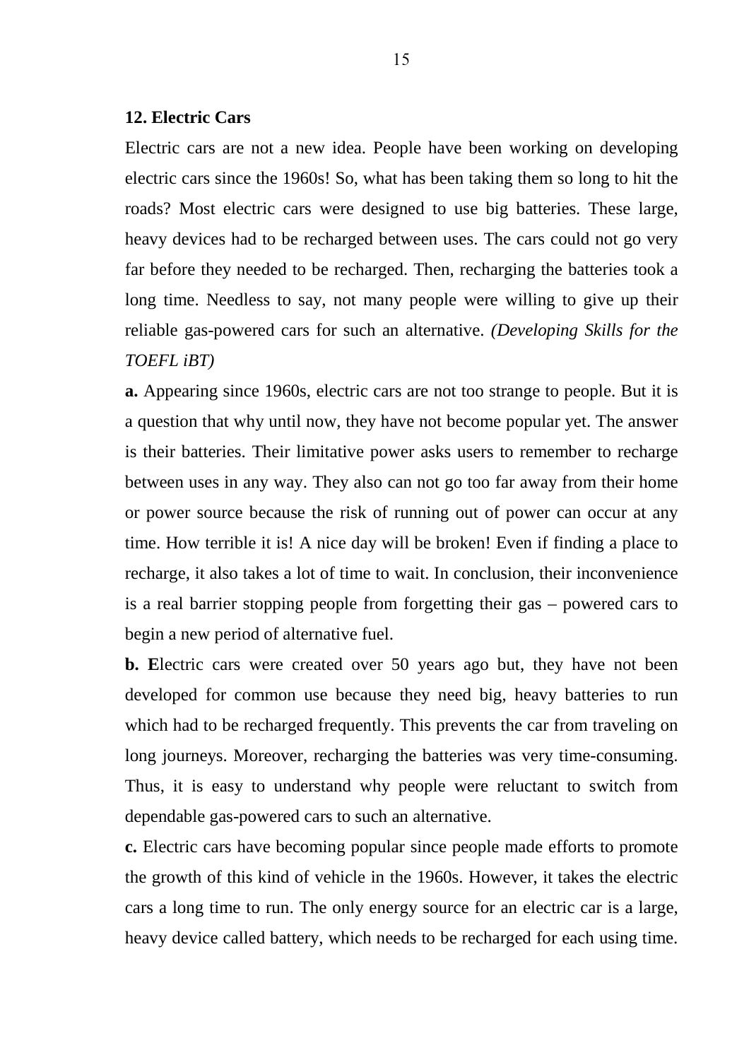**12. Electric Cars**

Electric cars are not a new idea. People have been working on developing electric cars since the 1960s! So, what has been taking them so long to hit the roads? Most electric cars were designed to use big batteries. These large, heavy devices had to be recharged between uses. The cars could not go very far before they needed to be recharged. Then, recharging the batteries took a long time. Needless to say, not many people were willing to give up their reliable gas-powered cars for such an alternative. *(Developing Skills for the TOEFL iBT)*

**a.** Appearing since 1960s, electric cars are not too strange to people. But it is a question that why until now, they have not become popular yet. The answer is their batteries. Their limitative power asks users to remember to recharge between uses in any way. They also can not go too far away from their home or power source because the risk of running out of power can occur at any time. How terrible it is! A nice day will be broken! Even if finding a place to recharge, it also takes a lot of time to wait. In conclusion, their inconvenience is a real barrier stopping people from forgetting their gas – powered cars to begin a new period of alternative fuel.

**b. E**lectric cars were created over 50 years ago but, they have not been developed for common use because they need big, heavy batteries to run which had to be recharged frequently. This prevents the car from traveling on long journeys. Moreover, recharging the batteries was very time-consuming. Thus, it is easy to understand why people were reluctant to switch from dependable gas-powered cars to such an alternative.

**c.** Electric cars have becoming popular since people made efforts to promote the growth of this kind of vehicle in the 1960s. However, it takes the electric cars a long time to run. The only energy source for an electric car is a large, heavy device called battery, which needs to be recharged for each using time.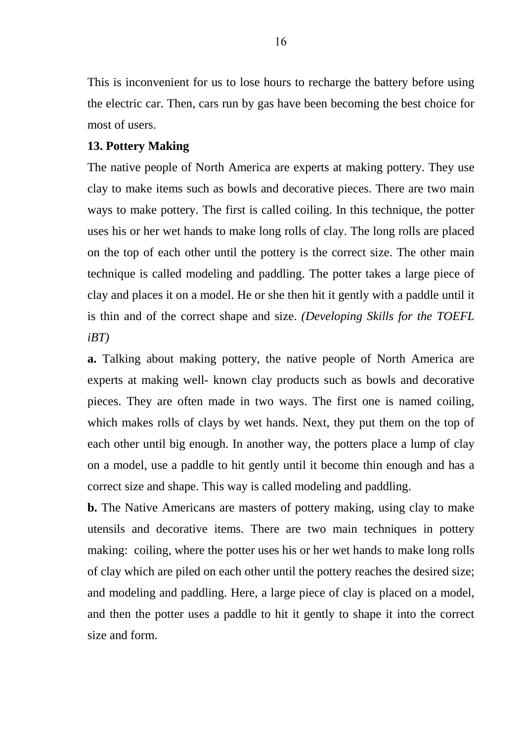This is inconvenient for us to lose hours to recharge the battery before using the electric car. Then, cars run by gas have been becoming the best choice for most of users.

**13. Pottery Making**

The native people of North America are experts at making pottery. They use clay to make items such as bowls and decorative pieces. There are two main ways to make pottery. The first is called coiling. In this technique, the potter uses his or her wet hands to make long rolls of clay. The long rolls are placed on the top of each other until the pottery is the correct size. The other main technique is called modeling and paddling. The potter takes a large piece of clay and places it on a model. He or she then hit it gently with a paddle until it is thin and of the correct shape and size. *(Developing Skills for the TOEFL iBT)*

**a.** Talking about making pottery, the native people of North America are experts at making well- known clay products such as bowls and decorative pieces. They are often made in two ways. The first one is named coiling, which makes rolls of clays by wet hands. Next, they put them on the top of each other until big enough. In another way, the potters place a lump of clay on a model, use a paddle to hit gently until it become thin enough and has a correct size and shape. This way is called modeling and paddling.

**b.** The Native Americans are masters of pottery making, using clay to make utensils and decorative items. There are two main techniques in pottery making: coiling, where the potter uses his or her wet hands to make long rolls of clay which are piled on each other until the pottery reaches the desired size; and modeling and paddling. Here, a large piece of clay is placed on a model, and then the potter uses a paddle to hit it gently to shape it into the correct size and form.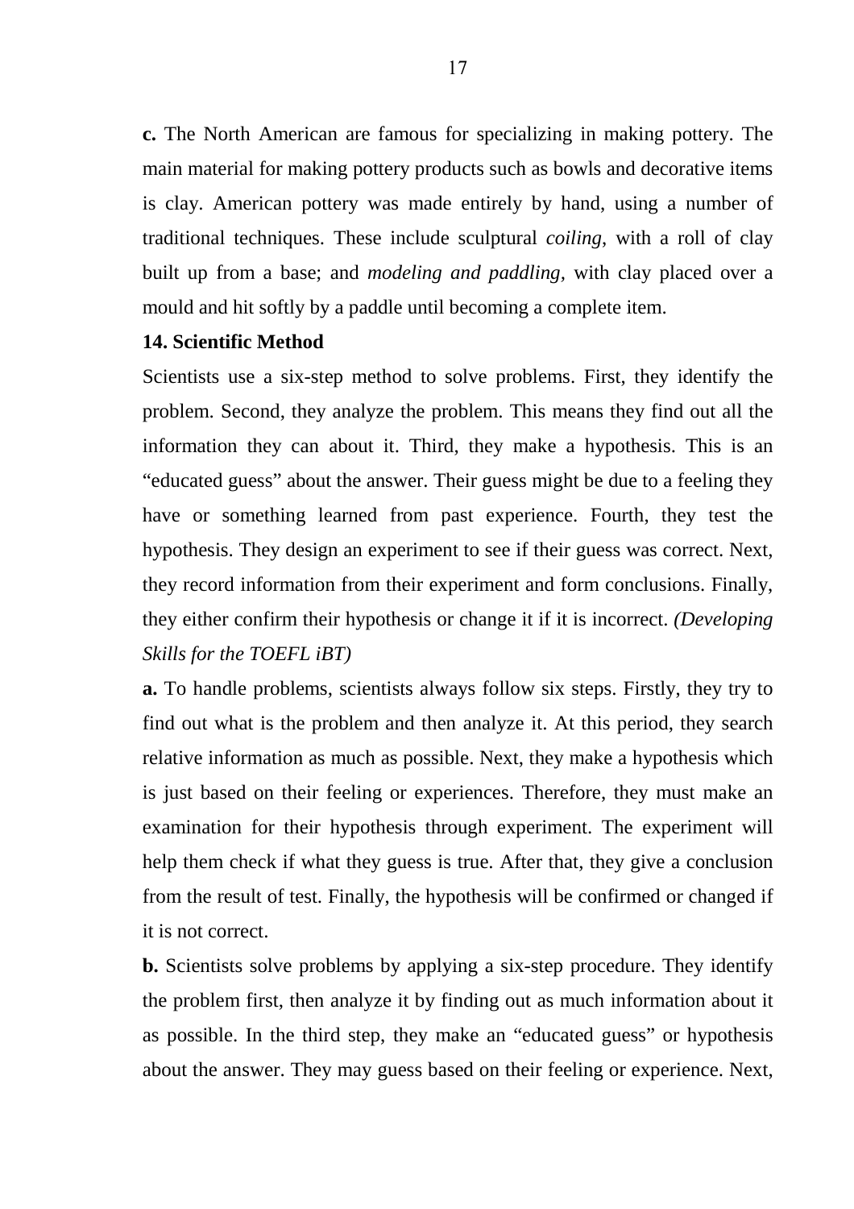**c.** The North American are famous for specializing in making pottery. The main material for making pottery products such as bowls and decorative items is clay. American pottery was made entirely by hand, using a number of traditional techniques. These include sculptural *coiling*, with a roll of clay built up from a base; and *modeling and paddling,* with clay placed over a mould and hit softly by a paddle until becoming a complete item.

**14. Scientific Method**

Scientists use a six-step method to solve problems. First, they identify the problem. Second, they analyze the problem. This means they find out all the information they can about it. Third, they make a hypothesis. This is an "educated guess" about the answer. Their guess might be due to a feeling they have or something learned from past experience. Fourth, they test the hypothesis. They design an experiment to see if their guess was correct. Next, they record information from their experiment and form conclusions. Finally, they either confirm their hypothesis or change it if it is incorrect. *(Developing Skills for the TOEFL iBT)*

**a.** To handle problems, scientists always follow six steps. Firstly, they try to find out what is the problem and then analyze it. At this period, they search relative information as much as possible. Next, they make a hypothesis which is just based on their feeling or experiences. Therefore, they must make an examination for their hypothesis through experiment. The experiment will help them check if what they guess is true. After that, they give a conclusion from the result of test. Finally, the hypothesis will be confirmed or changed if it is not correct.

**b.** Scientists solve problems by applying a six-step procedure. They identify the problem first, then analyze it by finding out as much information about it as possible. In the third step, they make an "educated guess" or hypothesis about the answer. They may guess based on their feeling or experience. Next,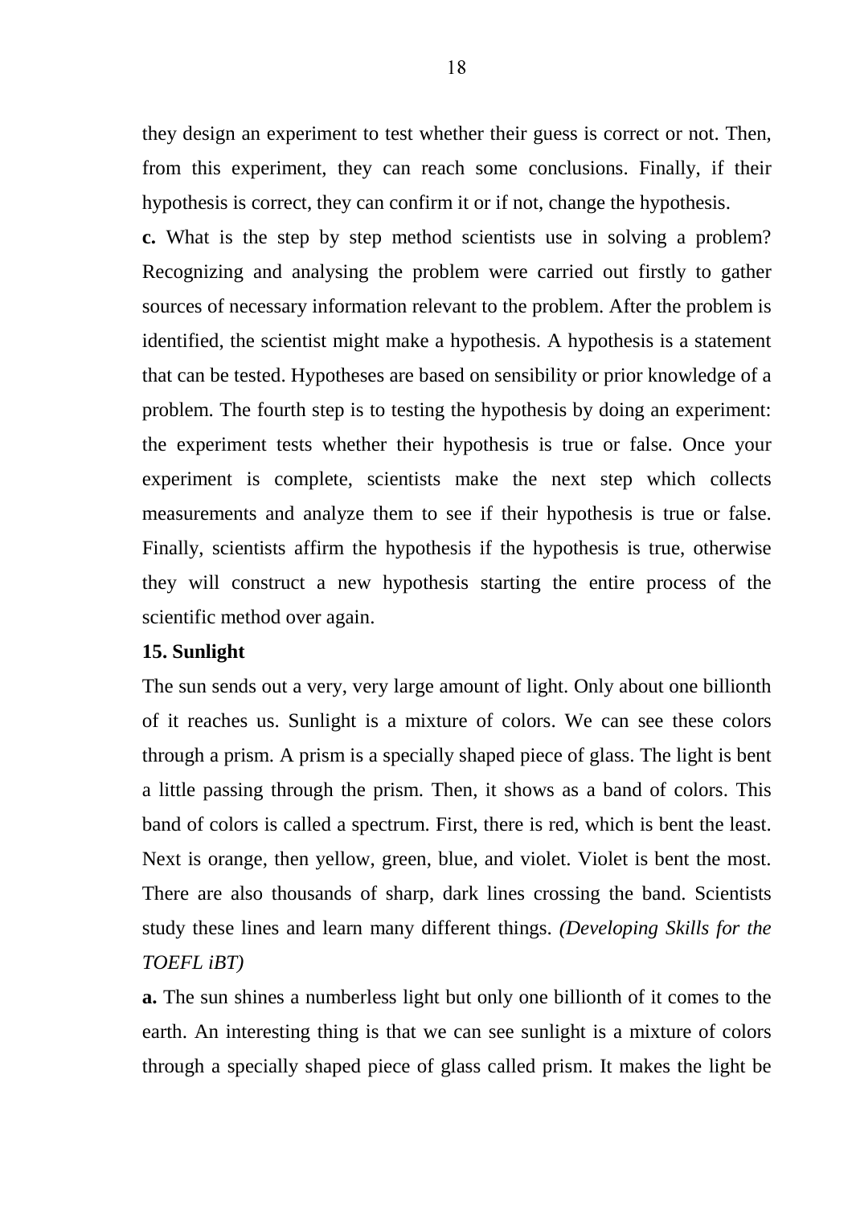they design an experiment to test whether their guess is correct or not. Then, from this experiment, they can reach some conclusions. Finally, if their hypothesis is correct, they can confirm it or if not, change the hypothesis.

**c.** What is the step by step method scientists use in solving a problem? Recognizing and analysing the problem were carried out firstly to gather sources of necessary information relevant to the problem. After the problem is identified, the scientist might make a hypothesis. A hypothesis is a statement that can be tested. Hypotheses are based on sensibility or prior knowledge of a problem. The fourth step is to testing the hypothesis by doing an experiment: the experiment tests whether their hypothesis is true or false. Once your experiment is complete, scientists make the next step which collects measurements and analyze them to see if their hypothesis is true or false. Finally, scientists affirm the hypothesis if the hypothesis is true, otherwise they will construct a new hypothesis starting the entire process of the scientific method over again.

**15. Sunlight**

The sun sends out a very, very large amount of light. Only about one billionth of it reaches us. Sunlight is a mixture of colors. We can see these colors through a prism. A prism is a specially shaped piece of glass. The light is bent a little passing through the prism. Then, it shows as a band of colors. This band of colors is called a spectrum. First, there is red, which is bent the least. Next is orange, then yellow, green, blue, and violet. Violet is bent the most. There are also thousands of sharp, dark lines crossing the band. Scientists study these lines and learn many different things. *(Developing Skills for the TOEFL iBT)*

**a.** The sun shines a numberless light but only one billionth of it comes to the earth. An interesting thing is that we can see sunlight is a mixture of colors through a specially shaped piece of glass called prism. It makes the light be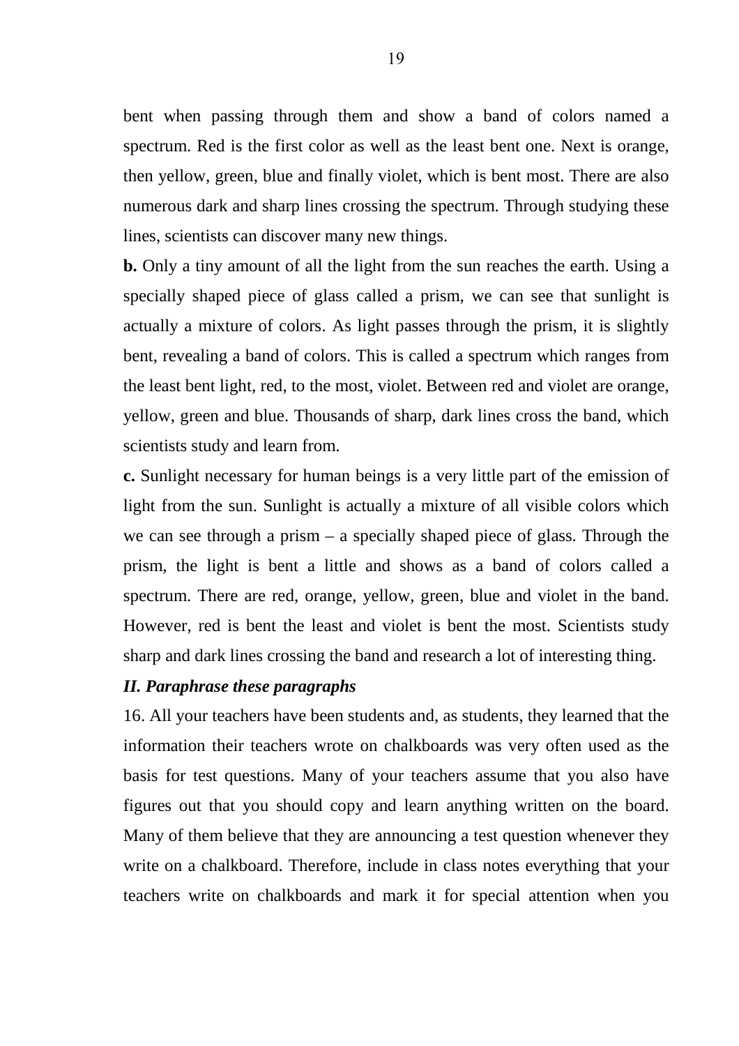bent when passing through them and show a band of colors named a spectrum. Red is the first color as well as the least bent one. Next is orange, then yellow, green, blue and finally violet, which is bent most. There are also numerous dark and sharp lines crossing the spectrum. Through studying these lines, scientists can discover many new things.

**b.** Only a tiny amount of all the light from the sun reaches the earth. Using a specially shaped piece of glass called a prism, we can see that sunlight is actually a mixture of colors. As light passes through the prism, it is slightly bent, revealing a band of colors. This is called a spectrum which ranges from the least bent light, red, to the most, violet. Between red and violet are orange, yellow, green and blue. Thousands of sharp, dark lines cross the band, which scientists study and learn from.

**c.** Sunlight necessary for human beings is a very little part of the emission of light from the sun. Sunlight is actually a mixture of all visible colors which we can see through a prism – a specially shaped piece of glass. Through the prism, the light is bent a little and shows as a band of colors called a spectrum. There are red, orange, yellow, green, blue and violet in the band. However, red is bent the least and violet is bent the most. Scientists study sharp and dark lines crossing the band and research a lot of interesting thing.

***II. Paraphrase these paragraphs***

16. All your teachers have been students and, as students, they learned that the information their teachers wrote on chalkboards was very often used as the basis for test questions. Many of your teachers assume that you also have figures out that you should copy and learn anything written on the board. Many of them believe that they are announcing a test question whenever they write on a chalkboard. Therefore, include in class notes everything that your teachers write on chalkboards and mark it for special attention when you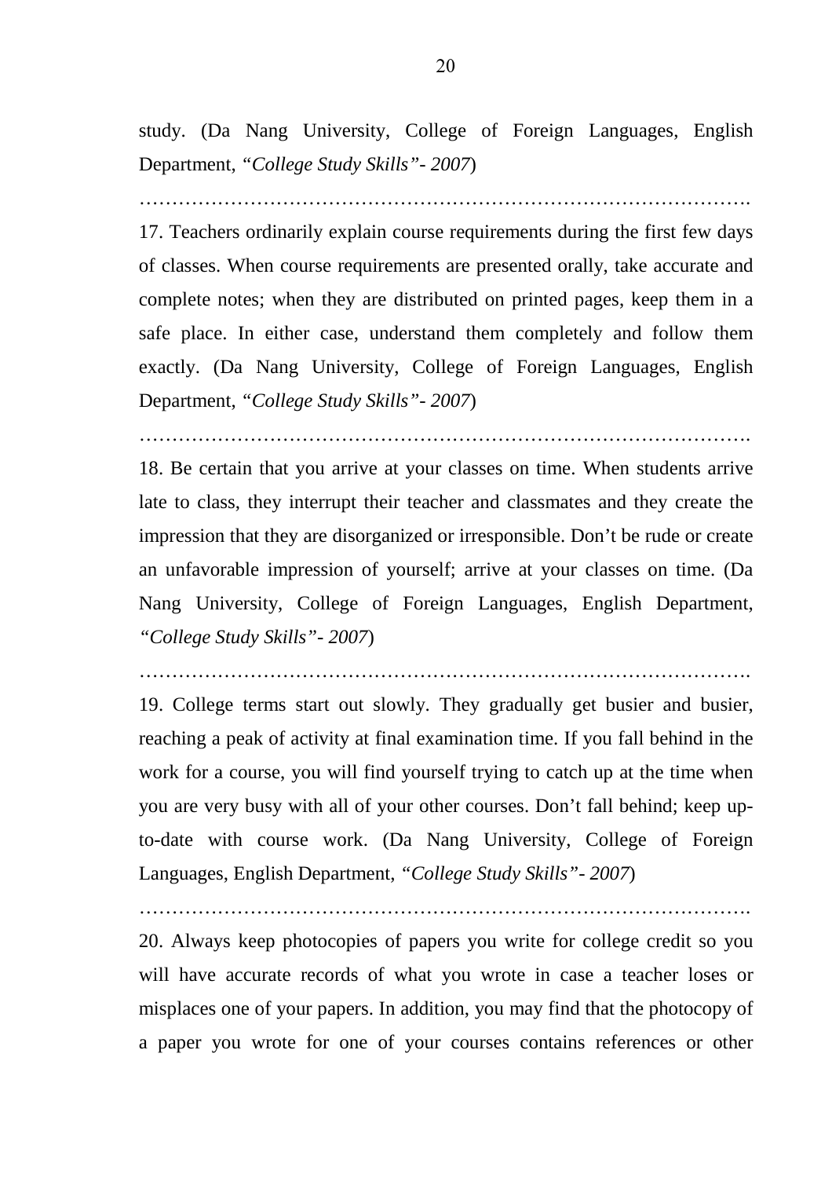study. (Da Nang University, College of Foreign Languages, English Department, *"College Study Skills"- 2007*)

……………………………………………………………………………………

17. Teachers ordinarily explain course requirements during the first few days of classes. When course requirements are presented orally, take accurate and complete notes; when they are distributed on printed pages, keep them in a safe place. In either case, understand them completely and follow them exactly. (Da Nang University, College of Foreign Languages, English Department, *"College Study Skills"- 2007*)

……………………………………………………………………………………

18. Be certain that you arrive at your classes on time. When students arrive late to class, they interrupt their teacher and classmates and they create the impression that they are disorganized or irresponsible. Don't be rude or create an unfavorable impression of yourself; arrive at your classes on time. (Da Nang University, College of Foreign Languages, English Department, *"College Study Skills"- 2007*)

……………………………………………………………………………………

19. College terms start out slowly. They gradually get busier and busier, reaching a peak of activity at final examination time. If you fall behind in the work for a course, you will find yourself trying to catch up at the time when you are very busy with all of your other courses. Don't fall behind; keep up-to-date with course work. (Da Nang University, College of Foreign Languages, English Department, *"College Study Skills"- 2007*)

……………………………………………………………………………………

20. Always keep photocopies of papers you write for college credit so you will have accurate records of what you wrote in case a teacher loses or misplaces one of your papers. In addition, you may find that the photocopy of a paper you wrote for one of your courses contains references or other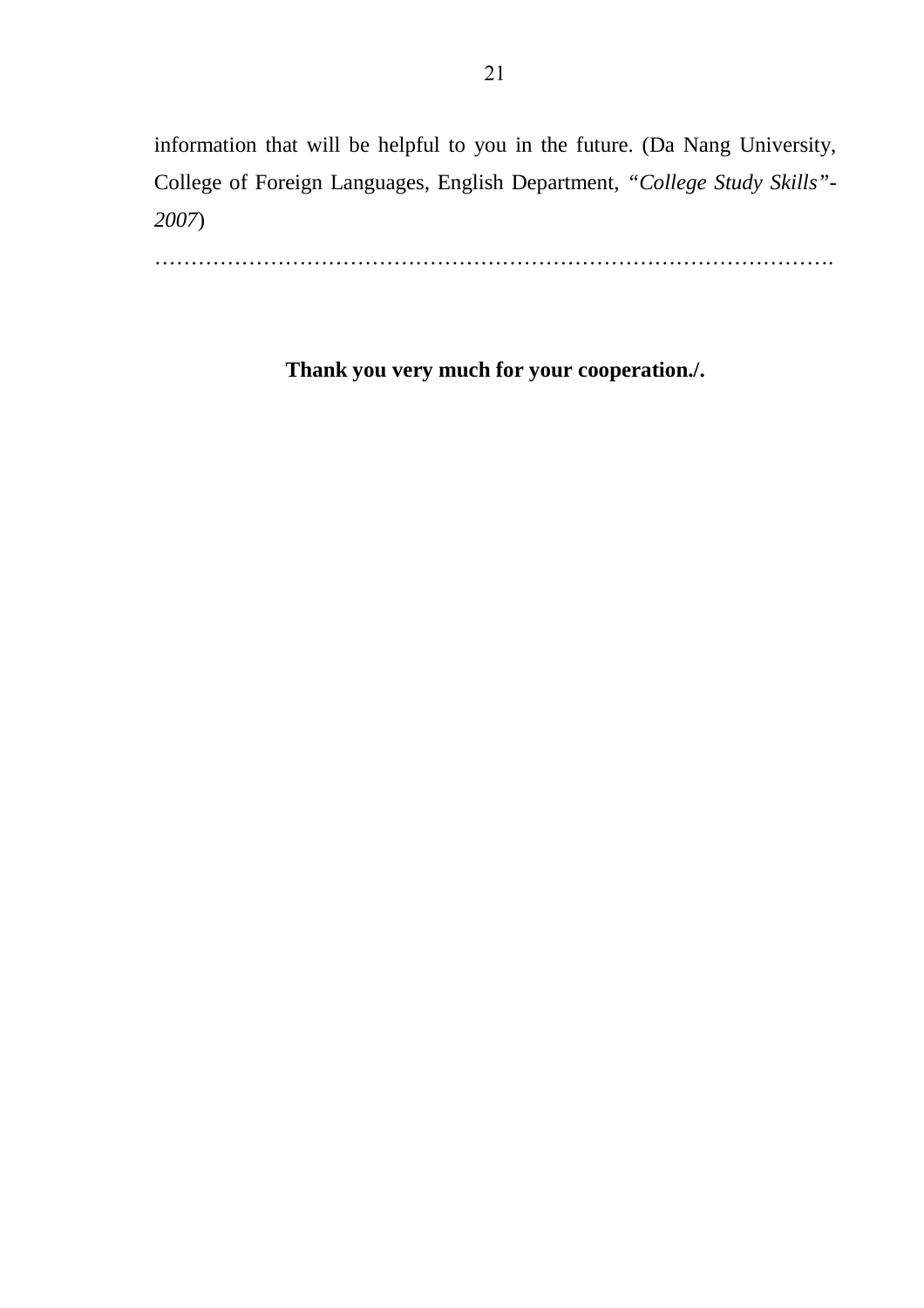information that will be helpful to you in the future. (Da Nang University, College of Foreign Languages, English Department, *"College Study Skills"- 2007*)

……………………………………………………………………………………….

**Thank you very much for your cooperation./.**